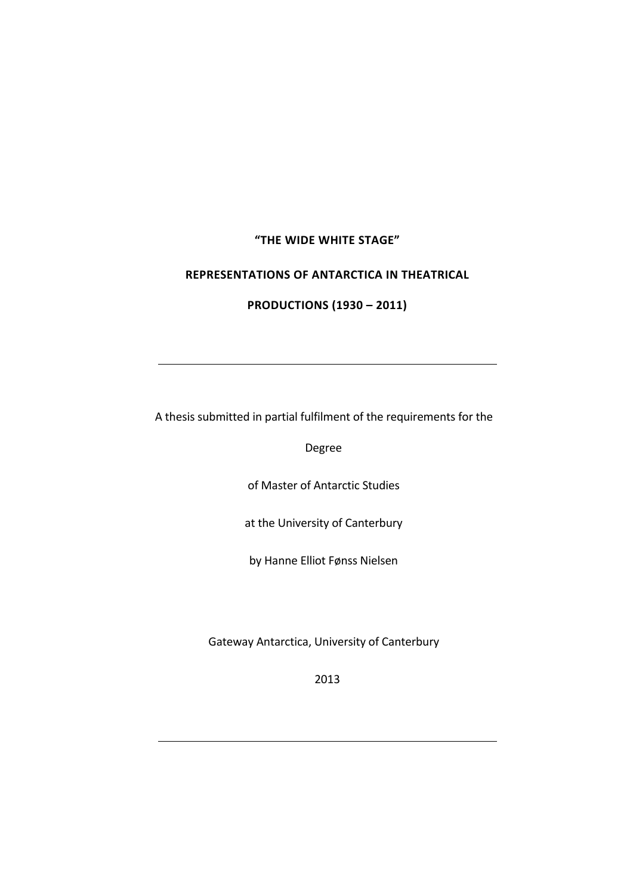# "THE WIDE WHITE STAGE"

## REPRESENTATIONS OF ANTARCTICA IN THEATRICAL PRODUCTIONS (1930 – 2011)

---

A thesis submitted in partial fulfilment of the requirements for the

Degree

of Master of Antarctic Studies

at the University of Canterbury

by Hanne Elliot Fønss Nielsen

Gateway Antarctica, University of Canterbury

2013

---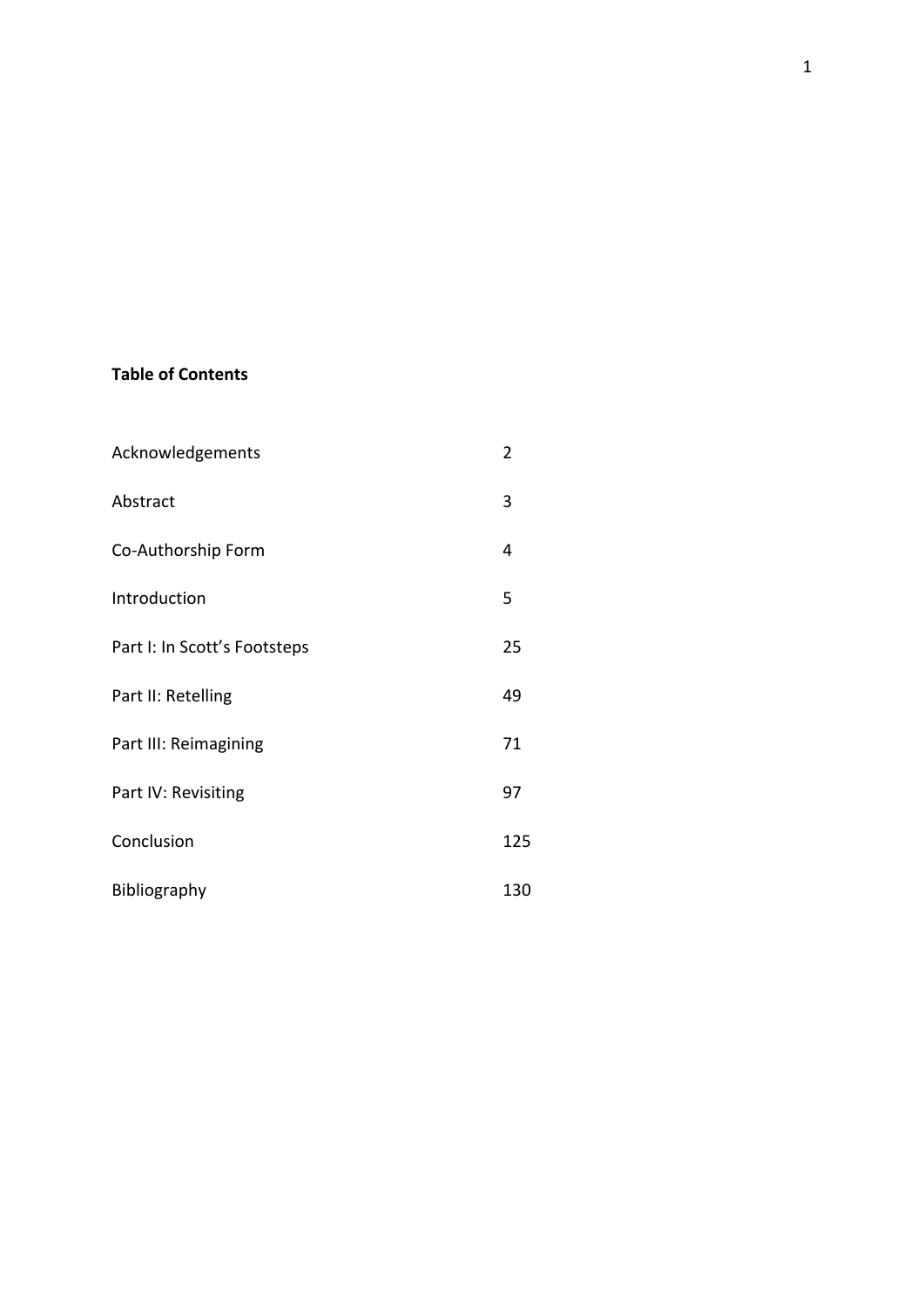**Table of Contents**

| | |
|---|---|
| Acknowledgements | 2 |
| Abstract | 3 |
| Co-Authorship Form | 4 |
| Introduction | 5 |
| Part I: In Scott's Footsteps | 25 |
| Part II: Retelling | 49 |
| Part III: Reimagining | 71 |
| Part IV: Revisiting | 97 |
| Conclusion | 125 |
| Bibliography | 130 |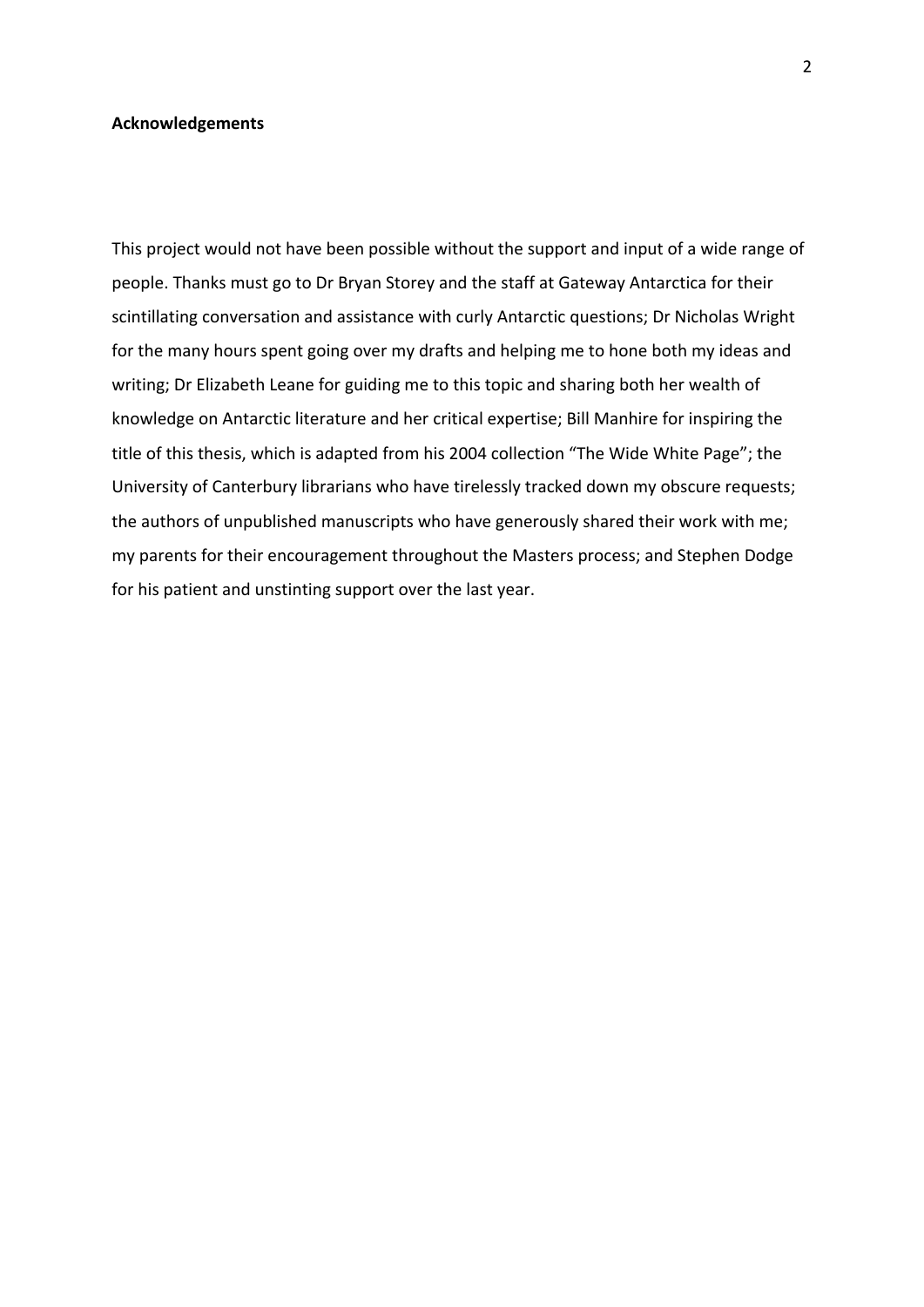**Acknowledgements**

This project would not have been possible without the support and input of a wide range of people. Thanks must go to Dr Bryan Storey and the staff at Gateway Antarctica for their scintillating conversation and assistance with curly Antarctic questions; Dr Nicholas Wright for the many hours spent going over my drafts and helping me to hone both my ideas and writing; Dr Elizabeth Leane for guiding me to this topic and sharing both her wealth of knowledge on Antarctic literature and her critical expertise; Bill Manhire for inspiring the title of this thesis, which is adapted from his 2004 collection "The Wide White Page"; the University of Canterbury librarians who have tirelessly tracked down my obscure requests; the authors of unpublished manuscripts who have generously shared their work with me; my parents for their encouragement throughout the Masters process; and Stephen Dodge for his patient and unstinting support over the last year.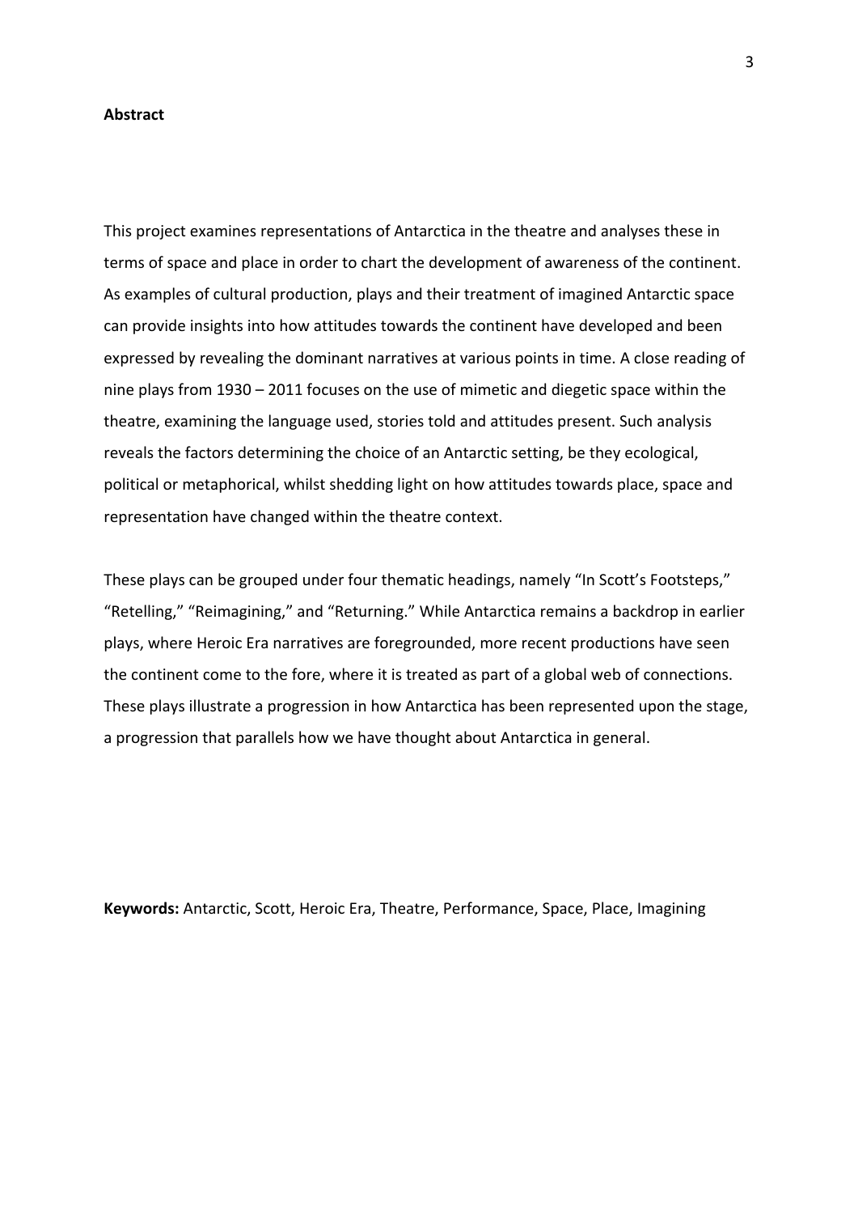**Abstract**

This project examines representations of Antarctica in the theatre and analyses these in terms of space and place in order to chart the development of awareness of the continent. As examples of cultural production, plays and their treatment of imagined Antarctic space can provide insights into how attitudes towards the continent have developed and been expressed by revealing the dominant narratives at various points in time. A close reading of nine plays from 1930 – 2011 focuses on the use of mimetic and diegetic space within the theatre, examining the language used, stories told and attitudes present. Such analysis reveals the factors determining the choice of an Antarctic setting, be they ecological, political or metaphorical, whilst shedding light on how attitudes towards place, space and representation have changed within the theatre context.

These plays can be grouped under four thematic headings, namely "In Scott's Footsteps," "Retelling," "Reimagining," and "Returning." While Antarctica remains a backdrop in earlier plays, where Heroic Era narratives are foregrounded, more recent productions have seen the continent come to the fore, where it is treated as part of a global web of connections. These plays illustrate a progression in how Antarctica has been represented upon the stage, a progression that parallels how we have thought about Antarctica in general.

**Keywords:** Antarctic, Scott, Heroic Era, Theatre, Performance, Space, Place, Imagining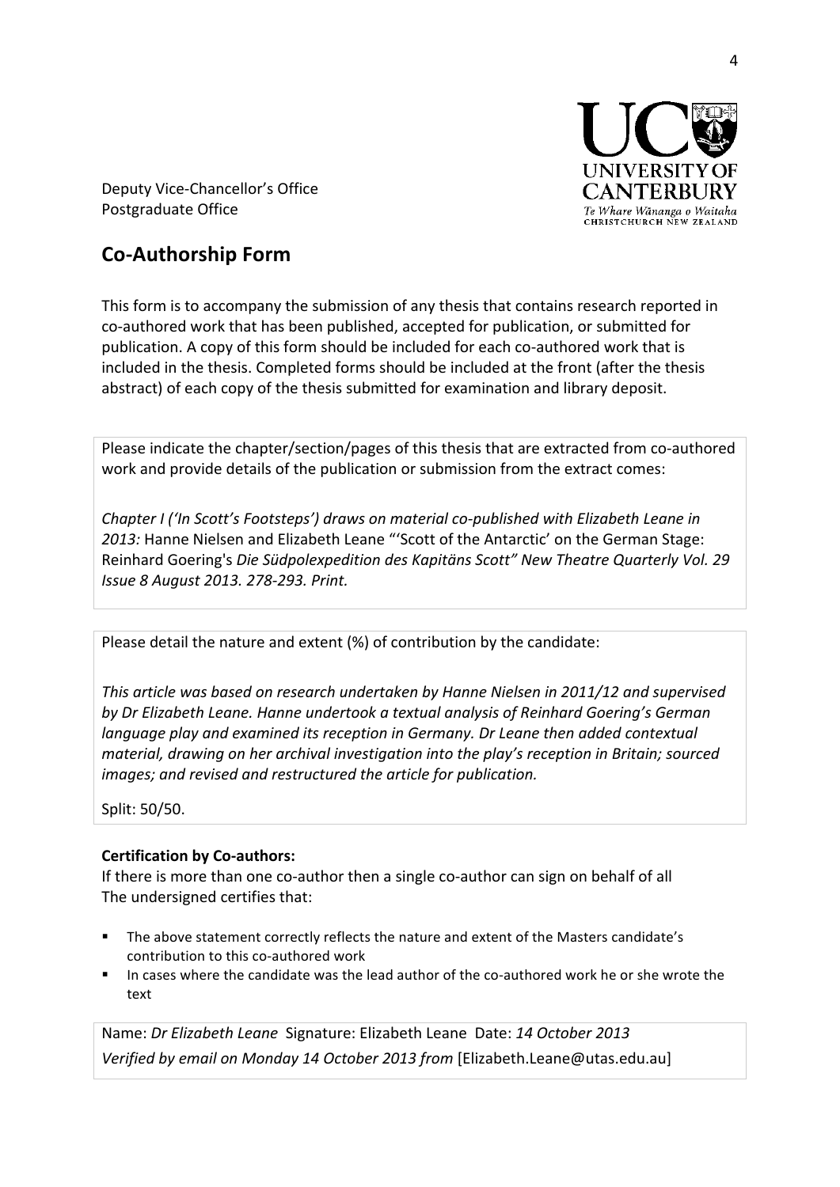Deputy Vice-Chancellor's Office
Postgraduate Office

UNIVERSITY OF CANTERBURY
Te Whare Wānanga o Waitaha
CHRISTCHURCH NEW ZEALAND

## Co-Authorship Form

This form is to accompany the submission of any thesis that contains research reported in co-authored work that has been published, accepted for publication, or submitted for publication. A copy of this form should be included for each co-authored work that is included in the thesis. Completed forms should be included at the front (after the thesis abstract) of each copy of the thesis submitted for examination and library deposit.

Please indicate the chapter/section/pages of this thesis that are extracted from co-authored work and provide details of the publication or submission from the extract comes:

*Chapter I ('In Scott's Footsteps') draws on material co-published with Elizabeth Leane in 2013:* Hanne Nielsen and Elizabeth Leane "'Scott of the Antarctic' on the German Stage: Reinhard Goering's *Die Südpolexpedition des Kapitäns Scott" New Theatre Quarterly Vol. 29 Issue 8 August 2013. 278-293. Print.*

Please detail the nature and extent (%) of contribution by the candidate:

*This article was based on research undertaken by Hanne Nielsen in 2011/12 and supervised by Dr Elizabeth Leane. Hanne undertook a textual analysis of Reinhard Goering's German language play and examined its reception in Germany. Dr Leane then added contextual material, drawing on her archival investigation into the play's reception in Britain; sourced images; and revised and restructured the article for publication.*

Split: 50/50.

**Certification by Co-authors:**
If there is more than one co-author then a single co-author can sign on behalf of all
The undersigned certifies that:

- The above statement correctly reflects the nature and extent of the Masters candidate's contribution to this co-authored work
- In cases where the candidate was the lead author of the co-authored work he or she wrote the text

Name: *Dr Elizabeth Leane* Signature: Elizabeth Leane Date: *14 October 2013*
*Verified by email on Monday 14 October 2013 from* [Elizabeth.Leane@utas.edu.au]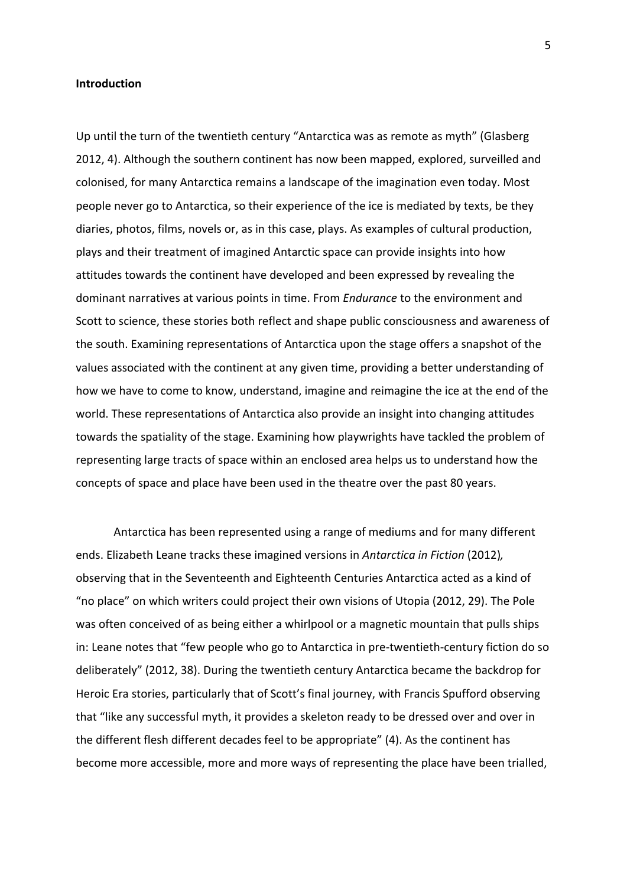**Introduction**

Up until the turn of the twentieth century "Antarctica was as remote as myth" (Glasberg 2012, 4). Although the southern continent has now been mapped, explored, surveilled and colonised, for many Antarctica remains a landscape of the imagination even today. Most people never go to Antarctica, so their experience of the ice is mediated by texts, be they diaries, photos, films, novels or, as in this case, plays. As examples of cultural production, plays and their treatment of imagined Antarctic space can provide insights into how attitudes towards the continent have developed and been expressed by revealing the dominant narratives at various points in time. From *Endurance* to the environment and Scott to science, these stories both reflect and shape public consciousness and awareness of the south. Examining representations of Antarctica upon the stage offers a snapshot of the values associated with the continent at any given time, providing a better understanding of how we have to come to know, understand, imagine and reimagine the ice at the end of the world. These representations of Antarctica also provide an insight into changing attitudes towards the spatiality of the stage. Examining how playwrights have tackled the problem of representing large tracts of space within an enclosed area helps us to understand how the concepts of space and place have been used in the theatre over the past 80 years.

Antarctica has been represented using a range of mediums and for many different ends. Elizabeth Leane tracks these imagined versions in *Antarctica in Fiction* (2012), observing that in the Seventeenth and Eighteenth Centuries Antarctica acted as a kind of "no place" on which writers could project their own visions of Utopia (2012, 29). The Pole was often conceived of as being either a whirlpool or a magnetic mountain that pulls ships in: Leane notes that "few people who go to Antarctica in pre-twentieth-century fiction do so deliberately" (2012, 38). During the twentieth century Antarctica became the backdrop for Heroic Era stories, particularly that of Scott's final journey, with Francis Spufford observing that "like any successful myth, it provides a skeleton ready to be dressed over and over in the different flesh different decades feel to be appropriate" (4). As the continent has become more accessible, more and more ways of representing the place have been trialled,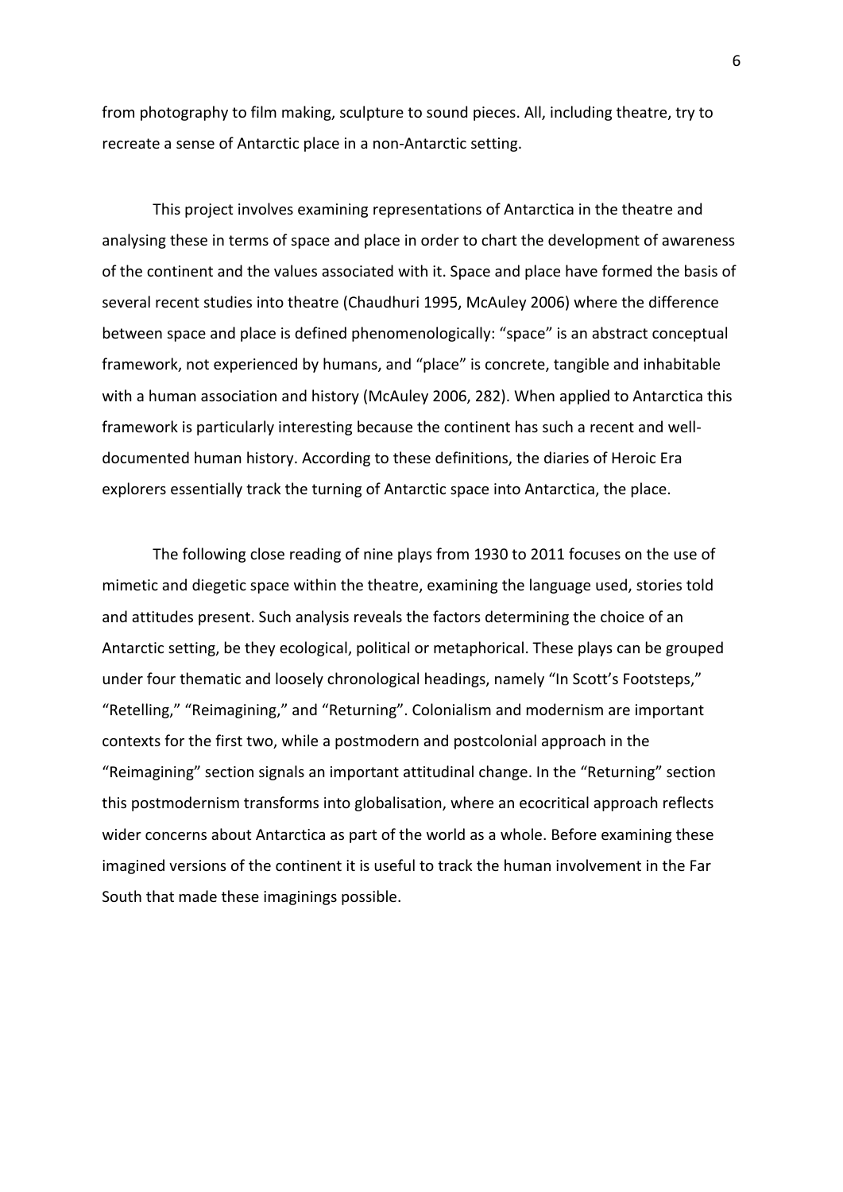from photography to film making, sculpture to sound pieces. All, including theatre, try to recreate a sense of Antarctic place in a non-Antarctic setting.

This project involves examining representations of Antarctica in the theatre and analysing these in terms of space and place in order to chart the development of awareness of the continent and the values associated with it. Space and place have formed the basis of several recent studies into theatre (Chaudhuri 1995, McAuley 2006) where the difference between space and place is defined phenomenologically: "space" is an abstract conceptual framework, not experienced by humans, and "place" is concrete, tangible and inhabitable with a human association and history (McAuley 2006, 282). When applied to Antarctica this framework is particularly interesting because the continent has such a recent and well-documented human history. According to these definitions, the diaries of Heroic Era explorers essentially track the turning of Antarctic space into Antarctica, the place.

The following close reading of nine plays from 1930 to 2011 focuses on the use of mimetic and diegetic space within the theatre, examining the language used, stories told and attitudes present. Such analysis reveals the factors determining the choice of an Antarctic setting, be they ecological, political or metaphorical. These plays can be grouped under four thematic and loosely chronological headings, namely "In Scott's Footsteps," "Retelling," "Reimagining," and "Returning". Colonialism and modernism are important contexts for the first two, while a postmodern and postcolonial approach in the "Reimagining" section signals an important attitudinal change. In the "Returning" section this postmodernism transforms into globalisation, where an ecocritical approach reflects wider concerns about Antarctica as part of the world as a whole. Before examining these imagined versions of the continent it is useful to track the human involvement in the Far South that made these imaginings possible.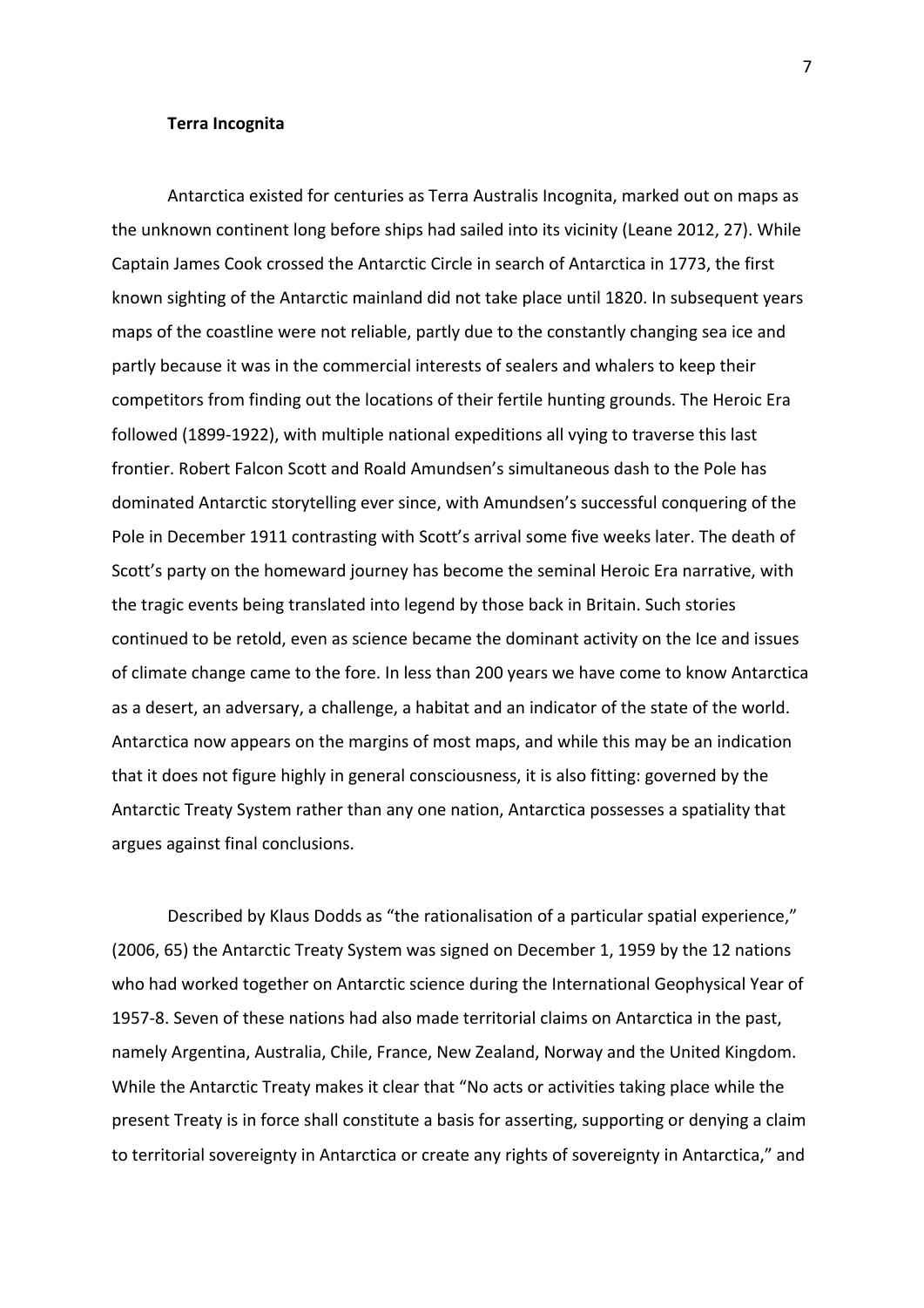**Terra Incognita**

Antarctica existed for centuries as Terra Australis Incognita, marked out on maps as the unknown continent long before ships had sailed into its vicinity (Leane 2012, 27). While Captain James Cook crossed the Antarctic Circle in search of Antarctica in 1773, the first known sighting of the Antarctic mainland did not take place until 1820. In subsequent years maps of the coastline were not reliable, partly due to the constantly changing sea ice and partly because it was in the commercial interests of sealers and whalers to keep their competitors from finding out the locations of their fertile hunting grounds. The Heroic Era followed (1899-1922), with multiple national expeditions all vying to traverse this last frontier. Robert Falcon Scott and Roald Amundsen's simultaneous dash to the Pole has dominated Antarctic storytelling ever since, with Amundsen's successful conquering of the Pole in December 1911 contrasting with Scott's arrival some five weeks later. The death of Scott's party on the homeward journey has become the seminal Heroic Era narrative, with the tragic events being translated into legend by those back in Britain. Such stories continued to be retold, even as science became the dominant activity on the Ice and issues of climate change came to the fore. In less than 200 years we have come to know Antarctica as a desert, an adversary, a challenge, a habitat and an indicator of the state of the world. Antarctica now appears on the margins of most maps, and while this may be an indication that it does not figure highly in general consciousness, it is also fitting: governed by the Antarctic Treaty System rather than any one nation, Antarctica possesses a spatiality that argues against final conclusions.

Described by Klaus Dodds as "the rationalisation of a particular spatial experience," (2006, 65) the Antarctic Treaty System was signed on December 1, 1959 by the 12 nations who had worked together on Antarctic science during the International Geophysical Year of 1957-8. Seven of these nations had also made territorial claims on Antarctica in the past, namely Argentina, Australia, Chile, France, New Zealand, Norway and the United Kingdom. While the Antarctic Treaty makes it clear that "No acts or activities taking place while the present Treaty is in force shall constitute a basis for asserting, supporting or denying a claim to territorial sovereignty in Antarctica or create any rights of sovereignty in Antarctica," and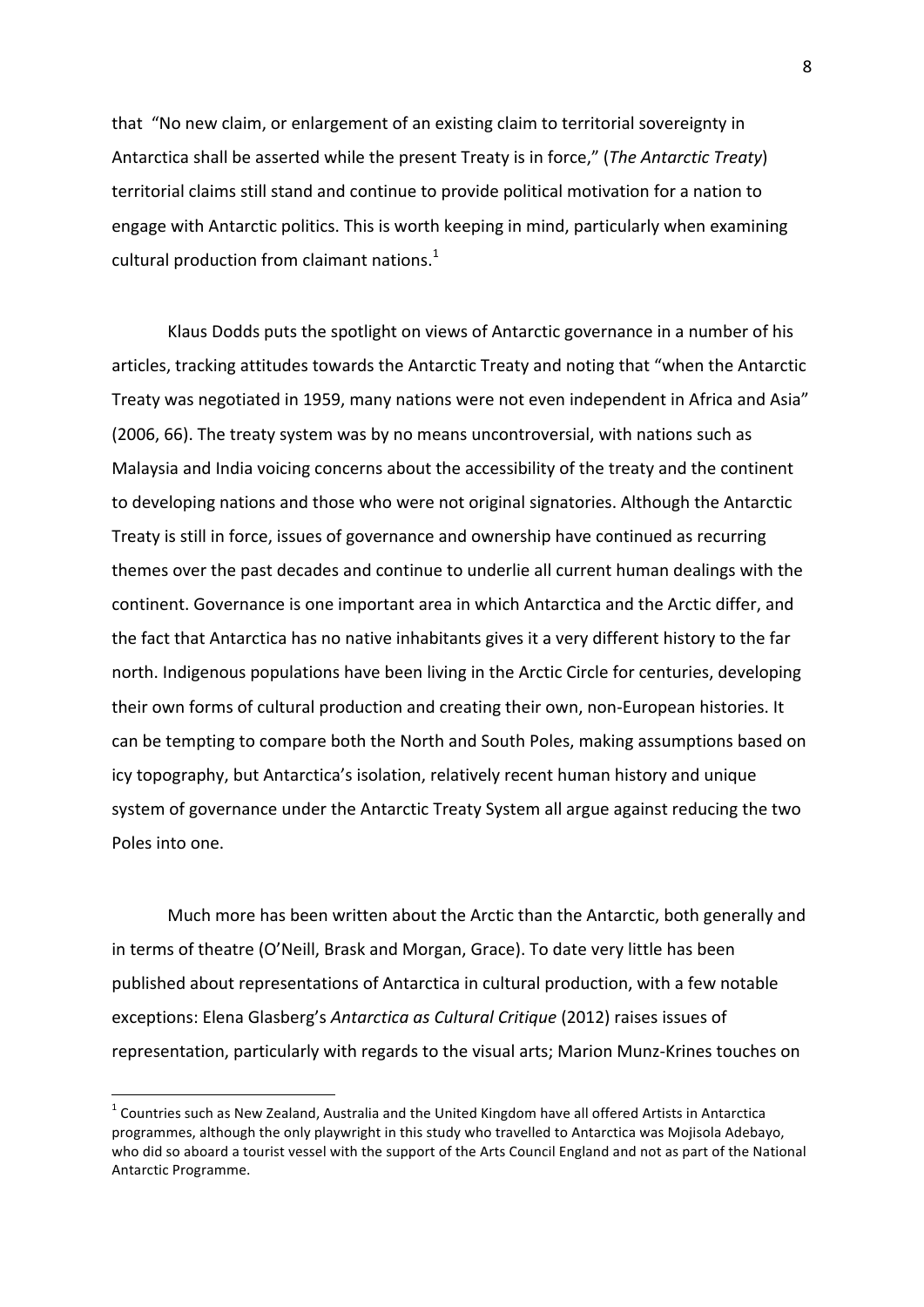that "No new claim, or enlargement of an existing claim to territorial sovereignty in Antarctica shall be asserted while the present Treaty is in force," (*The Antarctic Treaty*) territorial claims still stand and continue to provide political motivation for a nation to engage with Antarctic politics. This is worth keeping in mind, particularly when examining cultural production from claimant nations.[1]

Klaus Dodds puts the spotlight on views of Antarctic governance in a number of his articles, tracking attitudes towards the Antarctic Treaty and noting that "when the Antarctic Treaty was negotiated in 1959, many nations were not even independent in Africa and Asia" (2006, 66). The treaty system was by no means uncontroversial, with nations such as Malaysia and India voicing concerns about the accessibility of the treaty and the continent to developing nations and those who were not original signatories. Although the Antarctic Treaty is still in force, issues of governance and ownership have continued as recurring themes over the past decades and continue to underlie all current human dealings with the continent. Governance is one important area in which Antarctica and the Arctic differ, and the fact that Antarctica has no native inhabitants gives it a very different history to the far north. Indigenous populations have been living in the Arctic Circle for centuries, developing their own forms of cultural production and creating their own, non-European histories. It can be tempting to compare both the North and South Poles, making assumptions based on icy topography, but Antarctica's isolation, relatively recent human history and unique system of governance under the Antarctic Treaty System all argue against reducing the two Poles into one.

Much more has been written about the Arctic than the Antarctic, both generally and in terms of theatre (O'Neill, Brask and Morgan, Grace). To date very little has been published about representations of Antarctica in cultural production, with a few notable exceptions: Elena Glasberg's *Antarctica as Cultural Critique* (2012) raises issues of representation, particularly with regards to the visual arts; Marion Munz-Krines touches on

[1] Countries such as New Zealand, Australia and the United Kingdom have all offered Artists in Antarctica programmes, although the only playwright in this study who travelled to Antarctica was Mojisola Adebayo, who did so aboard a tourist vessel with the support of the Arts Council England and not as part of the National Antarctic Programme.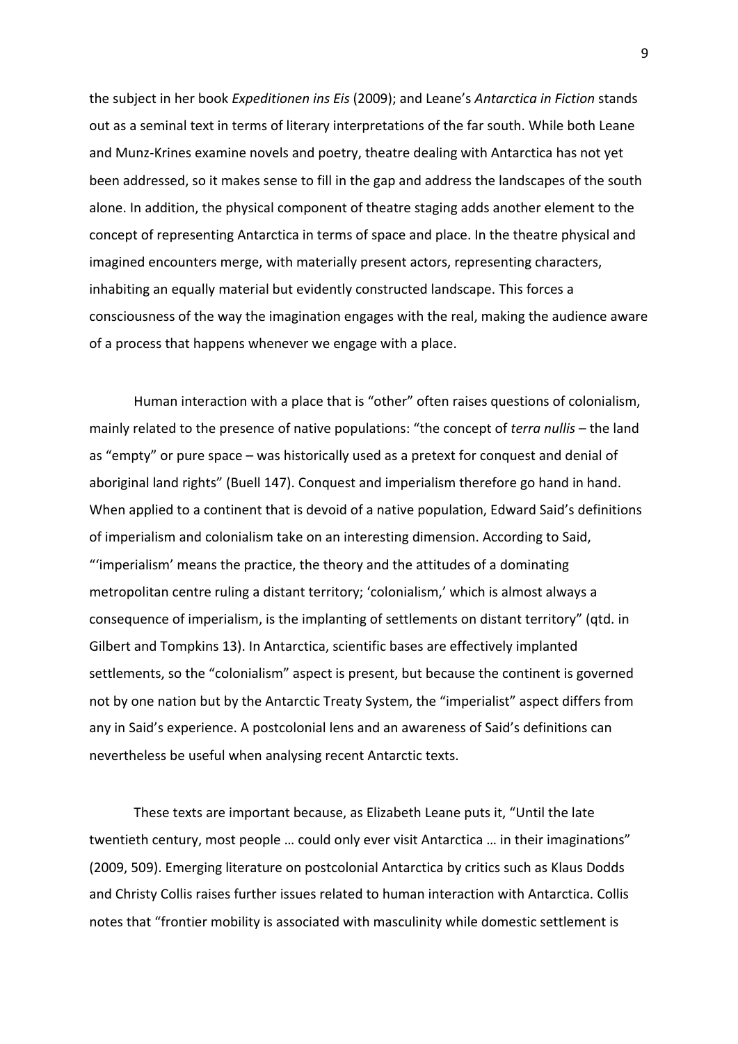the subject in her book *Expeditionen ins Eis* (2009); and Leane's *Antarctica in Fiction* stands out as a seminal text in terms of literary interpretations of the far south. While both Leane and Munz-Krines examine novels and poetry, theatre dealing with Antarctica has not yet been addressed, so it makes sense to fill in the gap and address the landscapes of the south alone. In addition, the physical component of theatre staging adds another element to the concept of representing Antarctica in terms of space and place. In the theatre physical and imagined encounters merge, with materially present actors, representing characters, inhabiting an equally material but evidently constructed landscape. This forces a consciousness of the way the imagination engages with the real, making the audience aware of a process that happens whenever we engage with a place.

Human interaction with a place that is "other" often raises questions of colonialism, mainly related to the presence of native populations: "the concept of *terra nullis* – the land as "empty" or pure space – was historically used as a pretext for conquest and denial of aboriginal land rights" (Buell 147). Conquest and imperialism therefore go hand in hand. When applied to a continent that is devoid of a native population, Edward Said's definitions of imperialism and colonialism take on an interesting dimension. According to Said, "'imperialism' means the practice, the theory and the attitudes of a dominating metropolitan centre ruling a distant territory; 'colonialism,' which is almost always a consequence of imperialism, is the implanting of settlements on distant territory" (qtd. in Gilbert and Tompkins 13). In Antarctica, scientific bases are effectively implanted settlements, so the "colonialism" aspect is present, but because the continent is governed not by one nation but by the Antarctic Treaty System, the "imperialist" aspect differs from any in Said's experience. A postcolonial lens and an awareness of Said's definitions can nevertheless be useful when analysing recent Antarctic texts.

These texts are important because, as Elizabeth Leane puts it, "Until the late twentieth century, most people … could only ever visit Antarctica … in their imaginations" (2009, 509). Emerging literature on postcolonial Antarctica by critics such as Klaus Dodds and Christy Collis raises further issues related to human interaction with Antarctica. Collis notes that "frontier mobility is associated with masculinity while domestic settlement is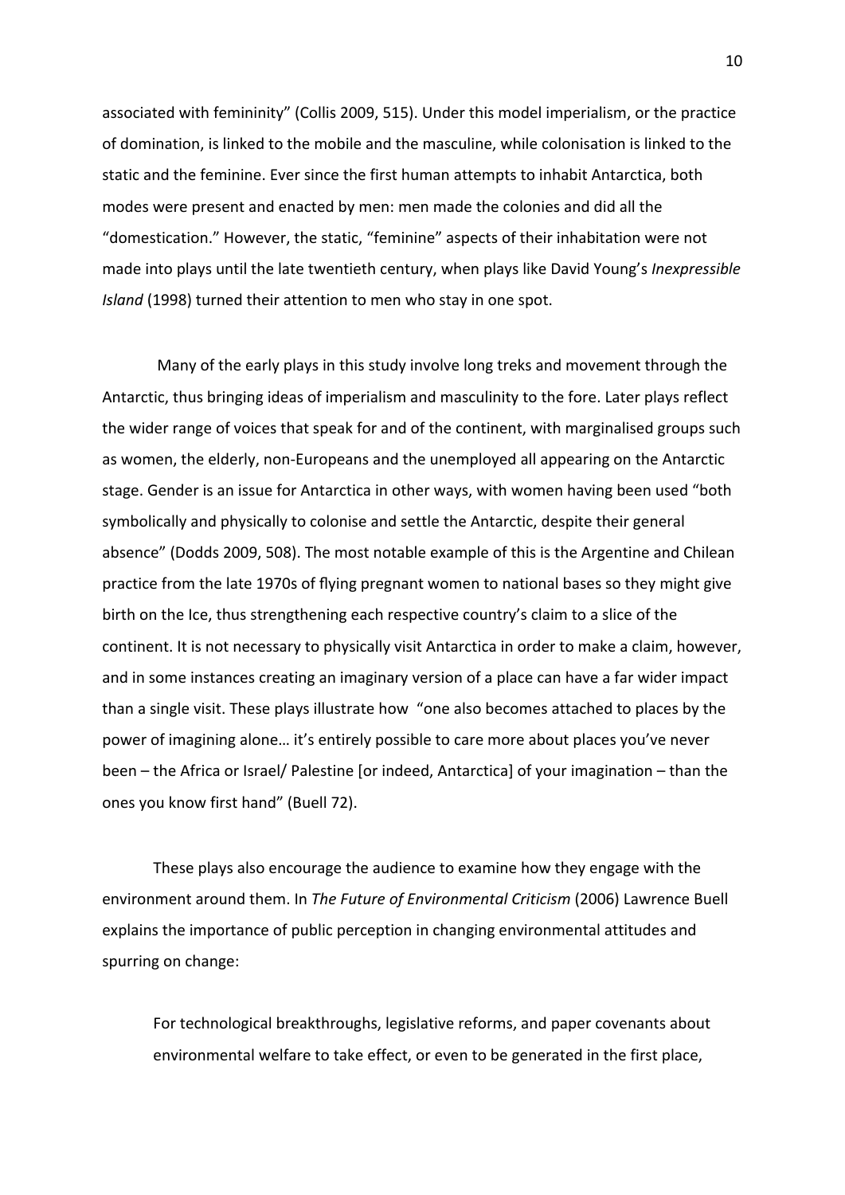associated with femininity" (Collis 2009, 515). Under this model imperialism, or the practice of domination, is linked to the mobile and the masculine, while colonisation is linked to the static and the feminine. Ever since the first human attempts to inhabit Antarctica, both modes were present and enacted by men: men made the colonies and did all the "domestication." However, the static, "feminine" aspects of their inhabitation were not made into plays until the late twentieth century, when plays like David Young's *Inexpressible Island* (1998) turned their attention to men who stay in one spot.

Many of the early plays in this study involve long treks and movement through the Antarctic, thus bringing ideas of imperialism and masculinity to the fore. Later plays reflect the wider range of voices that speak for and of the continent, with marginalised groups such as women, the elderly, non-Europeans and the unemployed all appearing on the Antarctic stage. Gender is an issue for Antarctica in other ways, with women having been used "both symbolically and physically to colonise and settle the Antarctic, despite their general absence" (Dodds 2009, 508). The most notable example of this is the Argentine and Chilean practice from the late 1970s of flying pregnant women to national bases so they might give birth on the Ice, thus strengthening each respective country's claim to a slice of the continent. It is not necessary to physically visit Antarctica in order to make a claim, however, and in some instances creating an imaginary version of a place can have a far wider impact than a single visit. These plays illustrate how "one also becomes attached to places by the power of imagining alone… it's entirely possible to care more about places you've never been – the Africa or Israel/ Palestine [or indeed, Antarctica] of your imagination – than the ones you know first hand" (Buell 72).

These plays also encourage the audience to examine how they engage with the environment around them. In *The Future of Environmental Criticism* (2006) Lawrence Buell explains the importance of public perception in changing environmental attitudes and spurring on change:

> For technological breakthroughs, legislative reforms, and paper covenants about environmental welfare to take effect, or even to be generated in the first place,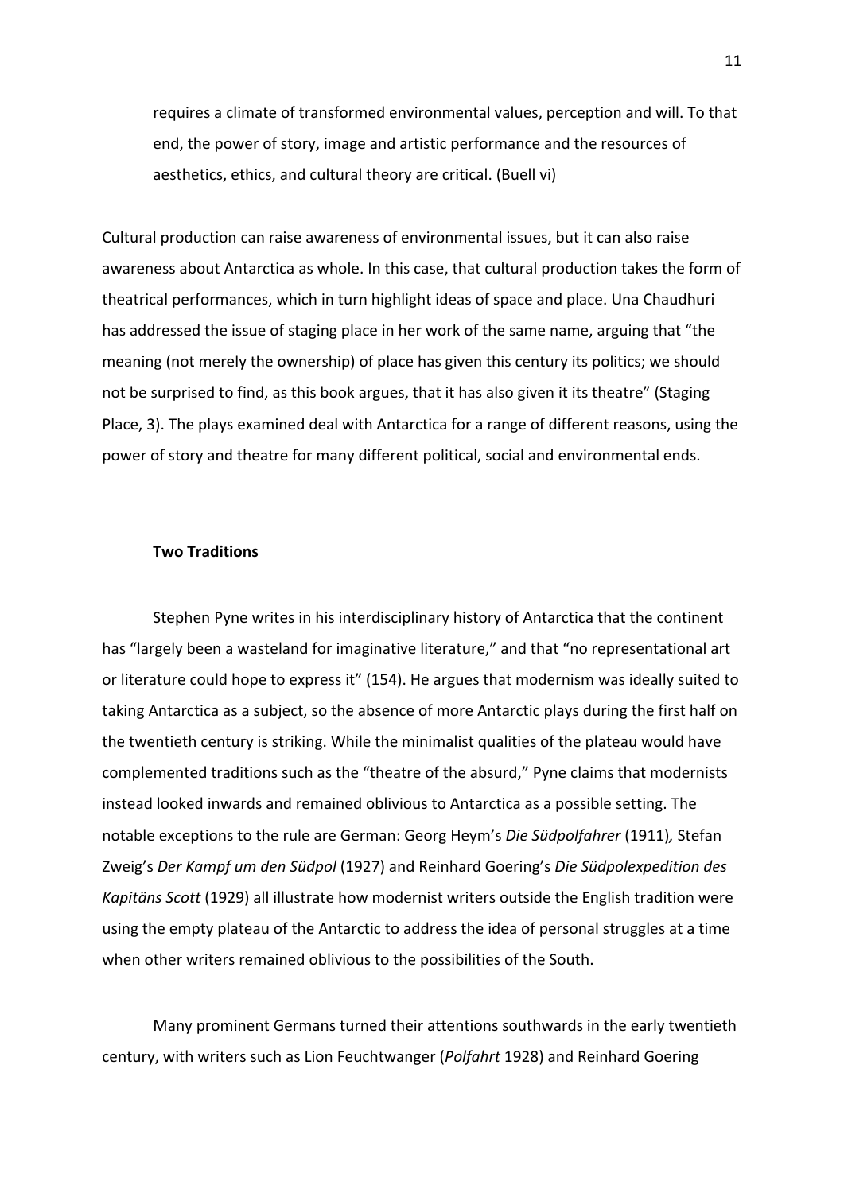requires a climate of transformed environmental values, perception and will. To that end, the power of story, image and artistic performance and the resources of aesthetics, ethics, and cultural theory are critical. (Buell vi)

Cultural production can raise awareness of environmental issues, but it can also raise awareness about Antarctica as whole. In this case, that cultural production takes the form of theatrical performances, which in turn highlight ideas of space and place. Una Chaudhuri has addressed the issue of staging place in her work of the same name, arguing that "the meaning (not merely the ownership) of place has given this century its politics; we should not be surprised to find, as this book argues, that it has also given it its theatre" (Staging Place, 3). The plays examined deal with Antarctica for a range of different reasons, using the power of story and theatre for many different political, social and environmental ends.

### Two Traditions

Stephen Pyne writes in his interdisciplinary history of Antarctica that the continent has "largely been a wasteland for imaginative literature," and that "no representational art or literature could hope to express it" (154). He argues that modernism was ideally suited to taking Antarctica as a subject, so the absence of more Antarctic plays during the first half on the twentieth century is striking. While the minimalist qualities of the plateau would have complemented traditions such as the "theatre of the absurd," Pyne claims that modernists instead looked inwards and remained oblivious to Antarctica as a possible setting. The notable exceptions to the rule are German: Georg Heym's *Die Südpolfahrer* (1911)*,* Stefan Zweig's *Der Kampf um den Südpol* (1927) and Reinhard Goering's *Die Südpolexpedition des Kapitäns Scott* (1929) all illustrate how modernist writers outside the English tradition were using the empty plateau of the Antarctic to address the idea of personal struggles at a time when other writers remained oblivious to the possibilities of the South.

Many prominent Germans turned their attentions southwards in the early twentieth century, with writers such as Lion Feuchtwanger (*Polfahrt* 1928) and Reinhard Goering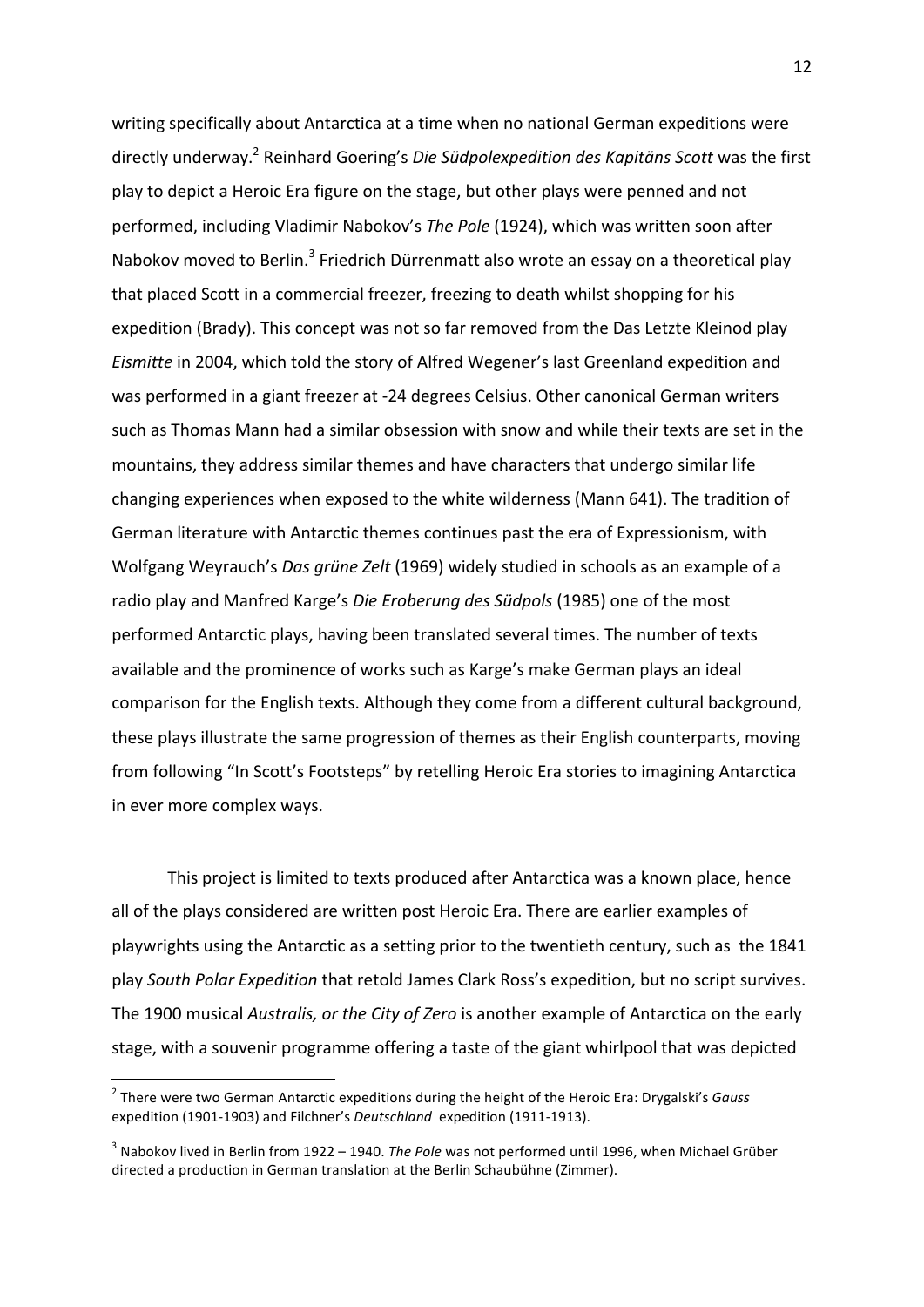writing specifically about Antarctica at a time when no national German expeditions were directly underway.[2] Reinhard Goering's *Die Südpolexpedition des Kapitäns Scott* was the first play to depict a Heroic Era figure on the stage, but other plays were penned and not performed, including Vladimir Nabokov's *The Pole* (1924), which was written soon after Nabokov moved to Berlin.[3] Friedrich Dürrenmatt also wrote an essay on a theoretical play that placed Scott in a commercial freezer, freezing to death whilst shopping for his expedition (Brady). This concept was not so far removed from the Das Letzte Kleinod play *Eismitte* in 2004, which told the story of Alfred Wegener's last Greenland expedition and was performed in a giant freezer at -24 degrees Celsius. Other canonical German writers such as Thomas Mann had a similar obsession with snow and while their texts are set in the mountains, they address similar themes and have characters that undergo similar life changing experiences when exposed to the white wilderness (Mann 641). The tradition of German literature with Antarctic themes continues past the era of Expressionism, with Wolfgang Weyrauch's *Das grüne Zelt* (1969) widely studied in schools as an example of a radio play and Manfred Karge's *Die Eroberung des Südpols* (1985) one of the most performed Antarctic plays, having been translated several times. The number of texts available and the prominence of works such as Karge's make German plays an ideal comparison for the English texts. Although they come from a different cultural background, these plays illustrate the same progression of themes as their English counterparts, moving from following "In Scott's Footsteps" by retelling Heroic Era stories to imagining Antarctica in ever more complex ways.

This project is limited to texts produced after Antarctica was a known place, hence all of the plays considered are written post Heroic Era. There are earlier examples of playwrights using the Antarctic as a setting prior to the twentieth century, such as the 1841 play *South Polar Expedition* that retold James Clark Ross's expedition, but no script survives. The 1900 musical *Australis, or the City of Zero* is another example of Antarctica on the early stage, with a souvenir programme offering a taste of the giant whirlpool that was depicted

---

[2] There were two German Antarctic expeditions during the height of the Heroic Era: Drygalski's *Gauss* expedition (1901-1903) and Filchner's *Deutschland* expedition (1911-1913).

[3] Nabokov lived in Berlin from 1922 – 1940. *The Pole* was not performed until 1996, when Michael Grüber directed a production in German translation at the Berlin Schaubühne (Zimmer).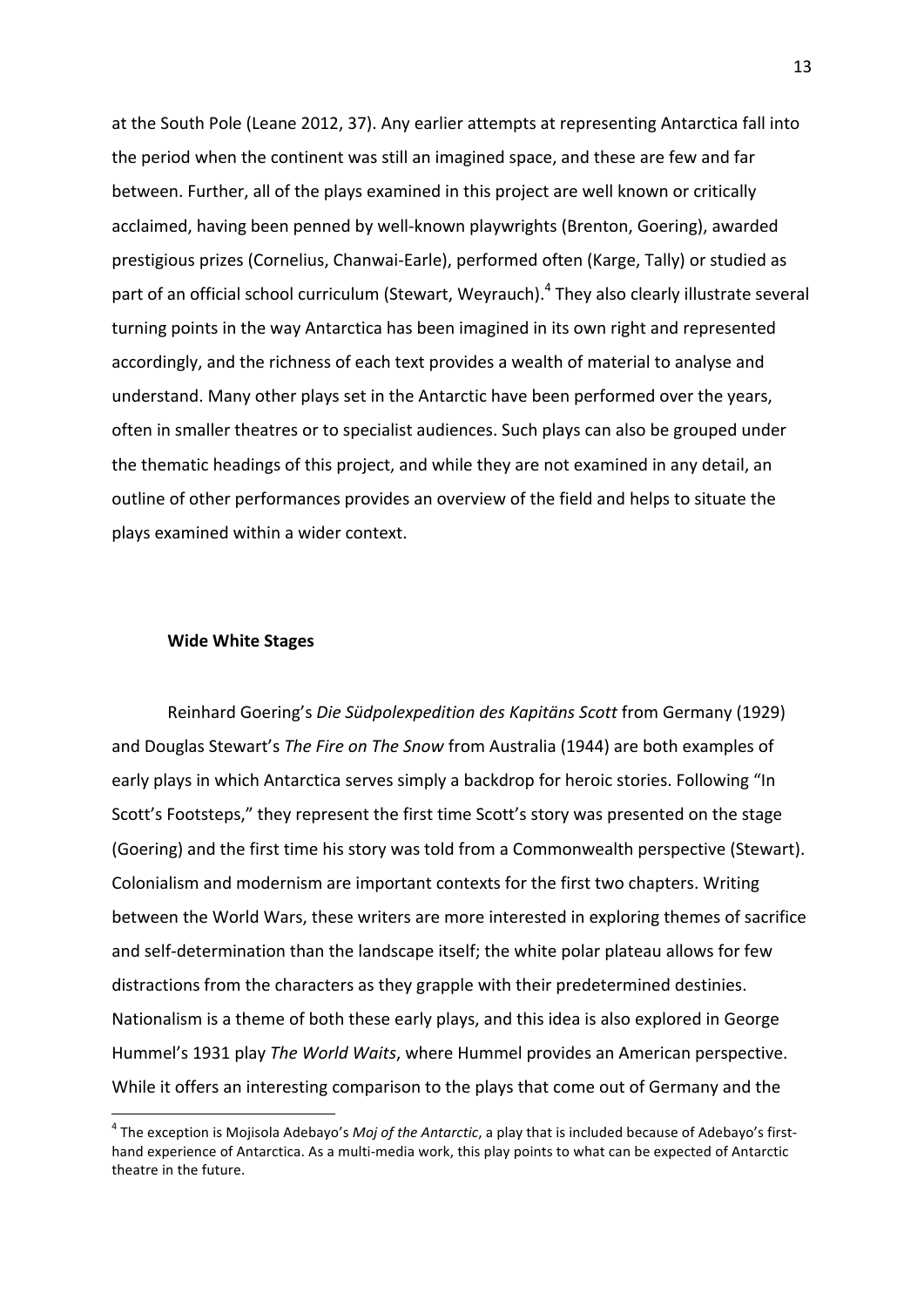at the South Pole (Leane 2012, 37). Any earlier attempts at representing Antarctica fall into the period when the continent was still an imagined space, and these are few and far between. Further, all of the plays examined in this project are well known or critically acclaimed, having been penned by well-known playwrights (Brenton, Goering), awarded prestigious prizes (Cornelius, Chanwai-Earle), performed often (Karge, Tally) or studied as part of an official school curriculum (Stewart, Weyrauch).[4] They also clearly illustrate several turning points in the way Antarctica has been imagined in its own right and represented accordingly, and the richness of each text provides a wealth of material to analyse and understand. Many other plays set in the Antarctic have been performed over the years, often in smaller theatres or to specialist audiences. Such plays can also be grouped under the thematic headings of this project, and while they are not examined in any detail, an outline of other performances provides an overview of the field and helps to situate the plays examined within a wider context.

### Wide White Stages

Reinhard Goering's *Die Südpolexpedition des Kapitäns Scott* from Germany (1929) and Douglas Stewart's *The Fire on The Snow* from Australia (1944) are both examples of early plays in which Antarctica serves simply a backdrop for heroic stories. Following "In Scott's Footsteps," they represent the first time Scott's story was presented on the stage (Goering) and the first time his story was told from a Commonwealth perspective (Stewart). Colonialism and modernism are important contexts for the first two chapters. Writing between the World Wars, these writers are more interested in exploring themes of sacrifice and self-determination than the landscape itself; the white polar plateau allows for few distractions from the characters as they grapple with their predetermined destinies. Nationalism is a theme of both these early plays, and this idea is also explored in George Hummel's 1931 play *The World Waits*, where Hummel provides an American perspective. While it offers an interesting comparison to the plays that come out of Germany and the

[4] The exception is Mojisola Adebayo's *Moj of the Antarctic*, a play that is included because of Adebayo's first-hand experience of Antarctica. As a multi-media work, this play points to what can be expected of Antarctic theatre in the future.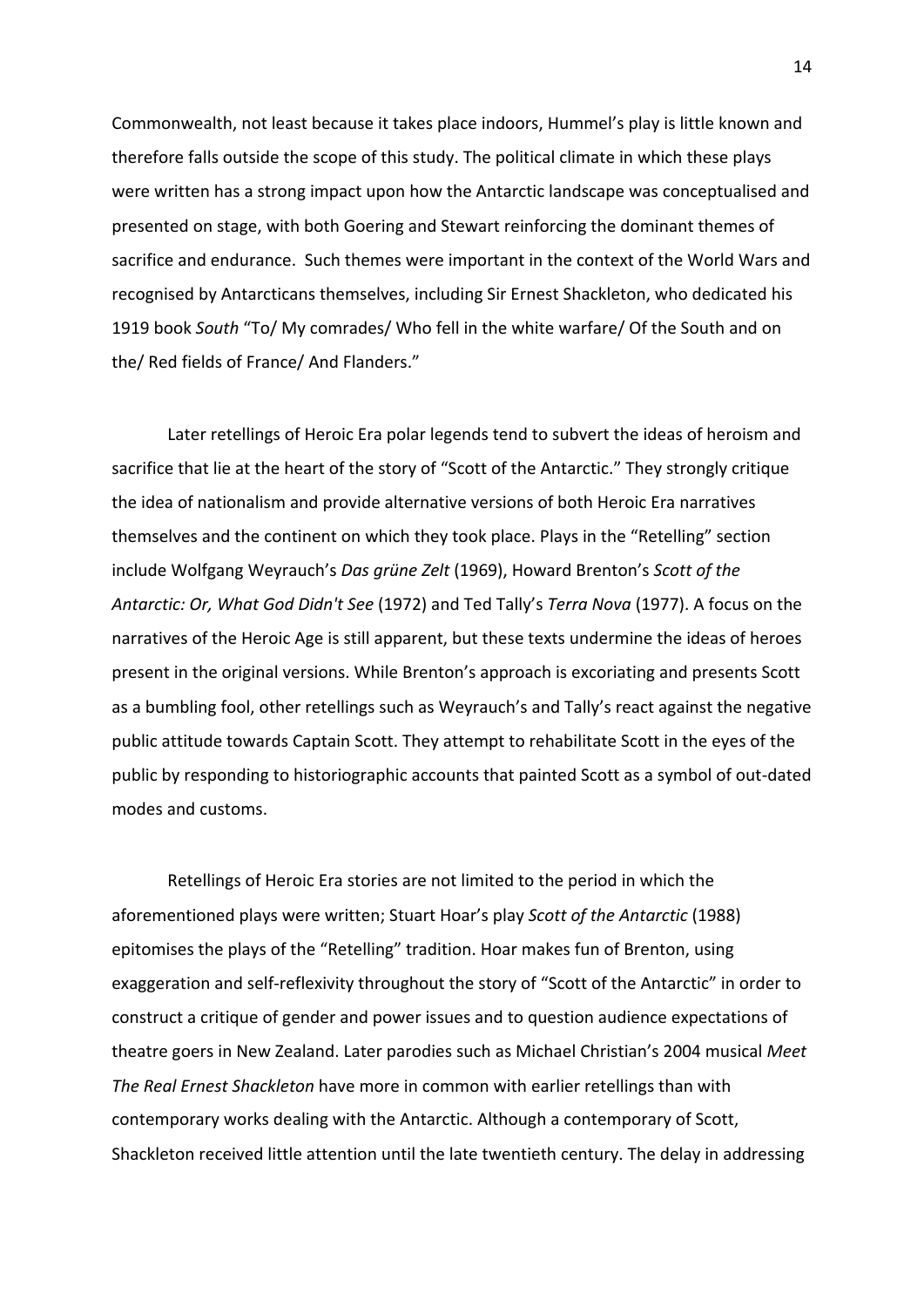Commonwealth, not least because it takes place indoors, Hummel's play is little known and therefore falls outside the scope of this study. The political climate in which these plays were written has a strong impact upon how the Antarctic landscape was conceptualised and presented on stage, with both Goering and Stewart reinforcing the dominant themes of sacrifice and endurance. Such themes were important in the context of the World Wars and recognised by Antarcticans themselves, including Sir Ernest Shackleton, who dedicated his 1919 book *South* "To/ My comrades/ Who fell in the white warfare/ Of the South and on the/ Red fields of France/ And Flanders."

Later retellings of Heroic Era polar legends tend to subvert the ideas of heroism and sacrifice that lie at the heart of the story of "Scott of the Antarctic." They strongly critique the idea of nationalism and provide alternative versions of both Heroic Era narratives themselves and the continent on which they took place. Plays in the "Retelling" section include Wolfgang Weyrauch's *Das grüne Zelt* (1969), Howard Brenton's *Scott of the Antarctic: Or, What God Didn't See* (1972) and Ted Tally's *Terra Nova* (1977). A focus on the narratives of the Heroic Age is still apparent, but these texts undermine the ideas of heroes present in the original versions. While Brenton's approach is excoriating and presents Scott as a bumbling fool, other retellings such as Weyrauch's and Tally's react against the negative public attitude towards Captain Scott. They attempt to rehabilitate Scott in the eyes of the public by responding to historiographic accounts that painted Scott as a symbol of out-dated modes and customs.

Retellings of Heroic Era stories are not limited to the period in which the aforementioned plays were written; Stuart Hoar's play *Scott of the Antarctic* (1988) epitomises the plays of the "Retelling" tradition. Hoar makes fun of Brenton, using exaggeration and self-reflexivity throughout the story of "Scott of the Antarctic" in order to construct a critique of gender and power issues and to question audience expectations of theatre goers in New Zealand. Later parodies such as Michael Christian's 2004 musical *Meet The Real Ernest Shackleton* have more in common with earlier retellings than with contemporary works dealing with the Antarctic. Although a contemporary of Scott, Shackleton received little attention until the late twentieth century. The delay in addressing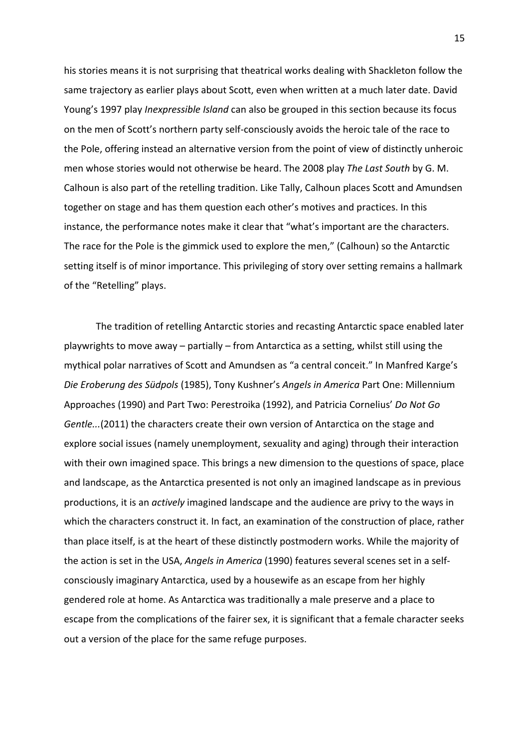his stories means it is not surprising that theatrical works dealing with Shackleton follow the same trajectory as earlier plays about Scott, even when written at a much later date. David Young's 1997 play *Inexpressible Island* can also be grouped in this section because its focus on the men of Scott's northern party self-consciously avoids the heroic tale of the race to the Pole, offering instead an alternative version from the point of view of distinctly unheroic men whose stories would not otherwise be heard. The 2008 play *The Last South* by G. M. Calhoun is also part of the retelling tradition. Like Tally, Calhoun places Scott and Amundsen together on stage and has them question each other's motives and practices. In this instance, the performance notes make it clear that "what's important are the characters. The race for the Pole is the gimmick used to explore the men," (Calhoun) so the Antarctic setting itself is of minor importance. This privileging of story over setting remains a hallmark of the "Retelling" plays.

The tradition of retelling Antarctic stories and recasting Antarctic space enabled later playwrights to move away – partially – from Antarctica as a setting, whilst still using the mythical polar narratives of Scott and Amundsen as "a central conceit." In Manfred Karge's *Die Eroberung des Südpols* (1985), Tony Kushner's *Angels in America* Part One: Millennium Approaches (1990) and Part Two: Perestroika (1992), and Patricia Cornelius' *Do Not Go Gentle...*(2011) the characters create their own version of Antarctica on the stage and explore social issues (namely unemployment, sexuality and aging) through their interaction with their own imagined space. This brings a new dimension to the questions of space, place and landscape, as the Antarctica presented is not only an imagined landscape as in previous productions, it is an *actively* imagined landscape and the audience are privy to the ways in which the characters construct it. In fact, an examination of the construction of place, rather than place itself, is at the heart of these distinctly postmodern works. While the majority of the action is set in the USA, *Angels in America* (1990) features several scenes set in a self-consciously imaginary Antarctica, used by a housewife as an escape from her highly gendered role at home. As Antarctica was traditionally a male preserve and a place to escape from the complications of the fairer sex, it is significant that a female character seeks out a version of the place for the same refuge purposes.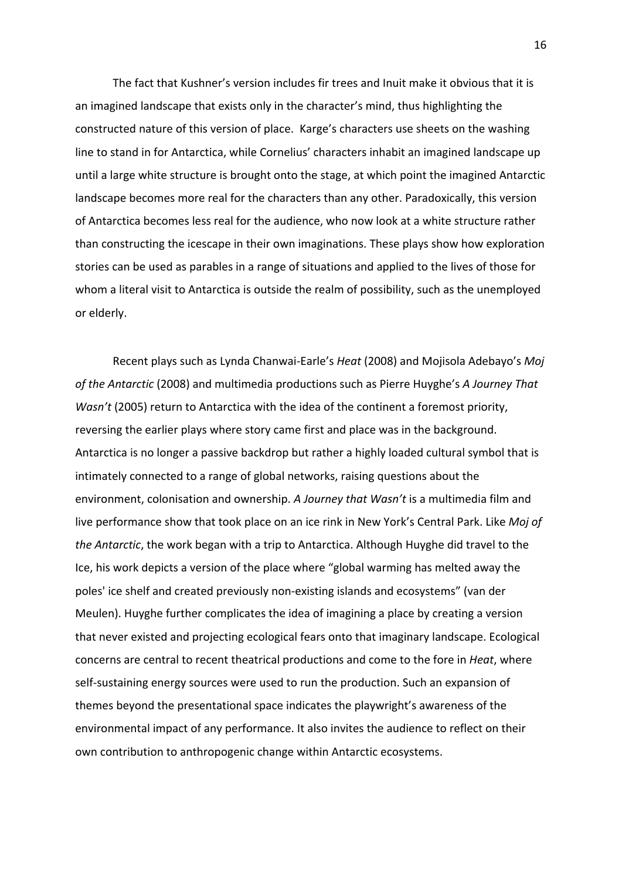The fact that Kushner's version includes fir trees and Inuit make it obvious that it is an imagined landscape that exists only in the character's mind, thus highlighting the constructed nature of this version of place. Karge's characters use sheets on the washing line to stand in for Antarctica, while Cornelius' characters inhabit an imagined landscape up until a large white structure is brought onto the stage, at which point the imagined Antarctic landscape becomes more real for the characters than any other. Paradoxically, this version of Antarctica becomes less real for the audience, who now look at a white structure rather than constructing the icescape in their own imaginations. These plays show how exploration stories can be used as parables in a range of situations and applied to the lives of those for whom a literal visit to Antarctica is outside the realm of possibility, such as the unemployed or elderly.

Recent plays such as Lynda Chanwai-Earle's *Heat* (2008) and Mojisola Adebayo's *Moj of the Antarctic* (2008) and multimedia productions such as Pierre Huyghe's *A Journey That Wasn't* (2005) return to Antarctica with the idea of the continent a foremost priority, reversing the earlier plays where story came first and place was in the background. Antarctica is no longer a passive backdrop but rather a highly loaded cultural symbol that is intimately connected to a range of global networks, raising questions about the environment, colonisation and ownership. *A Journey that Wasn't* is a multimedia film and live performance show that took place on an ice rink in New York's Central Park. Like *Moj of the Antarctic*, the work began with a trip to Antarctica. Although Huyghe did travel to the Ice, his work depicts a version of the place where "global warming has melted away the poles' ice shelf and created previously non-existing islands and ecosystems" (van der Meulen). Huyghe further complicates the idea of imagining a place by creating a version that never existed and projecting ecological fears onto that imaginary landscape. Ecological concerns are central to recent theatrical productions and come to the fore in *Heat*, where self-sustaining energy sources were used to run the production. Such an expansion of themes beyond the presentational space indicates the playwright's awareness of the environmental impact of any performance. It also invites the audience to reflect on their own contribution to anthropogenic change within Antarctic ecosystems.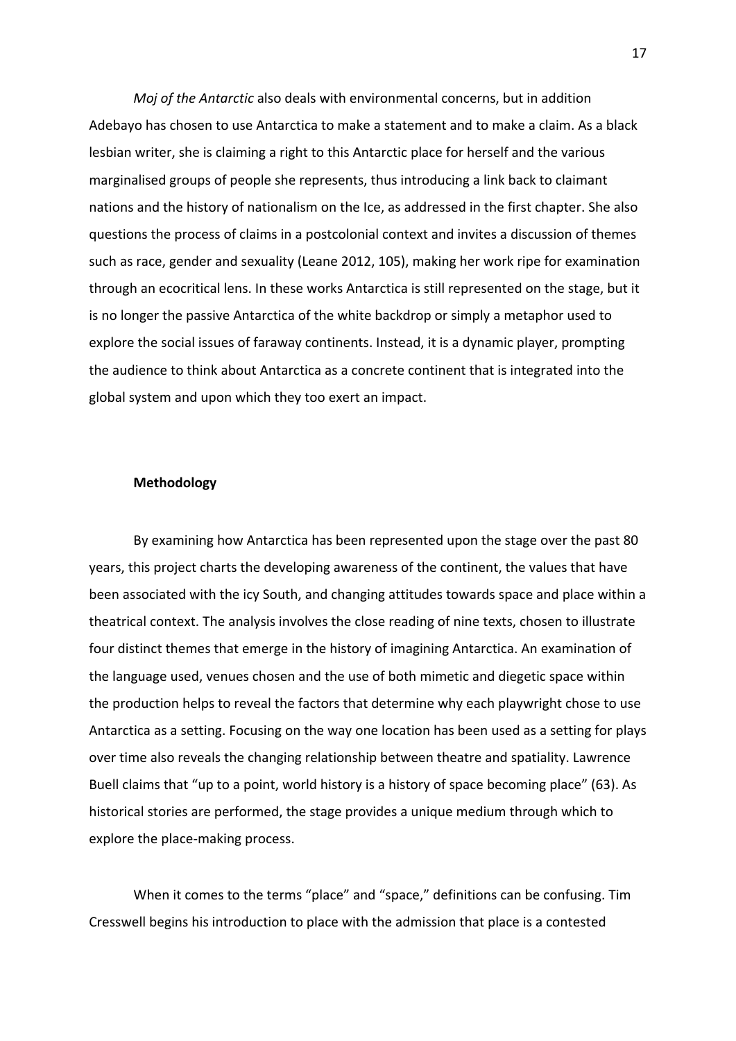*Moj of the Antarctic* also deals with environmental concerns, but in addition Adebayo has chosen to use Antarctica to make a statement and to make a claim. As a black lesbian writer, she is claiming a right to this Antarctic place for herself and the various marginalised groups of people she represents, thus introducing a link back to claimant nations and the history of nationalism on the Ice, as addressed in the first chapter. She also questions the process of claims in a postcolonial context and invites a discussion of themes such as race, gender and sexuality (Leane 2012, 105), making her work ripe for examination through an ecocritical lens. In these works Antarctica is still represented on the stage, but it is no longer the passive Antarctica of the white backdrop or simply a metaphor used to explore the social issues of faraway continents. Instead, it is a dynamic player, prompting the audience to think about Antarctica as a concrete continent that is integrated into the global system and upon which they too exert an impact.

**Methodology**

By examining how Antarctica has been represented upon the stage over the past 80 years, this project charts the developing awareness of the continent, the values that have been associated with the icy South, and changing attitudes towards space and place within a theatrical context. The analysis involves the close reading of nine texts, chosen to illustrate four distinct themes that emerge in the history of imagining Antarctica. An examination of the language used, venues chosen and the use of both mimetic and diegetic space within the production helps to reveal the factors that determine why each playwright chose to use Antarctica as a setting. Focusing on the way one location has been used as a setting for plays over time also reveals the changing relationship between theatre and spatiality. Lawrence Buell claims that "up to a point, world history is a history of space becoming place" (63). As historical stories are performed, the stage provides a unique medium through which to explore the place-making process.

When it comes to the terms "place" and "space," definitions can be confusing. Tim Cresswell begins his introduction to place with the admission that place is a contested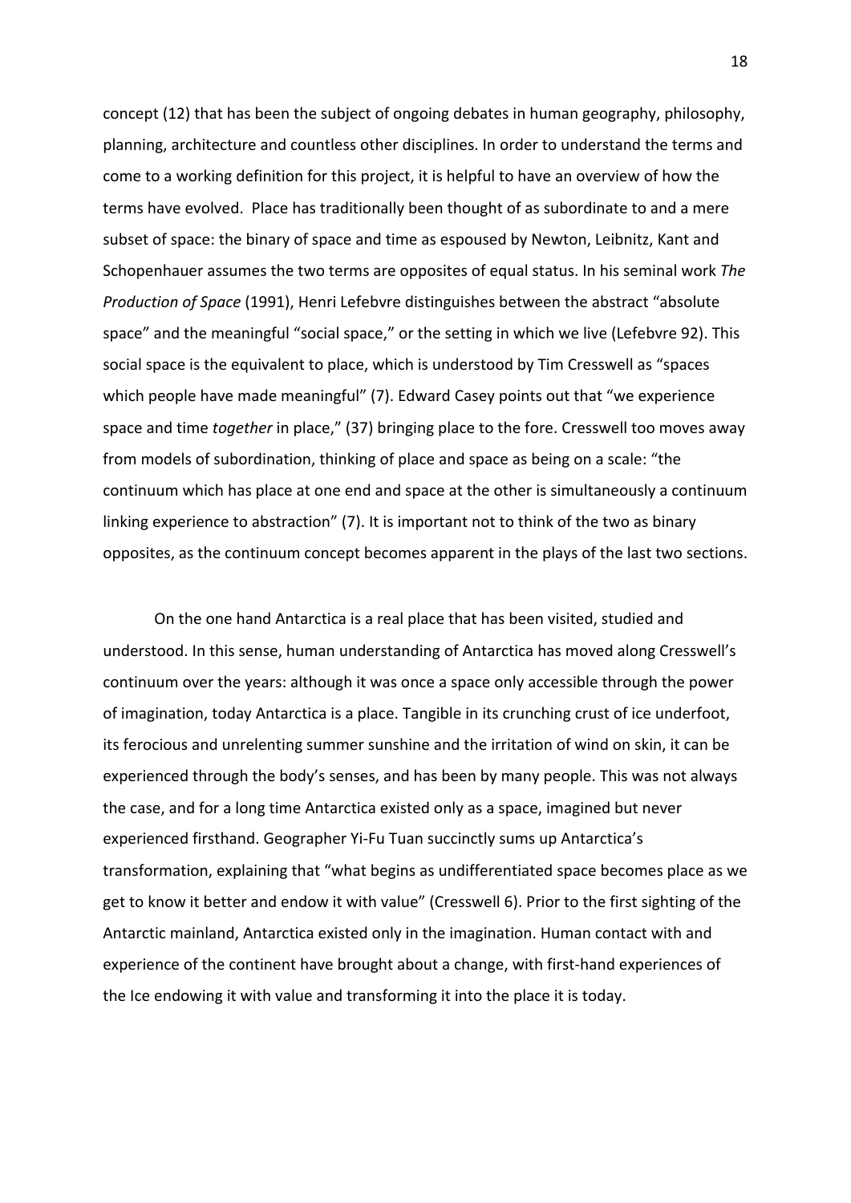concept (12) that has been the subject of ongoing debates in human geography, philosophy, planning, architecture and countless other disciplines. In order to understand the terms and come to a working definition for this project, it is helpful to have an overview of how the terms have evolved. Place has traditionally been thought of as subordinate to and a mere subset of space: the binary of space and time as espoused by Newton, Leibnitz, Kant and Schopenhauer assumes the two terms are opposites of equal status. In his seminal work *The Production of Space* (1991), Henri Lefebvre distinguishes between the abstract "absolute space" and the meaningful "social space," or the setting in which we live (Lefebvre 92). This social space is the equivalent to place, which is understood by Tim Cresswell as "spaces which people have made meaningful" (7). Edward Casey points out that "we experience space and time *together* in place," (37) bringing place to the fore. Cresswell too moves away from models of subordination, thinking of place and space as being on a scale: "the continuum which has place at one end and space at the other is simultaneously a continuum linking experience to abstraction" (7). It is important not to think of the two as binary opposites, as the continuum concept becomes apparent in the plays of the last two sections.

On the one hand Antarctica is a real place that has been visited, studied and understood. In this sense, human understanding of Antarctica has moved along Cresswell's continuum over the years: although it was once a space only accessible through the power of imagination, today Antarctica is a place. Tangible in its crunching crust of ice underfoot, its ferocious and unrelenting summer sunshine and the irritation of wind on skin, it can be experienced through the body's senses, and has been by many people. This was not always the case, and for a long time Antarctica existed only as a space, imagined but never experienced firsthand. Geographer Yi-Fu Tuan succinctly sums up Antarctica's transformation, explaining that "what begins as undifferentiated space becomes place as we get to know it better and endow it with value" (Cresswell 6). Prior to the first sighting of the Antarctic mainland, Antarctica existed only in the imagination. Human contact with and experience of the continent have brought about a change, with first-hand experiences of the Ice endowing it with value and transforming it into the place it is today.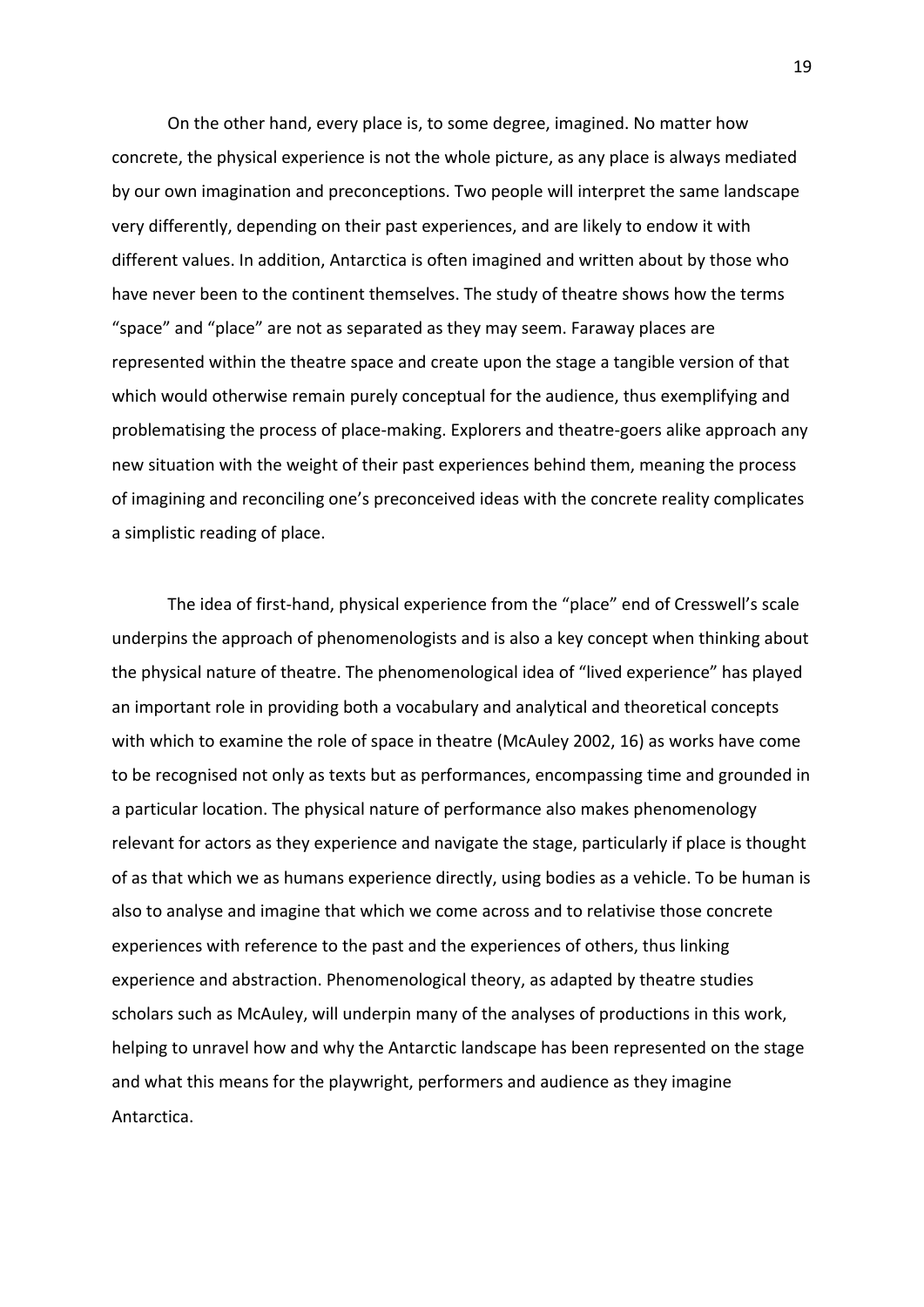On the other hand, every place is, to some degree, imagined. No matter how concrete, the physical experience is not the whole picture, as any place is always mediated by our own imagination and preconceptions. Two people will interpret the same landscape very differently, depending on their past experiences, and are likely to endow it with different values. In addition, Antarctica is often imagined and written about by those who have never been to the continent themselves. The study of theatre shows how the terms "space" and "place" are not as separated as they may seem. Faraway places are represented within the theatre space and create upon the stage a tangible version of that which would otherwise remain purely conceptual for the audience, thus exemplifying and problematising the process of place-making. Explorers and theatre-goers alike approach any new situation with the weight of their past experiences behind them, meaning the process of imagining and reconciling one's preconceived ideas with the concrete reality complicates a simplistic reading of place.

The idea of first-hand, physical experience from the "place" end of Cresswell's scale underpins the approach of phenomenologists and is also a key concept when thinking about the physical nature of theatre. The phenomenological idea of "lived experience" has played an important role in providing both a vocabulary and analytical and theoretical concepts with which to examine the role of space in theatre (McAuley 2002, 16) as works have come to be recognised not only as texts but as performances, encompassing time and grounded in a particular location. The physical nature of performance also makes phenomenology relevant for actors as they experience and navigate the stage, particularly if place is thought of as that which we as humans experience directly, using bodies as a vehicle. To be human is also to analyse and imagine that which we come across and to relativise those concrete experiences with reference to the past and the experiences of others, thus linking experience and abstraction. Phenomenological theory, as adapted by theatre studies scholars such as McAuley, will underpin many of the analyses of productions in this work, helping to unravel how and why the Antarctic landscape has been represented on the stage and what this means for the playwright, performers and audience as they imagine Antarctica.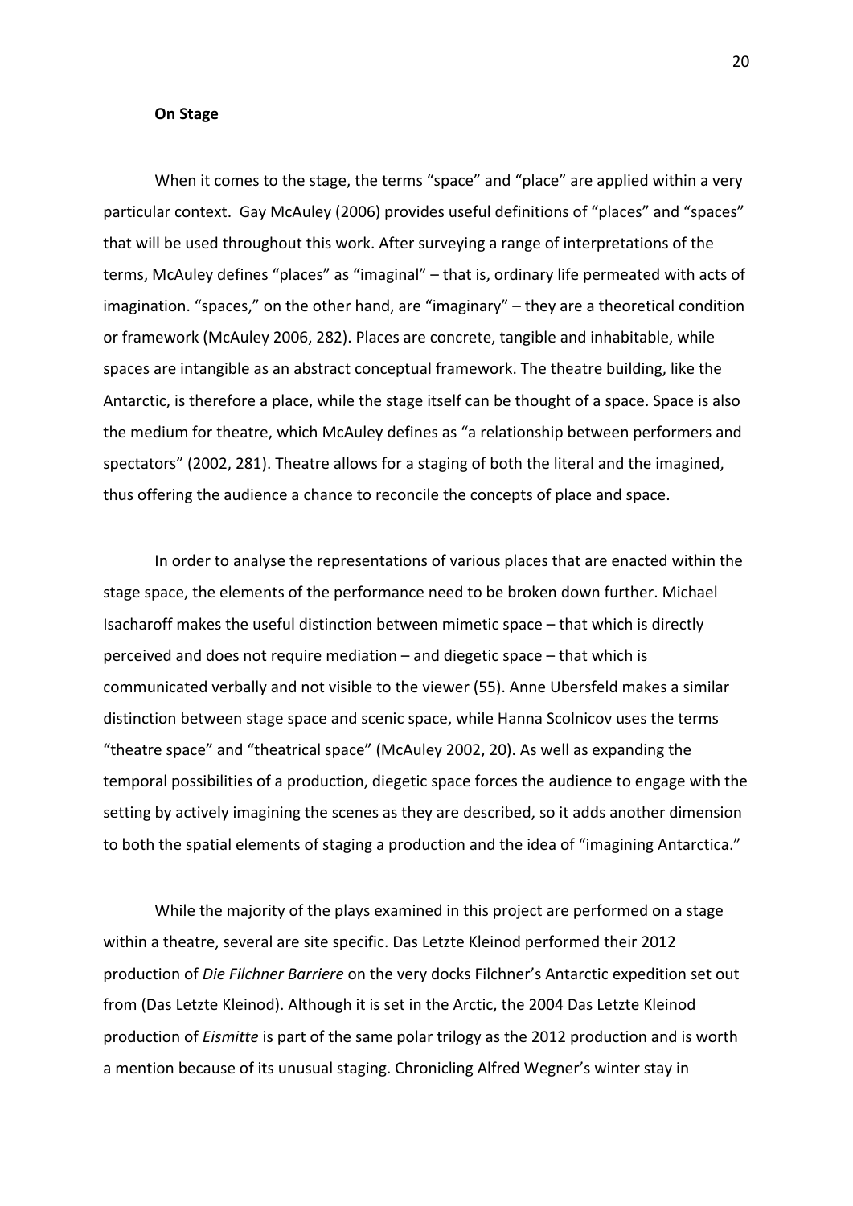### On Stage

When it comes to the stage, the terms "space" and "place" are applied within a very particular context. Gay McAuley (2006) provides useful definitions of "places" and "spaces" that will be used throughout this work. After surveying a range of interpretations of the terms, McAuley defines "places" as "imaginal" – that is, ordinary life permeated with acts of imagination. "spaces," on the other hand, are "imaginary" – they are a theoretical condition or framework (McAuley 2006, 282). Places are concrete, tangible and inhabitable, while spaces are intangible as an abstract conceptual framework. The theatre building, like the Antarctic, is therefore a place, while the stage itself can be thought of a space. Space is also the medium for theatre, which McAuley defines as "a relationship between performers and spectators" (2002, 281). Theatre allows for a staging of both the literal and the imagined, thus offering the audience a chance to reconcile the concepts of place and space.

In order to analyse the representations of various places that are enacted within the stage space, the elements of the performance need to be broken down further. Michael Isacharoff makes the useful distinction between mimetic space – that which is directly perceived and does not require mediation – and diegetic space – that which is communicated verbally and not visible to the viewer (55). Anne Ubersfeld makes a similar distinction between stage space and scenic space, while Hanna Scolnicov uses the terms "theatre space" and "theatrical space" (McAuley 2002, 20). As well as expanding the temporal possibilities of a production, diegetic space forces the audience to engage with the setting by actively imagining the scenes as they are described, so it adds another dimension to both the spatial elements of staging a production and the idea of "imagining Antarctica."

While the majority of the plays examined in this project are performed on a stage within a theatre, several are site specific. Das Letzte Kleinod performed their 2012 production of *Die Filchner Barriere* on the very docks Filchner's Antarctic expedition set out from (Das Letzte Kleinod). Although it is set in the Arctic, the 2004 Das Letzte Kleinod production of *Eismitte* is part of the same polar trilogy as the 2012 production and is worth a mention because of its unusual staging. Chronicling Alfred Wegner's winter stay in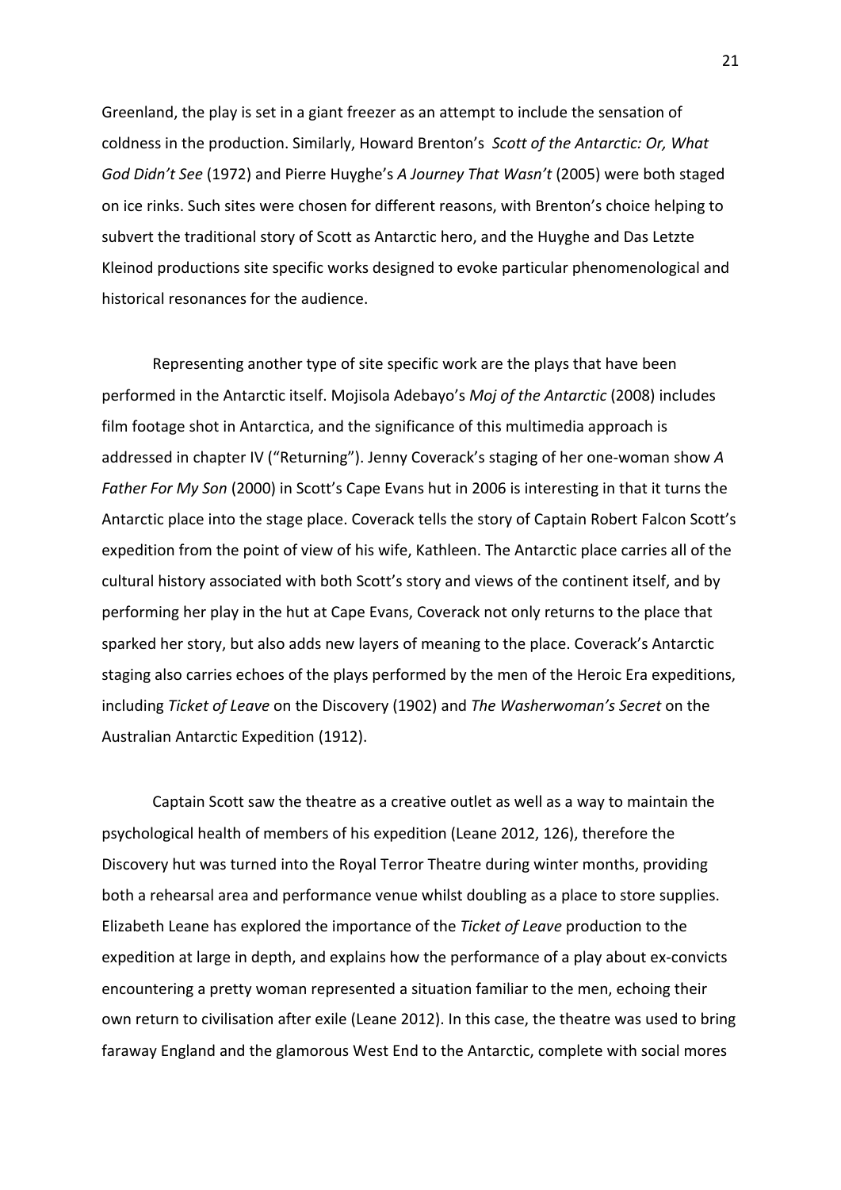Greenland, the play is set in a giant freezer as an attempt to include the sensation of coldness in the production. Similarly, Howard Brenton's *Scott of the Antarctic: Or, What God Didn't See* (1972) and Pierre Huyghe's *A Journey That Wasn't* (2005) were both staged on ice rinks. Such sites were chosen for different reasons, with Brenton's choice helping to subvert the traditional story of Scott as Antarctic hero, and the Huyghe and Das Letzte Kleinod productions site specific works designed to evoke particular phenomenological and historical resonances for the audience.

Representing another type of site specific work are the plays that have been performed in the Antarctic itself. Mojisola Adebayo's *Moj of the Antarctic* (2008) includes film footage shot in Antarctica, and the significance of this multimedia approach is addressed in chapter IV ("Returning"). Jenny Coverack's staging of her one-woman show *A Father For My Son* (2000) in Scott's Cape Evans hut in 2006 is interesting in that it turns the Antarctic place into the stage place. Coverack tells the story of Captain Robert Falcon Scott's expedition from the point of view of his wife, Kathleen. The Antarctic place carries all of the cultural history associated with both Scott's story and views of the continent itself, and by performing her play in the hut at Cape Evans, Coverack not only returns to the place that sparked her story, but also adds new layers of meaning to the place. Coverack's Antarctic staging also carries echoes of the plays performed by the men of the Heroic Era expeditions, including *Ticket of Leave* on the Discovery (1902) and *The Washerwoman's Secret* on the Australian Antarctic Expedition (1912).

Captain Scott saw the theatre as a creative outlet as well as a way to maintain the psychological health of members of his expedition (Leane 2012, 126), therefore the Discovery hut was turned into the Royal Terror Theatre during winter months, providing both a rehearsal area and performance venue whilst doubling as a place to store supplies. Elizabeth Leane has explored the importance of the *Ticket of Leave* production to the expedition at large in depth, and explains how the performance of a play about ex-convicts encountering a pretty woman represented a situation familiar to the men, echoing their own return to civilisation after exile (Leane 2012). In this case, the theatre was used to bring faraway England and the glamorous West End to the Antarctic, complete with social mores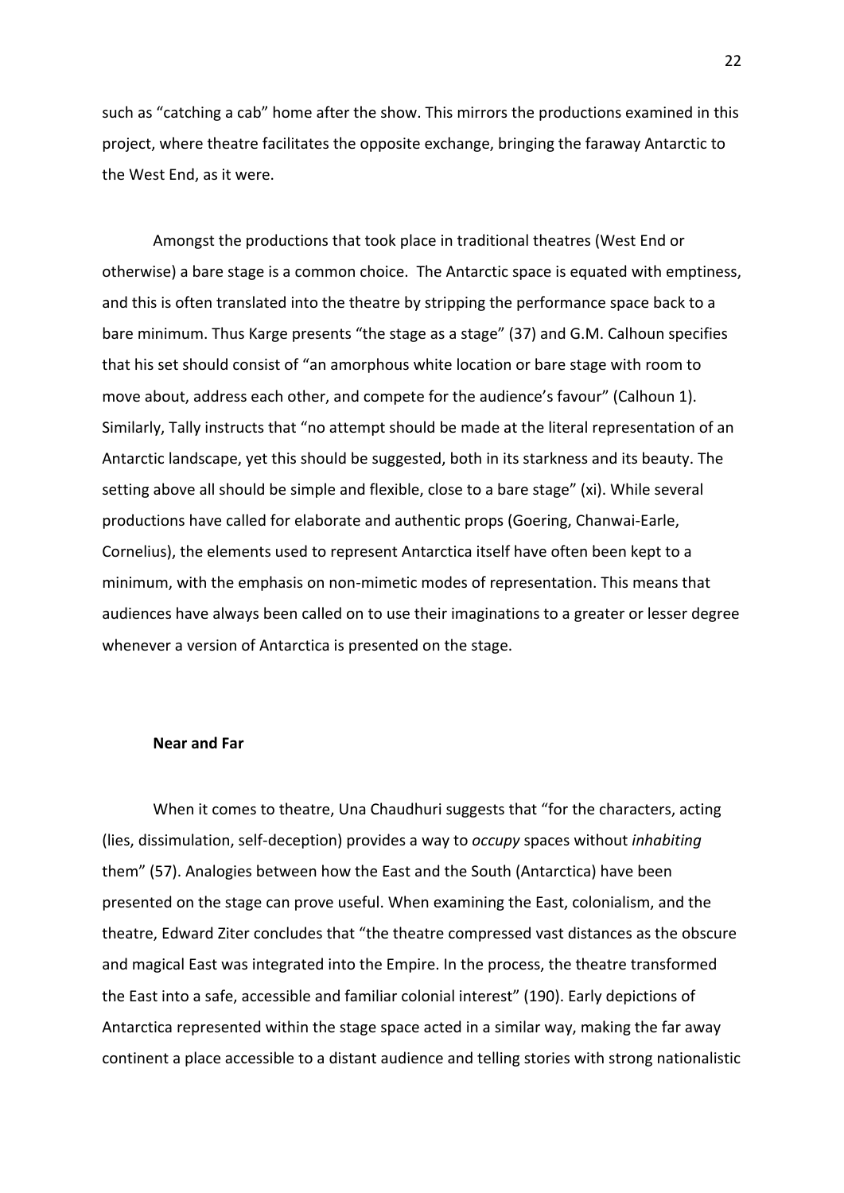such as "catching a cab" home after the show. This mirrors the productions examined in this project, where theatre facilitates the opposite exchange, bringing the faraway Antarctic to the West End, as it were.

Amongst the productions that took place in traditional theatres (West End or otherwise) a bare stage is a common choice. The Antarctic space is equated with emptiness, and this is often translated into the theatre by stripping the performance space back to a bare minimum. Thus Karge presents "the stage as a stage" (37) and G.M. Calhoun specifies that his set should consist of "an amorphous white location or bare stage with room to move about, address each other, and compete for the audience's favour" (Calhoun 1). Similarly, Tally instructs that "no attempt should be made at the literal representation of an Antarctic landscape, yet this should be suggested, both in its starkness and its beauty. The setting above all should be simple and flexible, close to a bare stage" (xi). While several productions have called for elaborate and authentic props (Goering, Chanwai-Earle, Cornelius), the elements used to represent Antarctica itself have often been kept to a minimum, with the emphasis on non-mimetic modes of representation. This means that audiences have always been called on to use their imaginations to a greater or lesser degree whenever a version of Antarctica is presented on the stage.

### Near and Far

When it comes to theatre, Una Chaudhuri suggests that "for the characters, acting (lies, dissimulation, self-deception) provides a way to *occupy* spaces without *inhabiting* them" (57). Analogies between how the East and the South (Antarctica) have been presented on the stage can prove useful. When examining the East, colonialism, and the theatre, Edward Ziter concludes that "the theatre compressed vast distances as the obscure and magical East was integrated into the Empire. In the process, the theatre transformed the East into a safe, accessible and familiar colonial interest" (190). Early depictions of Antarctica represented within the stage space acted in a similar way, making the far away continent a place accessible to a distant audience and telling stories with strong nationalistic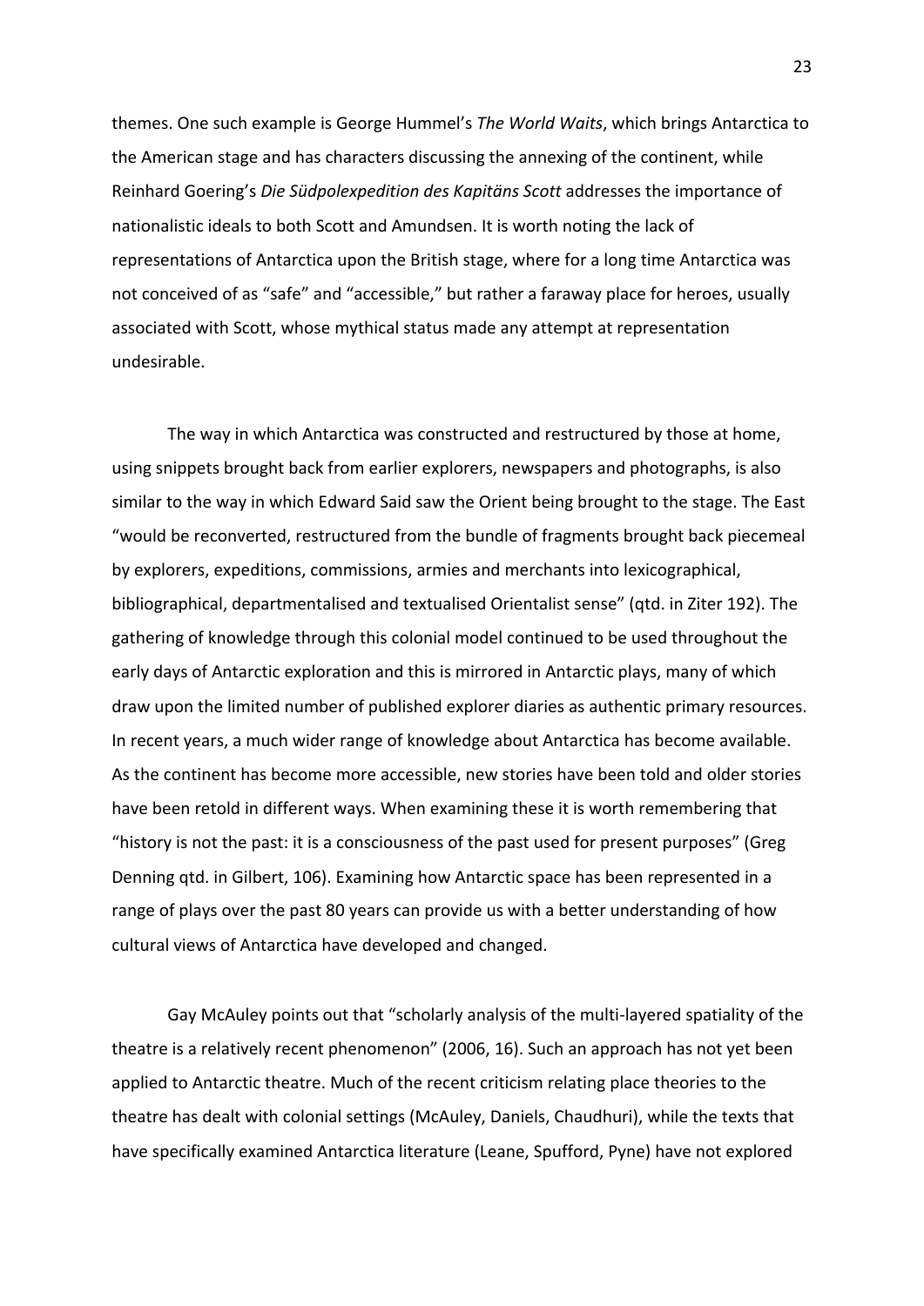themes. One such example is George Hummel's *The World Waits*, which brings Antarctica to the American stage and has characters discussing the annexing of the continent, while Reinhard Goering's *Die Südpolexpedition des Kapitäns Scott* addresses the importance of nationalistic ideals to both Scott and Amundsen. It is worth noting the lack of representations of Antarctica upon the British stage, where for a long time Antarctica was not conceived of as "safe" and "accessible," but rather a faraway place for heroes, usually associated with Scott, whose mythical status made any attempt at representation undesirable.

The way in which Antarctica was constructed and restructured by those at home, using snippets brought back from earlier explorers, newspapers and photographs, is also similar to the way in which Edward Said saw the Orient being brought to the stage. The East "would be reconverted, restructured from the bundle of fragments brought back piecemeal by explorers, expeditions, commissions, armies and merchants into lexicographical, bibliographical, departmentalised and textualised Orientalist sense" (qtd. in Ziter 192). The gathering of knowledge through this colonial model continued to be used throughout the early days of Antarctic exploration and this is mirrored in Antarctic plays, many of which draw upon the limited number of published explorer diaries as authentic primary resources. In recent years, a much wider range of knowledge about Antarctica has become available. As the continent has become more accessible, new stories have been told and older stories have been retold in different ways. When examining these it is worth remembering that "history is not the past: it is a consciousness of the past used for present purposes" (Greg Denning qtd. in Gilbert, 106). Examining how Antarctic space has been represented in a range of plays over the past 80 years can provide us with a better understanding of how cultural views of Antarctica have developed and changed.

Gay McAuley points out that "scholarly analysis of the multi-layered spatiality of the theatre is a relatively recent phenomenon" (2006, 16). Such an approach has not yet been applied to Antarctic theatre. Much of the recent criticism relating place theories to the theatre has dealt with colonial settings (McAuley, Daniels, Chaudhuri), while the texts that have specifically examined Antarctica literature (Leane, Spufford, Pyne) have not explored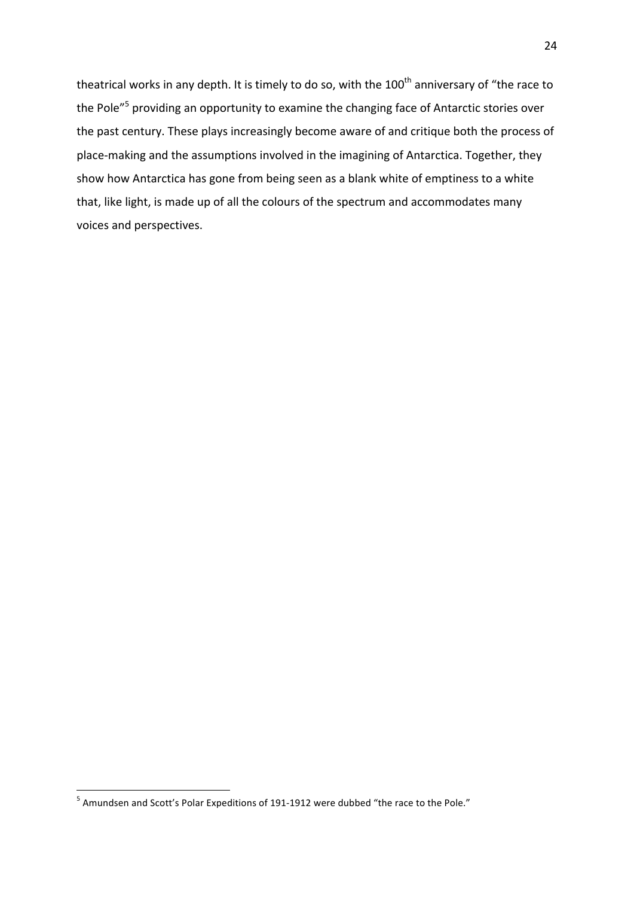theatrical works in any depth. It is timely to do so, with the $100^{th}$ anniversary of "the race to the Pole"[5] providing an opportunity to examine the changing face of Antarctic stories over the past century. These plays increasingly become aware of and critique both the process of place-making and the assumptions involved in the imagining of Antarctica. Together, they show how Antarctica has gone from being seen as a blank white of emptiness to a white that, like light, is made up of all the colours of the spectrum and accommodates many voices and perspectives.

---

[5] Amundsen and Scott's Polar Expeditions of 191-1912 were dubbed "the race to the Pole."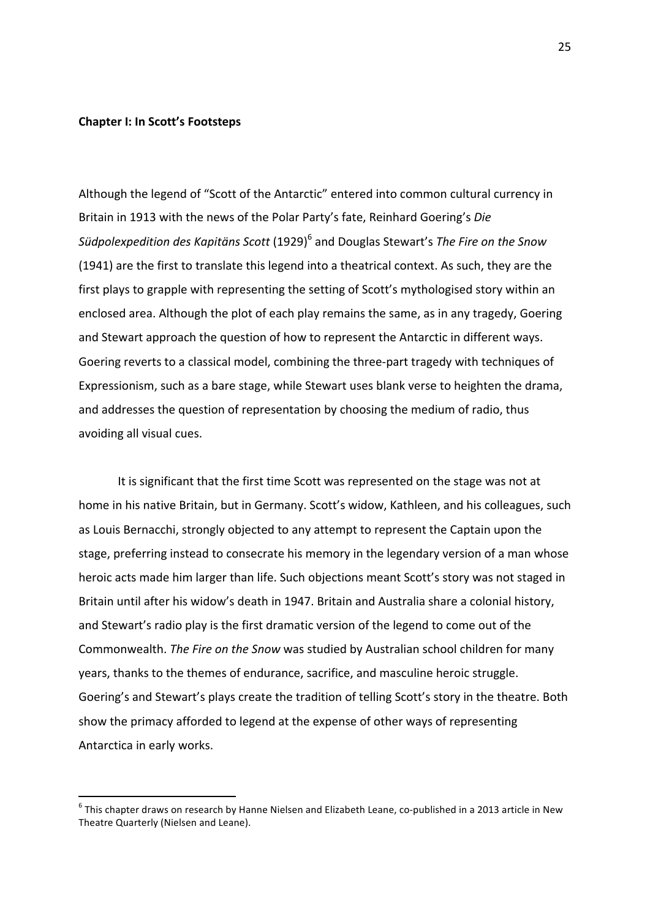**Chapter I: In Scott's Footsteps**

Although the legend of "Scott of the Antarctic" entered into common cultural currency in Britain in 1913 with the news of the Polar Party's fate, Reinhard Goering's *Die Südpolexpedition des Kapitäns Scott* (1929)[6] and Douglas Stewart's *The Fire on the Snow* (1941) are the first to translate this legend into a theatrical context. As such, they are the first plays to grapple with representing the setting of Scott's mythologised story within an enclosed area. Although the plot of each play remains the same, as in any tragedy, Goering and Stewart approach the question of how to represent the Antarctic in different ways. Goering reverts to a classical model, combining the three-part tragedy with techniques of Expressionism, such as a bare stage, while Stewart uses blank verse to heighten the drama, and addresses the question of representation by choosing the medium of radio, thus avoiding all visual cues.

It is significant that the first time Scott was represented on the stage was not at home in his native Britain, but in Germany. Scott's widow, Kathleen, and his colleagues, such as Louis Bernacchi, strongly objected to any attempt to represent the Captain upon the stage, preferring instead to consecrate his memory in the legendary version of a man whose heroic acts made him larger than life. Such objections meant Scott's story was not staged in Britain until after his widow's death in 1947. Britain and Australia share a colonial history, and Stewart's radio play is the first dramatic version of the legend to come out of the Commonwealth. *The Fire on the Snow* was studied by Australian school children for many years, thanks to the themes of endurance, sacrifice, and masculine heroic struggle. Goering's and Stewart's plays create the tradition of telling Scott's story in the theatre. Both show the primacy afforded to legend at the expense of other ways of representing Antarctica in early works.

---

[6] This chapter draws on research by Hanne Nielsen and Elizabeth Leane, co-published in a 2013 article in New Theatre Quarterly (Nielsen and Leane).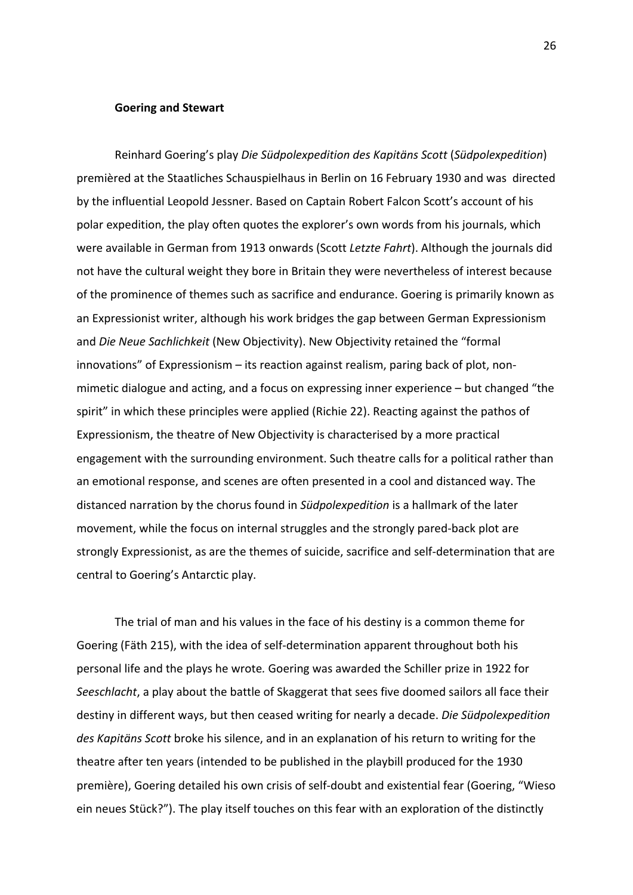**Goering and Stewart**

Reinhard Goering's play *Die Südpolexpedition des Kapitäns Scott* (*Südpolexpedition*) premièred at the Staatliches Schauspielhaus in Berlin on 16 February 1930 and was directed by the influential Leopold Jessner. Based on Captain Robert Falcon Scott's account of his polar expedition, the play often quotes the explorer's own words from his journals, which were available in German from 1913 onwards (Scott *Letzte Fahrt*). Although the journals did not have the cultural weight they bore in Britain they were nevertheless of interest because of the prominence of themes such as sacrifice and endurance. Goering is primarily known as an Expressionist writer, although his work bridges the gap between German Expressionism and *Die Neue Sachlichkeit* (New Objectivity). New Objectivity retained the "formal innovations" of Expressionism – its reaction against realism, paring back of plot, non-mimetic dialogue and acting, and a focus on expressing inner experience – but changed "the spirit" in which these principles were applied (Richie 22). Reacting against the pathos of Expressionism, the theatre of New Objectivity is characterised by a more practical engagement with the surrounding environment. Such theatre calls for a political rather than an emotional response, and scenes are often presented in a cool and distanced way. The distanced narration by the chorus found in *Südpolexpedition* is a hallmark of the later movement, while the focus on internal struggles and the strongly pared-back plot are strongly Expressionist, as are the themes of suicide, sacrifice and self-determination that are central to Goering's Antarctic play.

The trial of man and his values in the face of his destiny is a common theme for Goering (Fäth 215), with the idea of self-determination apparent throughout both his personal life and the plays he wrote. Goering was awarded the Schiller prize in 1922 for *Seeschlacht*, a play about the battle of Skaggerat that sees five doomed sailors all face their destiny in different ways, but then ceased writing for nearly a decade. *Die Südpolexpedition des Kapitäns Scott* broke his silence, and in an explanation of his return to writing for the theatre after ten years (intended to be published in the playbill produced for the 1930 première), Goering detailed his own crisis of self-doubt and existential fear (Goering, "Wieso ein neues Stück?"). The play itself touches on this fear with an exploration of the distinctly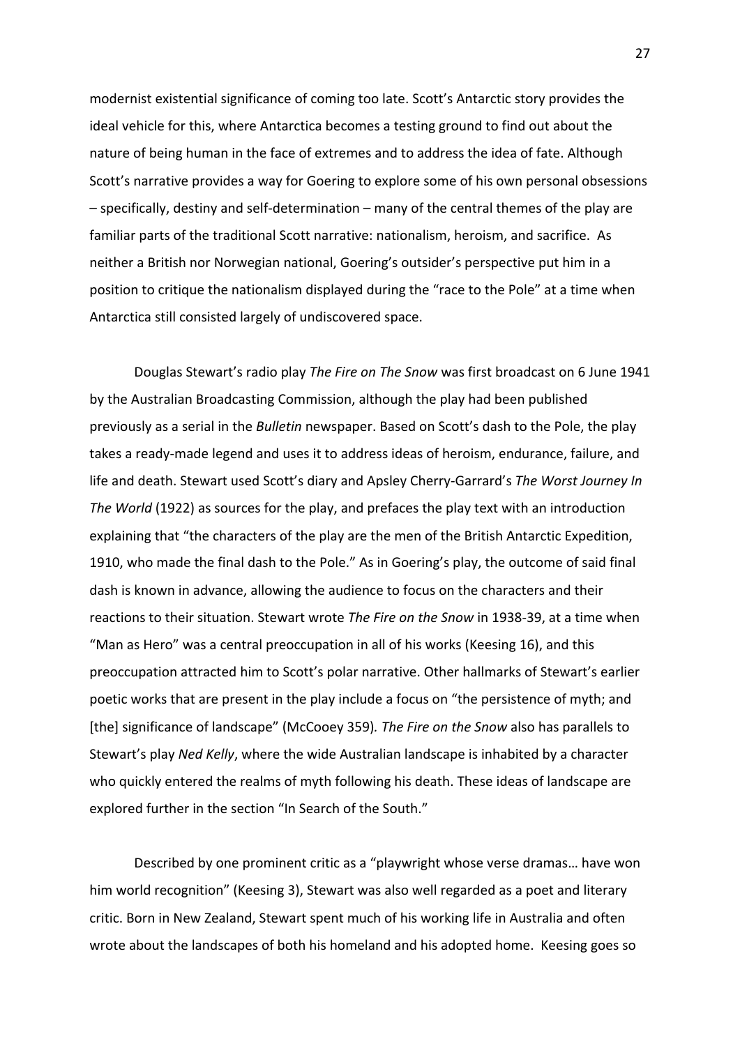modernist existential significance of coming too late. Scott's Antarctic story provides the ideal vehicle for this, where Antarctica becomes a testing ground to find out about the nature of being human in the face of extremes and to address the idea of fate. Although Scott's narrative provides a way for Goering to explore some of his own personal obsessions – specifically, destiny and self-determination – many of the central themes of the play are familiar parts of the traditional Scott narrative: nationalism, heroism, and sacrifice. As neither a British nor Norwegian national, Goering's outsider's perspective put him in a position to critique the nationalism displayed during the "race to the Pole" at a time when Antarctica still consisted largely of undiscovered space.

Douglas Stewart's radio play *The Fire on The Snow* was first broadcast on 6 June 1941 by the Australian Broadcasting Commission, although the play had been published previously as a serial in the *Bulletin* newspaper. Based on Scott's dash to the Pole, the play takes a ready-made legend and uses it to address ideas of heroism, endurance, failure, and life and death. Stewart used Scott's diary and Apsley Cherry-Garrard's *The Worst Journey In The World* (1922) as sources for the play, and prefaces the play text with an introduction explaining that "the characters of the play are the men of the British Antarctic Expedition, 1910, who made the final dash to the Pole." As in Goering's play, the outcome of said final dash is known in advance, allowing the audience to focus on the characters and their reactions to their situation. Stewart wrote *The Fire on the Snow* in 1938-39, at a time when "Man as Hero" was a central preoccupation in all of his works (Keesing 16), and this preoccupation attracted him to Scott's polar narrative. Other hallmarks of Stewart's earlier poetic works that are present in the play include a focus on "the persistence of myth; and [the] significance of landscape" (McCooey 359). *The Fire on the Snow* also has parallels to Stewart's play *Ned Kelly*, where the wide Australian landscape is inhabited by a character who quickly entered the realms of myth following his death. These ideas of landscape are explored further in the section "In Search of the South."

Described by one prominent critic as a "playwright whose verse dramas… have won him world recognition" (Keesing 3), Stewart was also well regarded as a poet and literary critic. Born in New Zealand, Stewart spent much of his working life in Australia and often wrote about the landscapes of both his homeland and his adopted home. Keesing goes so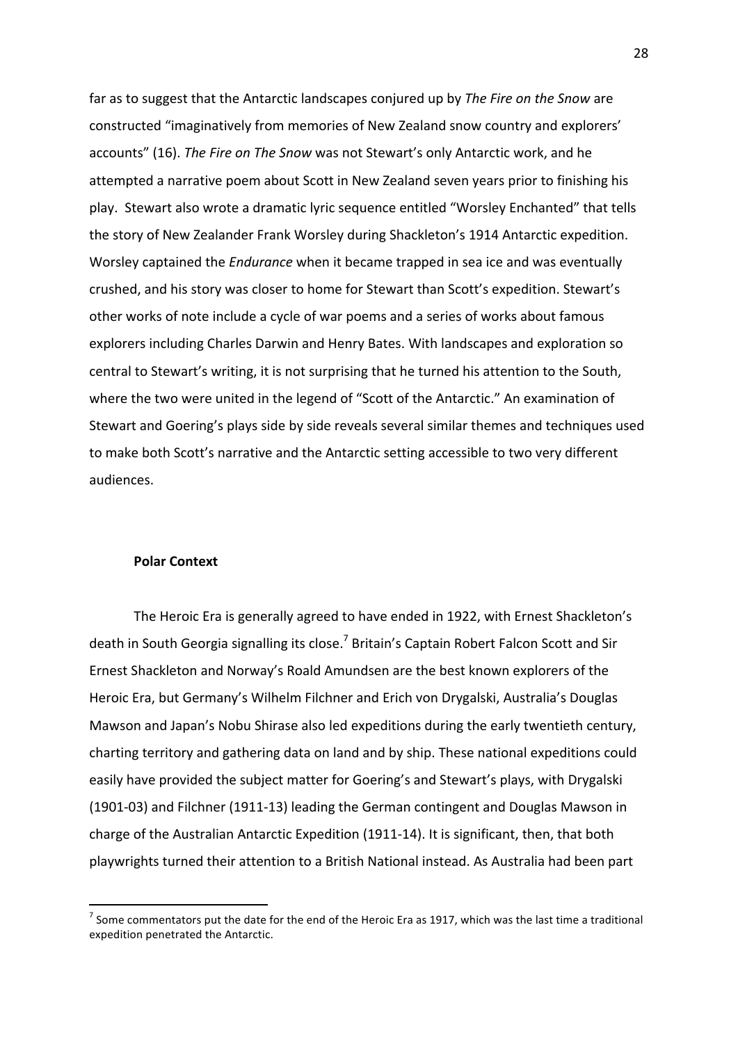far as to suggest that the Antarctic landscapes conjured up by *The Fire on the Snow* are constructed "imaginatively from memories of New Zealand snow country and explorers' accounts" (16). *The Fire on The Snow* was not Stewart's only Antarctic work, and he attempted a narrative poem about Scott in New Zealand seven years prior to finishing his play. Stewart also wrote a dramatic lyric sequence entitled "Worsley Enchanted" that tells the story of New Zealander Frank Worsley during Shackleton's 1914 Antarctic expedition. Worsley captained the *Endurance* when it became trapped in sea ice and was eventually crushed, and his story was closer to home for Stewart than Scott's expedition. Stewart's other works of note include a cycle of war poems and a series of works about famous explorers including Charles Darwin and Henry Bates. With landscapes and exploration so central to Stewart's writing, it is not surprising that he turned his attention to the South, where the two were united in the legend of "Scott of the Antarctic." An examination of Stewart and Goering's plays side by side reveals several similar themes and techniques used to make both Scott's narrative and the Antarctic setting accessible to two very different audiences.

### Polar Context

The Heroic Era is generally agreed to have ended in 1922, with Ernest Shackleton's death in South Georgia signalling its close.[7] Britain's Captain Robert Falcon Scott and Sir Ernest Shackleton and Norway's Roald Amundsen are the best known explorers of the Heroic Era, but Germany's Wilhelm Filchner and Erich von Drygalski, Australia's Douglas Mawson and Japan's Nobu Shirase also led expeditions during the early twentieth century, charting territory and gathering data on land and by ship. These national expeditions could easily have provided the subject matter for Goering's and Stewart's plays, with Drygalski (1901-03) and Filchner (1911-13) leading the German contingent and Douglas Mawson in charge of the Australian Antarctic Expedition (1911-14). It is significant, then, that both playwrights turned their attention to a British National instead. As Australia had been part

[7] Some commentators put the date for the end of the Heroic Era as 1917, which was the last time a traditional expedition penetrated the Antarctic.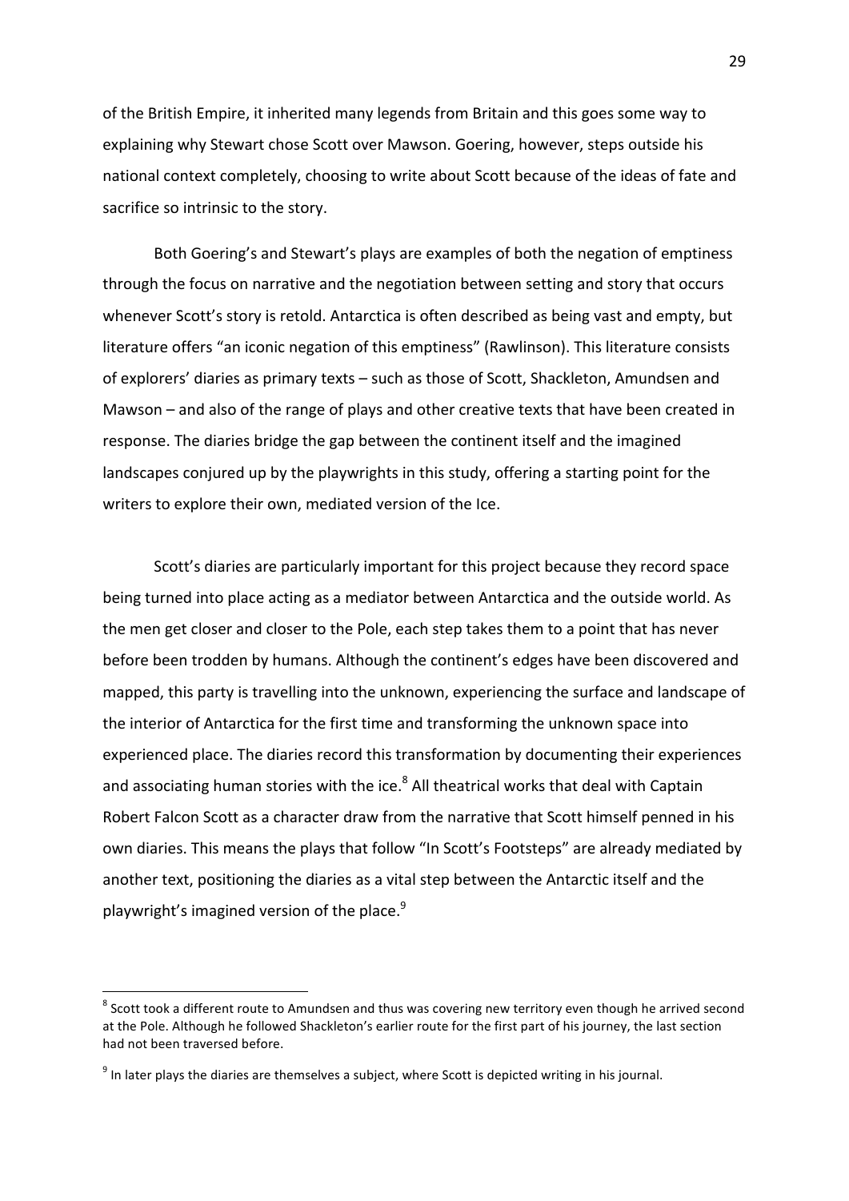of the British Empire, it inherited many legends from Britain and this goes some way to explaining why Stewart chose Scott over Mawson. Goering, however, steps outside his national context completely, choosing to write about Scott because of the ideas of fate and sacrifice so intrinsic to the story.

Both Goering's and Stewart's plays are examples of both the negation of emptiness through the focus on narrative and the negotiation between setting and story that occurs whenever Scott's story is retold. Antarctica is often described as being vast and empty, but literature offers "an iconic negation of this emptiness" (Rawlinson). This literature consists of explorers' diaries as primary texts – such as those of Scott, Shackleton, Amundsen and Mawson – and also of the range of plays and other creative texts that have been created in response. The diaries bridge the gap between the continent itself and the imagined landscapes conjured up by the playwrights in this study, offering a starting point for the writers to explore their own, mediated version of the Ice.

Scott's diaries are particularly important for this project because they record space being turned into place acting as a mediator between Antarctica and the outside world. As the men get closer and closer to the Pole, each step takes them to a point that has never before been trodden by humans. Although the continent's edges have been discovered and mapped, this party is travelling into the unknown, experiencing the surface and landscape of the interior of Antarctica for the first time and transforming the unknown space into experienced place. The diaries record this transformation by documenting their experiences and associating human stories with the ice.[8] All theatrical works that deal with Captain Robert Falcon Scott as a character draw from the narrative that Scott himself penned in his own diaries. This means the plays that follow "In Scott's Footsteps" are already mediated by another text, positioning the diaries as a vital step between the Antarctic itself and the playwright's imagined version of the place.[9]

---

[8] Scott took a different route to Amundsen and thus was covering new territory even though he arrived second at the Pole. Although he followed Shackleton's earlier route for the first part of his journey, the last section had not been traversed before.

[9] In later plays the diaries are themselves a subject, where Scott is depicted writing in his journal.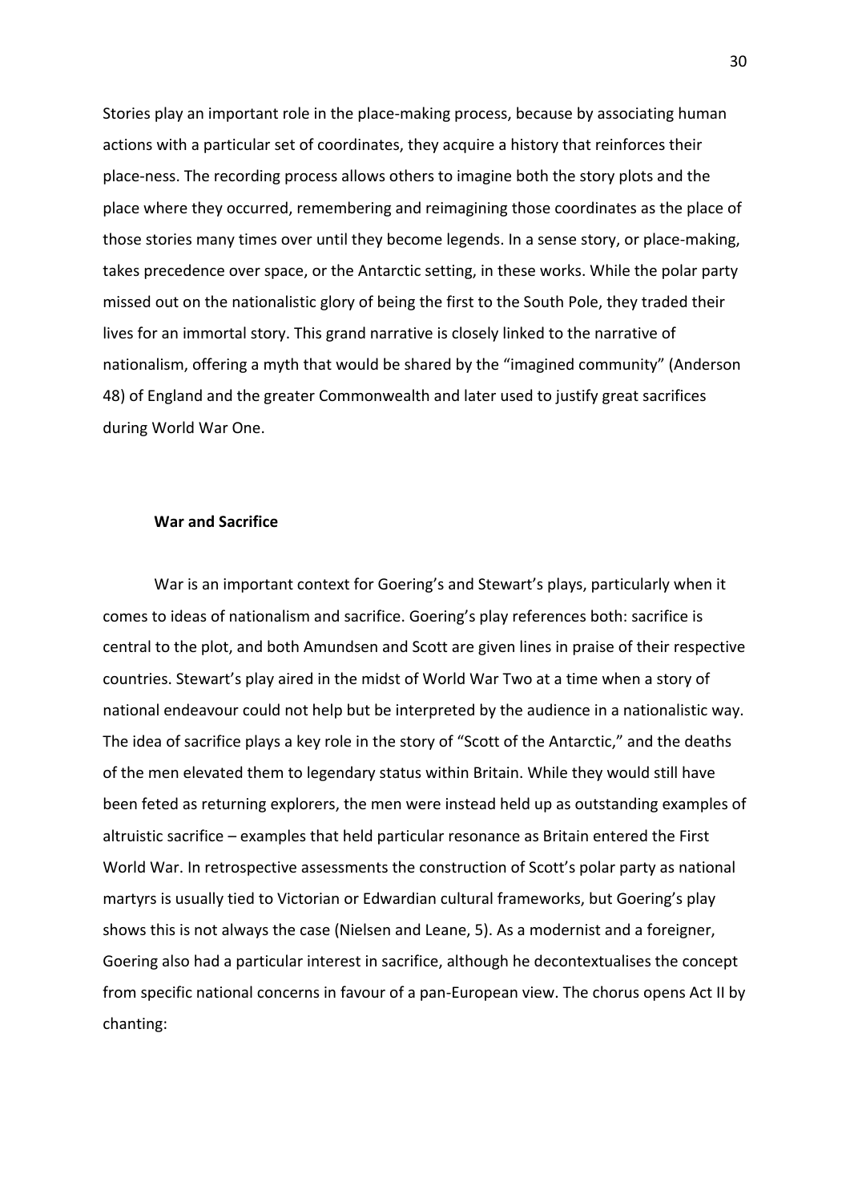Stories play an important role in the place-making process, because by associating human actions with a particular set of coordinates, they acquire a history that reinforces their place-ness. The recording process allows others to imagine both the story plots and the place where they occurred, remembering and reimagining those coordinates as the place of those stories many times over until they become legends. In a sense story, or place-making, takes precedence over space, or the Antarctic setting, in these works. While the polar party missed out on the nationalistic glory of being the first to the South Pole, they traded their lives for an immortal story. This grand narrative is closely linked to the narrative of nationalism, offering a myth that would be shared by the "imagined community" (Anderson 48) of England and the greater Commonwealth and later used to justify great sacrifices during World War One.

### War and Sacrifice

War is an important context for Goering's and Stewart's plays, particularly when it comes to ideas of nationalism and sacrifice. Goering's play references both: sacrifice is central to the plot, and both Amundsen and Scott are given lines in praise of their respective countries. Stewart's play aired in the midst of World War Two at a time when a story of national endeavour could not help but be interpreted by the audience in a nationalistic way. The idea of sacrifice plays a key role in the story of "Scott of the Antarctic," and the deaths of the men elevated them to legendary status within Britain. While they would still have been feted as returning explorers, the men were instead held up as outstanding examples of altruistic sacrifice – examples that held particular resonance as Britain entered the First World War. In retrospective assessments the construction of Scott's polar party as national martyrs is usually tied to Victorian or Edwardian cultural frameworks, but Goering's play shows this is not always the case (Nielsen and Leane, 5). As a modernist and a foreigner, Goering also had a particular interest in sacrifice, although he decontextualises the concept from specific national concerns in favour of a pan-European view. The chorus opens Act II by chanting: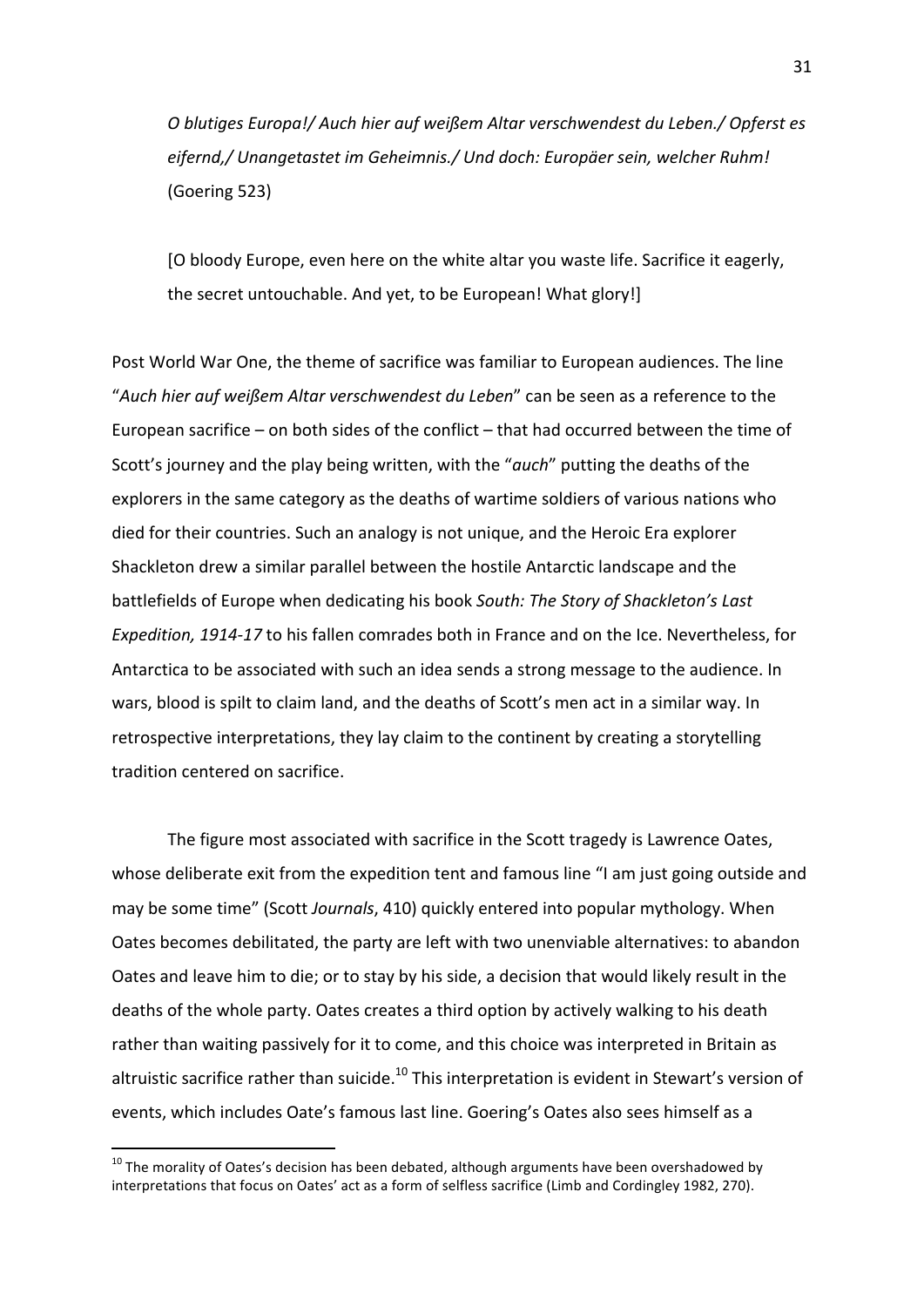> *O blutiges Europa!/ Auch hier auf weißem Altar verschwendest du Leben./ Opferst es eifernd,/ Unangetastet im Geheimnis./ Und doch: Europäer sein, welcher Ruhm!* (Goering 523)
>
> [O bloody Europe, even here on the white altar you waste life. Sacrifice it eagerly, the secret untouchable. And yet, to be European! What glory!]

Post World War One, the theme of sacrifice was familiar to European audiences. The line "*Auch hier auf weißem Altar verschwendest du Leben*" can be seen as a reference to the European sacrifice – on both sides of the conflict – that had occurred between the time of Scott's journey and the play being written, with the "*auch*" putting the deaths of the explorers in the same category as the deaths of wartime soldiers of various nations who died for their countries. Such an analogy is not unique, and the Heroic Era explorer Shackleton drew a similar parallel between the hostile Antarctic landscape and the battlefields of Europe when dedicating his book *South: The Story of Shackleton's Last Expedition, 1914-17* to his fallen comrades both in France and on the Ice. Nevertheless, for Antarctica to be associated with such an idea sends a strong message to the audience. In wars, blood is spilt to claim land, and the deaths of Scott's men act in a similar way. In retrospective interpretations, they lay claim to the continent by creating a storytelling tradition centered on sacrifice.

The figure most associated with sacrifice in the Scott tragedy is Lawrence Oates, whose deliberate exit from the expedition tent and famous line "I am just going outside and may be some time" (Scott *Journals*, 410) quickly entered into popular mythology. When Oates becomes debilitated, the party are left with two unenviable alternatives: to abandon Oates and leave him to die; or to stay by his side, a decision that would likely result in the deaths of the whole party. Oates creates a third option by actively walking to his death rather than waiting passively for it to come, and this choice was interpreted in Britain as altruistic sacrifice rather than suicide.[10] This interpretation is evident in Stewart's version of events, which includes Oate's famous last line. Goering's Oates also sees himself as a

[10] The morality of Oates's decision has been debated, although arguments have been overshadowed by interpretations that focus on Oates' act as a form of selfless sacrifice (Limb and Cordingley 1982, 270).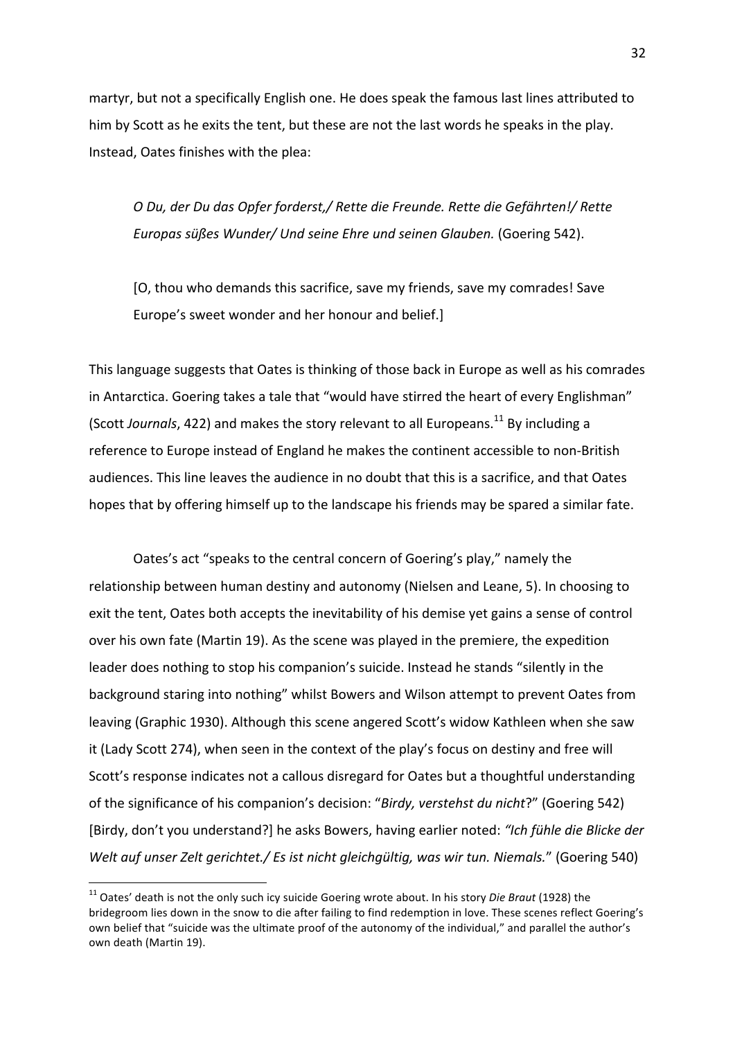martyr, but not a specifically English one. He does speak the famous last lines attributed to him by Scott as he exits the tent, but these are not the last words he speaks in the play. Instead, Oates finishes with the plea:

> *O Du, der Du das Opfer forderst,/ Rette die Freunde. Rette die Gefährten!/ Rette Europas süßes Wunder/ Und seine Ehre und seinen Glauben.* (Goering 542).
>
> [O, thou who demands this sacrifice, save my friends, save my comrades! Save Europe's sweet wonder and her honour and belief.]

This language suggests that Oates is thinking of those back in Europe as well as his comrades in Antarctica. Goering takes a tale that "would have stirred the heart of every Englishman" (Scott *Journals*, 422) and makes the story relevant to all Europeans.[11] By including a reference to Europe instead of England he makes the continent accessible to non-British audiences. This line leaves the audience in no doubt that this is a sacrifice, and that Oates hopes that by offering himself up to the landscape his friends may be spared a similar fate.

Oates's act "speaks to the central concern of Goering's play," namely the relationship between human destiny and autonomy (Nielsen and Leane, 5). In choosing to exit the tent, Oates both accepts the inevitability of his demise yet gains a sense of control over his own fate (Martin 19). As the scene was played in the premiere, the expedition leader does nothing to stop his companion's suicide. Instead he stands "silently in the background staring into nothing" whilst Bowers and Wilson attempt to prevent Oates from leaving (Graphic 1930). Although this scene angered Scott's widow Kathleen when she saw it (Lady Scott 274), when seen in the context of the play's focus on destiny and free will Scott's response indicates not a callous disregard for Oates but a thoughtful understanding of the significance of his companion's decision: "*Birdy, verstehst du nicht*?" (Goering 542) [Birdy, don't you understand?] he asks Bowers, having earlier noted: *"Ich fühle die Blicke der Welt auf unser Zelt gerichtet./ Es ist nicht gleichgültig, was wir tun. Niemals.*" (Goering 540)

[11] Oates' death is not the only such icy suicide Goering wrote about. In his story *Die Braut* (1928) the bridegroom lies down in the snow to die after failing to find redemption in love. These scenes reflect Goering's own belief that "suicide was the ultimate proof of the autonomy of the individual," and parallel the author's own death (Martin 19).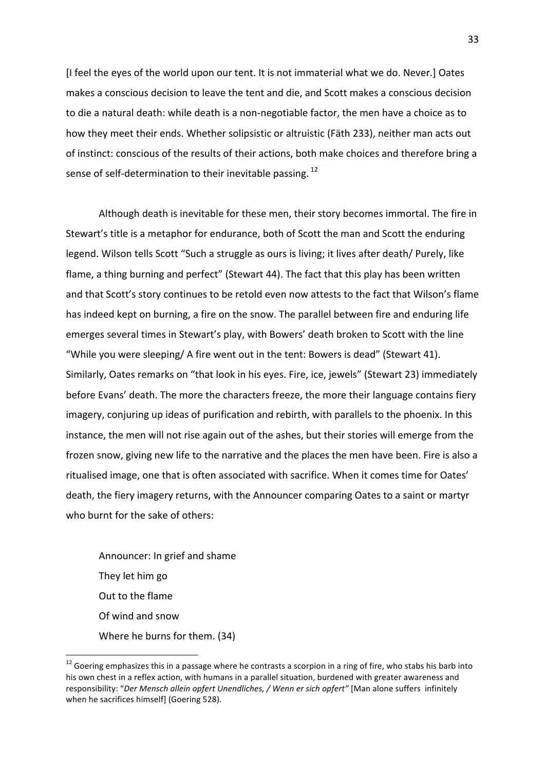[I feel the eyes of the world upon our tent. It is not immaterial what we do. Never.] Oates makes a conscious decision to leave the tent and die, and Scott makes a conscious decision to die a natural death: while death is a non-negotiable factor, the men have a choice as to how they meet their ends. Whether solipsistic or altruistic (Fäth 233), neither man acts out of instinct: conscious of the results of their actions, both make choices and therefore bring a sense of self-determination to their inevitable passing.[12]

Although death is inevitable for these men, their story becomes immortal. The fire in Stewart's title is a metaphor for endurance, both of Scott the man and Scott the enduring legend. Wilson tells Scott "Such a struggle as ours is living; it lives after death/ Purely, like flame, a thing burning and perfect" (Stewart 44). The fact that this play has been written and that Scott's story continues to be retold even now attests to the fact that Wilson's flame has indeed kept on burning, a fire on the snow. The parallel between fire and enduring life emerges several times in Stewart's play, with Bowers' death broken to Scott with the line "While you were sleeping/ A fire went out in the tent: Bowers is dead" (Stewart 41). Similarly, Oates remarks on "that look in his eyes. Fire, ice, jewels" (Stewart 23) immediately before Evans' death. The more the characters freeze, the more their language contains fiery imagery, conjuring up ideas of purification and rebirth, with parallels to the phoenix. In this instance, the men will not rise again out of the ashes, but their stories will emerge from the frozen snow, giving new life to the narrative and the places the men have been. Fire is also a ritualised image, one that is often associated with sacrifice. When it comes time for Oates' death, the fiery imagery returns, with the Announcer comparing Oates to a saint or martyr who burnt for the sake of others:

> Announcer: In grief and shame
> They let him go
> Out to the flame
> Of wind and snow
> Where he burns for them. (34)

---

[12] Goering emphasizes this in a passage where he contrasts a scorpion in a ring of fire, who stabs his barb into his own chest in a reflex action, with humans in a parallel situation, burdened with greater awareness and responsibility: "*Der Mensch allein opfert Unendliches, / Wenn er sich opfert"* [Man alone suffers infinitely when he sacrifices himself] (Goering 528).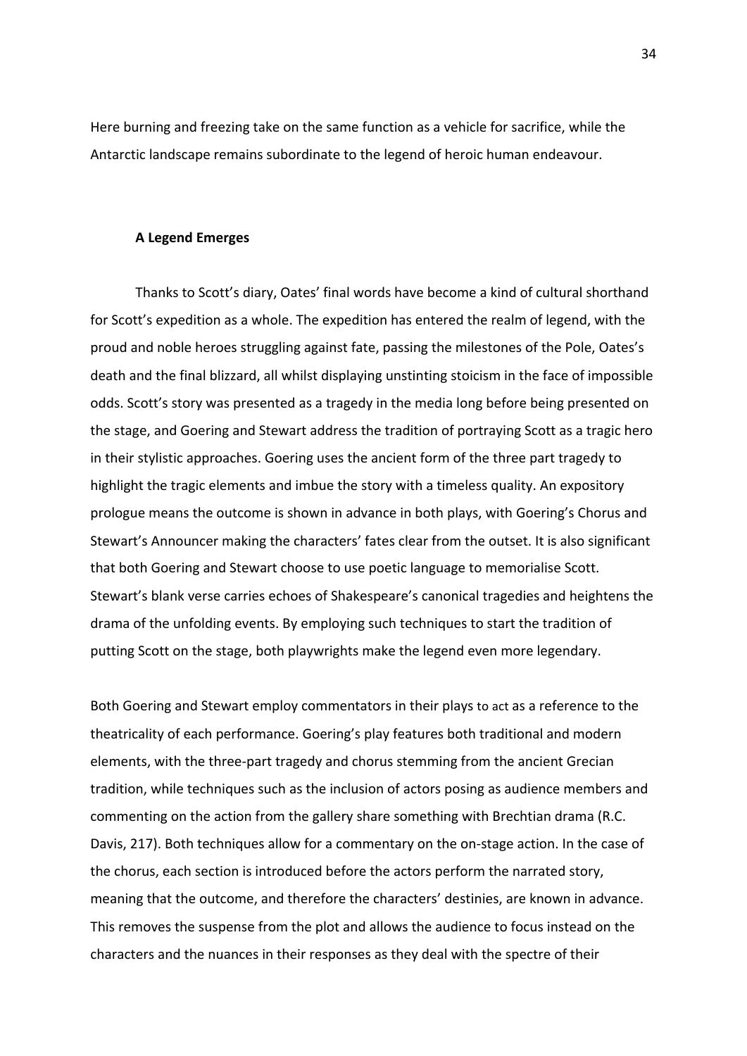Here burning and freezing take on the same function as a vehicle for sacrifice, while the Antarctic landscape remains subordinate to the legend of heroic human endeavour.

### A Legend Emerges

Thanks to Scott's diary, Oates' final words have become a kind of cultural shorthand for Scott's expedition as a whole. The expedition has entered the realm of legend, with the proud and noble heroes struggling against fate, passing the milestones of the Pole, Oates's death and the final blizzard, all whilst displaying unstinting stoicism in the face of impossible odds. Scott's story was presented as a tragedy in the media long before being presented on the stage, and Goering and Stewart address the tradition of portraying Scott as a tragic hero in their stylistic approaches. Goering uses the ancient form of the three part tragedy to highlight the tragic elements and imbue the story with a timeless quality. An expository prologue means the outcome is shown in advance in both plays, with Goering's Chorus and Stewart's Announcer making the characters' fates clear from the outset. It is also significant that both Goering and Stewart choose to use poetic language to memorialise Scott. Stewart's blank verse carries echoes of Shakespeare's canonical tragedies and heightens the drama of the unfolding events. By employing such techniques to start the tradition of putting Scott on the stage, both playwrights make the legend even more legendary.

Both Goering and Stewart employ commentators in their plays to act as a reference to the theatricality of each performance. Goering's play features both traditional and modern elements, with the three-part tragedy and chorus stemming from the ancient Grecian tradition, while techniques such as the inclusion of actors posing as audience members and commenting on the action from the gallery share something with Brechtian drama (R.C. Davis, 217). Both techniques allow for a commentary on the on-stage action. In the case of the chorus, each section is introduced before the actors perform the narrated story, meaning that the outcome, and therefore the characters' destinies, are known in advance. This removes the suspense from the plot and allows the audience to focus instead on the characters and the nuances in their responses as they deal with the spectre of their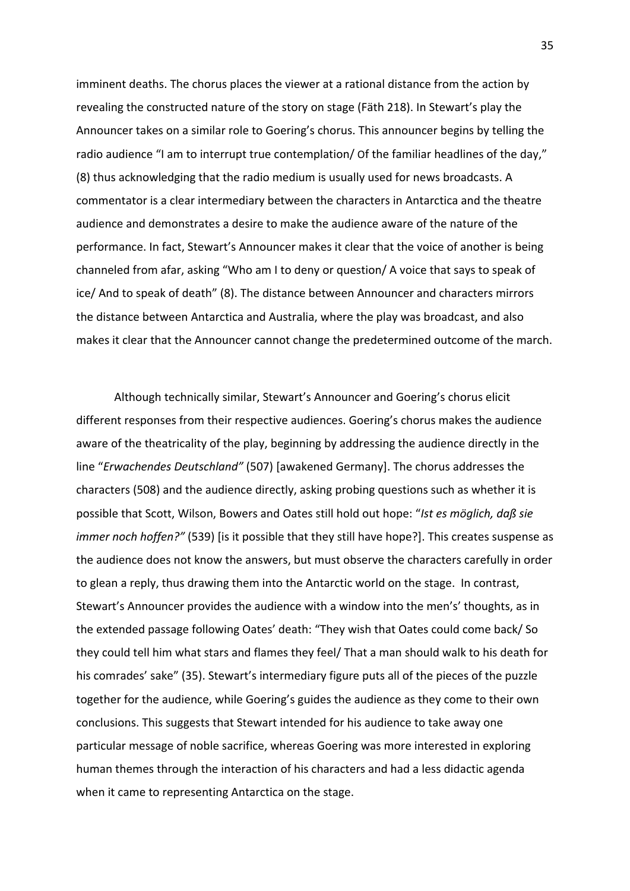imminent deaths. The chorus places the viewer at a rational distance from the action by revealing the constructed nature of the story on stage (Fäth 218). In Stewart's play the Announcer takes on a similar role to Goering's chorus. This announcer begins by telling the radio audience "I am to interrupt true contemplation/ Of the familiar headlines of the day," (8) thus acknowledging that the radio medium is usually used for news broadcasts. A commentator is a clear intermediary between the characters in Antarctica and the theatre audience and demonstrates a desire to make the audience aware of the nature of the performance. In fact, Stewart's Announcer makes it clear that the voice of another is being channeled from afar, asking "Who am I to deny or question/ A voice that says to speak of ice/ And to speak of death" (8). The distance between Announcer and characters mirrors the distance between Antarctica and Australia, where the play was broadcast, and also makes it clear that the Announcer cannot change the predetermined outcome of the march.

Although technically similar, Stewart's Announcer and Goering's chorus elicit different responses from their respective audiences. Goering's chorus makes the audience aware of the theatricality of the play, beginning by addressing the audience directly in the line "*Erwachendes Deutschland"* (507) [awakened Germany]. The chorus addresses the characters (508) and the audience directly, asking probing questions such as whether it is possible that Scott, Wilson, Bowers and Oates still hold out hope: "*Ist es möglich, daß sie immer noch hoffen?"* (539) [is it possible that they still have hope?]. This creates suspense as the audience does not know the answers, but must observe the characters carefully in order to glean a reply, thus drawing them into the Antarctic world on the stage. In contrast, Stewart's Announcer provides the audience with a window into the men's' thoughts, as in the extended passage following Oates' death: "They wish that Oates could come back/ So they could tell him what stars and flames they feel/ That a man should walk to his death for his comrades' sake" (35). Stewart's intermediary figure puts all of the pieces of the puzzle together for the audience, while Goering's guides the audience as they come to their own conclusions. This suggests that Stewart intended for his audience to take away one particular message of noble sacrifice, whereas Goering was more interested in exploring human themes through the interaction of his characters and had a less didactic agenda when it came to representing Antarctica on the stage.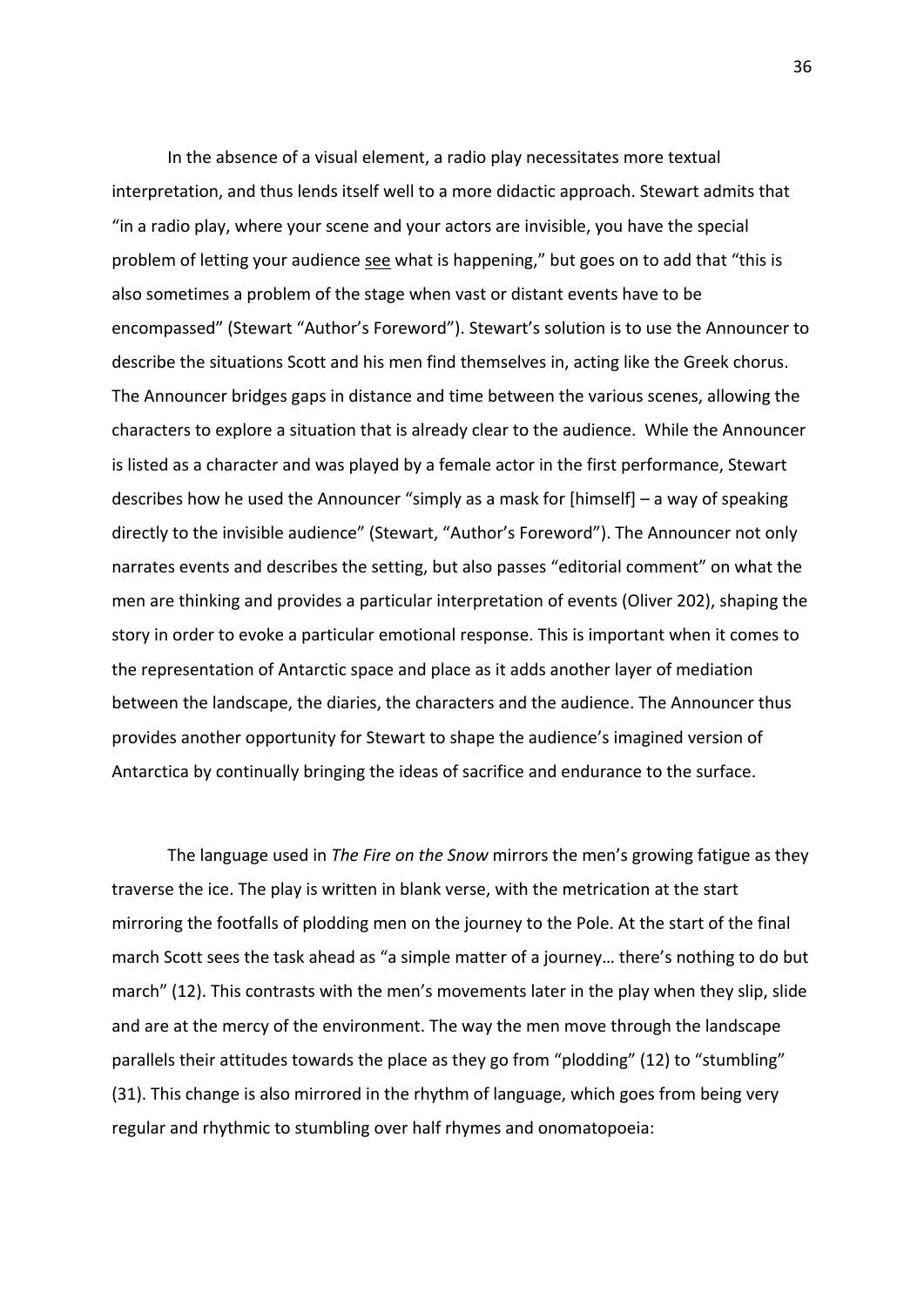In the absence of a visual element, a radio play necessitates more textual interpretation, and thus lends itself well to a more didactic approach. Stewart admits that "in a radio play, where your scene and your actors are invisible, you have the special problem of letting your audience <u>see</u> what is happening," but goes on to add that "this is also sometimes a problem of the stage when vast or distant events have to be encompassed" (Stewart "Author's Foreword"). Stewart's solution is to use the Announcer to describe the situations Scott and his men find themselves in, acting like the Greek chorus. The Announcer bridges gaps in distance and time between the various scenes, allowing the characters to explore a situation that is already clear to the audience. While the Announcer is listed as a character and was played by a female actor in the first performance, Stewart describes how he used the Announcer "simply as a mask for [himself] – a way of speaking directly to the invisible audience" (Stewart, "Author's Foreword"). The Announcer not only narrates events and describes the setting, but also passes "editorial comment" on what the men are thinking and provides a particular interpretation of events (Oliver 202), shaping the story in order to evoke a particular emotional response. This is important when it comes to the representation of Antarctic space and place as it adds another layer of mediation between the landscape, the diaries, the characters and the audience. The Announcer thus provides another opportunity for Stewart to shape the audience's imagined version of Antarctica by continually bringing the ideas of sacrifice and endurance to the surface.

The language used in *The Fire on the Snow* mirrors the men's growing fatigue as they traverse the ice. The play is written in blank verse, with the metrication at the start mirroring the footfalls of plodding men on the journey to the Pole. At the start of the final march Scott sees the task ahead as "a simple matter of a journey… there's nothing to do but march" (12). This contrasts with the men's movements later in the play when they slip, slide and are at the mercy of the environment. The way the men move through the landscape parallels their attitudes towards the place as they go from "plodding" (12) to "stumbling" (31). This change is also mirrored in the rhythm of language, which goes from being very regular and rhythmic to stumbling over half rhymes and onomatopoeia: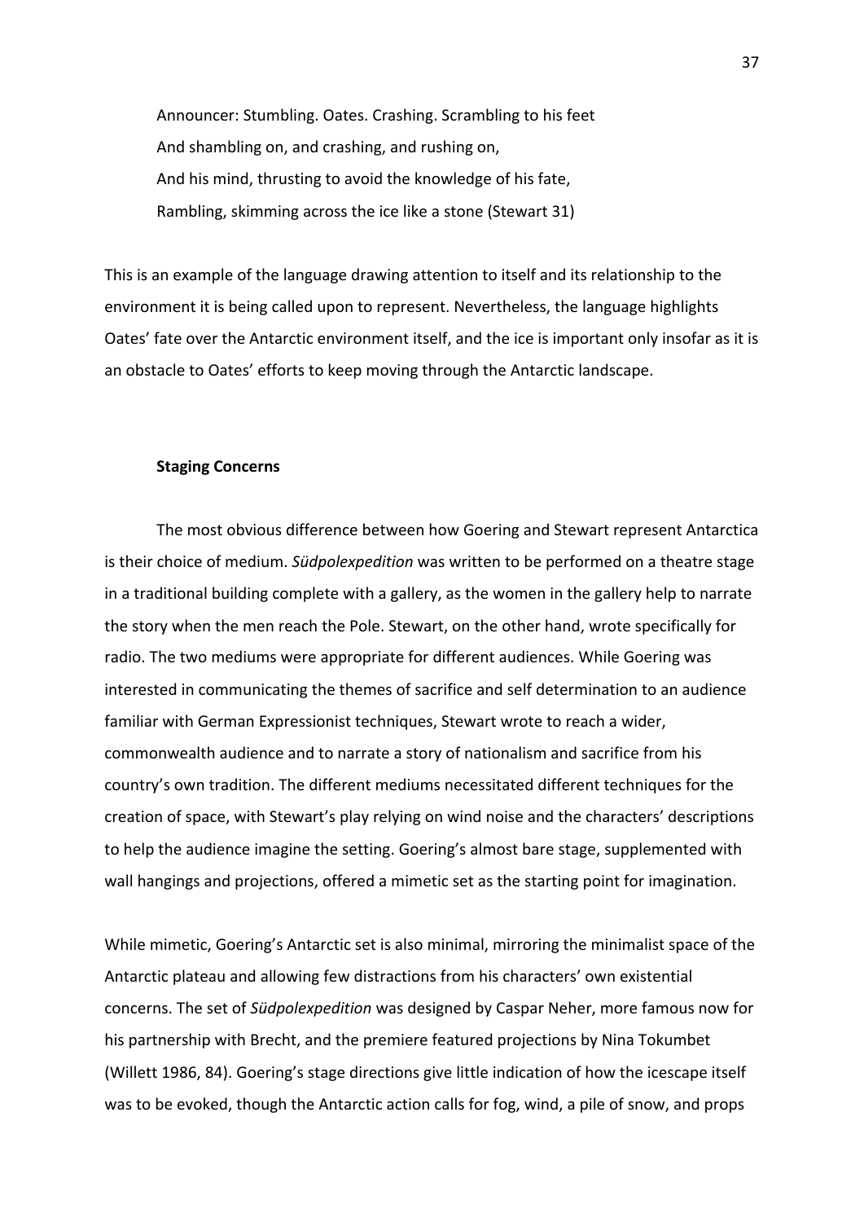Announcer: Stumbling. Oates. Crashing. Scrambling to his feet  
And shambling on, and crashing, and rushing on,  
And his mind, thrusting to avoid the knowledge of his fate,  
Rambling, skimming across the ice like a stone (Stewart 31)

This is an example of the language drawing attention to itself and its relationship to the environment it is being called upon to represent. Nevertheless, the language highlights Oates' fate over the Antarctic environment itself, and the ice is important only insofar as it is an obstacle to Oates' efforts to keep moving through the Antarctic landscape.

### Staging Concerns

The most obvious difference between how Goering and Stewart represent Antarctica is their choice of medium. *Südpolexpedition* was written to be performed on a theatre stage in a traditional building complete with a gallery, as the women in the gallery help to narrate the story when the men reach the Pole. Stewart, on the other hand, wrote specifically for radio. The two mediums were appropriate for different audiences. While Goering was interested in communicating the themes of sacrifice and self determination to an audience familiar with German Expressionist techniques, Stewart wrote to reach a wider, commonwealth audience and to narrate a story of nationalism and sacrifice from his country's own tradition. The different mediums necessitated different techniques for the creation of space, with Stewart's play relying on wind noise and the characters' descriptions to help the audience imagine the setting. Goering's almost bare stage, supplemented with wall hangings and projections, offered a mimetic set as the starting point for imagination.

While mimetic, Goering's Antarctic set is also minimal, mirroring the minimalist space of the Antarctic plateau and allowing few distractions from his characters' own existential concerns. The set of *Südpolexpedition* was designed by Caspar Neher, more famous now for his partnership with Brecht, and the premiere featured projections by Nina Tokumbet (Willett 1986, 84). Goering's stage directions give little indication of how the icescape itself was to be evoked, though the Antarctic action calls for fog, wind, a pile of snow, and props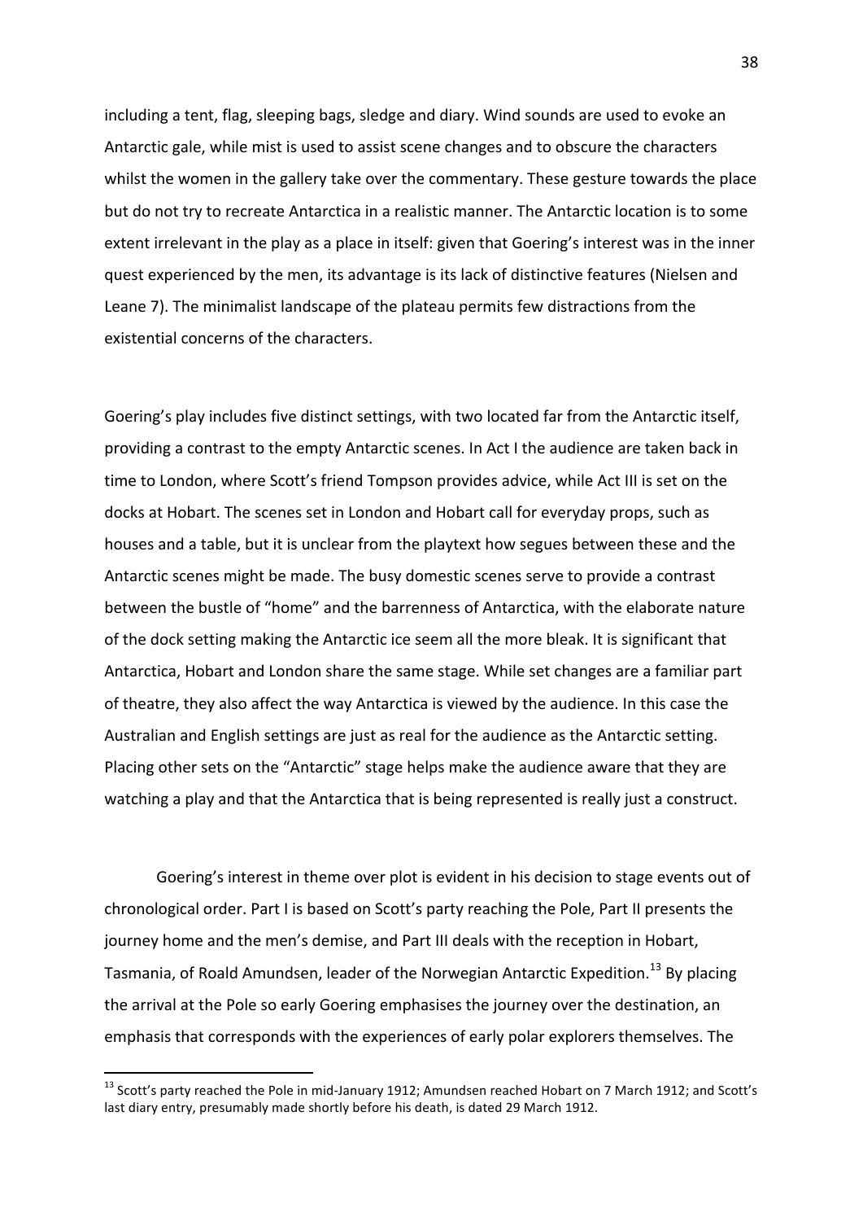including a tent, flag, sleeping bags, sledge and diary. Wind sounds are used to evoke an Antarctic gale, while mist is used to assist scene changes and to obscure the characters whilst the women in the gallery take over the commentary. These gesture towards the place but do not try to recreate Antarctica in a realistic manner. The Antarctic location is to some extent irrelevant in the play as a place in itself: given that Goering's interest was in the inner quest experienced by the men, its advantage is its lack of distinctive features (Nielsen and Leane 7). The minimalist landscape of the plateau permits few distractions from the existential concerns of the characters.

Goering's play includes five distinct settings, with two located far from the Antarctic itself, providing a contrast to the empty Antarctic scenes. In Act I the audience are taken back in time to London, where Scott's friend Tompson provides advice, while Act III is set on the docks at Hobart. The scenes set in London and Hobart call for everyday props, such as houses and a table, but it is unclear from the playtext how segues between these and the Antarctic scenes might be made. The busy domestic scenes serve to provide a contrast between the bustle of "home" and the barrenness of Antarctica, with the elaborate nature of the dock setting making the Antarctic ice seem all the more bleak. It is significant that Antarctica, Hobart and London share the same stage. While set changes are a familiar part of theatre, they also affect the way Antarctica is viewed by the audience. In this case the Australian and English settings are just as real for the audience as the Antarctic setting. Placing other sets on the "Antarctic" stage helps make the audience aware that they are watching a play and that the Antarctica that is being represented is really just a construct.

Goering's interest in theme over plot is evident in his decision to stage events out of chronological order. Part I is based on Scott's party reaching the Pole, Part II presents the journey home and the men's demise, and Part III deals with the reception in Hobart, Tasmania, of Roald Amundsen, leader of the Norwegian Antarctic Expedition.[13] By placing the arrival at the Pole so early Goering emphasises the journey over the destination, an emphasis that corresponds with the experiences of early polar explorers themselves. The

[13] Scott's party reached the Pole in mid-January 1912; Amundsen reached Hobart on 7 March 1912; and Scott's last diary entry, presumably made shortly before his death, is dated 29 March 1912.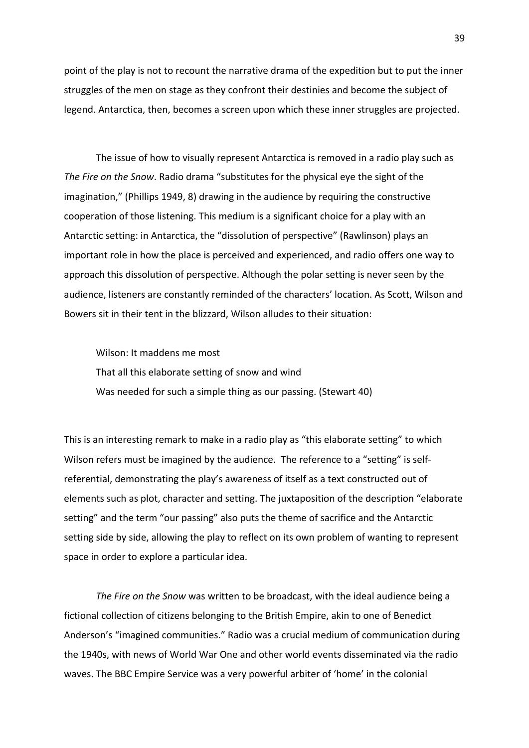point of the play is not to recount the narrative drama of the expedition but to put the inner struggles of the men on stage as they confront their destinies and become the subject of legend. Antarctica, then, becomes a screen upon which these inner struggles are projected.

The issue of how to visually represent Antarctica is removed in a radio play such as *The Fire on the Snow*. Radio drama "substitutes for the physical eye the sight of the imagination," (Phillips 1949, 8) drawing in the audience by requiring the constructive cooperation of those listening. This medium is a significant choice for a play with an Antarctic setting: in Antarctica, the "dissolution of perspective" (Rawlinson) plays an important role in how the place is perceived and experienced, and radio offers one way to approach this dissolution of perspective. Although the polar setting is never seen by the audience, listeners are constantly reminded of the characters' location. As Scott, Wilson and Bowers sit in their tent in the blizzard, Wilson alludes to their situation:

> Wilson: It maddens me most
> That all this elaborate setting of snow and wind
> Was needed for such a simple thing as our passing. (Stewart 40)

This is an interesting remark to make in a radio play as "this elaborate setting" to which Wilson refers must be imagined by the audience. The reference to a "setting" is self-referential, demonstrating the play's awareness of itself as a text constructed out of elements such as plot, character and setting. The juxtaposition of the description "elaborate setting" and the term "our passing" also puts the theme of sacrifice and the Antarctic setting side by side, allowing the play to reflect on its own problem of wanting to represent space in order to explore a particular idea.

*The Fire on the Snow* was written to be broadcast, with the ideal audience being a fictional collection of citizens belonging to the British Empire, akin to one of Benedict Anderson's "imagined communities." Radio was a crucial medium of communication during the 1940s, with news of World War One and other world events disseminated via the radio waves. The BBC Empire Service was a very powerful arbiter of 'home' in the colonial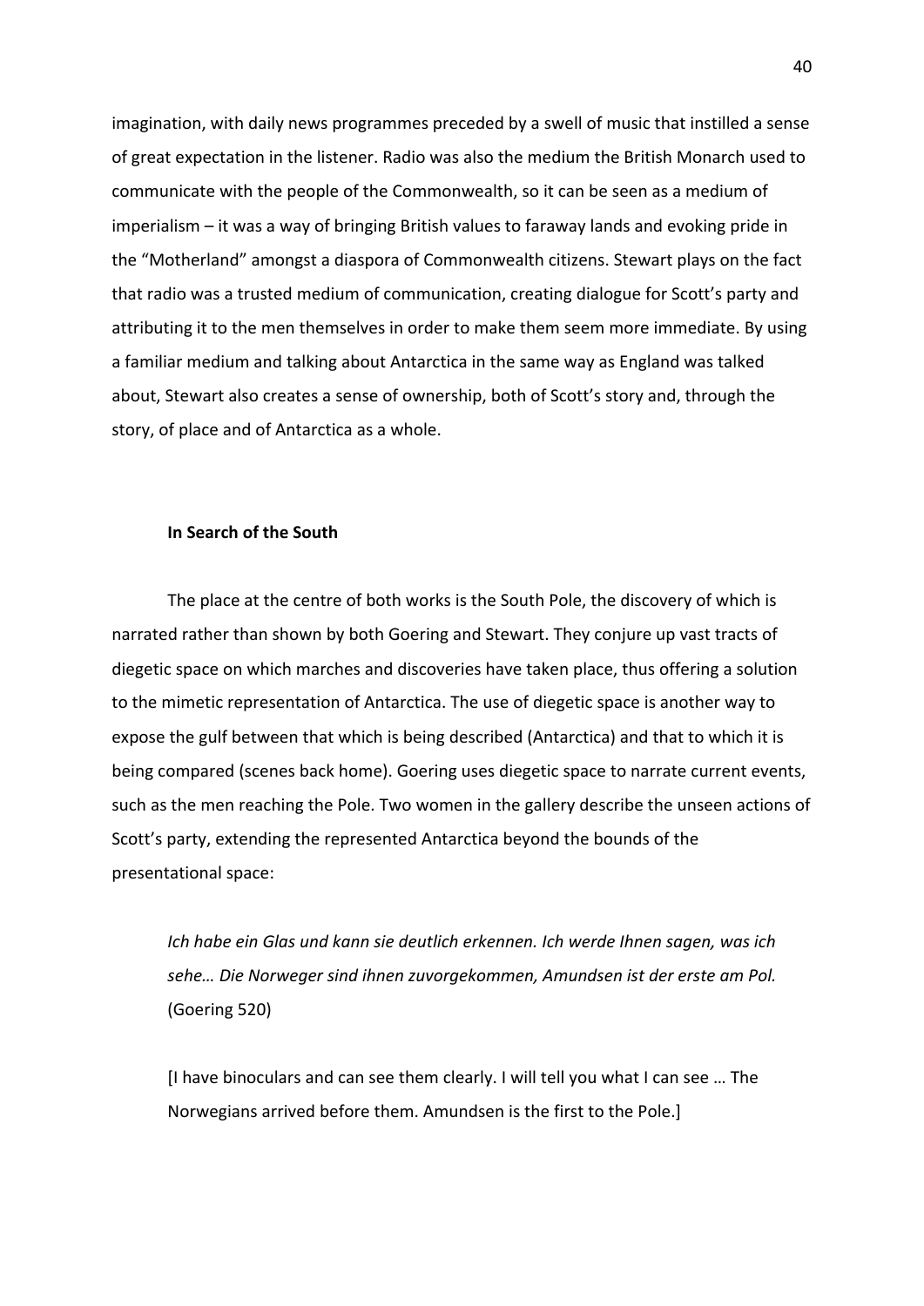imagination, with daily news programmes preceded by a swell of music that instilled a sense of great expectation in the listener. Radio was also the medium the British Monarch used to communicate with the people of the Commonwealth, so it can be seen as a medium of imperialism – it was a way of bringing British values to faraway lands and evoking pride in the "Motherland" amongst a diaspora of Commonwealth citizens. Stewart plays on the fact that radio was a trusted medium of communication, creating dialogue for Scott's party and attributing it to the men themselves in order to make them seem more immediate. By using a familiar medium and talking about Antarctica in the same way as England was talked about, Stewart also creates a sense of ownership, both of Scott's story and, through the story, of place and of Antarctica as a whole.

### In Search of the South

The place at the centre of both works is the South Pole, the discovery of which is narrated rather than shown by both Goering and Stewart. They conjure up vast tracts of diegetic space on which marches and discoveries have taken place, thus offering a solution to the mimetic representation of Antarctica. The use of diegetic space is another way to expose the gulf between that which is being described (Antarctica) and that to which it is being compared (scenes back home). Goering uses diegetic space to narrate current events, such as the men reaching the Pole. Two women in the gallery describe the unseen actions of Scott's party, extending the represented Antarctica beyond the bounds of the presentational space:

> *Ich habe ein Glas und kann sie deutlich erkennen. Ich werde Ihnen sagen, was ich sehe… Die Norweger sind ihnen zuvorgekommen, Amundsen ist der erste am Pol.* (Goering 520)
>
> [I have binoculars and can see them clearly. I will tell you what I can see … The Norwegians arrived before them. Amundsen is the first to the Pole.]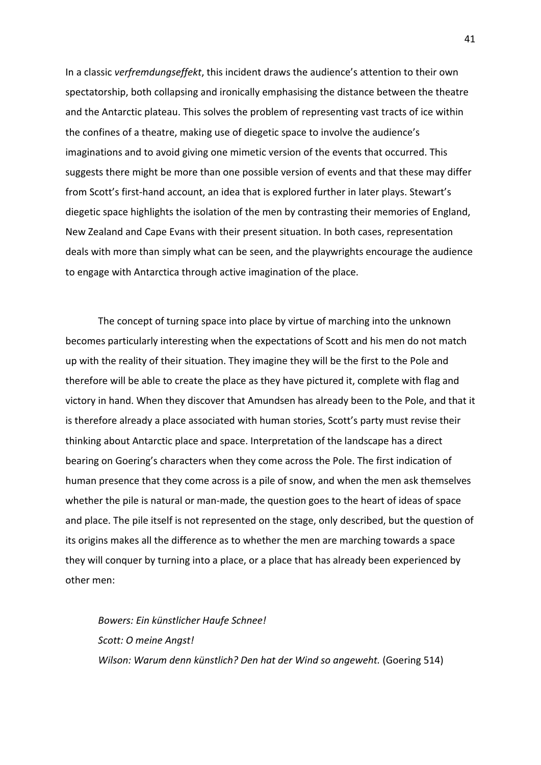In a classic *verfremdungseffekt*, this incident draws the audience's attention to their own spectatorship, both collapsing and ironically emphasising the distance between the theatre and the Antarctic plateau. This solves the problem of representing vast tracts of ice within the confines of a theatre, making use of diegetic space to involve the audience's imaginations and to avoid giving one mimetic version of the events that occurred. This suggests there might be more than one possible version of events and that these may differ from Scott's first-hand account, an idea that is explored further in later plays. Stewart's diegetic space highlights the isolation of the men by contrasting their memories of England, New Zealand and Cape Evans with their present situation. In both cases, representation deals with more than simply what can be seen, and the playwrights encourage the audience to engage with Antarctica through active imagination of the place.

The concept of turning space into place by virtue of marching into the unknown becomes particularly interesting when the expectations of Scott and his men do not match up with the reality of their situation. They imagine they will be the first to the Pole and therefore will be able to create the place as they have pictured it, complete with flag and victory in hand. When they discover that Amundsen has already been to the Pole, and that it is therefore already a place associated with human stories, Scott's party must revise their thinking about Antarctic place and space. Interpretation of the landscape has a direct bearing on Goering's characters when they come across the Pole. The first indication of human presence that they come across is a pile of snow, and when the men ask themselves whether the pile is natural or man-made, the question goes to the heart of ideas of space and place. The pile itself is not represented on the stage, only described, but the question of its origins makes all the difference as to whether the men are marching towards a space they will conquer by turning into a place, or a place that has already been experienced by other men:

> *Bowers: Ein künstlicher Haufe Schnee!*
> *Scott: O meine Angst!*
> *Wilson: Warum denn künstlich? Den hat der Wind so angeweht.* (Goering 514)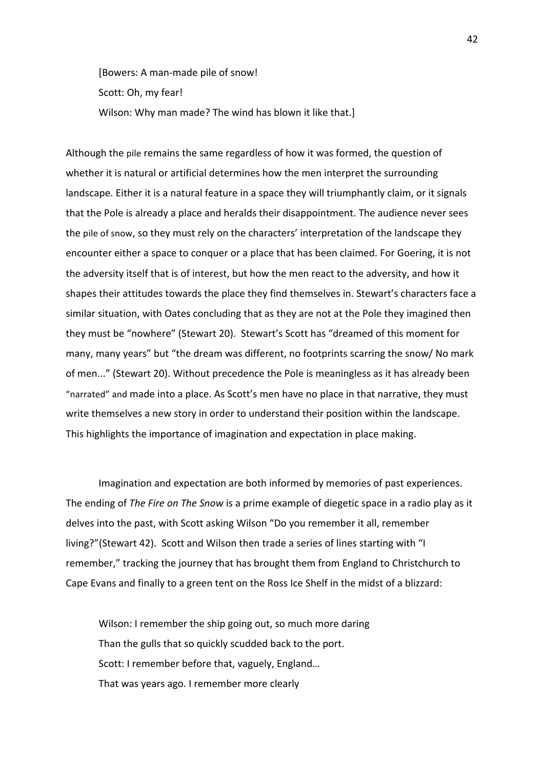[Bowers: A man-made pile of snow!

Scott: Oh, my fear!

Wilson: Why man made? The wind has blown it like that.]

Although the pile remains the same regardless of how it was formed, the question of whether it is natural or artificial determines how the men interpret the surrounding landscape. Either it is a natural feature in a space they will triumphantly claim, or it signals that the Pole is already a place and heralds their disappointment. The audience never sees the pile of snow, so they must rely on the characters' interpretation of the landscape they encounter either a space to conquer or a place that has been claimed. For Goering, it is not the adversity itself that is of interest, but how the men react to the adversity, and how it shapes their attitudes towards the place they find themselves in. Stewart's characters face a similar situation, with Oates concluding that as they are not at the Pole they imagined then they must be "nowhere" (Stewart 20). Stewart's Scott has "dreamed of this moment for many, many years" but "the dream was different, no footprints scarring the snow/ No mark of men..." (Stewart 20). Without precedence the Pole is meaningless as it has already been "narrated" and made into a place. As Scott's men have no place in that narrative, they must write themselves a new story in order to understand their position within the landscape. This highlights the importance of imagination and expectation in place making.

Imagination and expectation are both informed by memories of past experiences. The ending of *The Fire on The Snow* is a prime example of diegetic space in a radio play as it delves into the past, with Scott asking Wilson "Do you remember it all, remember living?"(Stewart 42). Scott and Wilson then trade a series of lines starting with "I remember," tracking the journey that has brought them from England to Christchurch to Cape Evans and finally to a green tent on the Ross Ice Shelf in the midst of a blizzard:

Wilson: I remember the ship going out, so much more daring

Than the gulls that so quickly scudded back to the port.

Scott: I remember before that, vaguely, England…

That was years ago. I remember more clearly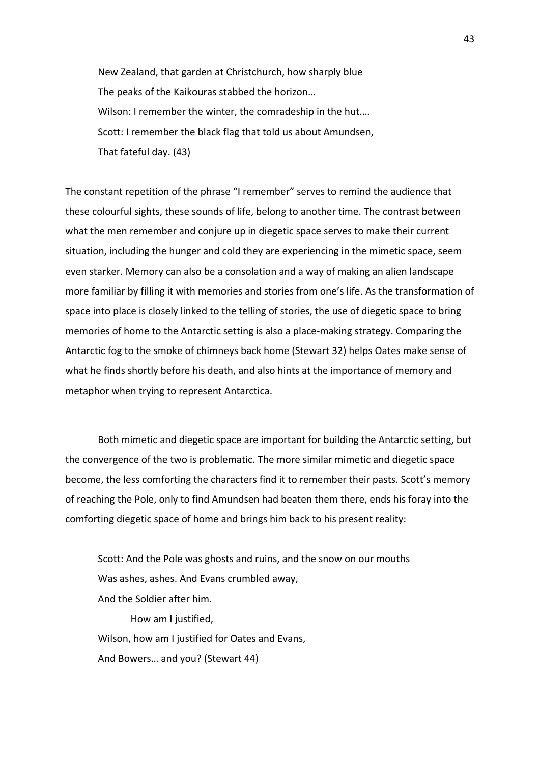> New Zealand, that garden at Christchurch, how sharply blue
> The peaks of the Kaikouras stabbed the horizon…
> Wilson: I remember the winter, the comradeship in the hut.…
> Scott: I remember the black flag that told us about Amundsen,
> That fateful day. (43)

The constant repetition of the phrase "I remember" serves to remind the audience that these colourful sights, these sounds of life, belong to another time. The contrast between what the men remember and conjure up in diegetic space serves to make their current situation, including the hunger and cold they are experiencing in the mimetic space, seem even starker. Memory can also be a consolation and a way of making an alien landscape more familiar by filling it with memories and stories from one's life. As the transformation of space into place is closely linked to the telling of stories, the use of diegetic space to bring memories of home to the Antarctic setting is also a place-making strategy. Comparing the Antarctic fog to the smoke of chimneys back home (Stewart 32) helps Oates make sense of what he finds shortly before his death, and also hints at the importance of memory and metaphor when trying to represent Antarctica.

Both mimetic and diegetic space are important for building the Antarctic setting, but the convergence of the two is problematic. The more similar mimetic and diegetic space become, the less comforting the characters find it to remember their pasts. Scott's memory of reaching the Pole, only to find Amundsen had beaten them there, ends his foray into the comforting diegetic space of home and brings him back to his present reality:

> Scott: And the Pole was ghosts and ruins, and the snow on our mouths
> Was ashes, ashes. And Evans crumbled away,
> And the Soldier after him.
> How am I justified,
> Wilson, how am I justified for Oates and Evans,
> And Bowers… and you? (Stewart 44)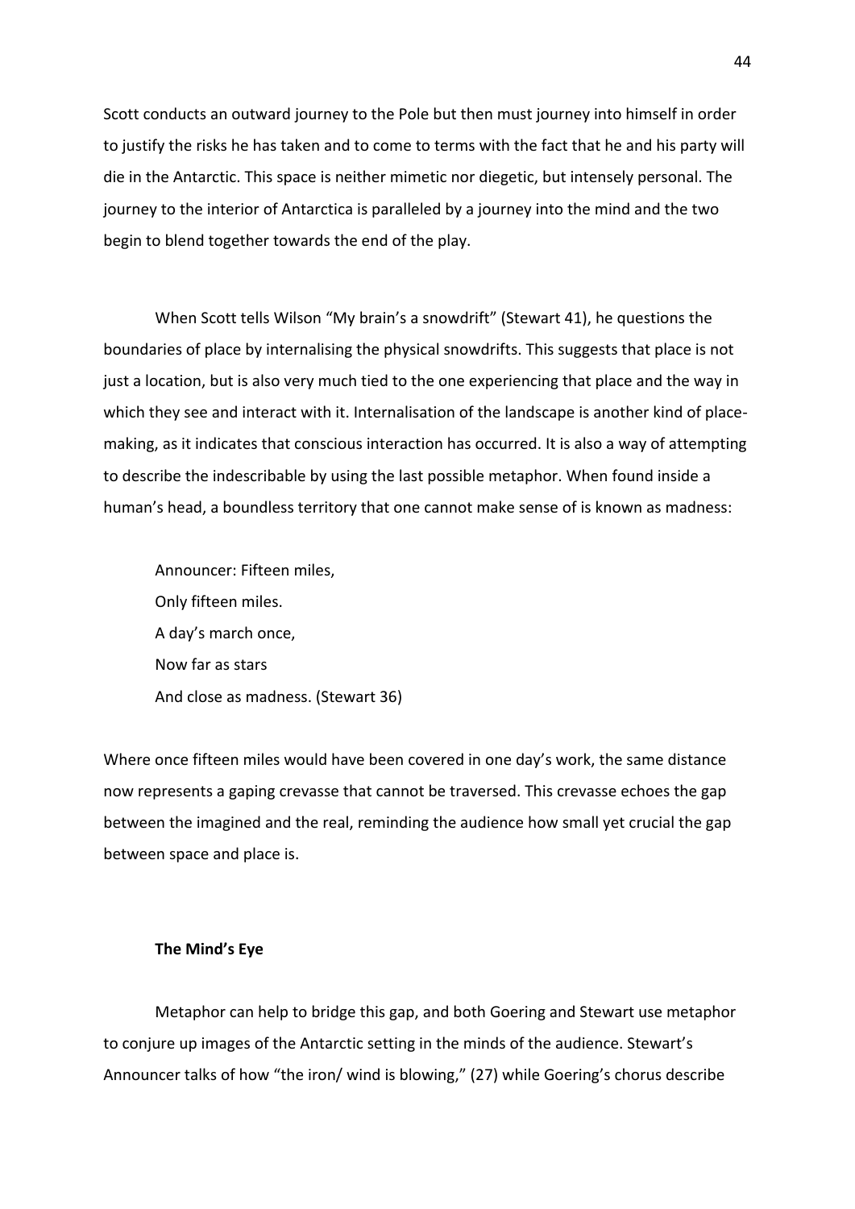Scott conducts an outward journey to the Pole but then must journey into himself in order to justify the risks he has taken and to come to terms with the fact that he and his party will die in the Antarctic. This space is neither mimetic nor diegetic, but intensely personal. The journey to the interior of Antarctica is paralleled by a journey into the mind and the two begin to blend together towards the end of the play.

When Scott tells Wilson "My brain's a snowdrift" (Stewart 41), he questions the boundaries of place by internalising the physical snowdrifts. This suggests that place is not just a location, but is also very much tied to the one experiencing that place and the way in which they see and interact with it. Internalisation of the landscape is another kind of place-making, as it indicates that conscious interaction has occurred. It is also a way of attempting to describe the indescribable by using the last possible metaphor. When found inside a human's head, a boundless territory that one cannot make sense of is known as madness:

> Announcer: Fifteen miles,
> Only fifteen miles.
> A day's march once,
> Now far as stars
> And close as madness. (Stewart 36)

Where once fifteen miles would have been covered in one day's work, the same distance now represents a gaping crevasse that cannot be traversed. This crevasse echoes the gap between the imagined and the real, reminding the audience how small yet crucial the gap between space and place is.

### The Mind's Eye

Metaphor can help to bridge this gap, and both Goering and Stewart use metaphor to conjure up images of the Antarctic setting in the minds of the audience. Stewart's Announcer talks of how "the iron/ wind is blowing," (27) while Goering's chorus describe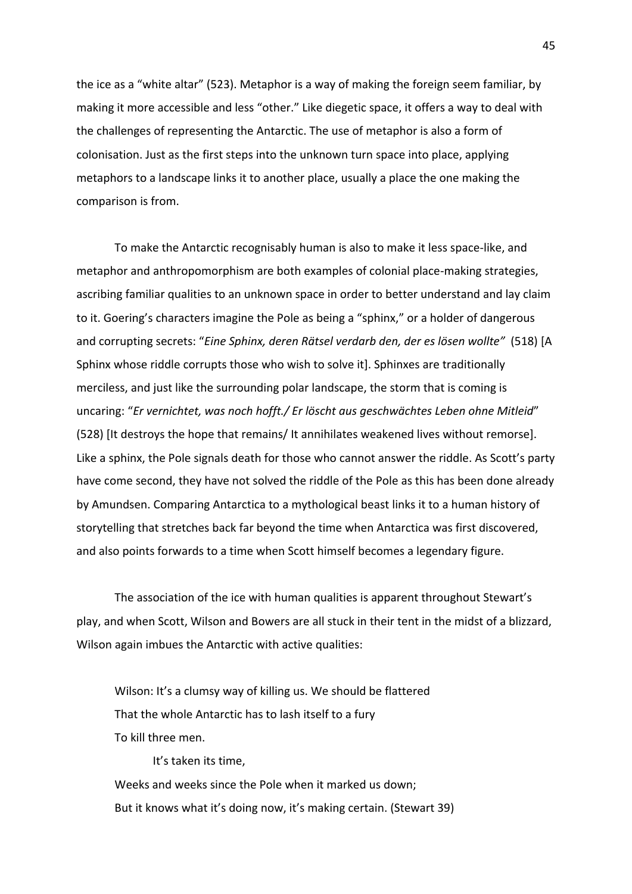the ice as a "white altar" (523). Metaphor is a way of making the foreign seem familiar, by making it more accessible and less "other." Like diegetic space, it offers a way to deal with the challenges of representing the Antarctic. The use of metaphor is also a form of colonisation. Just as the first steps into the unknown turn space into place, applying metaphors to a landscape links it to another place, usually a place the one making the comparison is from.

To make the Antarctic recognisably human is also to make it less space-like, and metaphor and anthropomorphism are both examples of colonial place-making strategies, ascribing familiar qualities to an unknown space in order to better understand and lay claim to it. Goering's characters imagine the Pole as being a "sphinx," or a holder of dangerous and corrupting secrets: "*Eine Sphinx, deren Rätsel verdarb den, der es lösen wollte"* (518) [A Sphinx whose riddle corrupts those who wish to solve it]. Sphinxes are traditionally merciless, and just like the surrounding polar landscape, the storm that is coming is uncaring: "*Er vernichtet, was noch hofft./ Er löscht aus geschwächtes Leben ohne Mitleid*" (528) [It destroys the hope that remains/ It annihilates weakened lives without remorse]. Like a sphinx, the Pole signals death for those who cannot answer the riddle. As Scott's party have come second, they have not solved the riddle of the Pole as this has been done already by Amundsen. Comparing Antarctica to a mythological beast links it to a human history of storytelling that stretches back far beyond the time when Antarctica was first discovered, and also points forwards to a time when Scott himself becomes a legendary figure.

The association of the ice with human qualities is apparent throughout Stewart's play, and when Scott, Wilson and Bowers are all stuck in their tent in the midst of a blizzard, Wilson again imbues the Antarctic with active qualities:

> Wilson: It's a clumsy way of killing us. We should be flattered
> That the whole Antarctic has to lash itself to a fury
> To kill three men.
>
> It's taken its time,
> Weeks and weeks since the Pole when it marked us down;
> But it knows what it's doing now, it's making certain. (Stewart 39)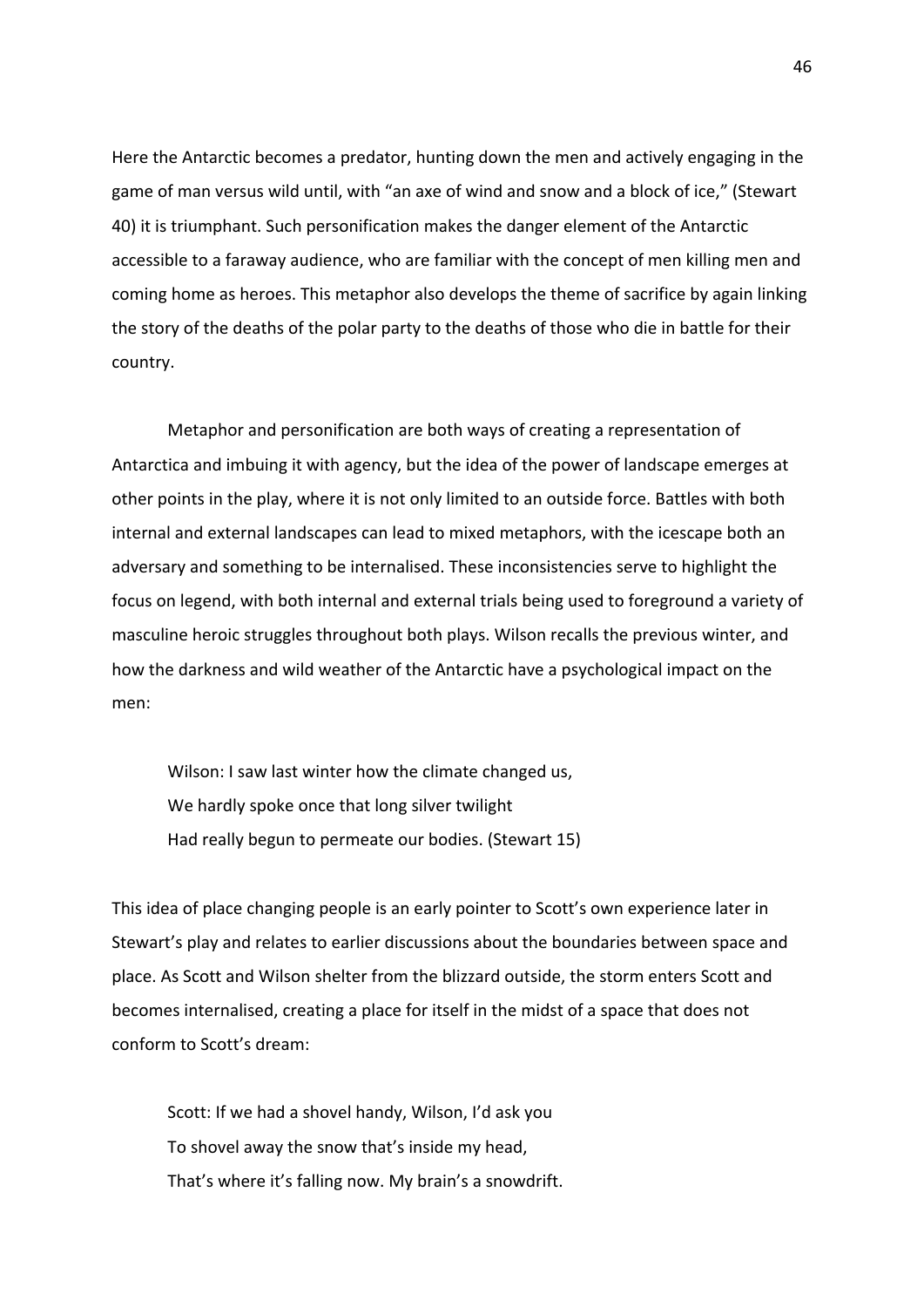Here the Antarctic becomes a predator, hunting down the men and actively engaging in the game of man versus wild until, with "an axe of wind and snow and a block of ice," (Stewart 40) it is triumphant. Such personification makes the danger element of the Antarctic accessible to a faraway audience, who are familiar with the concept of men killing men and coming home as heroes. This metaphor also develops the theme of sacrifice by again linking the story of the deaths of the polar party to the deaths of those who die in battle for their country.

Metaphor and personification are both ways of creating a representation of Antarctica and imbuing it with agency, but the idea of the power of landscape emerges at other points in the play, where it is not only limited to an outside force. Battles with both internal and external landscapes can lead to mixed metaphors, with the icescape both an adversary and something to be internalised. These inconsistencies serve to highlight the focus on legend, with both internal and external trials being used to foreground a variety of masculine heroic struggles throughout both plays. Wilson recalls the previous winter, and how the darkness and wild weather of the Antarctic have a psychological impact on the men:

> Wilson: I saw last winter how the climate changed us,
> We hardly spoke once that long silver twilight
> Had really begun to permeate our bodies. (Stewart 15)

This idea of place changing people is an early pointer to Scott's own experience later in Stewart's play and relates to earlier discussions about the boundaries between space and place. As Scott and Wilson shelter from the blizzard outside, the storm enters Scott and becomes internalised, creating a place for itself in the midst of a space that does not conform to Scott's dream:

> Scott: If we had a shovel handy, Wilson, I'd ask you
> To shovel away the snow that's inside my head,
> That's where it's falling now. My brain's a snowdrift.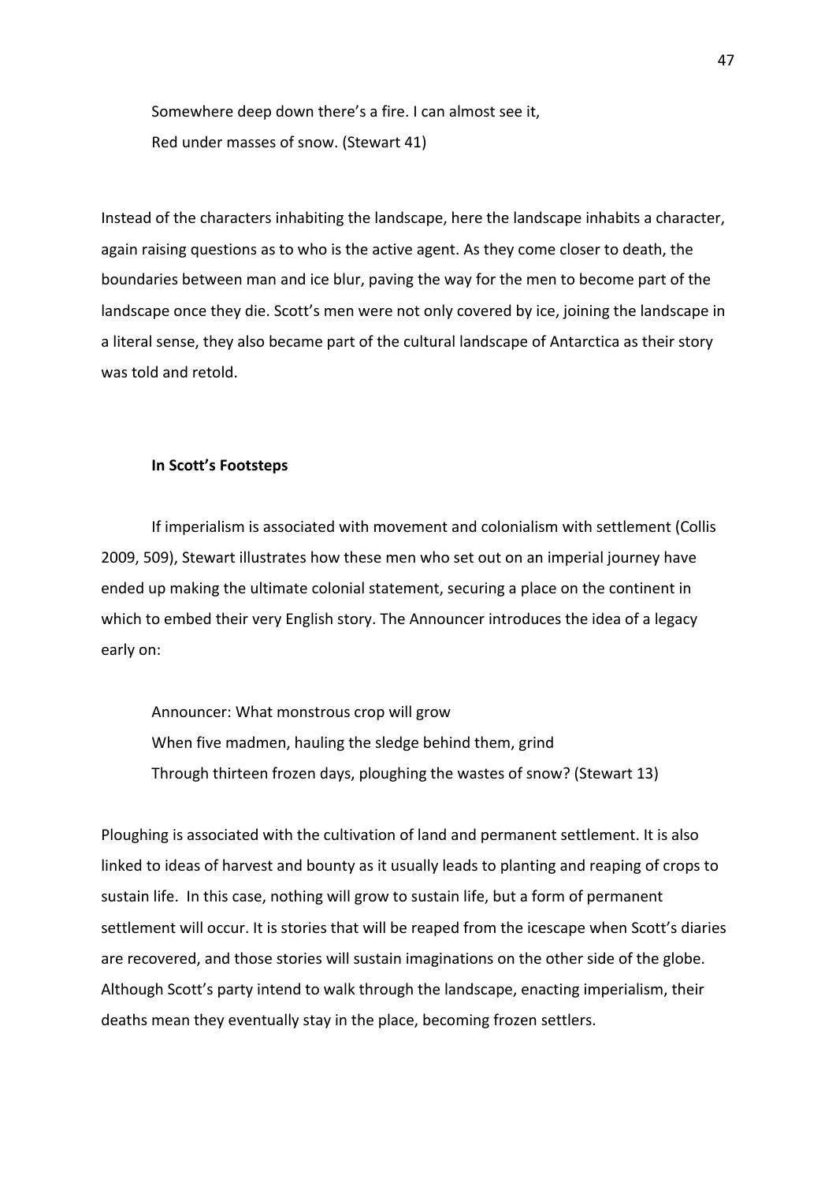Somewhere deep down there's a fire. I can almost see it,  
Red under masses of snow. (Stewart 41)

Instead of the characters inhabiting the landscape, here the landscape inhabits a character, again raising questions as to who is the active agent. As they come closer to death, the boundaries between man and ice blur, paving the way for the men to become part of the landscape once they die. Scott's men were not only covered by ice, joining the landscape in a literal sense, they also became part of the cultural landscape of Antarctica as their story was told and retold.

### In Scott's Footsteps

If imperialism is associated with movement and colonialism with settlement (Collis 2009, 509), Stewart illustrates how these men who set out on an imperial journey have ended up making the ultimate colonial statement, securing a place on the continent in which to embed their very English story. The Announcer introduces the idea of a legacy early on:

Announcer: What monstrous crop will grow  
When five madmen, hauling the sledge behind them, grind  
Through thirteen frozen days, ploughing the wastes of snow? (Stewart 13)

Ploughing is associated with the cultivation of land and permanent settlement. It is also linked to ideas of harvest and bounty as it usually leads to planting and reaping of crops to sustain life. In this case, nothing will grow to sustain life, but a form of permanent settlement will occur. It is stories that will be reaped from the icescape when Scott's diaries are recovered, and those stories will sustain imaginations on the other side of the globe. Although Scott's party intend to walk through the landscape, enacting imperialism, their deaths mean they eventually stay in the place, becoming frozen settlers.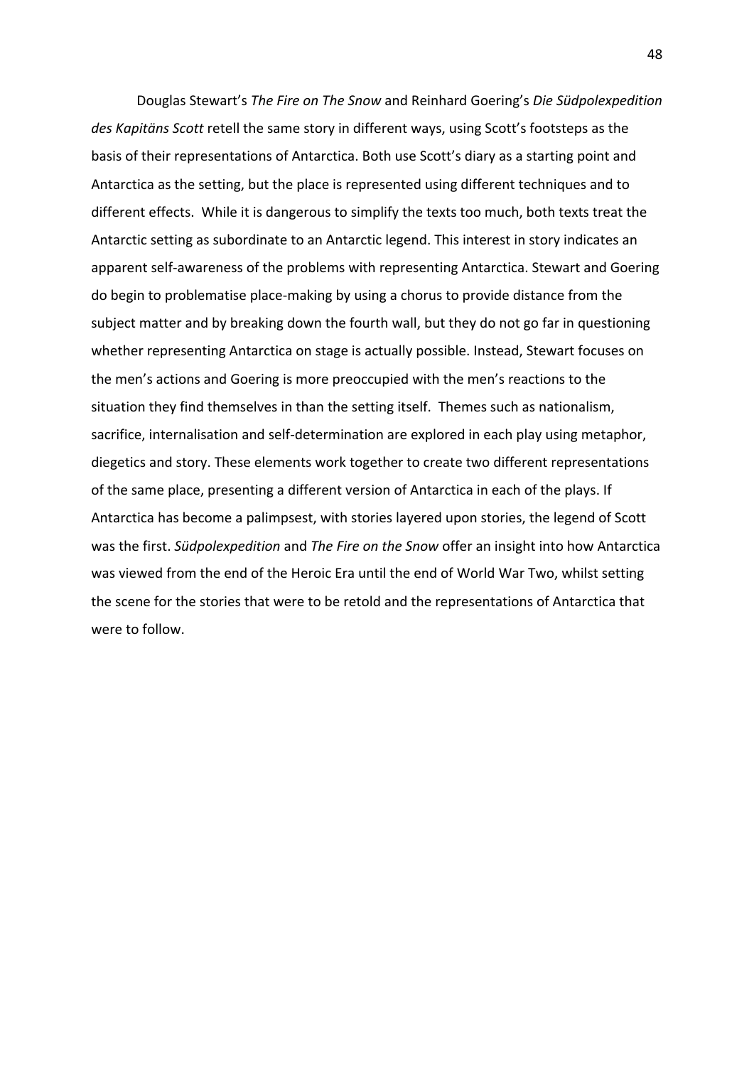Douglas Stewart's *The Fire on The Snow* and Reinhard Goering's *Die Südpolexpedition des Kapitäns Scott* retell the same story in different ways, using Scott's footsteps as the basis of their representations of Antarctica. Both use Scott's diary as a starting point and Antarctica as the setting, but the place is represented using different techniques and to different effects. While it is dangerous to simplify the texts too much, both texts treat the Antarctic setting as subordinate to an Antarctic legend. This interest in story indicates an apparent self-awareness of the problems with representing Antarctica. Stewart and Goering do begin to problematise place-making by using a chorus to provide distance from the subject matter and by breaking down the fourth wall, but they do not go far in questioning whether representing Antarctica on stage is actually possible. Instead, Stewart focuses on the men's actions and Goering is more preoccupied with the men's reactions to the situation they find themselves in than the setting itself. Themes such as nationalism, sacrifice, internalisation and self-determination are explored in each play using metaphor, diegetics and story. These elements work together to create two different representations of the same place, presenting a different version of Antarctica in each of the plays. If Antarctica has become a palimpsest, with stories layered upon stories, the legend of Scott was the first. *Südpolexpedition* and *The Fire on the Snow* offer an insight into how Antarctica was viewed from the end of the Heroic Era until the end of World War Two, whilst setting the scene for the stories that were to be retold and the representations of Antarctica that were to follow.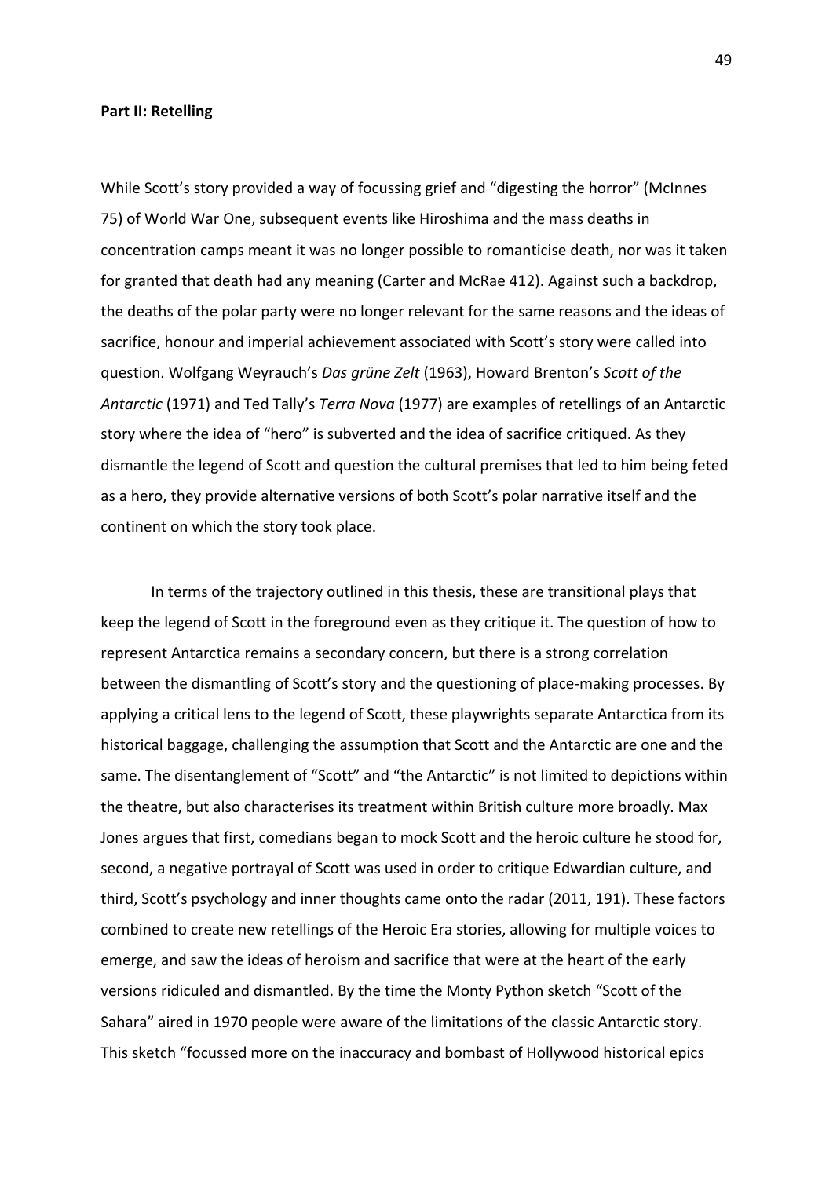**Part II: Retelling**

While Scott's story provided a way of focussing grief and "digesting the horror" (McInnes 75) of World War One, subsequent events like Hiroshima and the mass deaths in concentration camps meant it was no longer possible to romanticise death, nor was it taken for granted that death had any meaning (Carter and McRae 412). Against such a backdrop, the deaths of the polar party were no longer relevant for the same reasons and the ideas of sacrifice, honour and imperial achievement associated with Scott's story were called into question. Wolfgang Weyrauch's *Das grüne Zelt* (1963), Howard Brenton's *Scott of the Antarctic* (1971) and Ted Tally's *Terra Nova* (1977) are examples of retellings of an Antarctic story where the idea of "hero" is subverted and the idea of sacrifice critiqued. As they dismantle the legend of Scott and question the cultural premises that led to him being feted as a hero, they provide alternative versions of both Scott's polar narrative itself and the continent on which the story took place.

In terms of the trajectory outlined in this thesis, these are transitional plays that keep the legend of Scott in the foreground even as they critique it. The question of how to represent Antarctica remains a secondary concern, but there is a strong correlation between the dismantling of Scott's story and the questioning of place-making processes. By applying a critical lens to the legend of Scott, these playwrights separate Antarctica from its historical baggage, challenging the assumption that Scott and the Antarctic are one and the same. The disentanglement of "Scott" and "the Antarctic" is not limited to depictions within the theatre, but also characterises its treatment within British culture more broadly. Max Jones argues that first, comedians began to mock Scott and the heroic culture he stood for, second, a negative portrayal of Scott was used in order to critique Edwardian culture, and third, Scott's psychology and inner thoughts came onto the radar (2011, 191). These factors combined to create new retellings of the Heroic Era stories, allowing for multiple voices to emerge, and saw the ideas of heroism and sacrifice that were at the heart of the early versions ridiculed and dismantled. By the time the Monty Python sketch "Scott of the Sahara" aired in 1970 people were aware of the limitations of the classic Antarctic story. This sketch "focussed more on the inaccuracy and bombast of Hollywood historical epics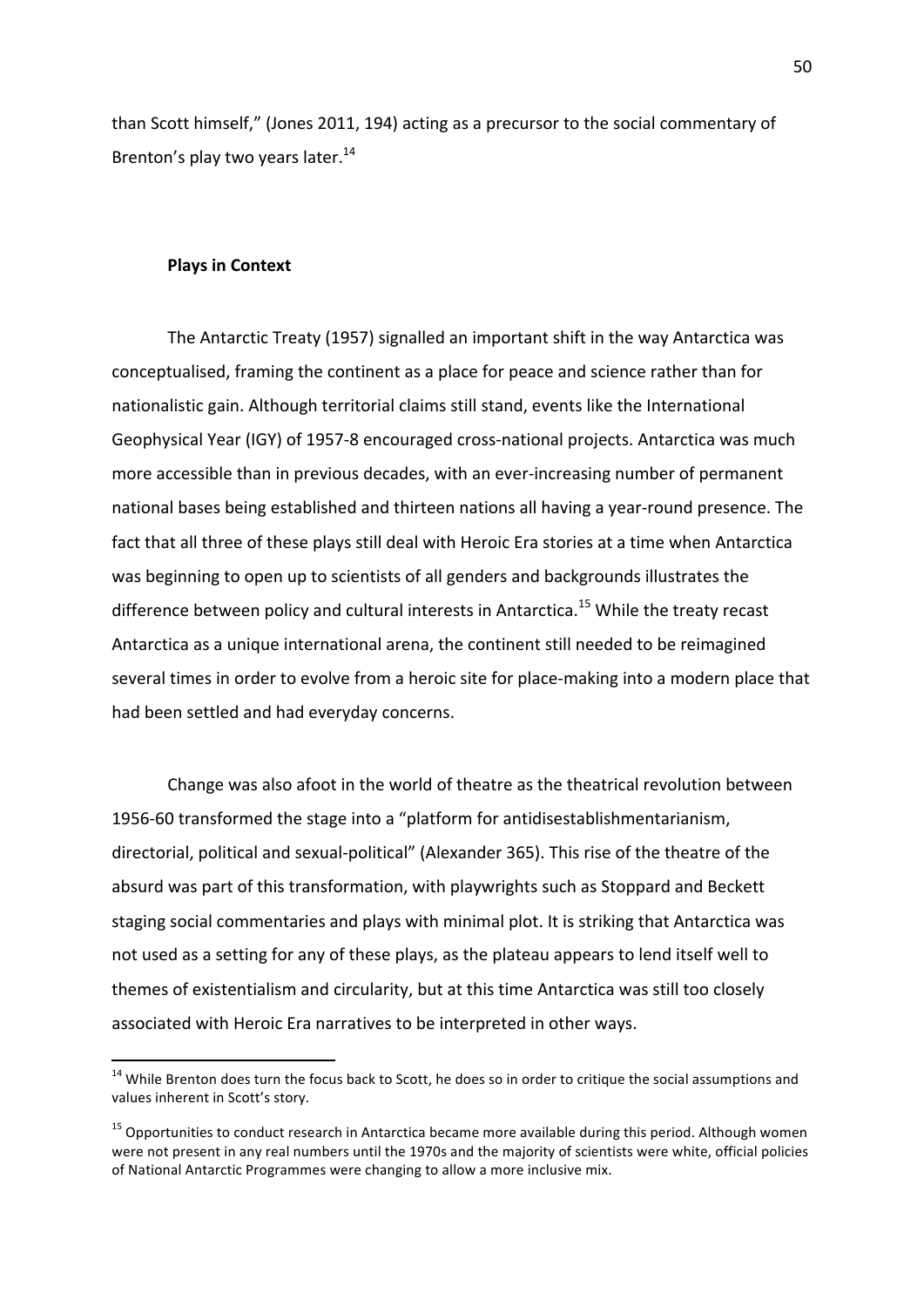than Scott himself," (Jones 2011, 194) acting as a precursor to the social commentary of Brenton's play two years later.[14]

### Plays in Context

The Antarctic Treaty (1957) signalled an important shift in the way Antarctica was conceptualised, framing the continent as a place for peace and science rather than for nationalistic gain. Although territorial claims still stand, events like the International Geophysical Year (IGY) of 1957-8 encouraged cross-national projects. Antarctica was much more accessible than in previous decades, with an ever-increasing number of permanent national bases being established and thirteen nations all having a year-round presence. The fact that all three of these plays still deal with Heroic Era stories at a time when Antarctica was beginning to open up to scientists of all genders and backgrounds illustrates the difference between policy and cultural interests in Antarctica.[15] While the treaty recast Antarctica as a unique international arena, the continent still needed to be reimagined several times in order to evolve from a heroic site for place-making into a modern place that had been settled and had everyday concerns.

Change was also afoot in the world of theatre as the theatrical revolution between 1956-60 transformed the stage into a "platform for antidisestablishmentarianism, directorial, political and sexual-political" (Alexander 365). This rise of the theatre of the absurd was part of this transformation, with playwrights such as Stoppard and Beckett staging social commentaries and plays with minimal plot. It is striking that Antarctica was not used as a setting for any of these plays, as the plateau appears to lend itself well to themes of existentialism and circularity, but at this time Antarctica was still too closely associated with Heroic Era narratives to be interpreted in other ways.

---

[14] While Brenton does turn the focus back to Scott, he does so in order to critique the social assumptions and values inherent in Scott's story.

[15] Opportunities to conduct research in Antarctica became more available during this period. Although women were not present in any real numbers until the 1970s and the majority of scientists were white, official policies of National Antarctic Programmes were changing to allow a more inclusive mix.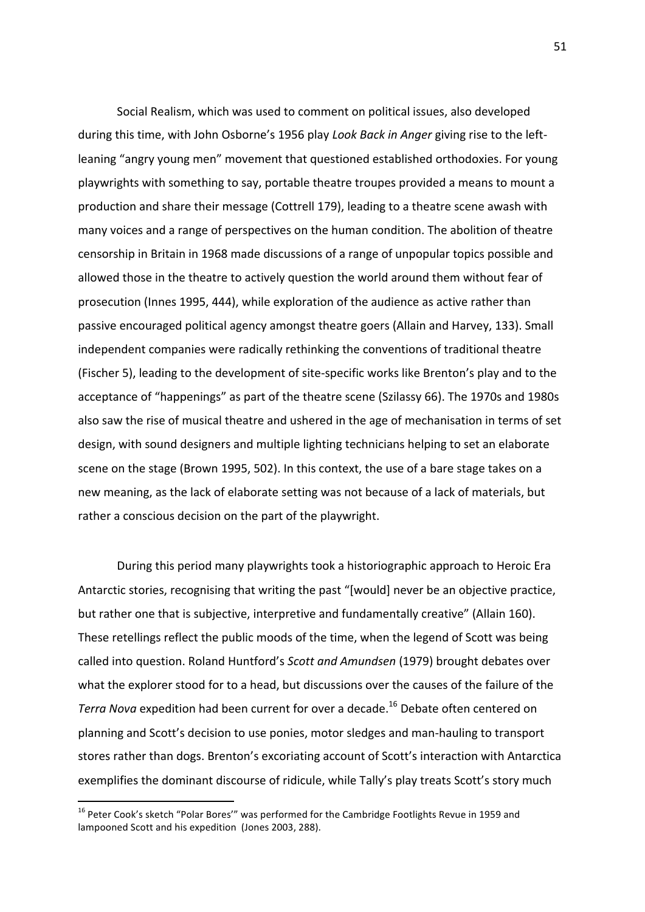Social Realism, which was used to comment on political issues, also developed during this time, with John Osborne's 1956 play *Look Back in Anger* giving rise to the left-leaning "angry young men" movement that questioned established orthodoxies. For young playwrights with something to say, portable theatre troupes provided a means to mount a production and share their message (Cottrell 179), leading to a theatre scene awash with many voices and a range of perspectives on the human condition. The abolition of theatre censorship in Britain in 1968 made discussions of a range of unpopular topics possible and allowed those in the theatre to actively question the world around them without fear of prosecution (Innes 1995, 444), while exploration of the audience as active rather than passive encouraged political agency amongst theatre goers (Allain and Harvey, 133). Small independent companies were radically rethinking the conventions of traditional theatre (Fischer 5), leading to the development of site-specific works like Brenton's play and to the acceptance of "happenings" as part of the theatre scene (Szilassy 66). The 1970s and 1980s also saw the rise of musical theatre and ushered in the age of mechanisation in terms of set design, with sound designers and multiple lighting technicians helping to set an elaborate scene on the stage (Brown 1995, 502). In this context, the use of a bare stage takes on a new meaning, as the lack of elaborate setting was not because of a lack of materials, but rather a conscious decision on the part of the playwright.

During this period many playwrights took a historiographic approach to Heroic Era Antarctic stories, recognising that writing the past "[would] never be an objective practice, but rather one that is subjective, interpretive and fundamentally creative" (Allain 160). These retellings reflect the public moods of the time, when the legend of Scott was being called into question. Roland Huntford's *Scott and Amundsen* (1979) brought debates over what the explorer stood for to a head, but discussions over the causes of the failure of the *Terra Nova* expedition had been current for over a decade.[16] Debate often centered on planning and Scott's decision to use ponies, motor sledges and man-hauling to transport stores rather than dogs. Brenton's excoriating account of Scott's interaction with Antarctica exemplifies the dominant discourse of ridicule, while Tally's play treats Scott's story much

[16] Peter Cook's sketch "Polar Bores'" was performed for the Cambridge Footlights Revue in 1959 and lampooned Scott and his expedition (Jones 2003, 288).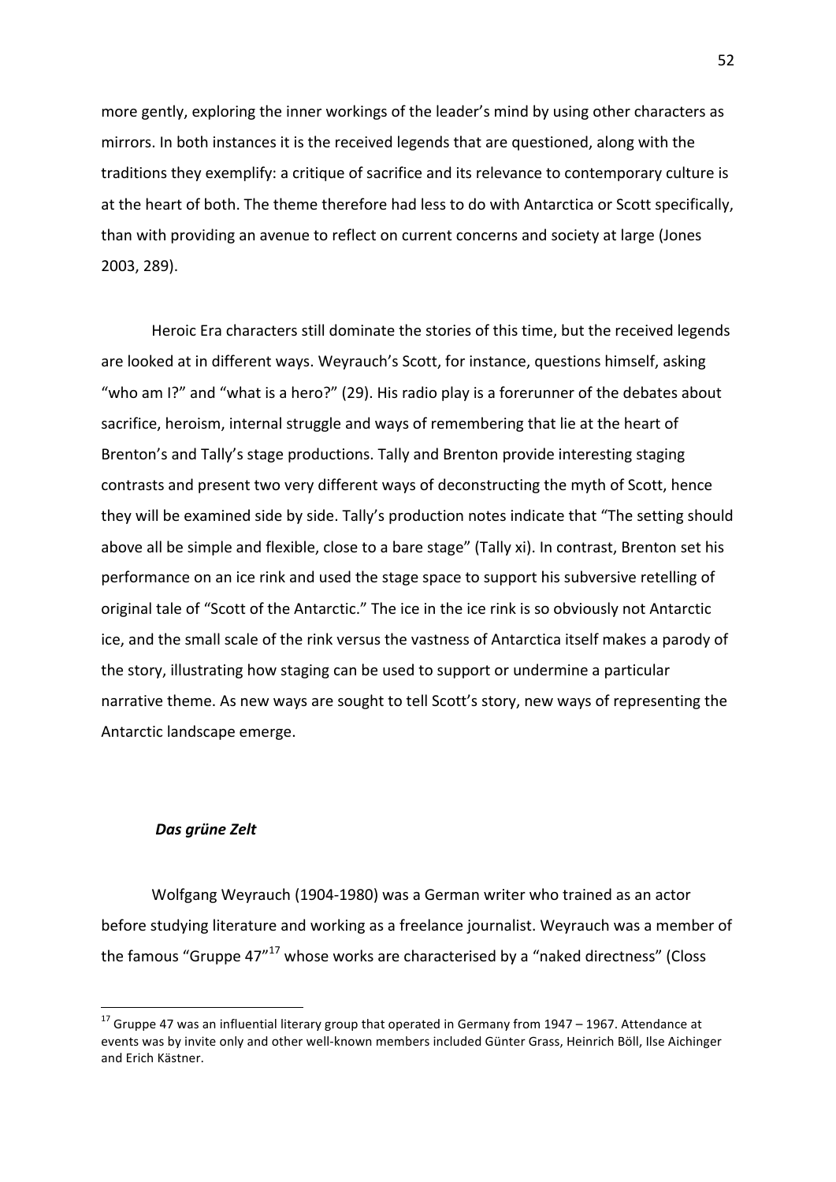more gently, exploring the inner workings of the leader's mind by using other characters as mirrors. In both instances it is the received legends that are questioned, along with the traditions they exemplify: a critique of sacrifice and its relevance to contemporary culture is at the heart of both. The theme therefore had less to do with Antarctica or Scott specifically, than with providing an avenue to reflect on current concerns and society at large (Jones 2003, 289).

Heroic Era characters still dominate the stories of this time, but the received legends are looked at in different ways. Weyrauch's Scott, for instance, questions himself, asking "who am I?" and "what is a hero?" (29). His radio play is a forerunner of the debates about sacrifice, heroism, internal struggle and ways of remembering that lie at the heart of Brenton's and Tally's stage productions. Tally and Brenton provide interesting staging contrasts and present two very different ways of deconstructing the myth of Scott, hence they will be examined side by side. Tally's production notes indicate that "The setting should above all be simple and flexible, close to a bare stage" (Tally xi). In contrast, Brenton set his performance on an ice rink and used the stage space to support his subversive retelling of original tale of "Scott of the Antarctic." The ice in the ice rink is so obviously not Antarctic ice, and the small scale of the rink versus the vastness of Antarctica itself makes a parody of the story, illustrating how staging can be used to support or undermine a particular narrative theme. As new ways are sought to tell Scott's story, new ways of representing the Antarctic landscape emerge.

### *Das grüne Zelt*

Wolfgang Weyrauch (1904-1980) was a German writer who trained as an actor before studying literature and working as a freelance journalist. Weyrauch was a member of the famous "Gruppe 47"[17] whose works are characterised by a "naked directness" (Closs

[17] Gruppe 47 was an influential literary group that operated in Germany from 1947 – 1967. Attendance at events was by invite only and other well-known members included Günter Grass, Heinrich Böll, Ilse Aichinger and Erich Kästner.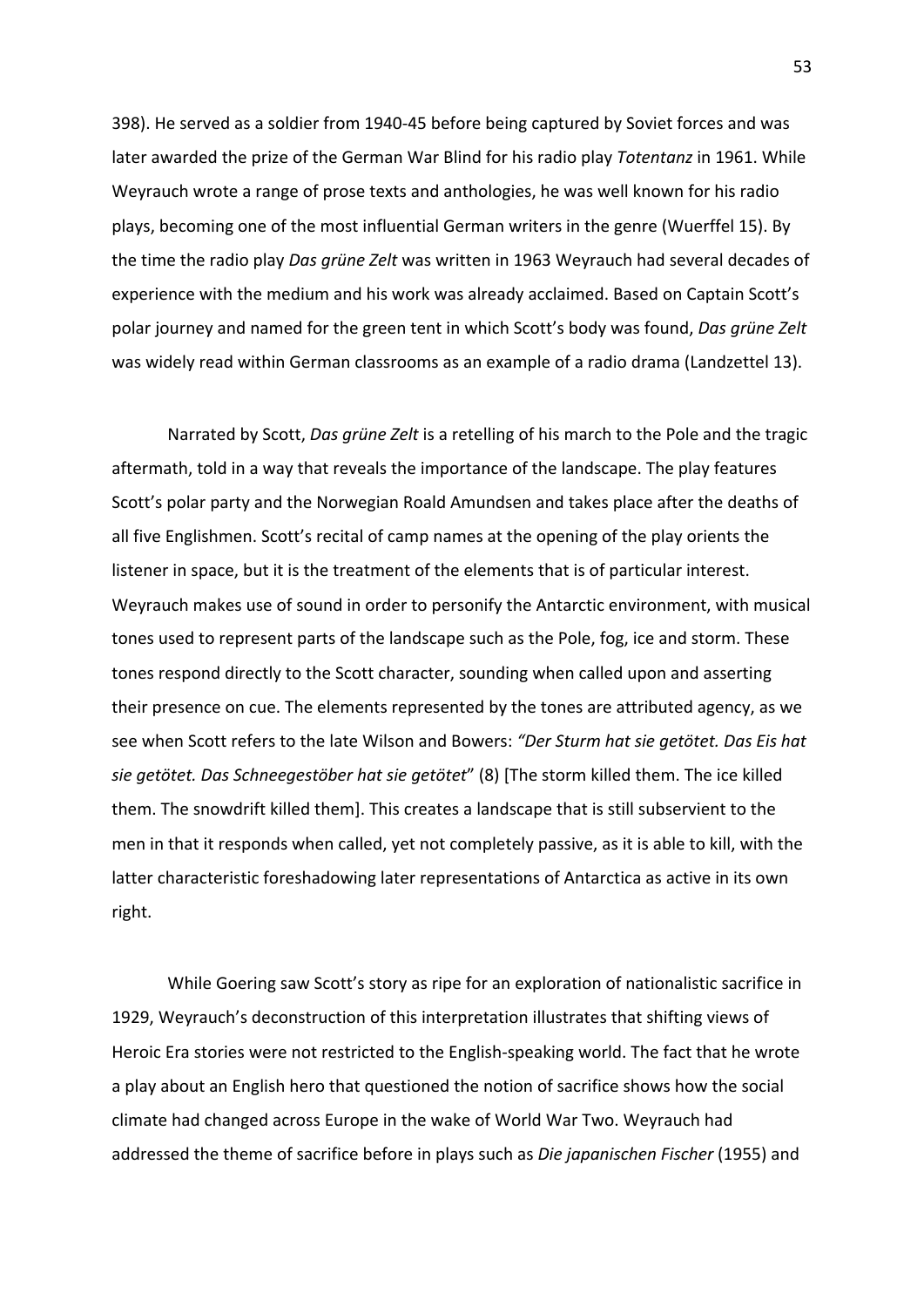398). He served as a soldier from 1940-45 before being captured by Soviet forces and was later awarded the prize of the German War Blind for his radio play *Totentanz* in 1961. While Weyrauch wrote a range of prose texts and anthologies, he was well known for his radio plays, becoming one of the most influential German writers in the genre (Wuerffel 15). By the time the radio play *Das grüne Zelt* was written in 1963 Weyrauch had several decades of experience with the medium and his work was already acclaimed. Based on Captain Scott's polar journey and named for the green tent in which Scott's body was found, *Das grüne Zelt* was widely read within German classrooms as an example of a radio drama (Landzettel 13).

Narrated by Scott, *Das grüne Zelt* is a retelling of his march to the Pole and the tragic aftermath, told in a way that reveals the importance of the landscape. The play features Scott's polar party and the Norwegian Roald Amundsen and takes place after the deaths of all five Englishmen. Scott's recital of camp names at the opening of the play orients the listener in space, but it is the treatment of the elements that is of particular interest. Weyrauch makes use of sound in order to personify the Antarctic environment, with musical tones used to represent parts of the landscape such as the Pole, fog, ice and storm. These tones respond directly to the Scott character, sounding when called upon and asserting their presence on cue. The elements represented by the tones are attributed agency, as we see when Scott refers to the late Wilson and Bowers: *"Der Sturm hat sie getötet. Das Eis hat sie getötet. Das Schneegestöber hat sie getötet*" (8) [The storm killed them. The ice killed them. The snowdrift killed them]. This creates a landscape that is still subservient to the men in that it responds when called, yet not completely passive, as it is able to kill, with the latter characteristic foreshadowing later representations of Antarctica as active in its own right.

While Goering saw Scott's story as ripe for an exploration of nationalistic sacrifice in 1929, Weyrauch's deconstruction of this interpretation illustrates that shifting views of Heroic Era stories were not restricted to the English-speaking world. The fact that he wrote a play about an English hero that questioned the notion of sacrifice shows how the social climate had changed across Europe in the wake of World War Two. Weyrauch had addressed the theme of sacrifice before in plays such as *Die japanischen Fischer* (1955) and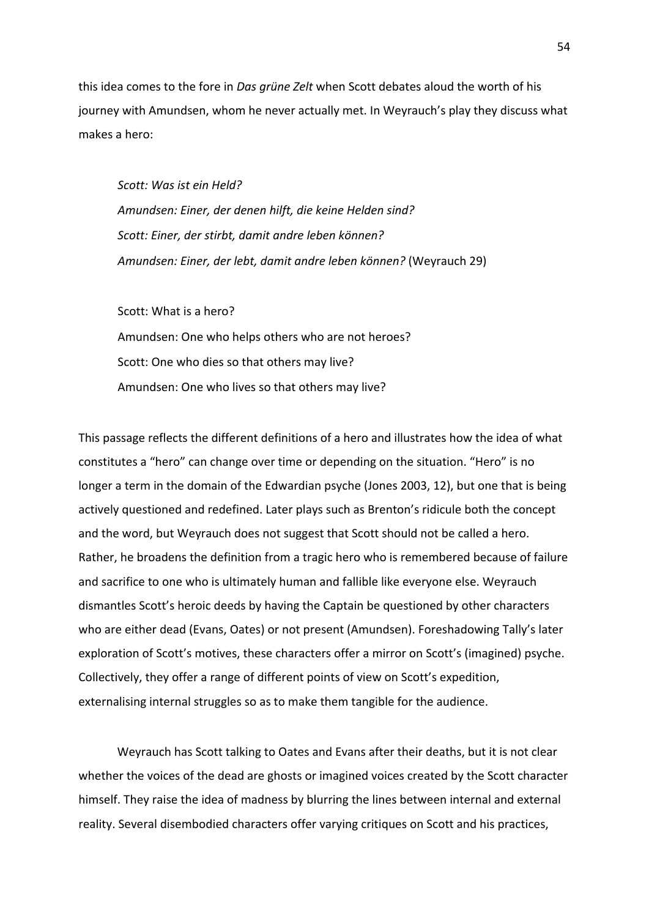this idea comes to the fore in *Das grüne Zelt* when Scott debates aloud the worth of his journey with Amundsen, whom he never actually met. In Weyrauch's play they discuss what makes a hero:

> *Scott: Was ist ein Held?*
> *Amundsen: Einer, der denen hilft, die keine Helden sind?*
> *Scott: Einer, der stirbt, damit andre leben können?*
> *Amundsen: Einer, der lebt, damit andre leben können?* (Weyrauch 29)
>
> Scott: What is a hero?
> Amundsen: One who helps others who are not heroes?
> Scott: One who dies so that others may live?
> Amundsen: One who lives so that others may live?

This passage reflects the different definitions of a hero and illustrates how the idea of what constitutes a "hero" can change over time or depending on the situation. "Hero" is no longer a term in the domain of the Edwardian psyche (Jones 2003, 12), but one that is being actively questioned and redefined. Later plays such as Brenton's ridicule both the concept and the word, but Weyrauch does not suggest that Scott should not be called a hero. Rather, he broadens the definition from a tragic hero who is remembered because of failure and sacrifice to one who is ultimately human and fallible like everyone else. Weyrauch dismantles Scott's heroic deeds by having the Captain be questioned by other characters who are either dead (Evans, Oates) or not present (Amundsen). Foreshadowing Tally's later exploration of Scott's motives, these characters offer a mirror on Scott's (imagined) psyche. Collectively, they offer a range of different points of view on Scott's expedition, externalising internal struggles so as to make them tangible for the audience.

Weyrauch has Scott talking to Oates and Evans after their deaths, but it is not clear whether the voices of the dead are ghosts or imagined voices created by the Scott character himself. They raise the idea of madness by blurring the lines between internal and external reality. Several disembodied characters offer varying critiques on Scott and his practices,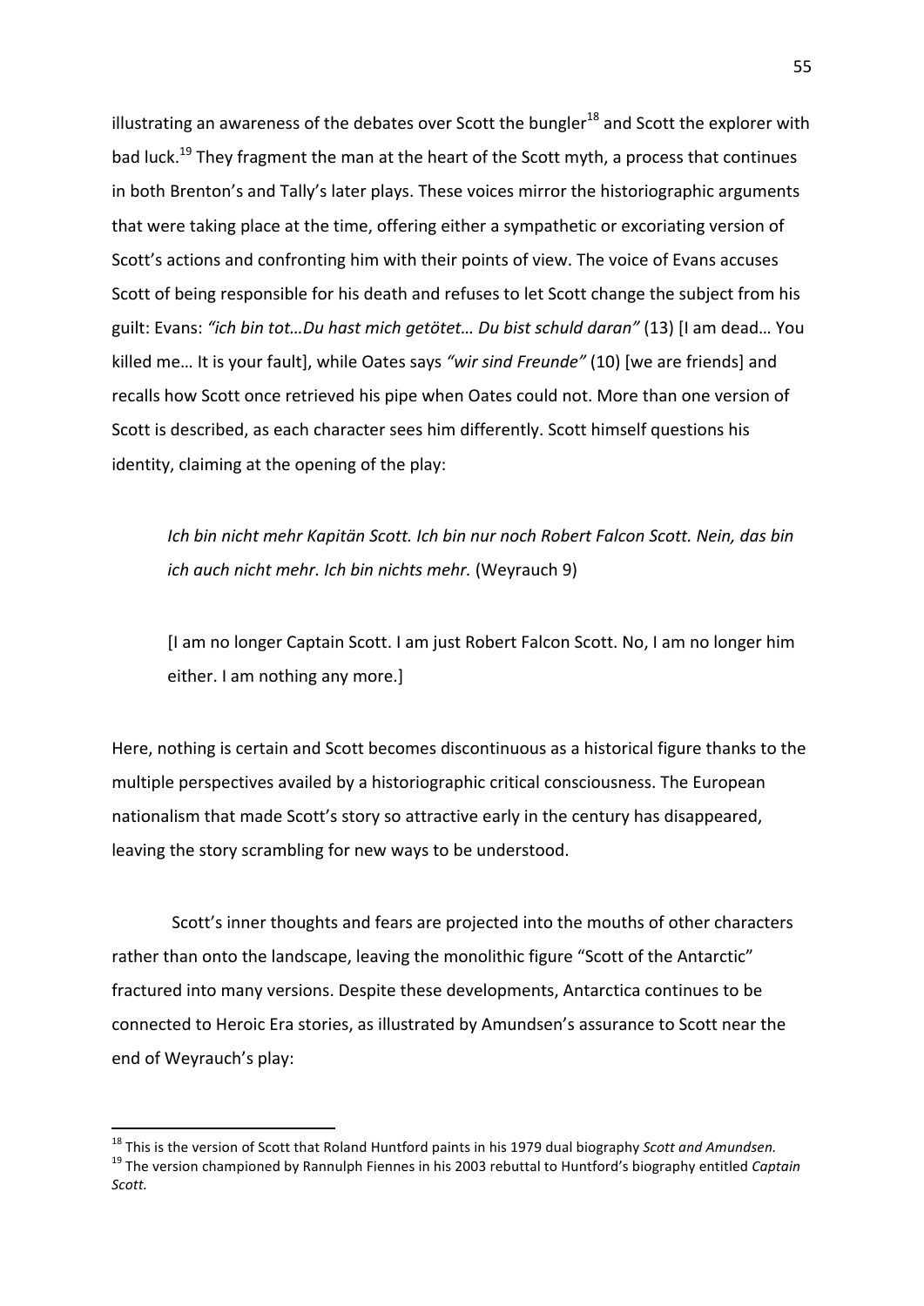illustrating an awareness of the debates over Scott the bungler[18] and Scott the explorer with bad luck.[19] They fragment the man at the heart of the Scott myth, a process that continues in both Brenton's and Tally's later plays. These voices mirror the historiographic arguments that were taking place at the time, offering either a sympathetic or excoriating version of Scott's actions and confronting him with their points of view. The voice of Evans accuses Scott of being responsible for his death and refuses to let Scott change the subject from his guilt: Evans: *"ich bin tot…Du hast mich getötet… Du bist schuld daran"* (13) [I am dead… You killed me… It is your fault], while Oates says *"wir sind Freunde"* (10) [we are friends] and recalls how Scott once retrieved his pipe when Oates could not. More than one version of Scott is described, as each character sees him differently. Scott himself questions his identity, claiming at the opening of the play:

> *Ich bin nicht mehr Kapitän Scott. Ich bin nur noch Robert Falcon Scott. Nein, das bin ich auch nicht mehr. Ich bin nichts mehr.* (Weyrauch 9)
>
> [I am no longer Captain Scott. I am just Robert Falcon Scott. No, I am no longer him either. I am nothing any more.]

Here, nothing is certain and Scott becomes discontinuous as a historical figure thanks to the multiple perspectives availed by a historiographic critical consciousness. The European nationalism that made Scott's story so attractive early in the century has disappeared, leaving the story scrambling for new ways to be understood.

Scott's inner thoughts and fears are projected into the mouths of other characters rather than onto the landscape, leaving the monolithic figure "Scott of the Antarctic" fractured into many versions. Despite these developments, Antarctica continues to be connected to Heroic Era stories, as illustrated by Amundsen's assurance to Scott near the end of Weyrauch's play:

---

[18] This is the version of Scott that Roland Huntford paints in his 1979 dual biography *Scott and Amundsen.*

[19] The version championed by Rannulph Fiennes in his 2003 rebuttal to Huntford's biography entitled *Captain Scott.*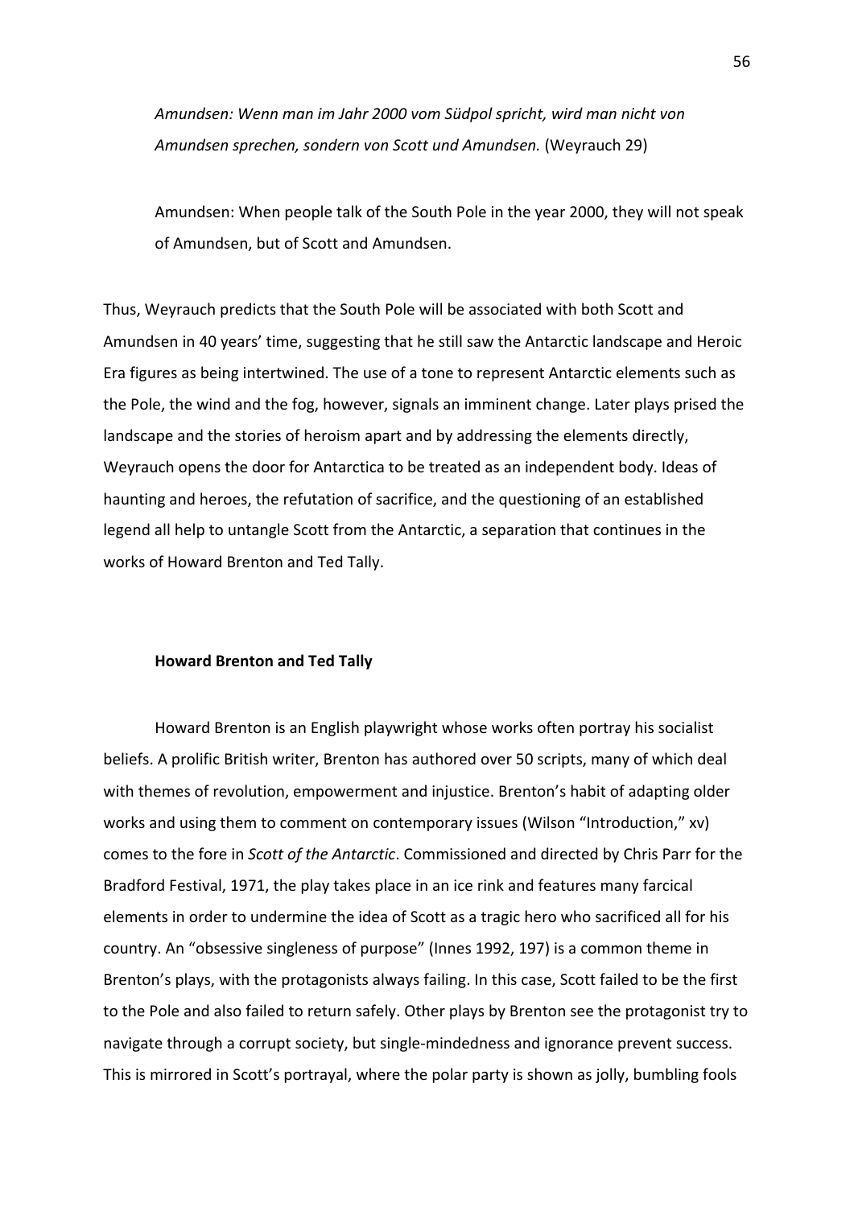*Amundsen: Wenn man im Jahr 2000 vom Südpol spricht, wird man nicht von Amundsen sprechen, sondern von Scott und Amundsen.* (Weyrauch 29)

> Amundsen: When people talk of the South Pole in the year 2000, they will not speak of Amundsen, but of Scott and Amundsen.

Thus, Weyrauch predicts that the South Pole will be associated with both Scott and Amundsen in 40 years' time, suggesting that he still saw the Antarctic landscape and Heroic Era figures as being intertwined. The use of a tone to represent Antarctic elements such as the Pole, the wind and the fog, however, signals an imminent change. Later plays prised the landscape and the stories of heroism apart and by addressing the elements directly, Weyrauch opens the door for Antarctica to be treated as an independent body. Ideas of haunting and heroes, the refutation of sacrifice, and the questioning of an established legend all help to untangle Scott from the Antarctic, a separation that continues in the works of Howard Brenton and Ted Tally.

### Howard Brenton and Ted Tally

Howard Brenton is an English playwright whose works often portray his socialist beliefs. A prolific British writer, Brenton has authored over 50 scripts, many of which deal with themes of revolution, empowerment and injustice. Brenton's habit of adapting older works and using them to comment on contemporary issues (Wilson "Introduction," xv) comes to the fore in *Scott of the Antarctic*. Commissioned and directed by Chris Parr for the Bradford Festival, 1971, the play takes place in an ice rink and features many farcical elements in order to undermine the idea of Scott as a tragic hero who sacrificed all for his country. An "obsessive singleness of purpose" (Innes 1992, 197) is a common theme in Brenton's plays, with the protagonists always failing. In this case, Scott failed to be the first to the Pole and also failed to return safely. Other plays by Brenton see the protagonist try to navigate through a corrupt society, but single-mindedness and ignorance prevent success. This is mirrored in Scott's portrayal, where the polar party is shown as jolly, bumbling fools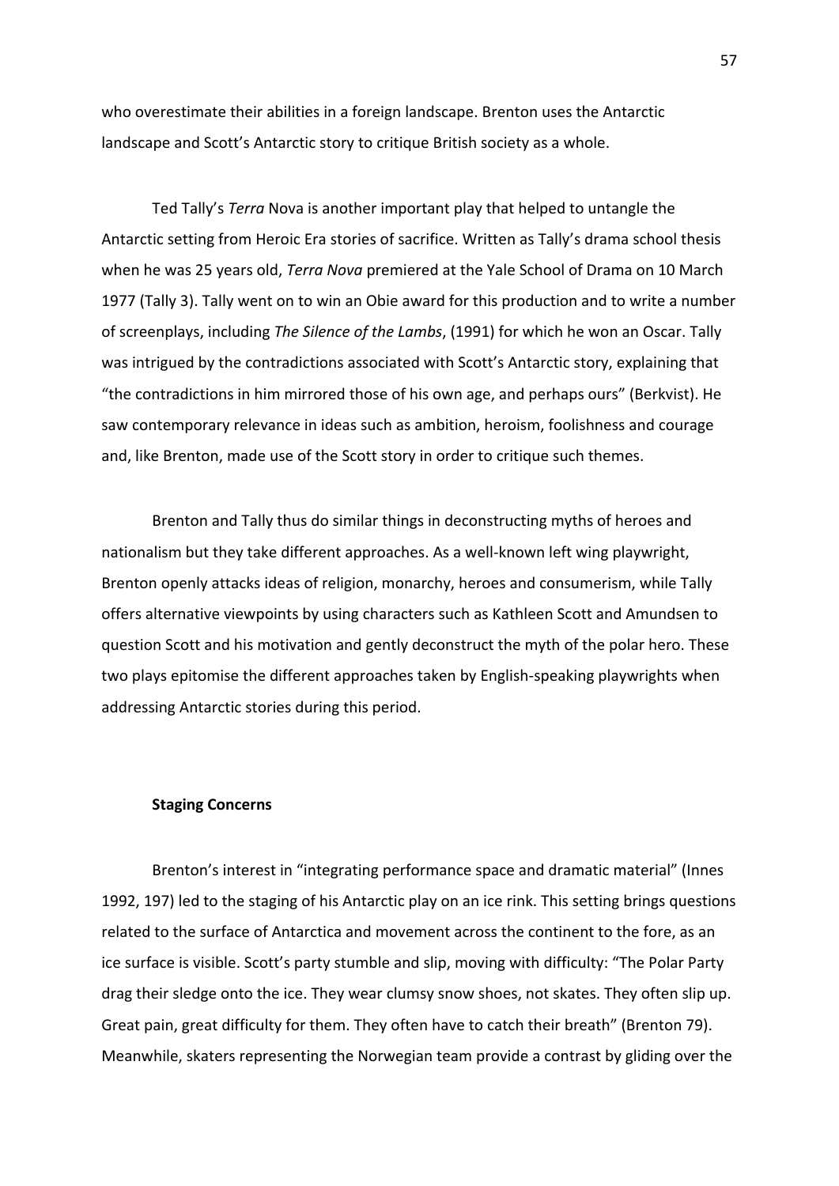who overestimate their abilities in a foreign landscape. Brenton uses the Antarctic landscape and Scott's Antarctic story to critique British society as a whole.

Ted Tally's *Terra* Nova is another important play that helped to untangle the Antarctic setting from Heroic Era stories of sacrifice. Written as Tally's drama school thesis when he was 25 years old, *Terra Nova* premiered at the Yale School of Drama on 10 March 1977 (Tally 3). Tally went on to win an Obie award for this production and to write a number of screenplays, including *The Silence of the Lambs*, (1991) for which he won an Oscar. Tally was intrigued by the contradictions associated with Scott's Antarctic story, explaining that "the contradictions in him mirrored those of his own age, and perhaps ours" (Berkvist). He saw contemporary relevance in ideas such as ambition, heroism, foolishness and courage and, like Brenton, made use of the Scott story in order to critique such themes.

Brenton and Tally thus do similar things in deconstructing myths of heroes and nationalism but they take different approaches. As a well-known left wing playwright, Brenton openly attacks ideas of religion, monarchy, heroes and consumerism, while Tally offers alternative viewpoints by using characters such as Kathleen Scott and Amundsen to question Scott and his motivation and gently deconstruct the myth of the polar hero. These two plays epitomise the different approaches taken by English-speaking playwrights when addressing Antarctic stories during this period.

**Staging Concerns**

Brenton's interest in "integrating performance space and dramatic material" (Innes 1992, 197) led to the staging of his Antarctic play on an ice rink. This setting brings questions related to the surface of Antarctica and movement across the continent to the fore, as an ice surface is visible. Scott's party stumble and slip, moving with difficulty: "The Polar Party drag their sledge onto the ice. They wear clumsy snow shoes, not skates. They often slip up. Great pain, great difficulty for them. They often have to catch their breath" (Brenton 79). Meanwhile, skaters representing the Norwegian team provide a contrast by gliding over the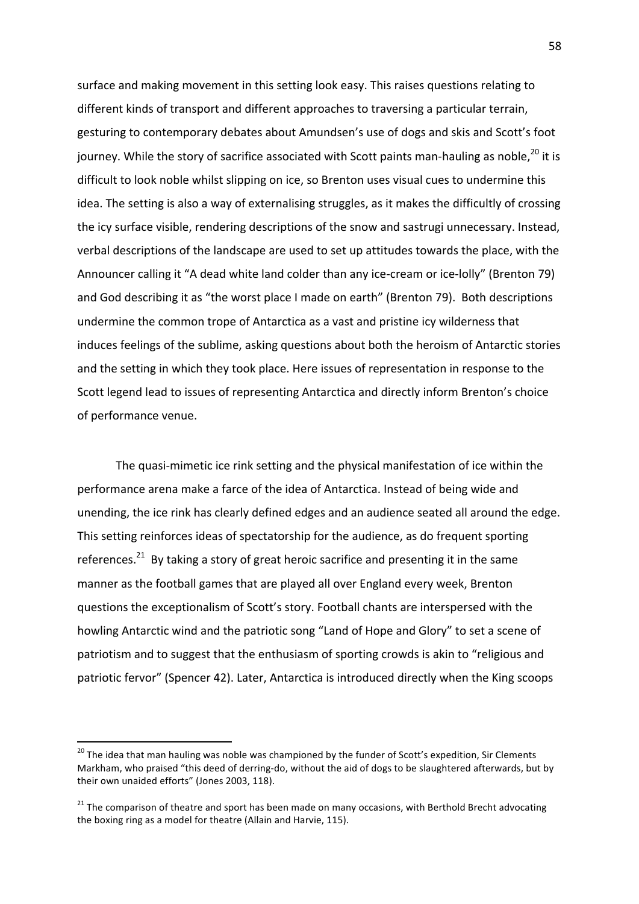surface and making movement in this setting look easy. This raises questions relating to different kinds of transport and different approaches to traversing a particular terrain, gesturing to contemporary debates about Amundsen's use of dogs and skis and Scott's foot journey. While the story of sacrifice associated with Scott paints man-hauling as noble,[20] it is difficult to look noble whilst slipping on ice, so Brenton uses visual cues to undermine this idea. The setting is also a way of externalising struggles, as it makes the difficultly of crossing the icy surface visible, rendering descriptions of the snow and sastrugi unnecessary. Instead, verbal descriptions of the landscape are used to set up attitudes towards the place, with the Announcer calling it "A dead white land colder than any ice-cream or ice-lolly" (Brenton 79) and God describing it as "the worst place I made on earth" (Brenton 79). Both descriptions undermine the common trope of Antarctica as a vast and pristine icy wilderness that induces feelings of the sublime, asking questions about both the heroism of Antarctic stories and the setting in which they took place. Here issues of representation in response to the Scott legend lead to issues of representing Antarctica and directly inform Brenton's choice of performance venue.

The quasi-mimetic ice rink setting and the physical manifestation of ice within the performance arena make a farce of the idea of Antarctica. Instead of being wide and unending, the ice rink has clearly defined edges and an audience seated all around the edge. This setting reinforces ideas of spectatorship for the audience, as do frequent sporting references.[21] By taking a story of great heroic sacrifice and presenting it in the same manner as the football games that are played all over England every week, Brenton questions the exceptionalism of Scott's story. Football chants are interspersed with the howling Antarctic wind and the patriotic song "Land of Hope and Glory" to set a scene of patriotism and to suggest that the enthusiasm of sporting crowds is akin to "religious and patriotic fervor" (Spencer 42). Later, Antarctica is introduced directly when the King scoops

[20] The idea that man hauling was noble was championed by the funder of Scott's expedition, Sir Clements Markham, who praised "this deed of derring-do, without the aid of dogs to be slaughtered afterwards, but by their own unaided efforts" (Jones 2003, 118).

[21] The comparison of theatre and sport has been made on many occasions, with Berthold Brecht advocating the boxing ring as a model for theatre (Allain and Harvie, 115).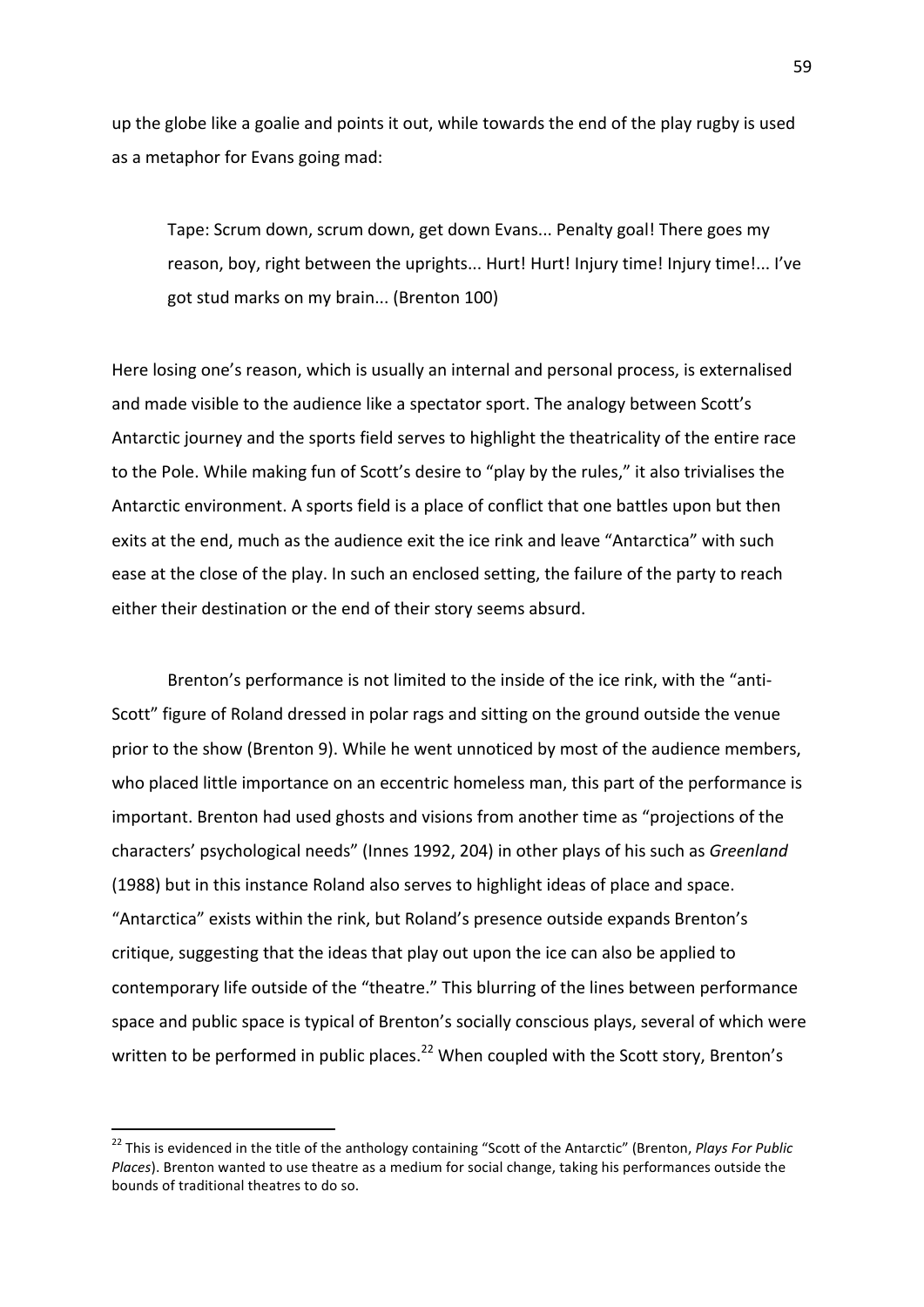up the globe like a goalie and points it out, while towards the end of the play rugby is used as a metaphor for Evans going mad:

> Tape: Scrum down, scrum down, get down Evans... Penalty goal! There goes my reason, boy, right between the uprights... Hurt! Hurt! Injury time! Injury time!... I've got stud marks on my brain... (Brenton 100)

Here losing one's reason, which is usually an internal and personal process, is externalised and made visible to the audience like a spectator sport. The analogy between Scott's Antarctic journey and the sports field serves to highlight the theatricality of the entire race to the Pole. While making fun of Scott's desire to "play by the rules," it also trivialises the Antarctic environment. A sports field is a place of conflict that one battles upon but then exits at the end, much as the audience exit the ice rink and leave "Antarctica" with such ease at the close of the play. In such an enclosed setting, the failure of the party to reach either their destination or the end of their story seems absurd.

Brenton's performance is not limited to the inside of the ice rink, with the "anti-Scott" figure of Roland dressed in polar rags and sitting on the ground outside the venue prior to the show (Brenton 9). While he went unnoticed by most of the audience members, who placed little importance on an eccentric homeless man, this part of the performance is important. Brenton had used ghosts and visions from another time as "projections of the characters' psychological needs" (Innes 1992, 204) in other plays of his such as *Greenland* (1988) but in this instance Roland also serves to highlight ideas of place and space. "Antarctica" exists within the rink, but Roland's presence outside expands Brenton's critique, suggesting that the ideas that play out upon the ice can also be applied to contemporary life outside of the "theatre." This blurring of the lines between performance space and public space is typical of Brenton's socially conscious plays, several of which were written to be performed in public places.[22] When coupled with the Scott story, Brenton's

---

[22] This is evidenced in the title of the anthology containing "Scott of the Antarctic" (Brenton, *Plays For Public Places*). Brenton wanted to use theatre as a medium for social change, taking his performances outside the bounds of traditional theatres to do so.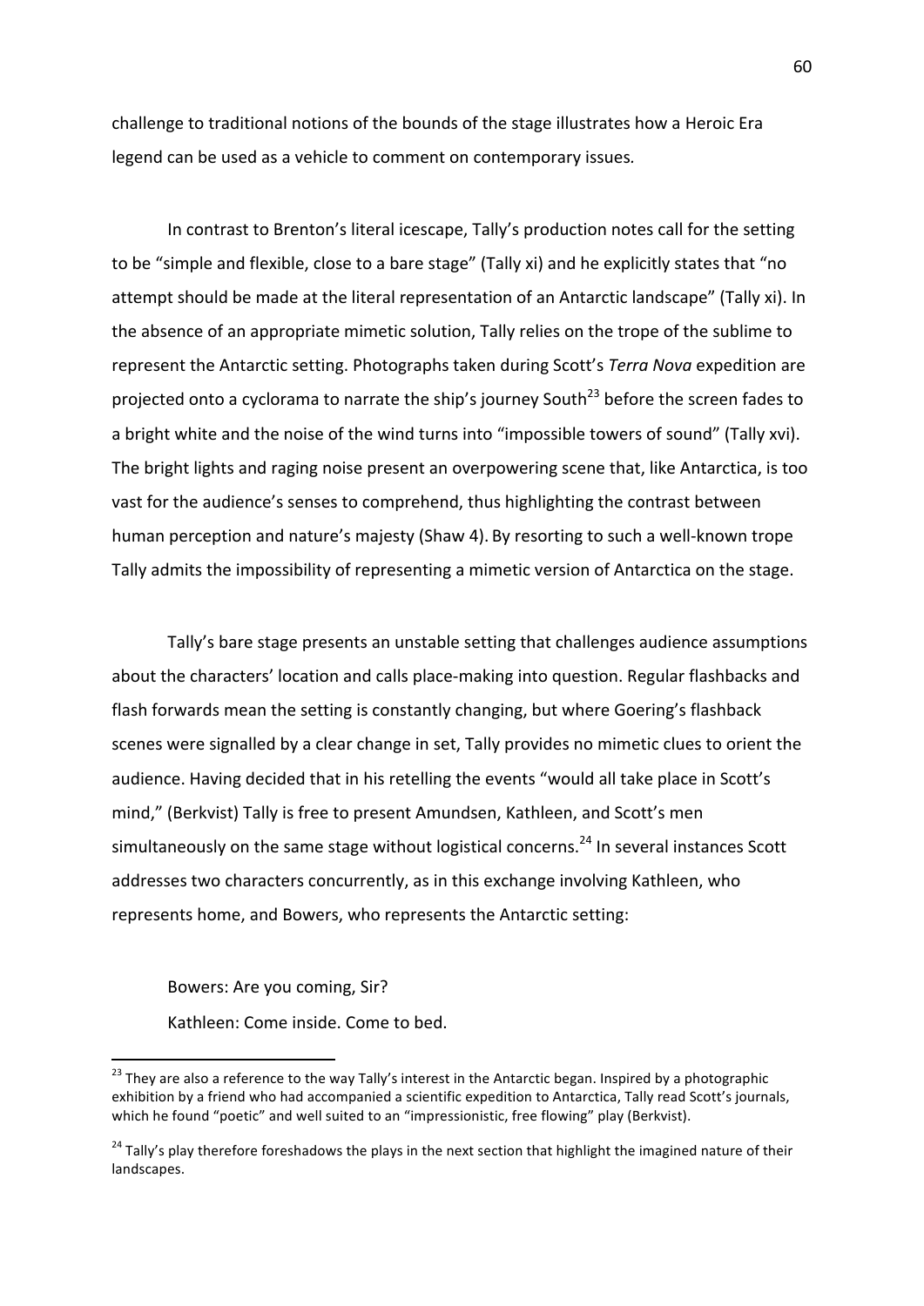challenge to traditional notions of the bounds of the stage illustrates how a Heroic Era legend can be used as a vehicle to comment on contemporary issues.

In contrast to Brenton's literal icescape, Tally's production notes call for the setting to be "simple and flexible, close to a bare stage" (Tally xi) and he explicitly states that "no attempt should be made at the literal representation of an Antarctic landscape" (Tally xi). In the absence of an appropriate mimetic solution, Tally relies on the trope of the sublime to represent the Antarctic setting. Photographs taken during Scott's *Terra Nova* expedition are projected onto a cyclorama to narrate the ship's journey South[23] before the screen fades to a bright white and the noise of the wind turns into "impossible towers of sound" (Tally xvi). The bright lights and raging noise present an overpowering scene that, like Antarctica, is too vast for the audience's senses to comprehend, thus highlighting the contrast between human perception and nature's majesty (Shaw 4). By resorting to such a well-known trope Tally admits the impossibility of representing a mimetic version of Antarctica on the stage.

Tally's bare stage presents an unstable setting that challenges audience assumptions about the characters' location and calls place-making into question. Regular flashbacks and flash forwards mean the setting is constantly changing, but where Goering's flashback scenes were signalled by a clear change in set, Tally provides no mimetic clues to orient the audience. Having decided that in his retelling the events "would all take place in Scott's mind," (Berkvist) Tally is free to present Amundsen, Kathleen, and Scott's men simultaneously on the same stage without logistical concerns.[24] In several instances Scott addresses two characters concurrently, as in this exchange involving Kathleen, who represents home, and Bowers, who represents the Antarctic setting:

> Bowers: Are you coming, Sir?
>
> Kathleen: Come inside. Come to bed.

---

[23] They are also a reference to the way Tally's interest in the Antarctic began. Inspired by a photographic exhibition by a friend who had accompanied a scientific expedition to Antarctica, Tally read Scott's journals, which he found "poetic" and well suited to an "impressionistic, free flowing" play (Berkvist).

[24] Tally's play therefore foreshadows the plays in the next section that highlight the imagined nature of their landscapes.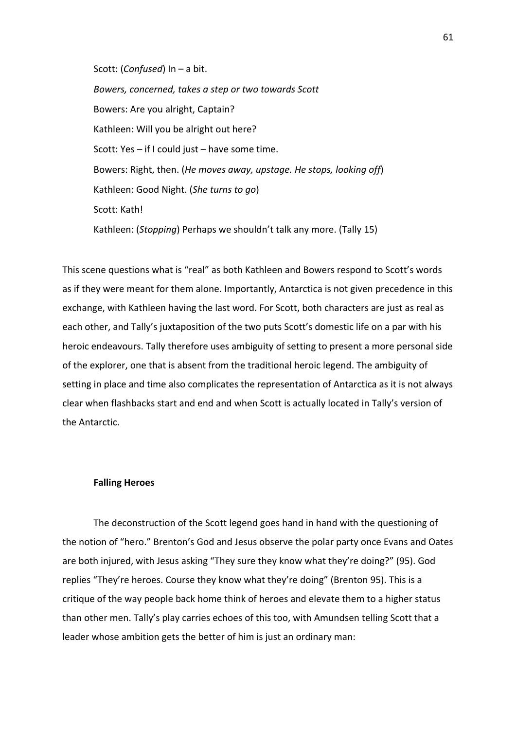Scott: (*Confused*) In – a bit.

*Bowers, concerned, takes a step or two towards Scott*

Bowers: Are you alright, Captain?

Kathleen: Will you be alright out here?

Scott: Yes – if I could just – have some time.

Bowers: Right, then. (*He moves away, upstage. He stops, looking off*)

Kathleen: Good Night. (*She turns to go*)

Scott: Kath!

Kathleen: (*Stopping*) Perhaps we shouldn't talk any more. (Tally 15)

This scene questions what is "real" as both Kathleen and Bowers respond to Scott's words as if they were meant for them alone. Importantly, Antarctica is not given precedence in this exchange, with Kathleen having the last word. For Scott, both characters are just as real as each other, and Tally's juxtaposition of the two puts Scott's domestic life on a par with his heroic endeavours. Tally therefore uses ambiguity of setting to present a more personal side of the explorer, one that is absent from the traditional heroic legend. The ambiguity of setting in place and time also complicates the representation of Antarctica as it is not always clear when flashbacks start and end and when Scott is actually located in Tally's version of the Antarctic.

### Falling Heroes

The deconstruction of the Scott legend goes hand in hand with the questioning of the notion of "hero." Brenton's God and Jesus observe the polar party once Evans and Oates are both injured, with Jesus asking "They sure they know what they're doing?" (95). God replies "They're heroes. Course they know what they're doing" (Brenton 95). This is a critique of the way people back home think of heroes and elevate them to a higher status than other men. Tally's play carries echoes of this too, with Amundsen telling Scott that a leader whose ambition gets the better of him is just an ordinary man: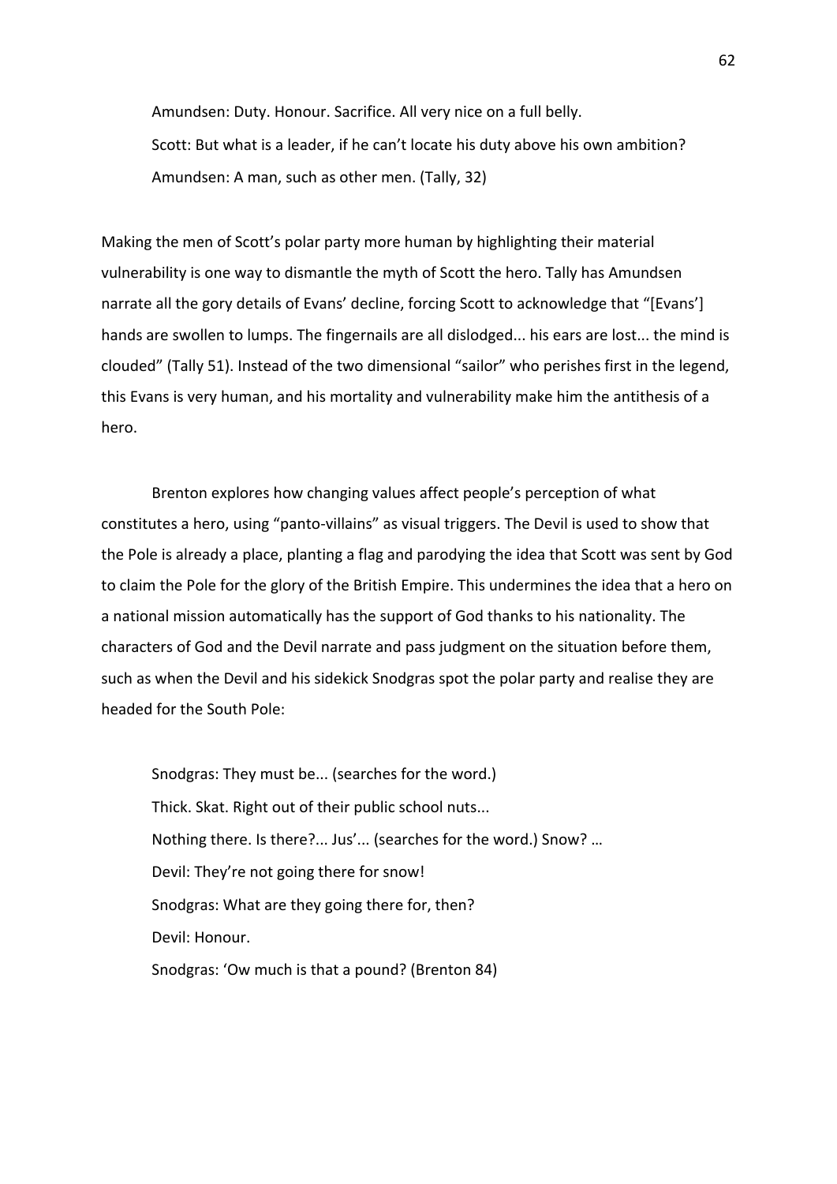> Amundsen: Duty. Honour. Sacrifice. All very nice on a full belly.
>
> Scott: But what is a leader, if he can't locate his duty above his own ambition?
>
> Amundsen: A man, such as other men. (Tally, 32)

Making the men of Scott's polar party more human by highlighting their material vulnerability is one way to dismantle the myth of Scott the hero. Tally has Amundsen narrate all the gory details of Evans' decline, forcing Scott to acknowledge that "[Evans'] hands are swollen to lumps. The fingernails are all dislodged... his ears are lost... the mind is clouded" (Tally 51). Instead of the two dimensional "sailor" who perishes first in the legend, this Evans is very human, and his mortality and vulnerability make him the antithesis of a hero.

Brenton explores how changing values affect people's perception of what constitutes a hero, using "panto-villains" as visual triggers. The Devil is used to show that the Pole is already a place, planting a flag and parodying the idea that Scott was sent by God to claim the Pole for the glory of the British Empire. This undermines the idea that a hero on a national mission automatically has the support of God thanks to his nationality. The characters of God and the Devil narrate and pass judgment on the situation before them, such as when the Devil and his sidekick Snodgras spot the polar party and realise they are headed for the South Pole:

> Snodgras: They must be... (searches for the word.)
>
> Thick. Skat. Right out of their public school nuts...
>
> Nothing there. Is there?... Jus'... (searches for the word.) Snow? …
>
> Devil: They're not going there for snow!
>
> Snodgras: What are they going there for, then?
>
> Devil: Honour.
>
> Snodgras: 'Ow much is that a pound? (Brenton 84)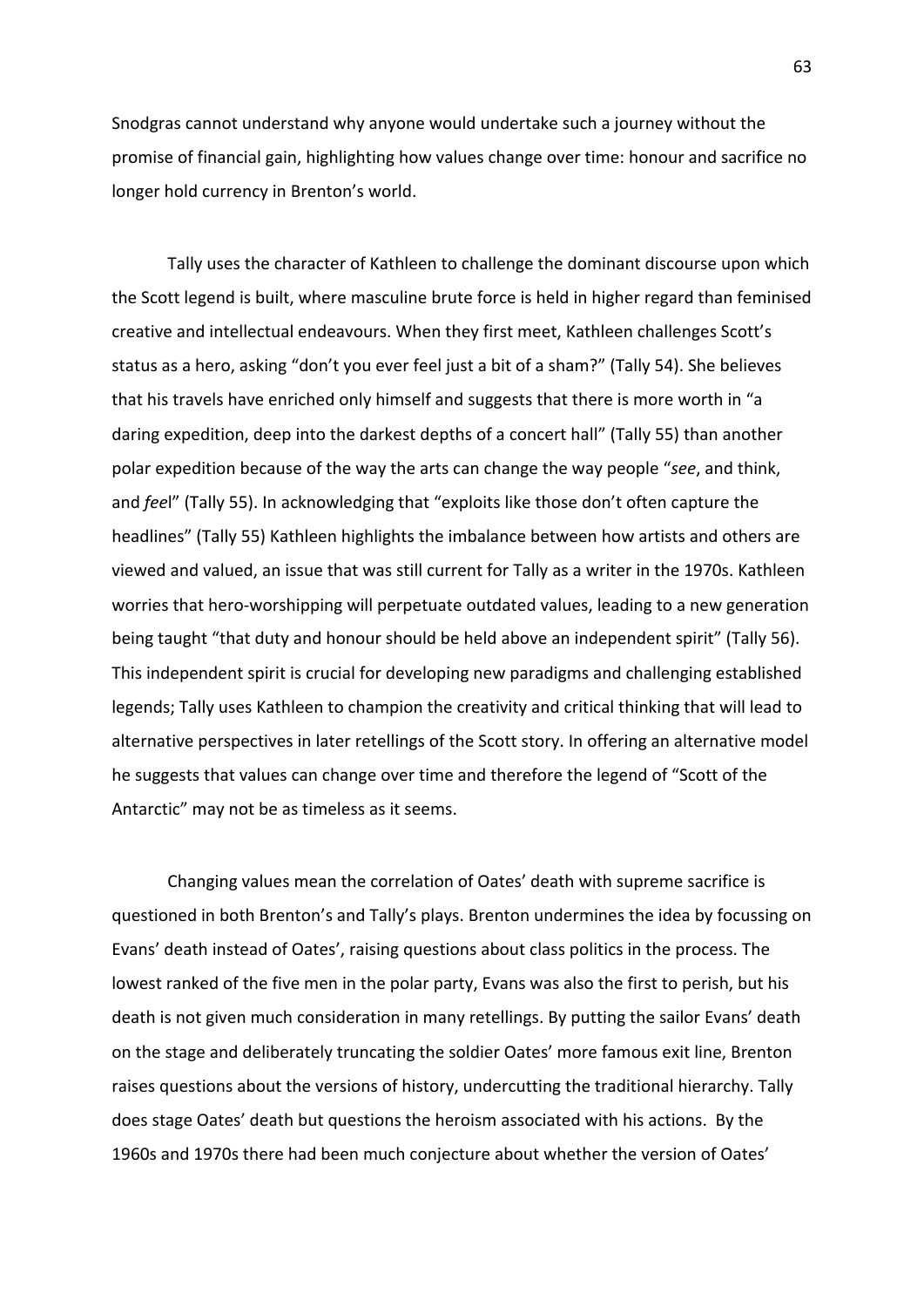Snodgras cannot understand why anyone would undertake such a journey without the promise of financial gain, highlighting how values change over time: honour and sacrifice no longer hold currency in Brenton's world.

Tally uses the character of Kathleen to challenge the dominant discourse upon which the Scott legend is built, where masculine brute force is held in higher regard than feminised creative and intellectual endeavours. When they first meet, Kathleen challenges Scott's status as a hero, asking "don't you ever feel just a bit of a sham?" (Tally 54). She believes that his travels have enriched only himself and suggests that there is more worth in "a daring expedition, deep into the darkest depths of a concert hall" (Tally 55) than another polar expedition because of the way the arts can change the way people "*see*, and think, and *feel*" (Tally 55). In acknowledging that "exploits like those don't often capture the headlines" (Tally 55) Kathleen highlights the imbalance between how artists and others are viewed and valued, an issue that was still current for Tally as a writer in the 1970s. Kathleen worries that hero-worshipping will perpetuate outdated values, leading to a new generation being taught "that duty and honour should be held above an independent spirit" (Tally 56). This independent spirit is crucial for developing new paradigms and challenging established legends; Tally uses Kathleen to champion the creativity and critical thinking that will lead to alternative perspectives in later retellings of the Scott story. In offering an alternative model he suggests that values can change over time and therefore the legend of "Scott of the Antarctic" may not be as timeless as it seems.

Changing values mean the correlation of Oates' death with supreme sacrifice is questioned in both Brenton's and Tally's plays. Brenton undermines the idea by focussing on Evans' death instead of Oates', raising questions about class politics in the process. The lowest ranked of the five men in the polar party, Evans was also the first to perish, but his death is not given much consideration in many retellings. By putting the sailor Evans' death on the stage and deliberately truncating the soldier Oates' more famous exit line, Brenton raises questions about the versions of history, undercutting the traditional hierarchy. Tally does stage Oates' death but questions the heroism associated with his actions. By the 1960s and 1970s there had been much conjecture about whether the version of Oates'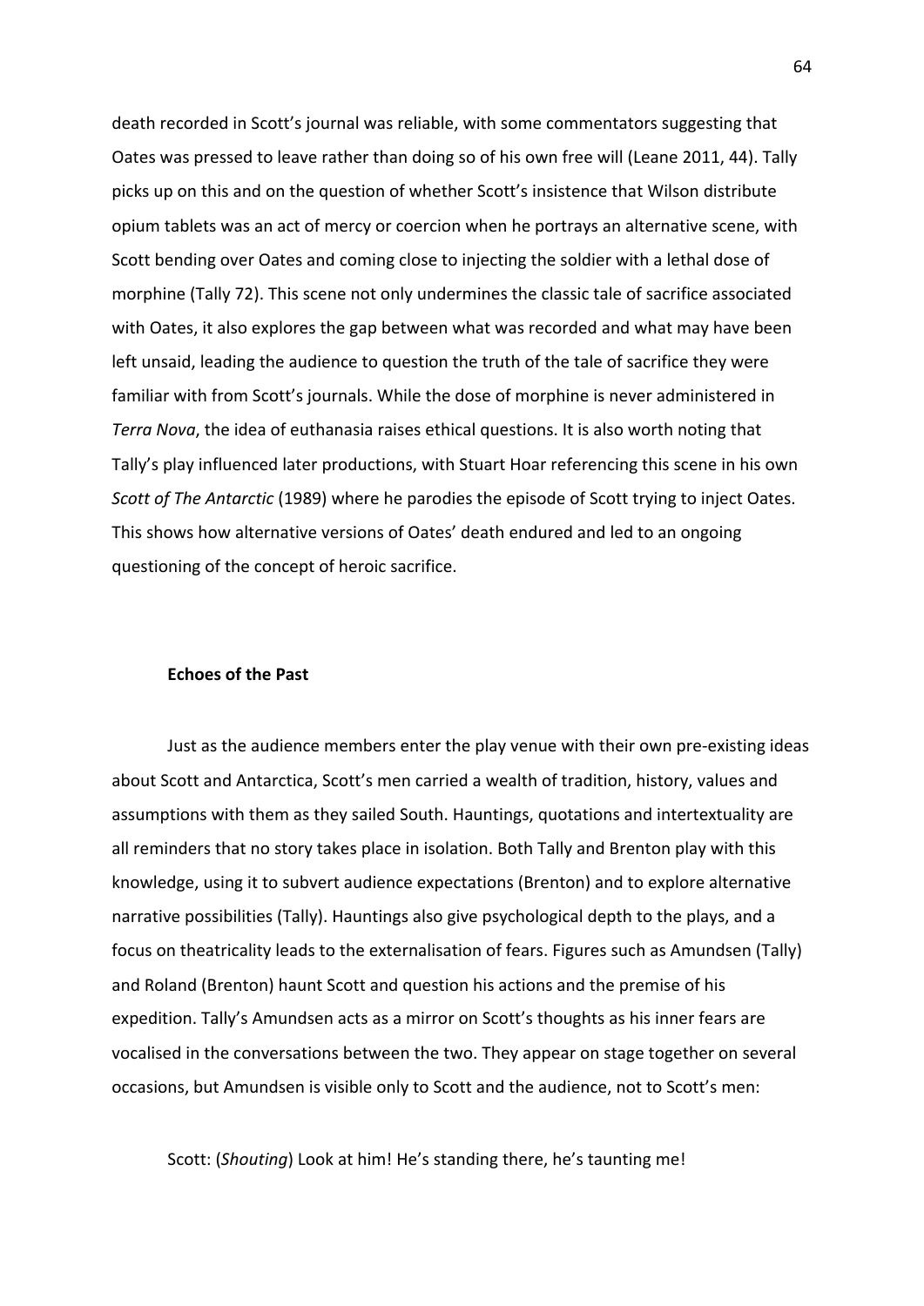death recorded in Scott's journal was reliable, with some commentators suggesting that Oates was pressed to leave rather than doing so of his own free will (Leane 2011, 44). Tally picks up on this and on the question of whether Scott's insistence that Wilson distribute opium tablets was an act of mercy or coercion when he portrays an alternative scene, with Scott bending over Oates and coming close to injecting the soldier with a lethal dose of morphine (Tally 72). This scene not only undermines the classic tale of sacrifice associated with Oates, it also explores the gap between what was recorded and what may have been left unsaid, leading the audience to question the truth of the tale of sacrifice they were familiar with from Scott's journals. While the dose of morphine is never administered in *Terra Nova*, the idea of euthanasia raises ethical questions. It is also worth noting that Tally's play influenced later productions, with Stuart Hoar referencing this scene in his own *Scott of The Antarctic* (1989) where he parodies the episode of Scott trying to inject Oates. This shows how alternative versions of Oates' death endured and led to an ongoing questioning of the concept of heroic sacrifice.

### Echoes of the Past

Just as the audience members enter the play venue with their own pre-existing ideas about Scott and Antarctica, Scott's men carried a wealth of tradition, history, values and assumptions with them as they sailed South. Hauntings, quotations and intertextuality are all reminders that no story takes place in isolation. Both Tally and Brenton play with this knowledge, using it to subvert audience expectations (Brenton) and to explore alternative narrative possibilities (Tally). Hauntings also give psychological depth to the plays, and a focus on theatricality leads to the externalisation of fears. Figures such as Amundsen (Tally) and Roland (Brenton) haunt Scott and question his actions and the premise of his expedition. Tally's Amundsen acts as a mirror on Scott's thoughts as his inner fears are vocalised in the conversations between the two. They appear on stage together on several occasions, but Amundsen is visible only to Scott and the audience, not to Scott's men:

Scott: (*Shouting*) Look at him! He's standing there, he's taunting me!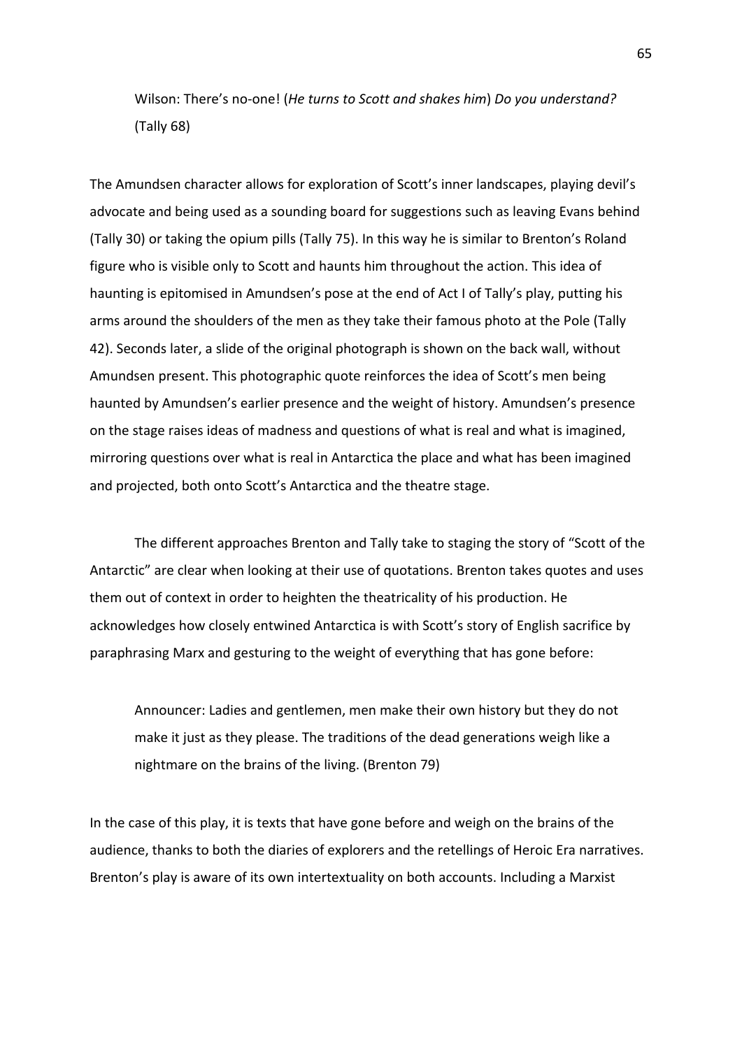> Wilson: There's no-one! (*He turns to Scott and shakes him*) *Do you understand?* (Tally 68)

The Amundsen character allows for exploration of Scott's inner landscapes, playing devil's advocate and being used as a sounding board for suggestions such as leaving Evans behind (Tally 30) or taking the opium pills (Tally 75). In this way he is similar to Brenton's Roland figure who is visible only to Scott and haunts him throughout the action. This idea of haunting is epitomised in Amundsen's pose at the end of Act I of Tally's play, putting his arms around the shoulders of the men as they take their famous photo at the Pole (Tally 42). Seconds later, a slide of the original photograph is shown on the back wall, without Amundsen present. This photographic quote reinforces the idea of Scott's men being haunted by Amundsen's earlier presence and the weight of history. Amundsen's presence on the stage raises ideas of madness and questions of what is real and what is imagined, mirroring questions over what is real in Antarctica the place and what has been imagined and projected, both onto Scott's Antarctica and the theatre stage.

The different approaches Brenton and Tally take to staging the story of "Scott of the Antarctic" are clear when looking at their use of quotations. Brenton takes quotes and uses them out of context in order to heighten the theatricality of his production. He acknowledges how closely entwined Antarctica is with Scott's story of English sacrifice by paraphrasing Marx and gesturing to the weight of everything that has gone before:

> Announcer: Ladies and gentlemen, men make their own history but they do not make it just as they please. The traditions of the dead generations weigh like a nightmare on the brains of the living. (Brenton 79)

In the case of this play, it is texts that have gone before and weigh on the brains of the audience, thanks to both the diaries of explorers and the retellings of Heroic Era narratives. Brenton's play is aware of its own intertextuality on both accounts. Including a Marxist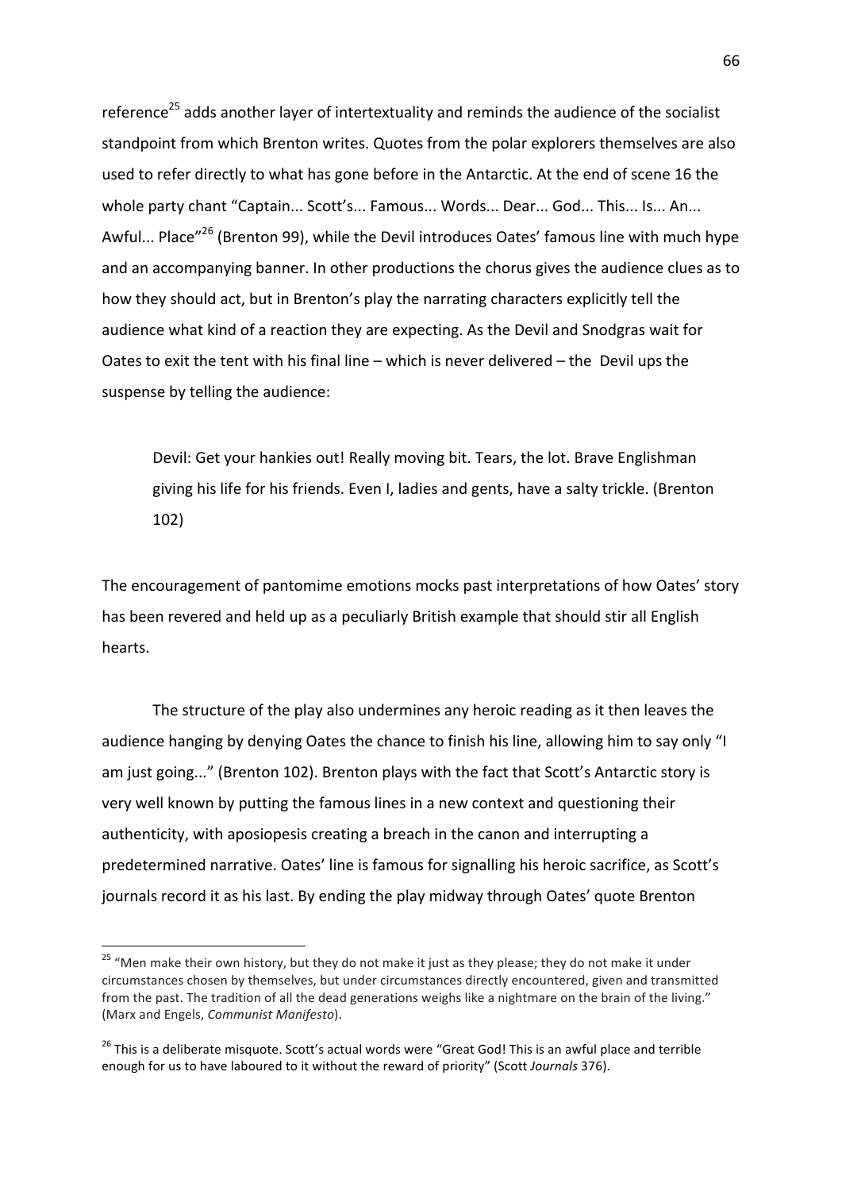reference[25] adds another layer of intertextuality and reminds the audience of the socialist standpoint from which Brenton writes. Quotes from the polar explorers themselves are also used to refer directly to what has gone before in the Antarctic. At the end of scene 16 the whole party chant "Captain... Scott's... Famous... Words... Dear... God... This... Is... An... Awful... Place"[26] (Brenton 99), while the Devil introduces Oates' famous line with much hype and an accompanying banner. In other productions the chorus gives the audience clues as to how they should act, but in Brenton's play the narrating characters explicitly tell the audience what kind of a reaction they are expecting. As the Devil and Snodgras wait for Oates to exit the tent with his final line – which is never delivered – the Devil ups the suspense by telling the audience:

> Devil: Get your hankies out! Really moving bit. Tears, the lot. Brave Englishman giving his life for his friends. Even I, ladies and gents, have a salty trickle. (Brenton 102)

The encouragement of pantomime emotions mocks past interpretations of how Oates' story has been revered and held up as a peculiarly British example that should stir all English hearts.

The structure of the play also undermines any heroic reading as it then leaves the audience hanging by denying Oates the chance to finish his line, allowing him to say only "I am just going..." (Brenton 102). Brenton plays with the fact that Scott's Antarctic story is very well known by putting the famous lines in a new context and questioning their authenticity, with aposiopesis creating a breach in the canon and interrupting a predetermined narrative. Oates' line is famous for signalling his heroic sacrifice, as Scott's journals record it as his last. By ending the play midway through Oates' quote Brenton

---

[25] "Men make their own history, but they do not make it just as they please; they do not make it under circumstances chosen by themselves, but under circumstances directly encountered, given and transmitted from the past. The tradition of all the dead generations weighs like a nightmare on the brain of the living." (Marx and Engels, *Communist Manifesto*).

[26] This is a deliberate misquote. Scott's actual words were "Great God! This is an awful place and terrible enough for us to have laboured to it without the reward of priority" (Scott *Journals* 376).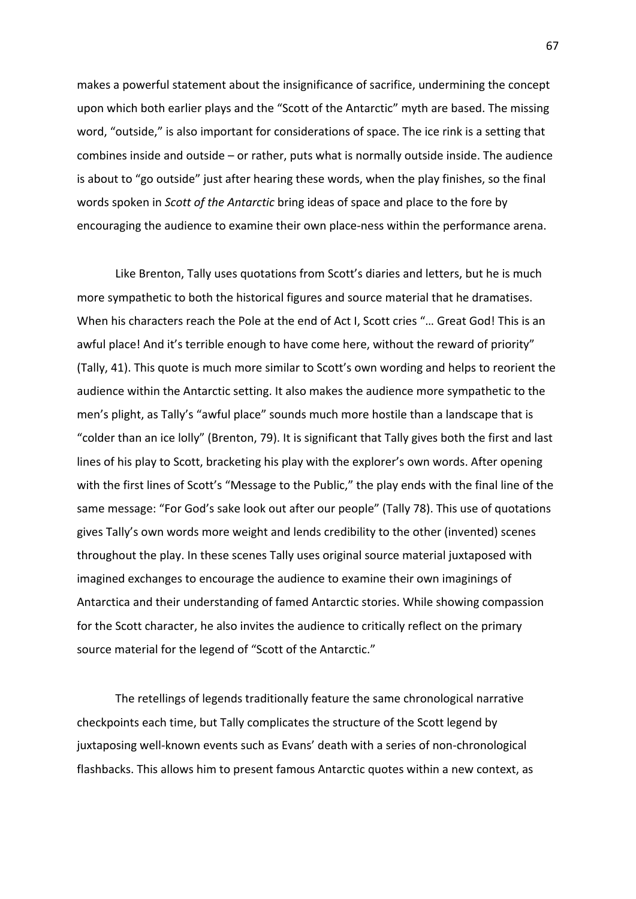makes a powerful statement about the insignificance of sacrifice, undermining the concept upon which both earlier plays and the "Scott of the Antarctic" myth are based. The missing word, "outside," is also important for considerations of space. The ice rink is a setting that combines inside and outside – or rather, puts what is normally outside inside. The audience is about to "go outside" just after hearing these words, when the play finishes, so the final words spoken in *Scott of the Antarctic* bring ideas of space and place to the fore by encouraging the audience to examine their own place-ness within the performance arena.

Like Brenton, Tally uses quotations from Scott's diaries and letters, but he is much more sympathetic to both the historical figures and source material that he dramatises. When his characters reach the Pole at the end of Act I, Scott cries "… Great God! This is an awful place! And it's terrible enough to have come here, without the reward of priority" (Tally, 41). This quote is much more similar to Scott's own wording and helps to reorient the audience within the Antarctic setting. It also makes the audience more sympathetic to the men's plight, as Tally's "awful place" sounds much more hostile than a landscape that is "colder than an ice lolly" (Brenton, 79). It is significant that Tally gives both the first and last lines of his play to Scott, bracketing his play with the explorer's own words. After opening with the first lines of Scott's "Message to the Public," the play ends with the final line of the same message: "For God's sake look out after our people" (Tally 78). This use of quotations gives Tally's own words more weight and lends credibility to the other (invented) scenes throughout the play. In these scenes Tally uses original source material juxtaposed with imagined exchanges to encourage the audience to examine their own imaginings of Antarctica and their understanding of famed Antarctic stories. While showing compassion for the Scott character, he also invites the audience to critically reflect on the primary source material for the legend of "Scott of the Antarctic."

The retellings of legends traditionally feature the same chronological narrative checkpoints each time, but Tally complicates the structure of the Scott legend by juxtaposing well-known events such as Evans' death with a series of non-chronological flashbacks. This allows him to present famous Antarctic quotes within a new context, as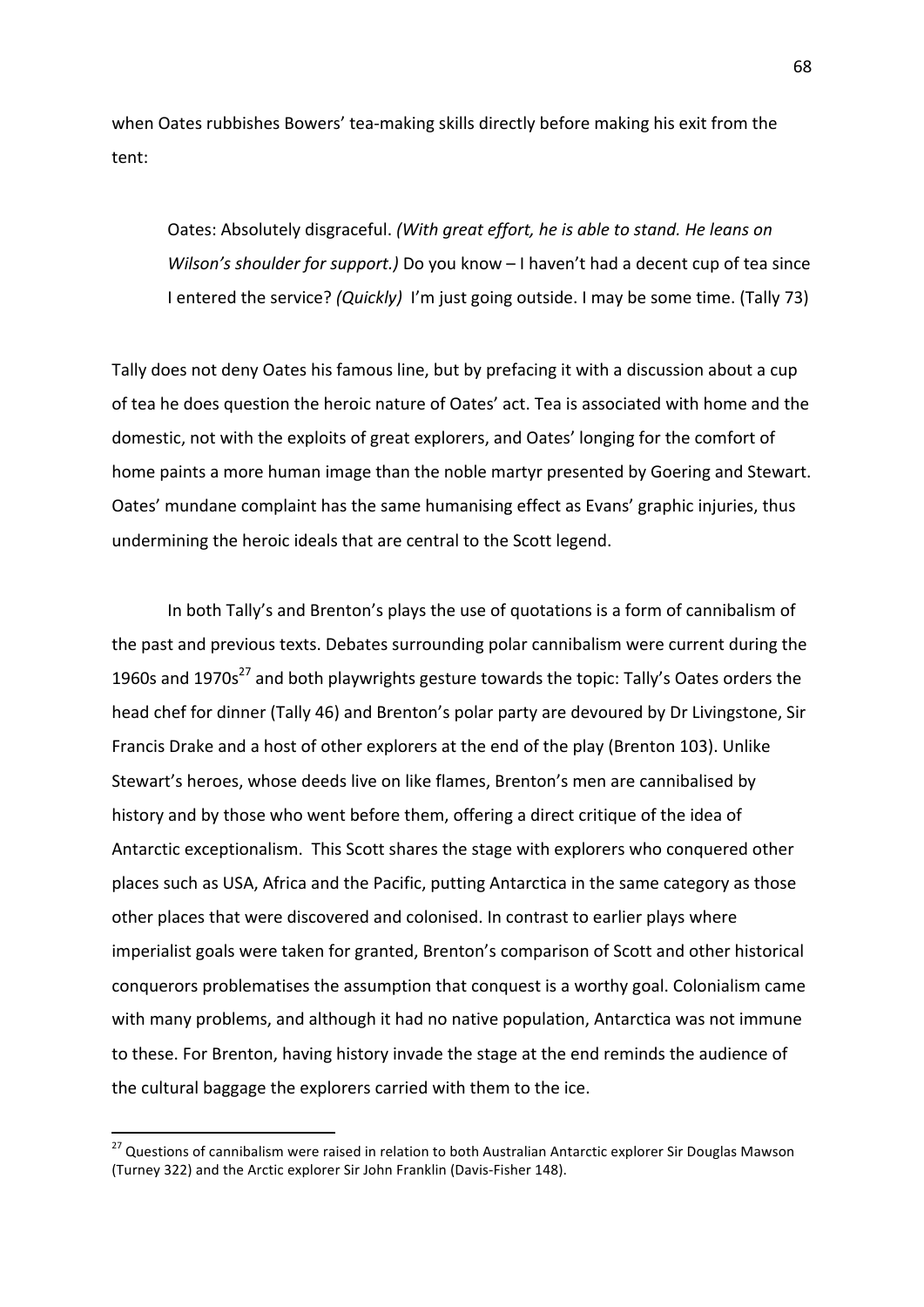when Oates rubbishes Bowers' tea-making skills directly before making his exit from the tent:

> Oates: Absolutely disgraceful. *(With great effort, he is able to stand. He leans on Wilson's shoulder for support.)* Do you know – I haven't had a decent cup of tea since I entered the service? *(Quickly)* I'm just going outside. I may be some time. (Tally 73)

Tally does not deny Oates his famous line, but by prefacing it with a discussion about a cup of tea he does question the heroic nature of Oates' act. Tea is associated with home and the domestic, not with the exploits of great explorers, and Oates' longing for the comfort of home paints a more human image than the noble martyr presented by Goering and Stewart. Oates' mundane complaint has the same humanising effect as Evans' graphic injuries, thus undermining the heroic ideals that are central to the Scott legend.

In both Tally's and Brenton's plays the use of quotations is a form of cannibalism of the past and previous texts. Debates surrounding polar cannibalism were current during the 1960s and 1970s[27] and both playwrights gesture towards the topic: Tally's Oates orders the head chef for dinner (Tally 46) and Brenton's polar party are devoured by Dr Livingstone, Sir Francis Drake and a host of other explorers at the end of the play (Brenton 103). Unlike Stewart's heroes, whose deeds live on like flames, Brenton's men are cannibalised by history and by those who went before them, offering a direct critique of the idea of Antarctic exceptionalism. This Scott shares the stage with explorers who conquered other places such as USA, Africa and the Pacific, putting Antarctica in the same category as those other places that were discovered and colonised. In contrast to earlier plays where imperialist goals were taken for granted, Brenton's comparison of Scott and other historical conquerors problematises the assumption that conquest is a worthy goal. Colonialism came with many problems, and although it had no native population, Antarctica was not immune to these. For Brenton, having history invade the stage at the end reminds the audience of the cultural baggage the explorers carried with them to the ice.

---

[27] Questions of cannibalism were raised in relation to both Australian Antarctic explorer Sir Douglas Mawson (Turney 322) and the Arctic explorer Sir John Franklin (Davis-Fisher 148).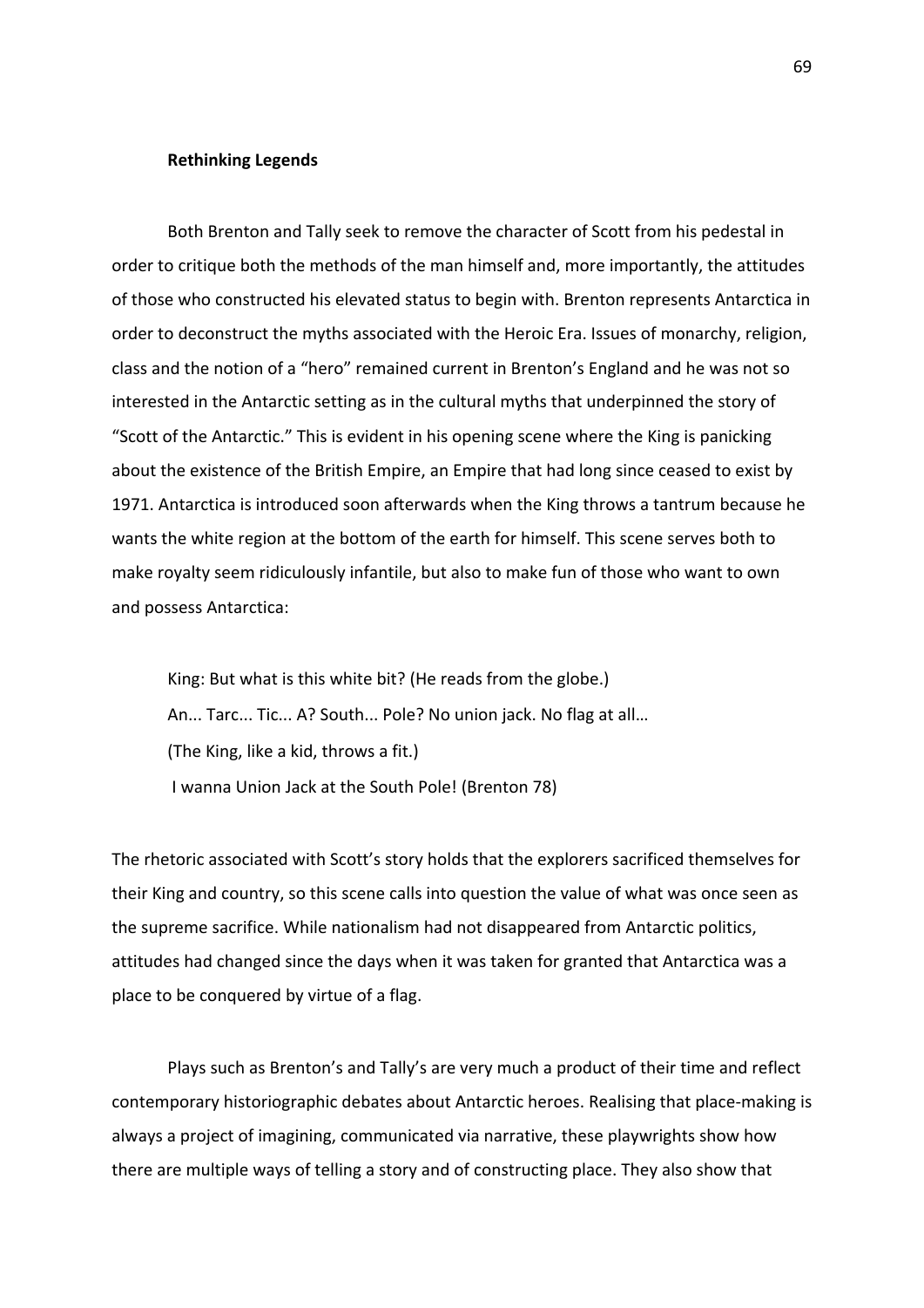### Rethinking Legends

Both Brenton and Tally seek to remove the character of Scott from his pedestal in order to critique both the methods of the man himself and, more importantly, the attitudes of those who constructed his elevated status to begin with. Brenton represents Antarctica in order to deconstruct the myths associated with the Heroic Era. Issues of monarchy, religion, class and the notion of a "hero" remained current in Brenton's England and he was not so interested in the Antarctic setting as in the cultural myths that underpinned the story of "Scott of the Antarctic." This is evident in his opening scene where the King is panicking about the existence of the British Empire, an Empire that had long since ceased to exist by 1971. Antarctica is introduced soon afterwards when the King throws a tantrum because he wants the white region at the bottom of the earth for himself. This scene serves both to make royalty seem ridiculously infantile, but also to make fun of those who want to own and possess Antarctica:

> King: But what is this white bit? (He reads from the globe.)
> An... Tarc... Tic... A? South... Pole? No union jack. No flag at all…
> (The King, like a kid, throws a fit.)
> I wanna Union Jack at the South Pole! (Brenton 78)

The rhetoric associated with Scott's story holds that the explorers sacrificed themselves for their King and country, so this scene calls into question the value of what was once seen as the supreme sacrifice. While nationalism had not disappeared from Antarctic politics, attitudes had changed since the days when it was taken for granted that Antarctica was a place to be conquered by virtue of a flag.

Plays such as Brenton's and Tally's are very much a product of their time and reflect contemporary historiographic debates about Antarctic heroes. Realising that place-making is always a project of imagining, communicated via narrative, these playwrights show how there are multiple ways of telling a story and of constructing place. They also show that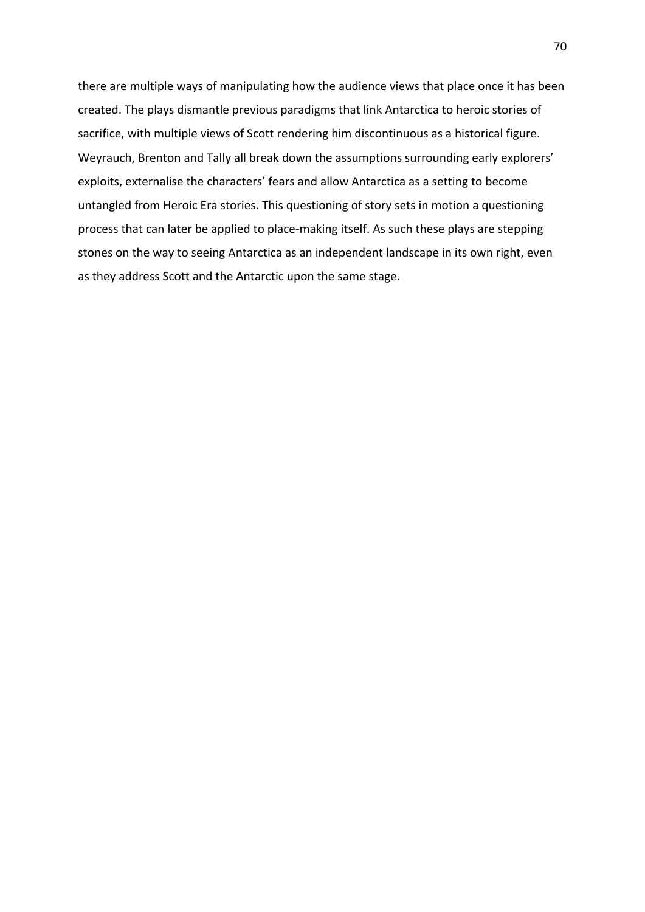there are multiple ways of manipulating how the audience views that place once it has been created. The plays dismantle previous paradigms that link Antarctica to heroic stories of sacrifice, with multiple views of Scott rendering him discontinuous as a historical figure. Weyrauch, Brenton and Tally all break down the assumptions surrounding early explorers' exploits, externalise the characters' fears and allow Antarctica as a setting to become untangled from Heroic Era stories. This questioning of story sets in motion a questioning process that can later be applied to place-making itself. As such these plays are stepping stones on the way to seeing Antarctica as an independent landscape in its own right, even as they address Scott and the Antarctic upon the same stage.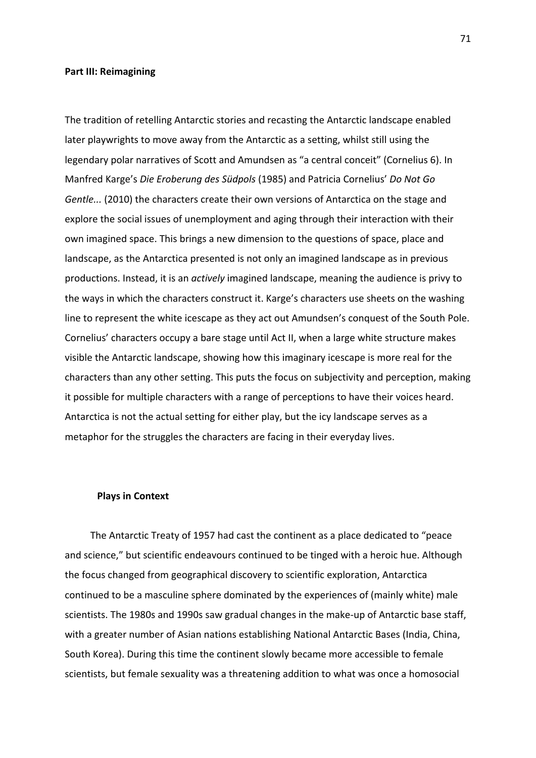**Part III: Reimagining**

The tradition of retelling Antarctic stories and recasting the Antarctic landscape enabled later playwrights to move away from the Antarctic as a setting, whilst still using the legendary polar narratives of Scott and Amundsen as "a central conceit" (Cornelius 6). In Manfred Karge's *Die Eroberung des Südpols* (1985) and Patricia Cornelius' *Do Not Go Gentle...* (2010) the characters create their own versions of Antarctica on the stage and explore the social issues of unemployment and aging through their interaction with their own imagined space. This brings a new dimension to the questions of space, place and landscape, as the Antarctica presented is not only an imagined landscape as in previous productions. Instead, it is an *actively* imagined landscape, meaning the audience is privy to the ways in which the characters construct it. Karge's characters use sheets on the washing line to represent the white icescape as they act out Amundsen's conquest of the South Pole. Cornelius' characters occupy a bare stage until Act II, when a large white structure makes visible the Antarctic landscape, showing how this imaginary icescape is more real for the characters than any other setting. This puts the focus on subjectivity and perception, making it possible for multiple characters with a range of perceptions to have their voices heard. Antarctica is not the actual setting for either play, but the icy landscape serves as a metaphor for the struggles the characters are facing in their everyday lives.

**Plays in Context**

The Antarctic Treaty of 1957 had cast the continent as a place dedicated to "peace and science," but scientific endeavours continued to be tinged with a heroic hue. Although the focus changed from geographical discovery to scientific exploration, Antarctica continued to be a masculine sphere dominated by the experiences of (mainly white) male scientists. The 1980s and 1990s saw gradual changes in the make-up of Antarctic base staff, with a greater number of Asian nations establishing National Antarctic Bases (India, China, South Korea). During this time the continent slowly became more accessible to female scientists, but female sexuality was a threatening addition to what was once a homosocial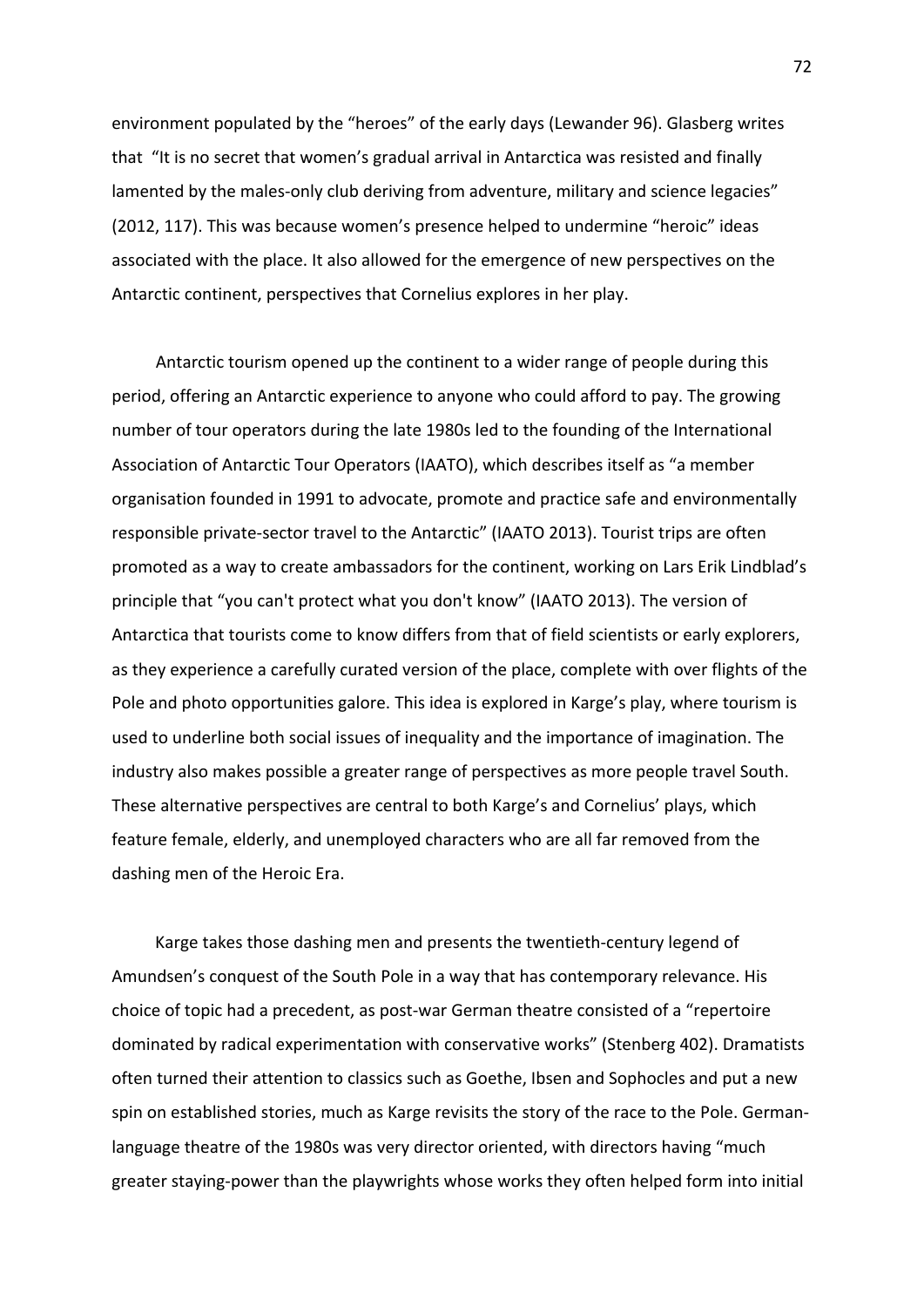environment populated by the “heroes” of the early days (Lewander 96). Glasberg writes that “It is no secret that women’s gradual arrival in Antarctica was resisted and finally lamented by the males-only club deriving from adventure, military and science legacies” (2012, 117). This was because women’s presence helped to undermine “heroic” ideas associated with the place. It also allowed for the emergence of new perspectives on the Antarctic continent, perspectives that Cornelius explores in her play.

Antarctic tourism opened up the continent to a wider range of people during this period, offering an Antarctic experience to anyone who could afford to pay. The growing number of tour operators during the late 1980s led to the founding of the International Association of Antarctic Tour Operators (IAATO), which describes itself as “a member organisation founded in 1991 to advocate, promote and practice safe and environmentally responsible private-sector travel to the Antarctic” (IAATO 2013). Tourist trips are often promoted as a way to create ambassadors for the continent, working on Lars Erik Lindblad’s principle that “you can't protect what you don't know” (IAATO 2013). The version of Antarctica that tourists come to know differs from that of field scientists or early explorers, as they experience a carefully curated version of the place, complete with over flights of the Pole and photo opportunities galore. This idea is explored in Karge’s play, where tourism is used to underline both social issues of inequality and the importance of imagination. The industry also makes possible a greater range of perspectives as more people travel South. These alternative perspectives are central to both Karge’s and Cornelius’ plays, which feature female, elderly, and unemployed characters who are all far removed from the dashing men of the Heroic Era.

Karge takes those dashing men and presents the twentieth-century legend of Amundsen’s conquest of the South Pole in a way that has contemporary relevance. His choice of topic had a precedent, as post-war German theatre consisted of a “repertoire dominated by radical experimentation with conservative works” (Stenberg 402). Dramatists often turned their attention to classics such as Goethe, Ibsen and Sophocles and put a new spin on established stories, much as Karge revisits the story of the race to the Pole. German-language theatre of the 1980s was very director oriented, with directors having “much greater staying-power than the playwrights whose works they often helped form into initial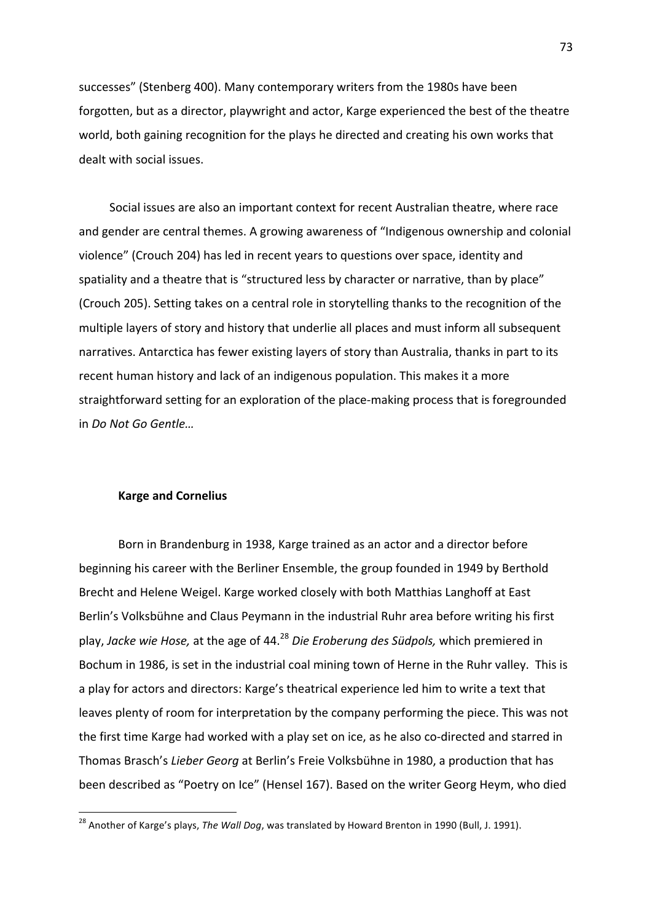successes" (Stenberg 400). Many contemporary writers from the 1980s have been forgotten, but as a director, playwright and actor, Karge experienced the best of the theatre world, both gaining recognition for the plays he directed and creating his own works that dealt with social issues.

Social issues are also an important context for recent Australian theatre, where race and gender are central themes. A growing awareness of "Indigenous ownership and colonial violence" (Crouch 204) has led in recent years to questions over space, identity and spatiality and a theatre that is "structured less by character or narrative, than by place" (Crouch 205). Setting takes on a central role in storytelling thanks to the recognition of the multiple layers of story and history that underlie all places and must inform all subsequent narratives. Antarctica has fewer existing layers of story than Australia, thanks in part to its recent human history and lack of an indigenous population. This makes it a more straightforward setting for an exploration of the place-making process that is foregrounded in *Do Not Go Gentle…*

### Karge and Cornelius

Born in Brandenburg in 1938, Karge trained as an actor and a director before beginning his career with the Berliner Ensemble, the group founded in 1949 by Berthold Brecht and Helene Weigel. Karge worked closely with both Matthias Langhoff at East Berlin's Volksbühne and Claus Peymann in the industrial Ruhr area before writing his first play, *Jacke wie Hose,* at the age of 44.[28] *Die Eroberung des Südpols,* which premiered in Bochum in 1986, is set in the industrial coal mining town of Herne in the Ruhr valley. This is a play for actors and directors: Karge's theatrical experience led him to write a text that leaves plenty of room for interpretation by the company performing the piece. This was not the first time Karge had worked with a play set on ice, as he also co-directed and starred in Thomas Brasch's *Lieber Georg* at Berlin's Freie Volksbühne in 1980, a production that has been described as "Poetry on Ice" (Hensel 167). Based on the writer Georg Heym, who died

[28] Another of Karge's plays, *The Wall Dog*, was translated by Howard Brenton in 1990 (Bull, J. 1991).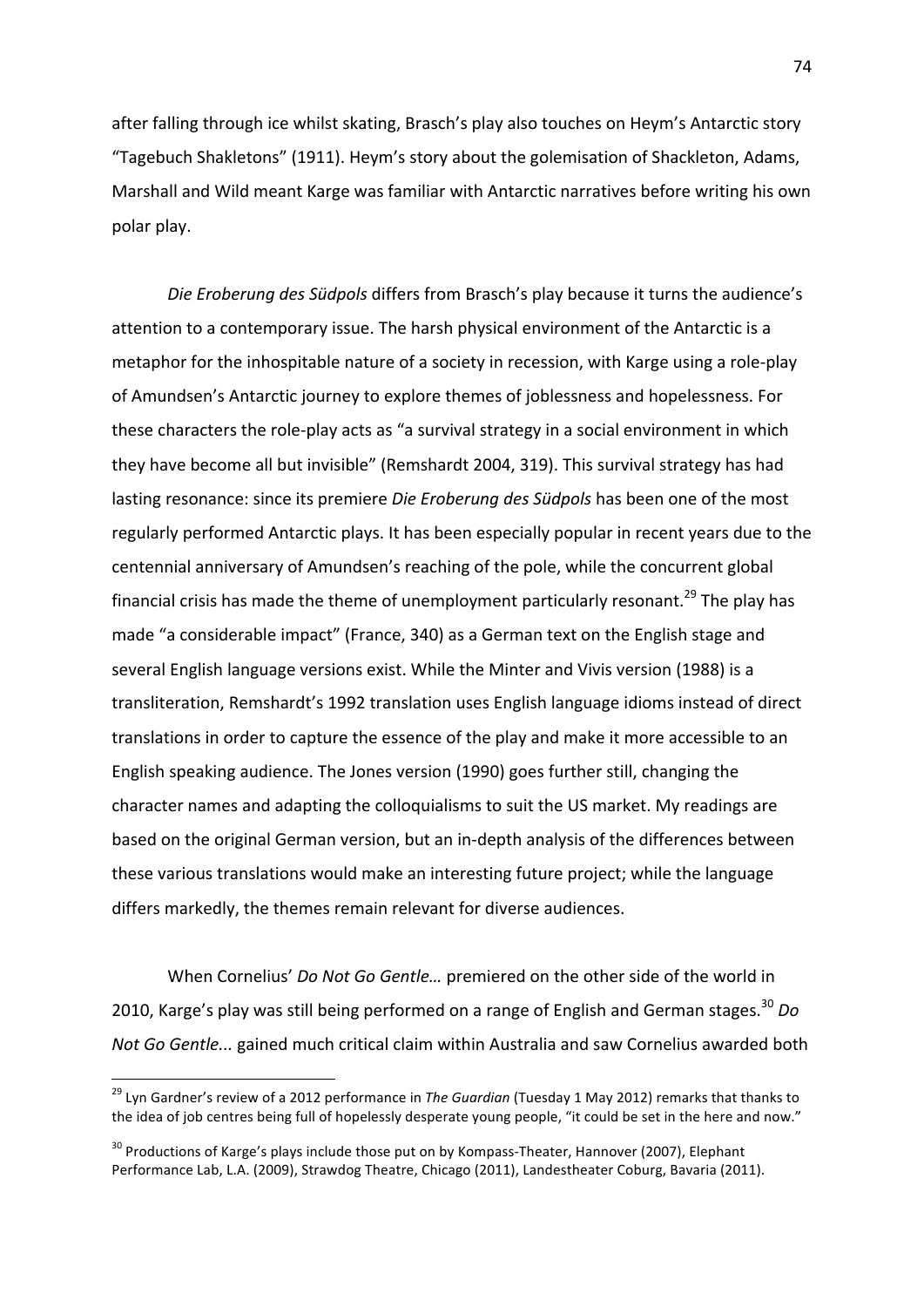after falling through ice whilst skating, Brasch's play also touches on Heym's Antarctic story "Tagebuch Shakletons" (1911). Heym's story about the golemisation of Shackleton, Adams, Marshall and Wild meant Karge was familiar with Antarctic narratives before writing his own polar play.

*Die Eroberung des Südpols* differs from Brasch's play because it turns the audience's attention to a contemporary issue. The harsh physical environment of the Antarctic is a metaphor for the inhospitable nature of a society in recession, with Karge using a role-play of Amundsen's Antarctic journey to explore themes of joblessness and hopelessness. For these characters the role-play acts as "a survival strategy in a social environment in which they have become all but invisible" (Remshardt 2004, 319). This survival strategy has had lasting resonance: since its premiere *Die Eroberung des Südpols* has been one of the most regularly performed Antarctic plays. It has been especially popular in recent years due to the centennial anniversary of Amundsen's reaching of the pole, while the concurrent global financial crisis has made the theme of unemployment particularly resonant.[29] The play has made "a considerable impact" (France, 340) as a German text on the English stage and several English language versions exist. While the Minter and Vivis version (1988) is a transliteration, Remshardt's 1992 translation uses English language idioms instead of direct translations in order to capture the essence of the play and make it more accessible to an English speaking audience. The Jones version (1990) goes further still, changing the character names and adapting the colloquialisms to suit the US market. My readings are based on the original German version, but an in-depth analysis of the differences between these various translations would make an interesting future project; while the language differs markedly, the themes remain relevant for diverse audiences.

When Cornelius' *Do Not Go Gentle…* premiered on the other side of the world in 2010, Karge's play was still being performed on a range of English and German stages.[30] *Do Not Go Gentle...* gained much critical claim within Australia and saw Cornelius awarded both

---

[29] Lyn Gardner's review of a 2012 performance in *The Guardian* (Tuesday 1 May 2012) remarks that thanks to the idea of job centres being full of hopelessly desperate young people, "it could be set in the here and now."

[30] Productions of Karge's plays include those put on by Kompass-Theater, Hannover (2007), Elephant Performance Lab, L.A. (2009), Strawdog Theatre, Chicago (2011), Landestheater Coburg, Bavaria (2011).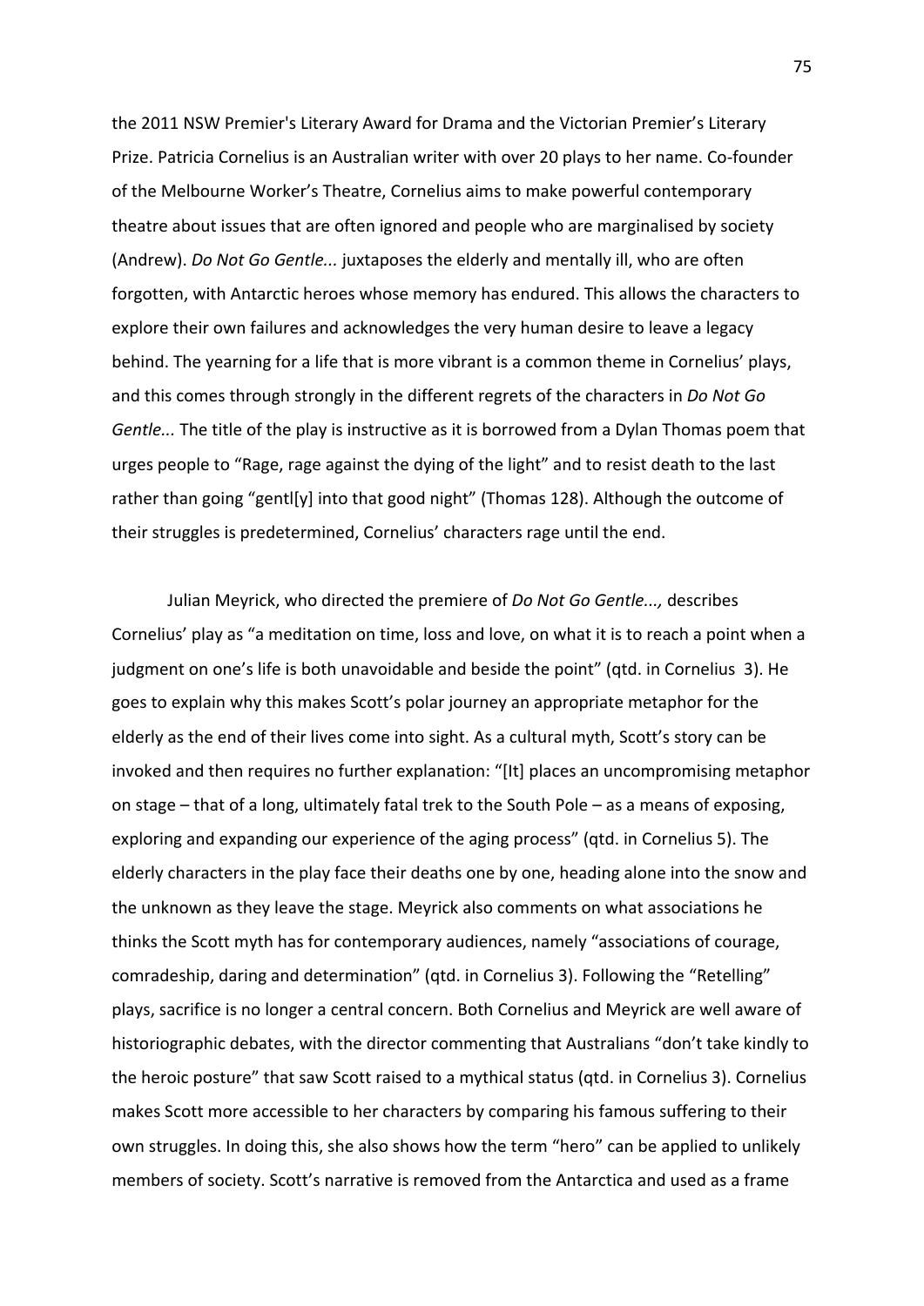the 2011 NSW Premier's Literary Award for Drama and the Victorian Premier's Literary Prize. Patricia Cornelius is an Australian writer with over 20 plays to her name. Co-founder of the Melbourne Worker's Theatre, Cornelius aims to make powerful contemporary theatre about issues that are often ignored and people who are marginalised by society (Andrew). *Do Not Go Gentle...* juxtaposes the elderly and mentally ill, who are often forgotten, with Antarctic heroes whose memory has endured. This allows the characters to explore their own failures and acknowledges the very human desire to leave a legacy behind. The yearning for a life that is more vibrant is a common theme in Cornelius' plays, and this comes through strongly in the different regrets of the characters in *Do Not Go Gentle...* The title of the play is instructive as it is borrowed from a Dylan Thomas poem that urges people to "Rage, rage against the dying of the light" and to resist death to the last rather than going "gentl[y] into that good night" (Thomas 128). Although the outcome of their struggles is predetermined, Cornelius' characters rage until the end.

Julian Meyrick, who directed the premiere of *Do Not Go Gentle...,* describes Cornelius' play as "a meditation on time, loss and love, on what it is to reach a point when a judgment on one's life is both unavoidable and beside the point" (qtd. in Cornelius 3). He goes to explain why this makes Scott's polar journey an appropriate metaphor for the elderly as the end of their lives come into sight. As a cultural myth, Scott's story can be invoked and then requires no further explanation: "[It] places an uncompromising metaphor on stage – that of a long, ultimately fatal trek to the South Pole – as a means of exposing, exploring and expanding our experience of the aging process" (qtd. in Cornelius 5). The elderly characters in the play face their deaths one by one, heading alone into the snow and the unknown as they leave the stage. Meyrick also comments on what associations he thinks the Scott myth has for contemporary audiences, namely "associations of courage, comradeship, daring and determination" (qtd. in Cornelius 3). Following the "Retelling" plays, sacrifice is no longer a central concern. Both Cornelius and Meyrick are well aware of historiographic debates, with the director commenting that Australians "don't take kindly to the heroic posture" that saw Scott raised to a mythical status (qtd. in Cornelius 3). Cornelius makes Scott more accessible to her characters by comparing his famous suffering to their own struggles. In doing this, she also shows how the term "hero" can be applied to unlikely members of society. Scott's narrative is removed from the Antarctica and used as a frame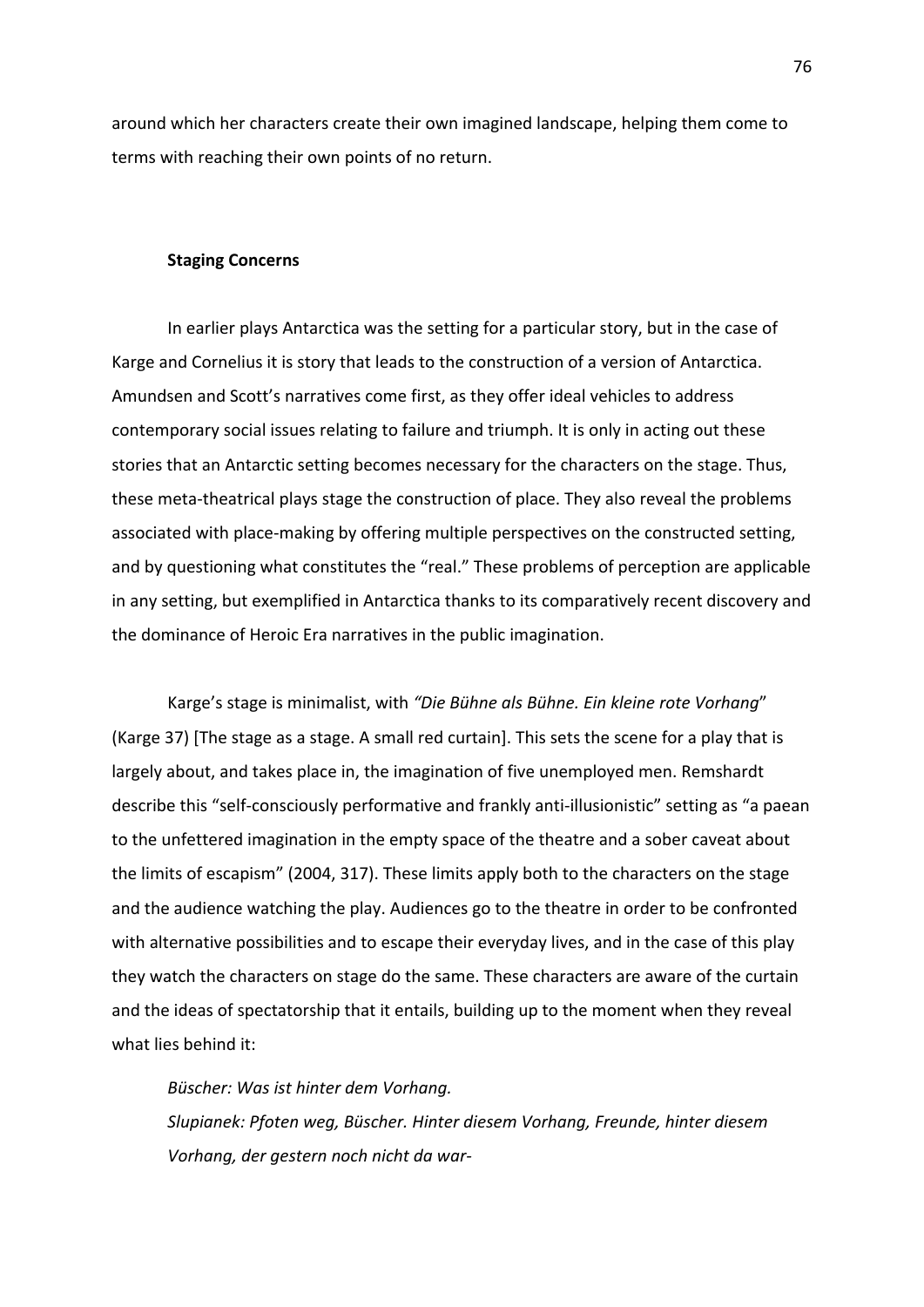around which her characters create their own imagined landscape, helping them come to terms with reaching their own points of no return.

### Staging Concerns

In earlier plays Antarctica was the setting for a particular story, but in the case of Karge and Cornelius it is story that leads to the construction of a version of Antarctica. Amundsen and Scott's narratives come first, as they offer ideal vehicles to address contemporary social issues relating to failure and triumph. It is only in acting out these stories that an Antarctic setting becomes necessary for the characters on the stage. Thus, these meta-theatrical plays stage the construction of place. They also reveal the problems associated with place-making by offering multiple perspectives on the constructed setting, and by questioning what constitutes the "real." These problems of perception are applicable in any setting, but exemplified in Antarctica thanks to its comparatively recent discovery and the dominance of Heroic Era narratives in the public imagination.

Karge's stage is minimalist, with *"Die Bühne als Bühne. Ein kleine rote Vorhang*" (Karge 37) [The stage as a stage. A small red curtain]. This sets the scene for a play that is largely about, and takes place in, the imagination of five unemployed men. Remshardt describe this "self-consciously performative and frankly anti-illusionistic" setting as "a paean to the unfettered imagination in the empty space of the theatre and a sober caveat about the limits of escapism" (2004, 317). These limits apply both to the characters on the stage and the audience watching the play. Audiences go to the theatre in order to be confronted with alternative possibilities and to escape their everyday lives, and in the case of this play they watch the characters on stage do the same. These characters are aware of the curtain and the ideas of spectatorship that it entails, building up to the moment when they reveal what lies behind it:

> *Büscher: Was ist hinter dem Vorhang.*
> *Slupianek: Pfoten weg, Büscher. Hinter diesem Vorhang, Freunde, hinter diesem Vorhang, der gestern noch nicht da war-*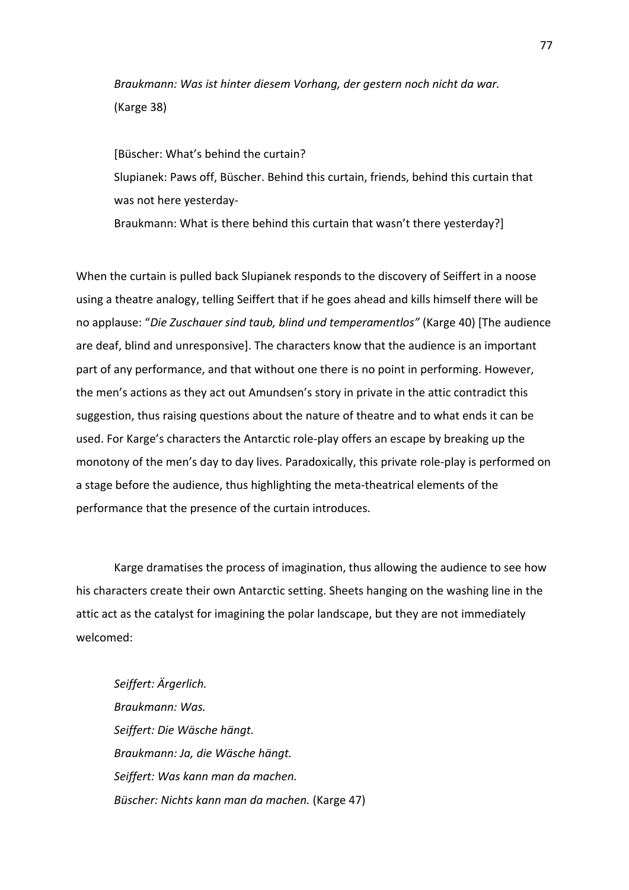*Braukmann: Was ist hinter diesem Vorhang, der gestern noch nicht da war.* (Karge 38)

[Büscher: What's behind the curtain?
Slupianek: Paws off, Büscher. Behind this curtain, friends, behind this curtain that was not here yesterday-
Braukmann: What is there behind this curtain that wasn't there yesterday?]

When the curtain is pulled back Slupianek responds to the discovery of Seiffert in a noose using a theatre analogy, telling Seiffert that if he goes ahead and kills himself there will be no applause: "*Die Zuschauer sind taub, blind und temperamentlos"* (Karge 40) [The audience are deaf, blind and unresponsive]. The characters know that the audience is an important part of any performance, and that without one there is no point in performing. However, the men's actions as they act out Amundsen's story in private in the attic contradict this suggestion, thus raising questions about the nature of theatre and to what ends it can be used. For Karge's characters the Antarctic role-play offers an escape by breaking up the monotony of the men's day to day lives. Paradoxically, this private role-play is performed on a stage before the audience, thus highlighting the meta-theatrical elements of the performance that the presence of the curtain introduces.

Karge dramatises the process of imagination, thus allowing the audience to see how his characters create their own Antarctic setting. Sheets hanging on the washing line in the attic act as the catalyst for imagining the polar landscape, but they are not immediately welcomed:

*Seiffert: Ärgerlich.*
*Braukmann: Was.*
*Seiffert: Die Wäsche hängt.*
*Braukmann: Ja, die Wäsche hängt.*
*Seiffert: Was kann man da machen.*
*Büscher: Nichts kann man da machen.* (Karge 47)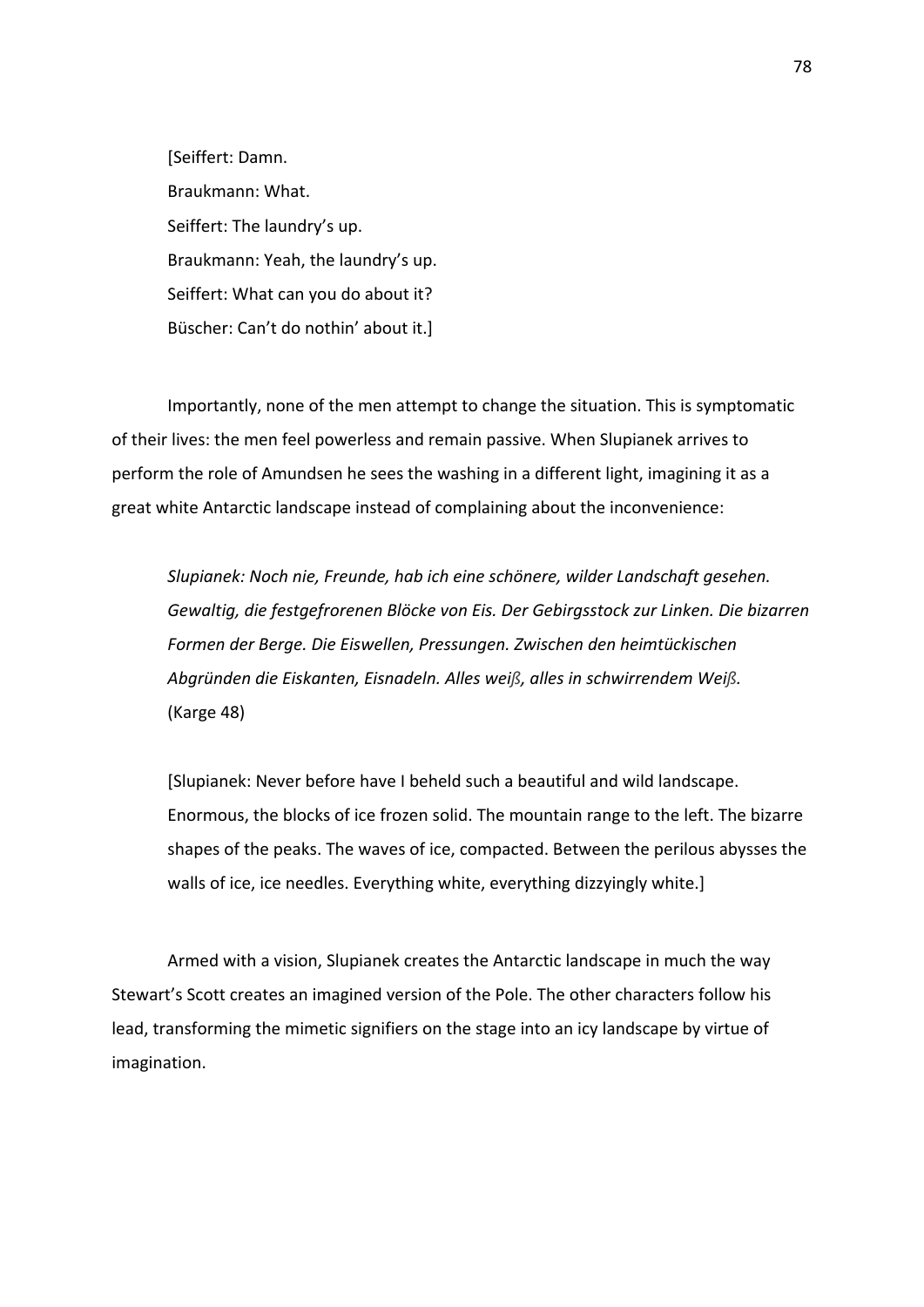[Seiffert: Damn.  
Braukmann: What.  
Seiffert: The laundry's up.  
Braukmann: Yeah, the laundry's up.  
Seiffert: What can you do about it?  
Büscher: Can't do nothin' about it.]

Importantly, none of the men attempt to change the situation. This is symptomatic of their lives: the men feel powerless and remain passive. When Slupianek arrives to perform the role of Amundsen he sees the washing in a different light, imagining it as a great white Antarctic landscape instead of complaining about the inconvenience:

> *Slupianek: Noch nie, Freunde, hab ich eine schönere, wilder Landschaft gesehen. Gewaltig, die festgefrorenen Blöcke von Eis. Der Gebirgsstock zur Linken. Die bizarren Formen der Berge. Die Eiswellen, Pressungen. Zwischen den heimtückischen Abgründen die Eiskanten, Eisnadeln. Alles weiß, alles in schwirrendem Weiß.* (Karge 48)

> [Slupianek: Never before have I beheld such a beautiful and wild landscape. Enormous, the blocks of ice frozen solid. The mountain range to the left. The bizarre shapes of the peaks. The waves of ice, compacted. Between the perilous abysses the walls of ice, ice needles. Everything white, everything dizzyingly white.]

Armed with a vision, Slupianek creates the Antarctic landscape in much the way Stewart's Scott creates an imagined version of the Pole. The other characters follow his lead, transforming the mimetic signifiers on the stage into an icy landscape by virtue of imagination.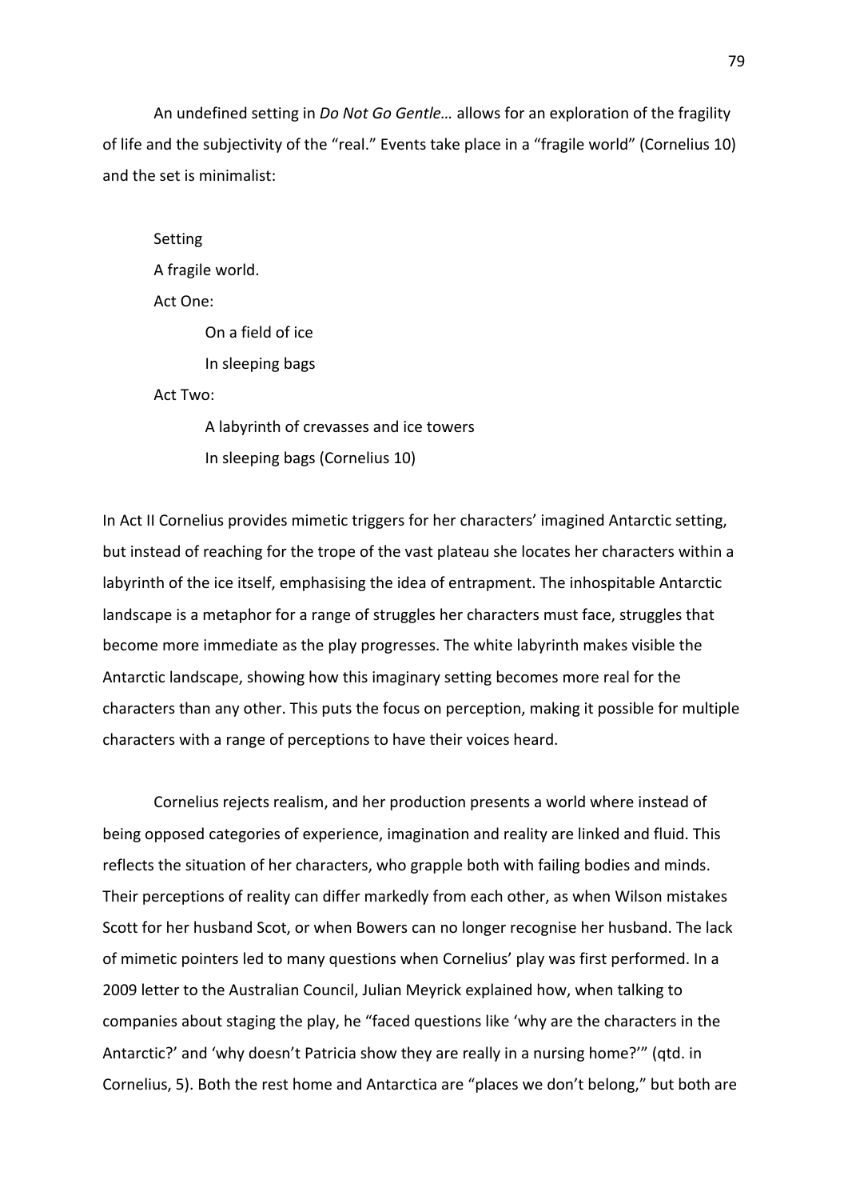An undefined setting in *Do Not Go Gentle…* allows for an exploration of the fragility of life and the subjectivity of the "real." Events take place in a "fragile world" (Cornelius 10) and the set is minimalist:

> Setting
>
> A fragile world.
>
> Act One:
>
> On a field of ice
>
> In sleeping bags
>
> Act Two:
>
> A labyrinth of crevasses and ice towers
>
> In sleeping bags (Cornelius 10)

In Act II Cornelius provides mimetic triggers for her characters' imagined Antarctic setting, but instead of reaching for the trope of the vast plateau she locates her characters within a labyrinth of the ice itself, emphasising the idea of entrapment. The inhospitable Antarctic landscape is a metaphor for a range of struggles her characters must face, struggles that become more immediate as the play progresses. The white labyrinth makes visible the Antarctic landscape, showing how this imaginary setting becomes more real for the characters than any other. This puts the focus on perception, making it possible for multiple characters with a range of perceptions to have their voices heard.

Cornelius rejects realism, and her production presents a world where instead of being opposed categories of experience, imagination and reality are linked and fluid. This reflects the situation of her characters, who grapple both with failing bodies and minds. Their perceptions of reality can differ markedly from each other, as when Wilson mistakes Scott for her husband Scot, or when Bowers can no longer recognise her husband. The lack of mimetic pointers led to many questions when Cornelius' play was first performed. In a 2009 letter to the Australian Council, Julian Meyrick explained how, when talking to companies about staging the play, he "faced questions like 'why are the characters in the Antarctic?' and 'why doesn't Patricia show they are really in a nursing home?'" (qtd. in Cornelius, 5). Both the rest home and Antarctica are "places we don't belong," but both are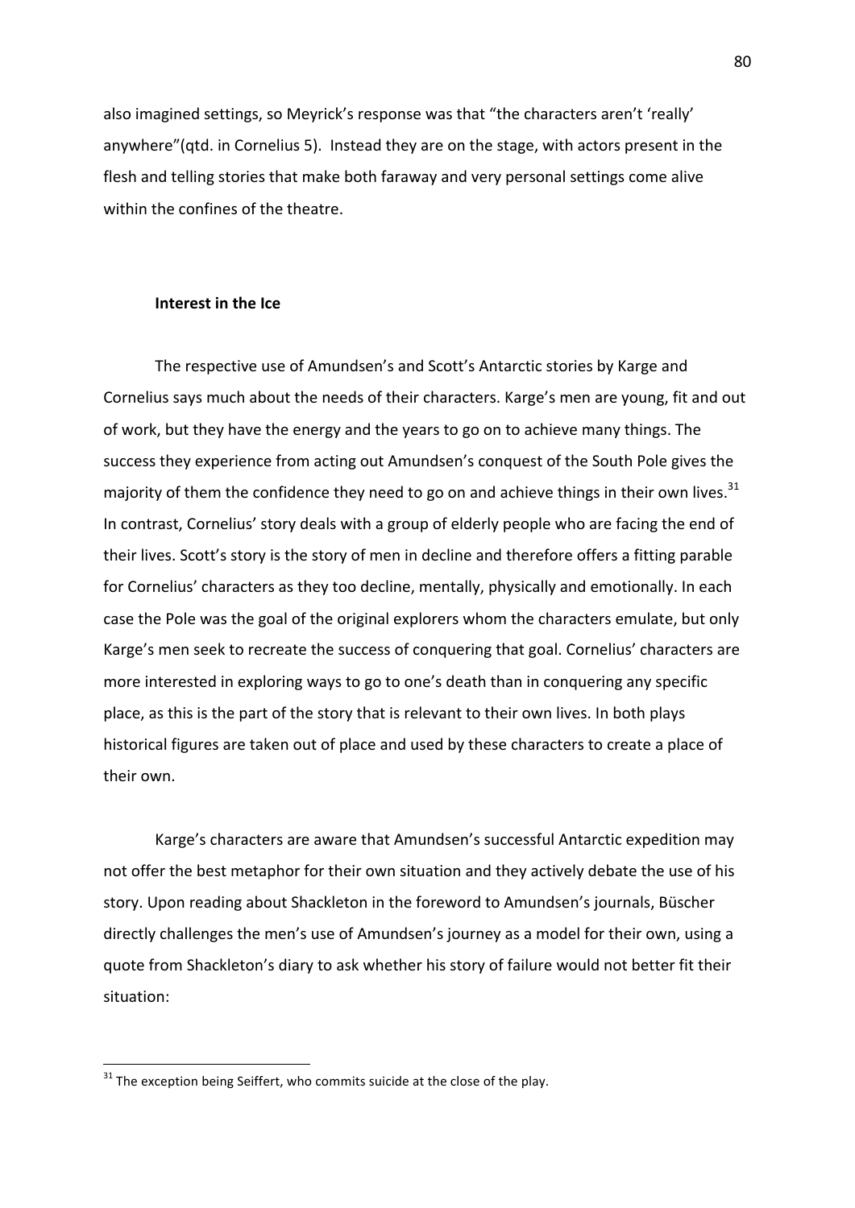also imagined settings, so Meyrick's response was that "the characters aren't 'really' anywhere"(qtd. in Cornelius 5). Instead they are on the stage, with actors present in the flesh and telling stories that make both faraway and very personal settings come alive within the confines of the theatre.

### Interest in the Ice

The respective use of Amundsen's and Scott's Antarctic stories by Karge and Cornelius says much about the needs of their characters. Karge's men are young, fit and out of work, but they have the energy and the years to go on to achieve many things. The success they experience from acting out Amundsen's conquest of the South Pole gives the majority of them the confidence they need to go on and achieve things in their own lives.[31] In contrast, Cornelius' story deals with a group of elderly people who are facing the end of their lives. Scott's story is the story of men in decline and therefore offers a fitting parable for Cornelius' characters as they too decline, mentally, physically and emotionally. In each case the Pole was the goal of the original explorers whom the characters emulate, but only Karge's men seek to recreate the success of conquering that goal. Cornelius' characters are more interested in exploring ways to go to one's death than in conquering any specific place, as this is the part of the story that is relevant to their own lives. In both plays historical figures are taken out of place and used by these characters to create a place of their own.

Karge's characters are aware that Amundsen's successful Antarctic expedition may not offer the best metaphor for their own situation and they actively debate the use of his story. Upon reading about Shackleton in the foreword to Amundsen's journals, Büscher directly challenges the men's use of Amundsen's journey as a model for their own, using a quote from Shackleton's diary to ask whether his story of failure would not better fit their situation:

[31] The exception being Seiffert, who commits suicide at the close of the play.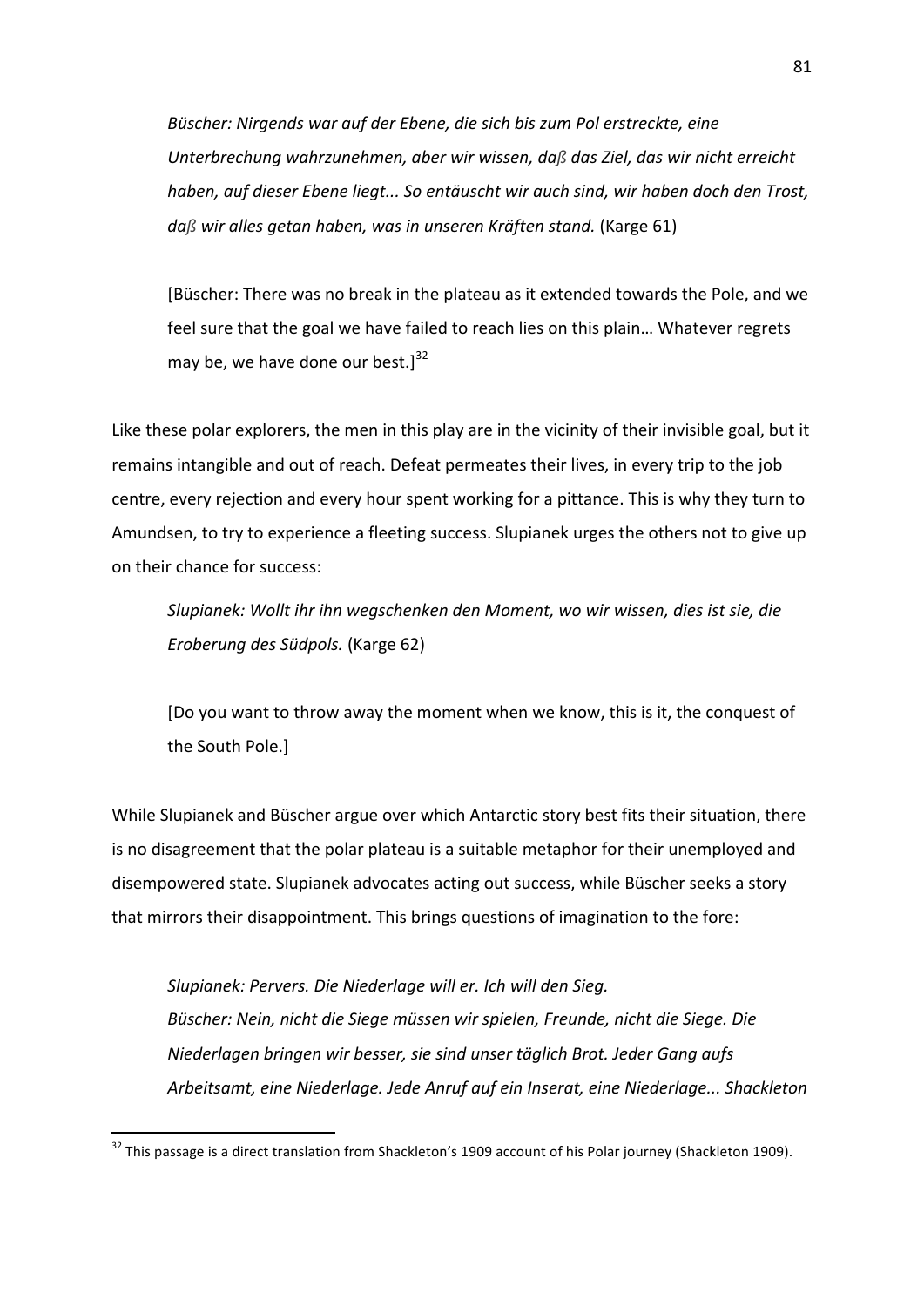*Büscher: Nirgends war auf der Ebene, die sich bis zum Pol erstreckte, eine Unterbrechung wahrzunehmen, aber wir wissen, daß das Ziel, das wir nicht erreicht haben, auf dieser Ebene liegt... So entäuscht wir auch sind, wir haben doch den Trost, daß wir alles getan haben, was in unseren Kräften stand.* (Karge 61)

[Büscher: There was no break in the plateau as it extended towards the Pole, and we feel sure that the goal we have failed to reach lies on this plain… Whatever regrets may be, we have done our best.][32]

Like these polar explorers, the men in this play are in the vicinity of their invisible goal, but it remains intangible and out of reach. Defeat permeates their lives, in every trip to the job centre, every rejection and every hour spent working for a pittance. This is why they turn to Amundsen, to try to experience a fleeting success. Slupianek urges the others not to give up on their chance for success:

*Slupianek: Wollt ihr ihn wegschenken den Moment, wo wir wissen, dies ist sie, die Eroberung des Südpols.* (Karge 62)

[Do you want to throw away the moment when we know, this is it, the conquest of the South Pole.]

While Slupianek and Büscher argue over which Antarctic story best fits their situation, there is no disagreement that the polar plateau is a suitable metaphor for their unemployed and disempowered state. Slupianek advocates acting out success, while Büscher seeks a story that mirrors their disappointment. This brings questions of imagination to the fore:

*Slupianek: Pervers. Die Niederlage will er. Ich will den Sieg.*
*Büscher: Nein, nicht die Siege müssen wir spielen, Freunde, nicht die Siege. Die Niederlagen bringen wir besser, sie sind unser täglich Brot. Jeder Gang aufs Arbeitsamt, eine Niederlage. Jede Anruf auf ein Inserat, eine Niederlage... Shackleton*

---

[32] This passage is a direct translation from Shackleton's 1909 account of his Polar journey (Shackleton 1909).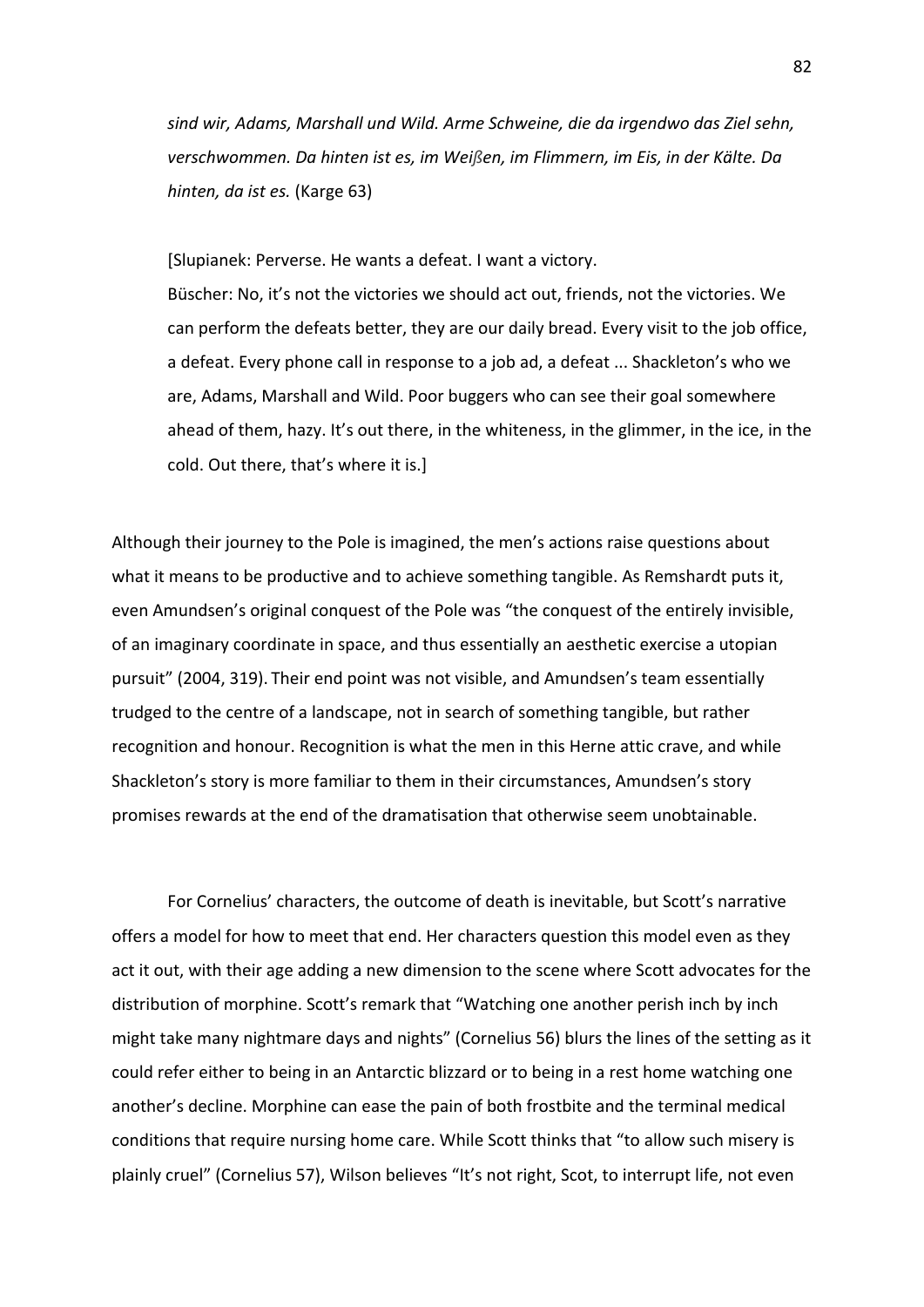*sind wir, Adams, Marshall und Wild. Arme Schweine, die da irgendwo das Ziel sehn, verschwommen. Da hinten ist es, im Weißen, im Flimmern, im Eis, in der Kälte. Da hinten, da ist es.* (Karge 63)

> [Slupianek: Perverse. He wants a defeat. I want a victory.
> Büscher: No, it's not the victories we should act out, friends, not the victories. We can perform the defeats better, they are our daily bread. Every visit to the job office, a defeat. Every phone call in response to a job ad, a defeat ... Shackleton's who we are, Adams, Marshall and Wild. Poor buggers who can see their goal somewhere ahead of them, hazy. It's out there, in the whiteness, in the glimmer, in the ice, in the cold. Out there, that's where it is.]

Although their journey to the Pole is imagined, the men's actions raise questions about what it means to be productive and to achieve something tangible. As Remshardt puts it, even Amundsen's original conquest of the Pole was "the conquest of the entirely invisible, of an imaginary coordinate in space, and thus essentially an aesthetic exercise a utopian pursuit" (2004, 319). Their end point was not visible, and Amundsen's team essentially trudged to the centre of a landscape, not in search of something tangible, but rather recognition and honour. Recognition is what the men in this Herne attic crave, and while Shackleton's story is more familiar to them in their circumstances, Amundsen's story promises rewards at the end of the dramatisation that otherwise seem unobtainable.

For Cornelius' characters, the outcome of death is inevitable, but Scott's narrative offers a model for how to meet that end. Her characters question this model even as they act it out, with their age adding a new dimension to the scene where Scott advocates for the distribution of morphine. Scott's remark that "Watching one another perish inch by inch might take many nightmare days and nights" (Cornelius 56) blurs the lines of the setting as it could refer either to being in an Antarctic blizzard or to being in a rest home watching one another's decline. Morphine can ease the pain of both frostbite and the terminal medical conditions that require nursing home care. While Scott thinks that "to allow such misery is plainly cruel" (Cornelius 57), Wilson believes "It's not right, Scot, to interrupt life, not even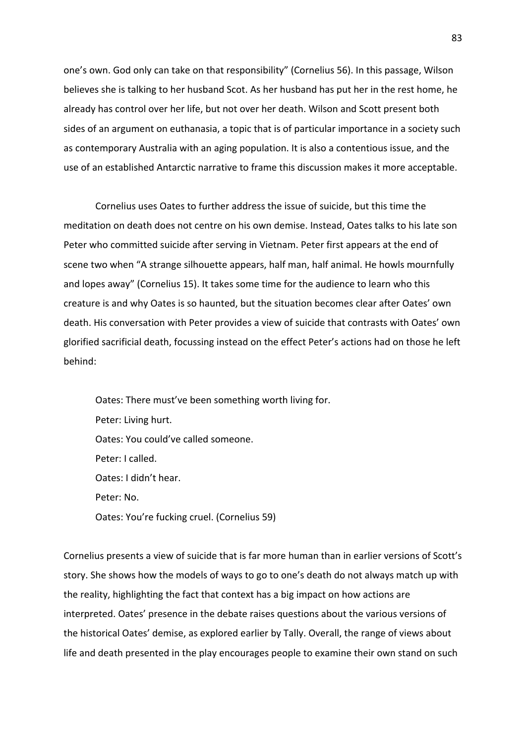one's own. God only can take on that responsibility" (Cornelius 56). In this passage, Wilson believes she is talking to her husband Scot. As her husband has put her in the rest home, he already has control over her life, but not over her death. Wilson and Scott present both sides of an argument on euthanasia, a topic that is of particular importance in a society such as contemporary Australia with an aging population. It is also a contentious issue, and the use of an established Antarctic narrative to frame this discussion makes it more acceptable.

Cornelius uses Oates to further address the issue of suicide, but this time the meditation on death does not centre on his own demise. Instead, Oates talks to his late son Peter who committed suicide after serving in Vietnam. Peter first appears at the end of scene two when "A strange silhouette appears, half man, half animal. He howls mournfully and lopes away" (Cornelius 15). It takes some time for the audience to learn who this creature is and why Oates is so haunted, but the situation becomes clear after Oates' own death. His conversation with Peter provides a view of suicide that contrasts with Oates' own glorified sacrificial death, focussing instead on the effect Peter's actions had on those he left behind:

> Oates: There must've been something worth living for.
> Peter: Living hurt.
> Oates: You could've called someone.
> Peter: I called.
> Oates: I didn't hear.
> Peter: No.
> Oates: You're fucking cruel. (Cornelius 59)

Cornelius presents a view of suicide that is far more human than in earlier versions of Scott's story. She shows how the models of ways to go to one's death do not always match up with the reality, highlighting the fact that context has a big impact on how actions are interpreted. Oates' presence in the debate raises questions about the various versions of the historical Oates' demise, as explored earlier by Tally. Overall, the range of views about life and death presented in the play encourages people to examine their own stand on such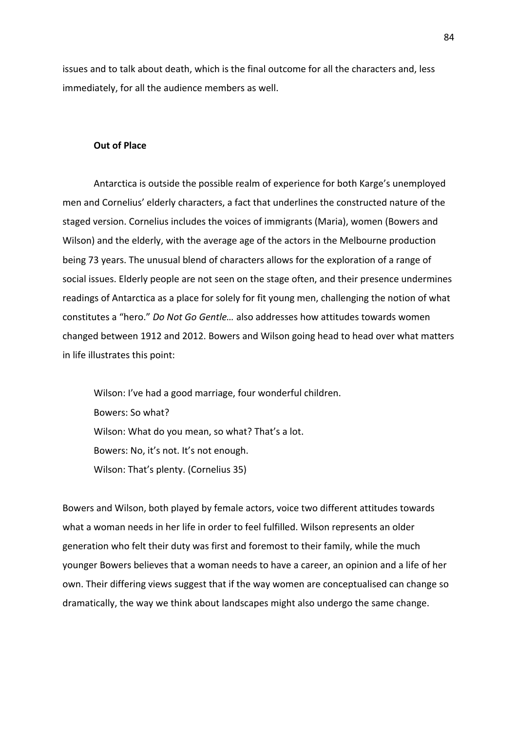issues and to talk about death, which is the final outcome for all the characters and, less immediately, for all the audience members as well.

### Out of Place

Antarctica is outside the possible realm of experience for both Karge's unemployed men and Cornelius' elderly characters, a fact that underlines the constructed nature of the staged version. Cornelius includes the voices of immigrants (Maria), women (Bowers and Wilson) and the elderly, with the average age of the actors in the Melbourne production being 73 years. The unusual blend of characters allows for the exploration of a range of social issues. Elderly people are not seen on the stage often, and their presence undermines readings of Antarctica as a place for solely for fit young men, challenging the notion of what constitutes a "hero." *Do Not Go Gentle…* also addresses how attitudes towards women changed between 1912 and 2012. Bowers and Wilson going head to head over what matters in life illustrates this point:

> Wilson: I've had a good marriage, four wonderful children.
> Bowers: So what?
> Wilson: What do you mean, so what? That's a lot.
> Bowers: No, it's not. It's not enough.
> Wilson: That's plenty. (Cornelius 35)

Bowers and Wilson, both played by female actors, voice two different attitudes towards what a woman needs in her life in order to feel fulfilled. Wilson represents an older generation who felt their duty was first and foremost to their family, while the much younger Bowers believes that a woman needs to have a career, an opinion and a life of her own. Their differing views suggest that if the way women are conceptualised can change so dramatically, the way we think about landscapes might also undergo the same change.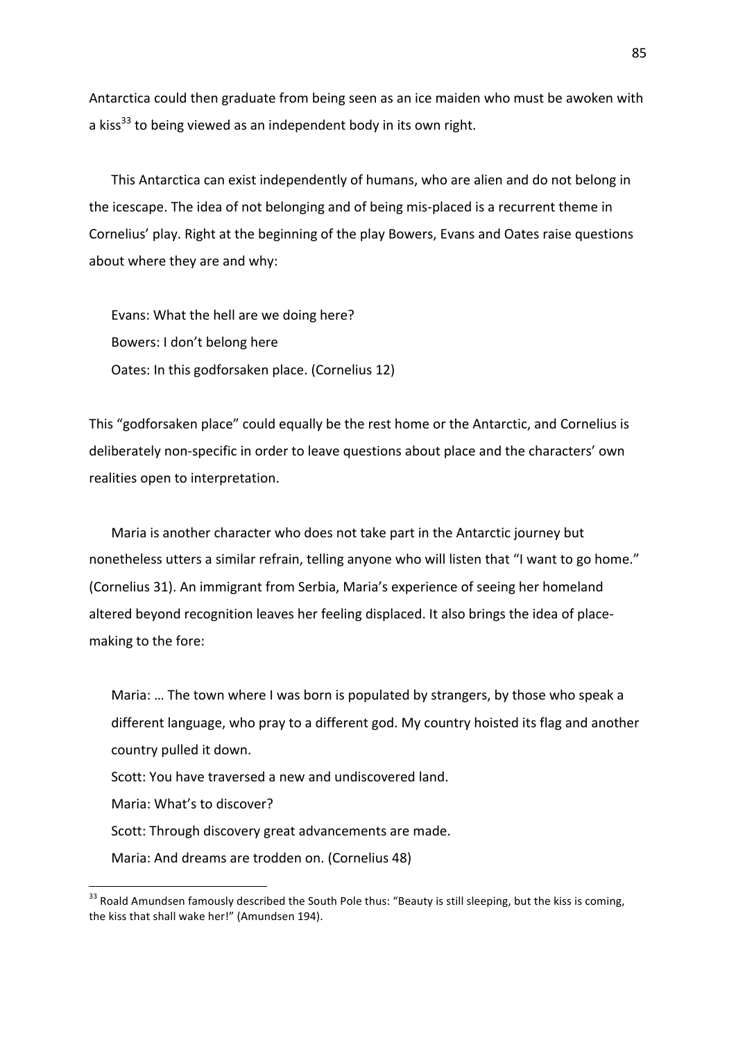Antarctica could then graduate from being seen as an ice maiden who must be awoken with a kiss[33] to being viewed as an independent body in its own right.

This Antarctica can exist independently of humans, who are alien and do not belong in the icescape. The idea of not belonging and of being mis-placed is a recurrent theme in Cornelius' play. Right at the beginning of the play Bowers, Evans and Oates raise questions about where they are and why:

> Evans: What the hell are we doing here?
>
> Bowers: I don't belong here
>
> Oates: In this godforsaken place. (Cornelius 12)

This "godforsaken place" could equally be the rest home or the Antarctic, and Cornelius is deliberately non-specific in order to leave questions about place and the characters' own realities open to interpretation.

Maria is another character who does not take part in the Antarctic journey but nonetheless utters a similar refrain, telling anyone who will listen that "I want to go home." (Cornelius 31). An immigrant from Serbia, Maria's experience of seeing her homeland altered beyond recognition leaves her feeling displaced. It also brings the idea of place-making to the fore:

> Maria: … The town where I was born is populated by strangers, by those who speak a different language, who pray to a different god. My country hoisted its flag and another country pulled it down.
>
> Scott: You have traversed a new and undiscovered land.
>
> Maria: What's to discover?
>
> Scott: Through discovery great advancements are made.
>
> Maria: And dreams are trodden on. (Cornelius 48)

---

[33] Roald Amundsen famously described the South Pole thus: "Beauty is still sleeping, but the kiss is coming, the kiss that shall wake her!" (Amundsen 194).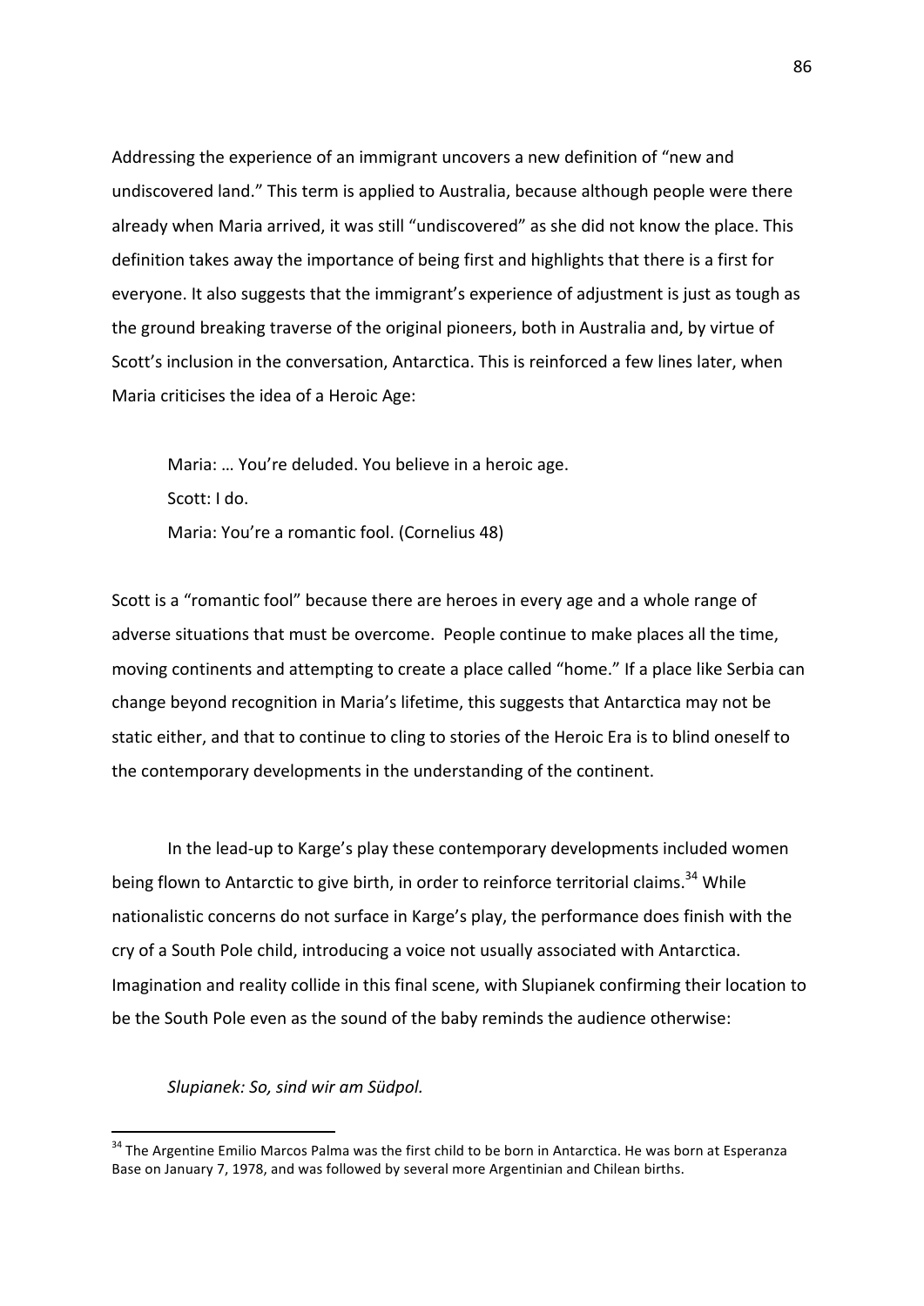Addressing the experience of an immigrant uncovers a new definition of "new and undiscovered land." This term is applied to Australia, because although people were there already when Maria arrived, it was still "undiscovered" as she did not know the place. This definition takes away the importance of being first and highlights that there is a first for everyone. It also suggests that the immigrant's experience of adjustment is just as tough as the ground breaking traverse of the original pioneers, both in Australia and, by virtue of Scott's inclusion in the conversation, Antarctica. This is reinforced a few lines later, when Maria criticises the idea of a Heroic Age:

> Maria: … You're deluded. You believe in a heroic age.
> Scott: I do.
> Maria: You're a romantic fool. (Cornelius 48)

Scott is a "romantic fool" because there are heroes in every age and a whole range of adverse situations that must be overcome. People continue to make places all the time, moving continents and attempting to create a place called "home." If a place like Serbia can change beyond recognition in Maria's lifetime, this suggests that Antarctica may not be static either, and that to continue to cling to stories of the Heroic Era is to blind oneself to the contemporary developments in the understanding of the continent.

In the lead-up to Karge's play these contemporary developments included women being flown to Antarctic to give birth, in order to reinforce territorial claims.[34] While nationalistic concerns do not surface in Karge's play, the performance does finish with the cry of a South Pole child, introducing a voice not usually associated with Antarctica. Imagination and reality collide in this final scene, with Slupianek confirming their location to be the South Pole even as the sound of the baby reminds the audience otherwise:

> *Slupianek: So, sind wir am Südpol.*

---

[34] The Argentine Emilio Marcos Palma was the first child to be born in Antarctica. He was born at Esperanza Base on January 7, 1978, and was followed by several more Argentinian and Chilean births.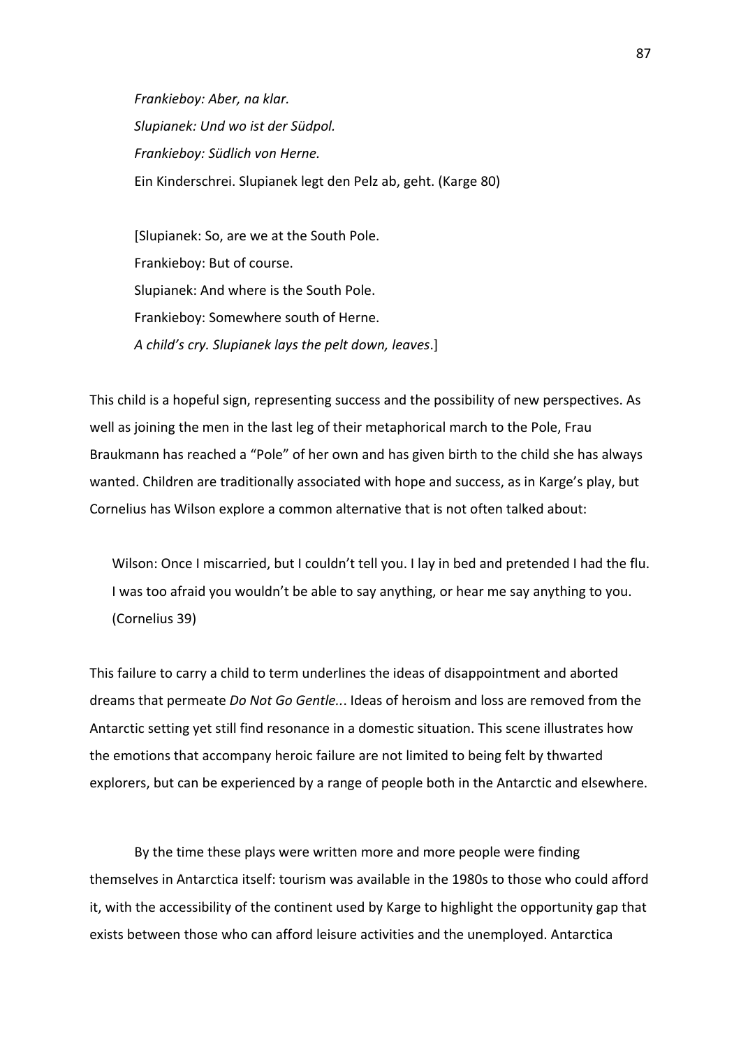*Frankieboy: Aber, na klar.*  
*Slupianek: Und wo ist der Südpol.*  
*Frankieboy: Südlich von Herne.*  
Ein Kinderschrei. Slupianek legt den Pelz ab, geht. (Karge 80)

[Slupianek: So, are we at the South Pole.  
Frankieboy: But of course.  
Slupianek: And where is the South Pole.  
Frankieboy: Somewhere south of Herne.  
*A child's cry. Slupianek lays the pelt down, leaves*.]

This child is a hopeful sign, representing success and the possibility of new perspectives. As well as joining the men in the last leg of their metaphorical march to the Pole, Frau Braukmann has reached a "Pole" of her own and has given birth to the child she has always wanted. Children are traditionally associated with hope and success, as in Karge's play, but Cornelius has Wilson explore a common alternative that is not often talked about:

> Wilson: Once I miscarried, but I couldn't tell you. I lay in bed and pretended I had the flu. I was too afraid you wouldn't be able to say anything, or hear me say anything to you. (Cornelius 39)

This failure to carry a child to term underlines the ideas of disappointment and aborted dreams that permeate *Do Not Go Gentle*... Ideas of heroism and loss are removed from the Antarctic setting yet still find resonance in a domestic situation. This scene illustrates how the emotions that accompany heroic failure are not limited to being felt by thwarted explorers, but can be experienced by a range of people both in the Antarctic and elsewhere.

By the time these plays were written more and more people were finding themselves in Antarctica itself: tourism was available in the 1980s to those who could afford it, with the accessibility of the continent used by Karge to highlight the opportunity gap that exists between those who can afford leisure activities and the unemployed. Antarctica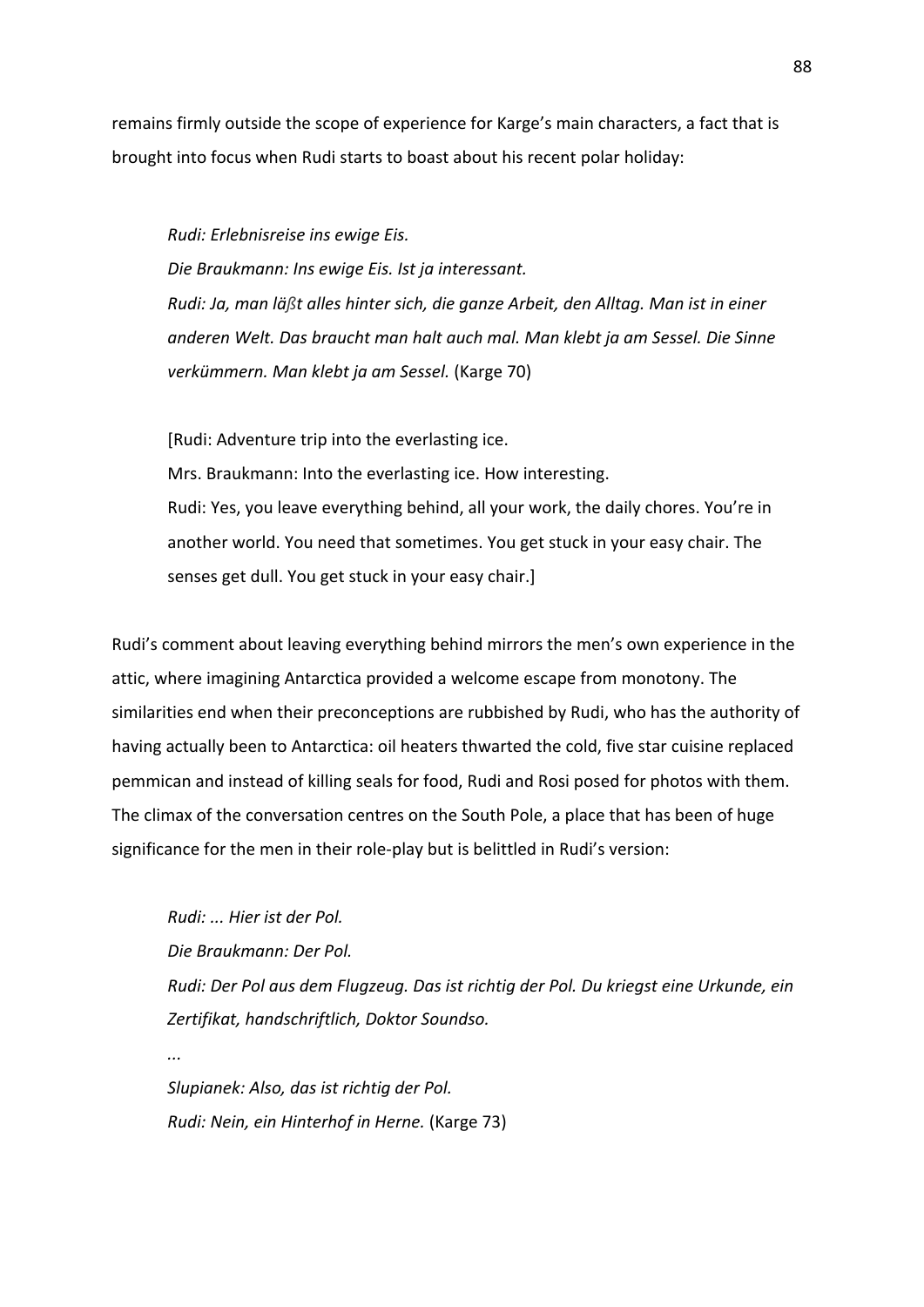remains firmly outside the scope of experience for Karge's main characters, a fact that is brought into focus when Rudi starts to boast about his recent polar holiday:

> *Rudi: Erlebnisreise ins ewige Eis.*
> *Die Braukmann: Ins ewige Eis. Ist ja interessant.*
> *Rudi: Ja, man läßt alles hinter sich, die ganze Arbeit, den Alltag. Man ist in einer anderen Welt. Das braucht man halt auch mal. Man klebt ja am Sessel. Die Sinne verkümmern. Man klebt ja am Sessel.* (Karge 70)
>
> [Rudi: Adventure trip into the everlasting ice.
> Mrs. Braukmann: Into the everlasting ice. How interesting.
> Rudi: Yes, you leave everything behind, all your work, the daily chores. You're in another world. You need that sometimes. You get stuck in your easy chair. The senses get dull. You get stuck in your easy chair.]

Rudi's comment about leaving everything behind mirrors the men's own experience in the attic, where imagining Antarctica provided a welcome escape from monotony. The similarities end when their preconceptions are rubbished by Rudi, who has the authority of having actually been to Antarctica: oil heaters thwarted the cold, five star cuisine replaced pemmican and instead of killing seals for food, Rudi and Rosi posed for photos with them. The climax of the conversation centres on the South Pole, a place that has been of huge significance for the men in their role-play but is belittled in Rudi's version:

> *Rudi: ... Hier ist der Pol.*
> *Die Braukmann: Der Pol.*
> *Rudi: Der Pol aus dem Flugzeug. Das ist richtig der Pol. Du kriegst eine Urkunde, ein Zertifikat, handschriftlich, Doktor Soundso.*
> *...*
> *Slupianek: Also, das ist richtig der Pol.*
> *Rudi: Nein, ein Hinterhof in Herne.* (Karge 73)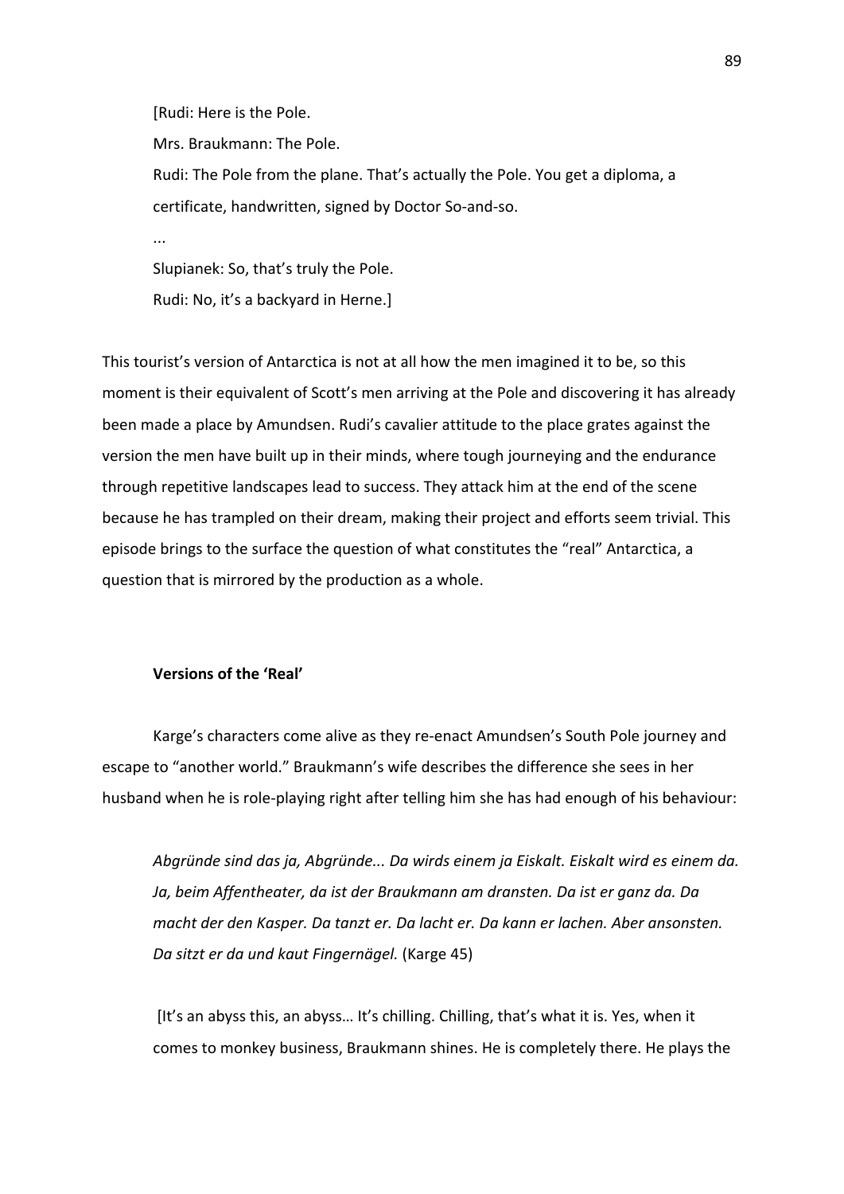[Rudi: Here is the Pole.

Mrs. Braukmann: The Pole.

Rudi: The Pole from the plane. That's actually the Pole. You get a diploma, a certificate, handwritten, signed by Doctor So-and-so.

...

Slupianek: So, that's truly the Pole.

Rudi: No, it's a backyard in Herne.]

This tourist's version of Antarctica is not at all how the men imagined it to be, so this moment is their equivalent of Scott's men arriving at the Pole and discovering it has already been made a place by Amundsen. Rudi's cavalier attitude to the place grates against the version the men have built up in their minds, where tough journeying and the endurance through repetitive landscapes lead to success. They attack him at the end of the scene because he has trampled on their dream, making their project and efforts seem trivial. This episode brings to the surface the question of what constitutes the "real" Antarctica, a question that is mirrored by the production as a whole.

### Versions of the 'Real'

Karge's characters come alive as they re-enact Amundsen's South Pole journey and escape to "another world." Braukmann's wife describes the difference she sees in her husband when he is role-playing right after telling him she has had enough of his behaviour:

> *Abgründe sind das ja, Abgründe... Da wirds einem ja Eiskalt. Eiskalt wird es einem da. Ja, beim Affentheater, da ist der Braukmann am dransten. Da ist er ganz da. Da macht der den Kasper. Da tanzt er. Da lacht er. Da kann er lachen. Aber ansonsten. Da sitzt er da und kaut Fingernägel.* (Karge 45)

[It's an abyss this, an abyss… It's chilling. Chilling, that's what it is. Yes, when it comes to monkey business, Braukmann shines. He is completely there. He plays the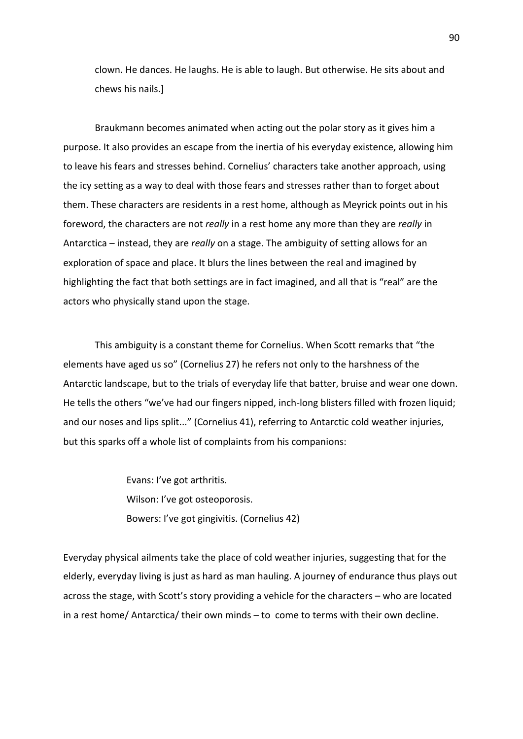clown. He dances. He laughs. He is able to laugh. But otherwise. He sits about and chews his nails.]

Braukmann becomes animated when acting out the polar story as it gives him a purpose. It also provides an escape from the inertia of his everyday existence, allowing him to leave his fears and stresses behind. Cornelius' characters take another approach, using the icy setting as a way to deal with those fears and stresses rather than to forget about them. These characters are residents in a rest home, although as Meyrick points out in his foreword, the characters are not *really* in a rest home any more than they are *really* in Antarctica – instead, they are *really* on a stage. The ambiguity of setting allows for an exploration of space and place. It blurs the lines between the real and imagined by highlighting the fact that both settings are in fact imagined, and all that is "real" are the actors who physically stand upon the stage.

This ambiguity is a constant theme for Cornelius. When Scott remarks that "the elements have aged us so" (Cornelius 27) he refers not only to the harshness of the Antarctic landscape, but to the trials of everyday life that batter, bruise and wear one down. He tells the others "we've had our fingers nipped, inch-long blisters filled with frozen liquid; and our noses and lips split..." (Cornelius 41), referring to Antarctic cold weather injuries, but this sparks off a whole list of complaints from his companions:

> Evans: I've got arthritis.
> Wilson: I've got osteoporosis.
> Bowers: I've got gingivitis. (Cornelius 42)

Everyday physical ailments take the place of cold weather injuries, suggesting that for the elderly, everyday living is just as hard as man hauling. A journey of endurance thus plays out across the stage, with Scott's story providing a vehicle for the characters – who are located in a rest home/ Antarctica/ their own minds – to come to terms with their own decline.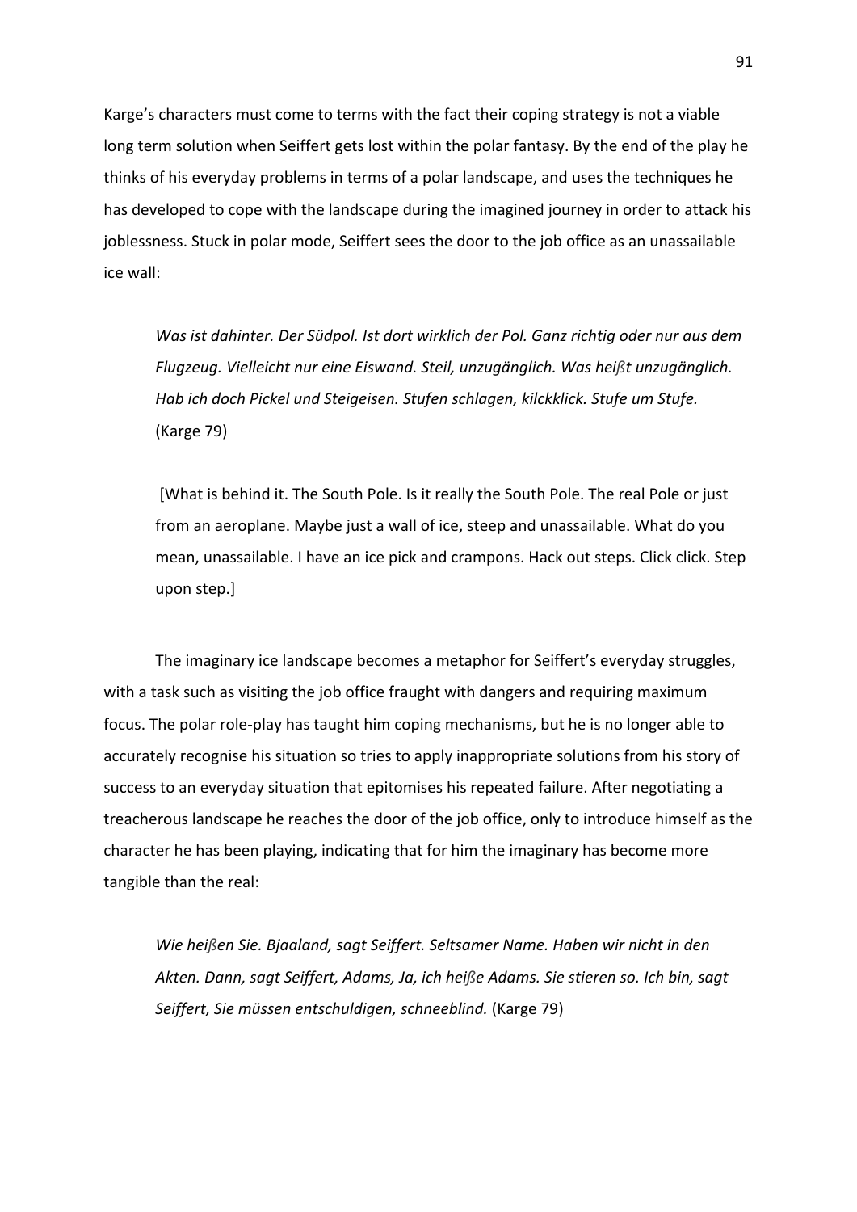Karge's characters must come to terms with the fact their coping strategy is not a viable long term solution when Seiffert gets lost within the polar fantasy. By the end of the play he thinks of his everyday problems in terms of a polar landscape, and uses the techniques he has developed to cope with the landscape during the imagined journey in order to attack his joblessness. Stuck in polar mode, Seiffert sees the door to the job office as an unassailable ice wall:

> *Was ist dahinter. Der Südpol. Ist dort wirklich der Pol. Ganz richtig oder nur aus dem Flugzeug. Vielleicht nur eine Eiswand. Steil, unzugänglich. Was heißt unzugänglich. Hab ich doch Pickel und Steigeisen. Stufen schlagen, kilckklick. Stufe um Stufe.* (Karge 79)
>
> [What is behind it. The South Pole. Is it really the South Pole. The real Pole or just from an aeroplane. Maybe just a wall of ice, steep and unassailable. What do you mean, unassailable. I have an ice pick and crampons. Hack out steps. Click click. Step upon step.]

The imaginary ice landscape becomes a metaphor for Seiffert's everyday struggles, with a task such as visiting the job office fraught with dangers and requiring maximum focus. The polar role-play has taught him coping mechanisms, but he is no longer able to accurately recognise his situation so tries to apply inappropriate solutions from his story of success to an everyday situation that epitomises his repeated failure. After negotiating a treacherous landscape he reaches the door of the job office, only to introduce himself as the character he has been playing, indicating that for him the imaginary has become more tangible than the real:

> *Wie heißen Sie. Bjaaland, sagt Seiffert. Seltsamer Name. Haben wir nicht in den Akten. Dann, sagt Seiffert, Adams, Ja, ich heiße Adams. Sie stieren so. Ich bin, sagt Seiffert, Sie müssen entschuldigen, schneeblind.* (Karge 79)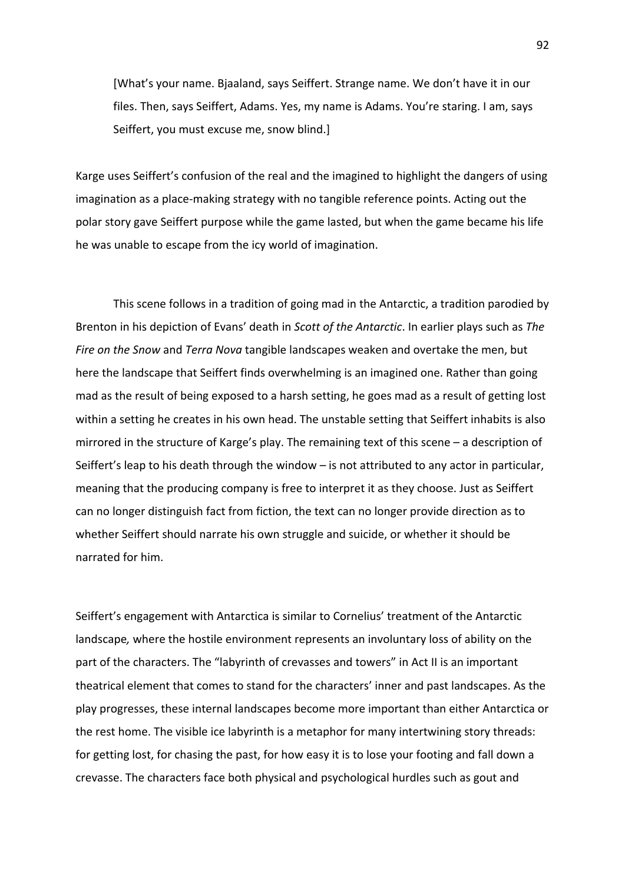[What's your name. Bjaaland, says Seiffert. Strange name. We don't have it in our files. Then, says Seiffert, Adams. Yes, my name is Adams. You're staring. I am, says Seiffert, you must excuse me, snow blind.]

Karge uses Seiffert's confusion of the real and the imagined to highlight the dangers of using imagination as a place-making strategy with no tangible reference points. Acting out the polar story gave Seiffert purpose while the game lasted, but when the game became his life he was unable to escape from the icy world of imagination.

This scene follows in a tradition of going mad in the Antarctic, a tradition parodied by Brenton in his depiction of Evans' death in *Scott of the Antarctic*. In earlier plays such as *The Fire on the Snow* and *Terra Nova* tangible landscapes weaken and overtake the men, but here the landscape that Seiffert finds overwhelming is an imagined one. Rather than going mad as the result of being exposed to a harsh setting, he goes mad as a result of getting lost within a setting he creates in his own head. The unstable setting that Seiffert inhabits is also mirrored in the structure of Karge's play. The remaining text of this scene – a description of Seiffert's leap to his death through the window – is not attributed to any actor in particular, meaning that the producing company is free to interpret it as they choose. Just as Seiffert can no longer distinguish fact from fiction, the text can no longer provide direction as to whether Seiffert should narrate his own struggle and suicide, or whether it should be narrated for him.

Seiffert's engagement with Antarctica is similar to Cornelius' treatment of the Antarctic landscape*,* where the hostile environment represents an involuntary loss of ability on the part of the characters. The "labyrinth of crevasses and towers" in Act II is an important theatrical element that comes to stand for the characters' inner and past landscapes. As the play progresses, these internal landscapes become more important than either Antarctica or the rest home. The visible ice labyrinth is a metaphor for many intertwining story threads: for getting lost, for chasing the past, for how easy it is to lose your footing and fall down a crevasse. The characters face both physical and psychological hurdles such as gout and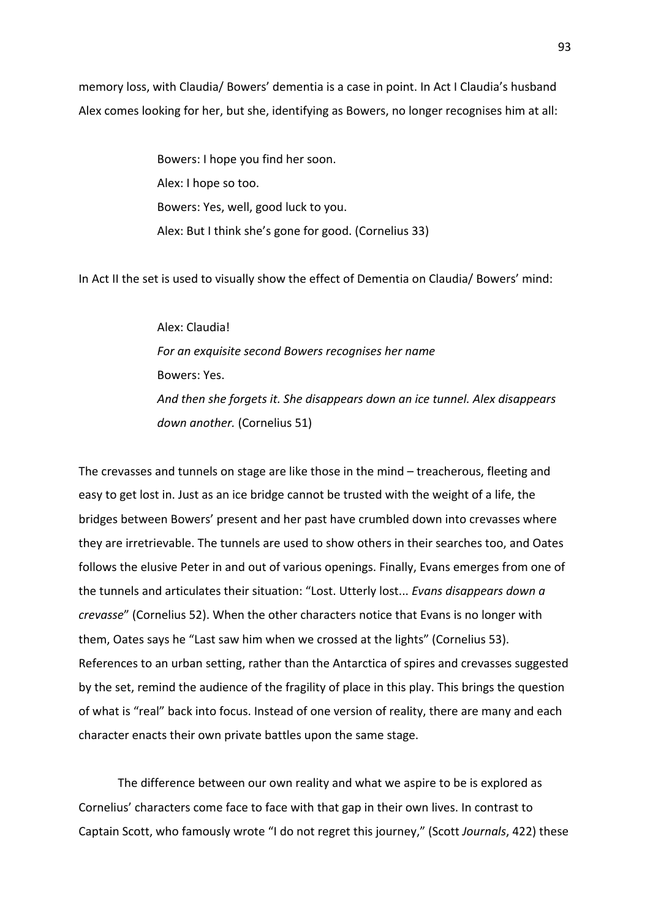memory loss, with Claudia/ Bowers' dementia is a case in point. In Act I Claudia's husband Alex comes looking for her, but she, identifying as Bowers, no longer recognises him at all:

> Bowers: I hope you find her soon.
> Alex: I hope so too.
> Bowers: Yes, well, good luck to you.
> Alex: But I think she's gone for good. (Cornelius 33)

In Act II the set is used to visually show the effect of Dementia on Claudia/ Bowers' mind:

> Alex: Claudia!
> *For an exquisite second Bowers recognises her name*
> Bowers: Yes.
> *And then she forgets it. She disappears down an ice tunnel. Alex disappears down another.* (Cornelius 51)

The crevasses and tunnels on stage are like those in the mind – treacherous, fleeting and easy to get lost in. Just as an ice bridge cannot be trusted with the weight of a life, the bridges between Bowers' present and her past have crumbled down into crevasses where they are irretrievable. The tunnels are used to show others in their searches too, and Oates follows the elusive Peter in and out of various openings. Finally, Evans emerges from one of the tunnels and articulates their situation: "Lost. Utterly lost... *Evans disappears down a crevasse*" (Cornelius 52). When the other characters notice that Evans is no longer with them, Oates says he "Last saw him when we crossed at the lights" (Cornelius 53). References to an urban setting, rather than the Antarctica of spires and crevasses suggested by the set, remind the audience of the fragility of place in this play. This brings the question of what is "real" back into focus. Instead of one version of reality, there are many and each character enacts their own private battles upon the same stage.

The difference between our own reality and what we aspire to be is explored as Cornelius' characters come face to face with that gap in their own lives. In contrast to Captain Scott, who famously wrote "I do not regret this journey," (Scott *Journals*, 422) these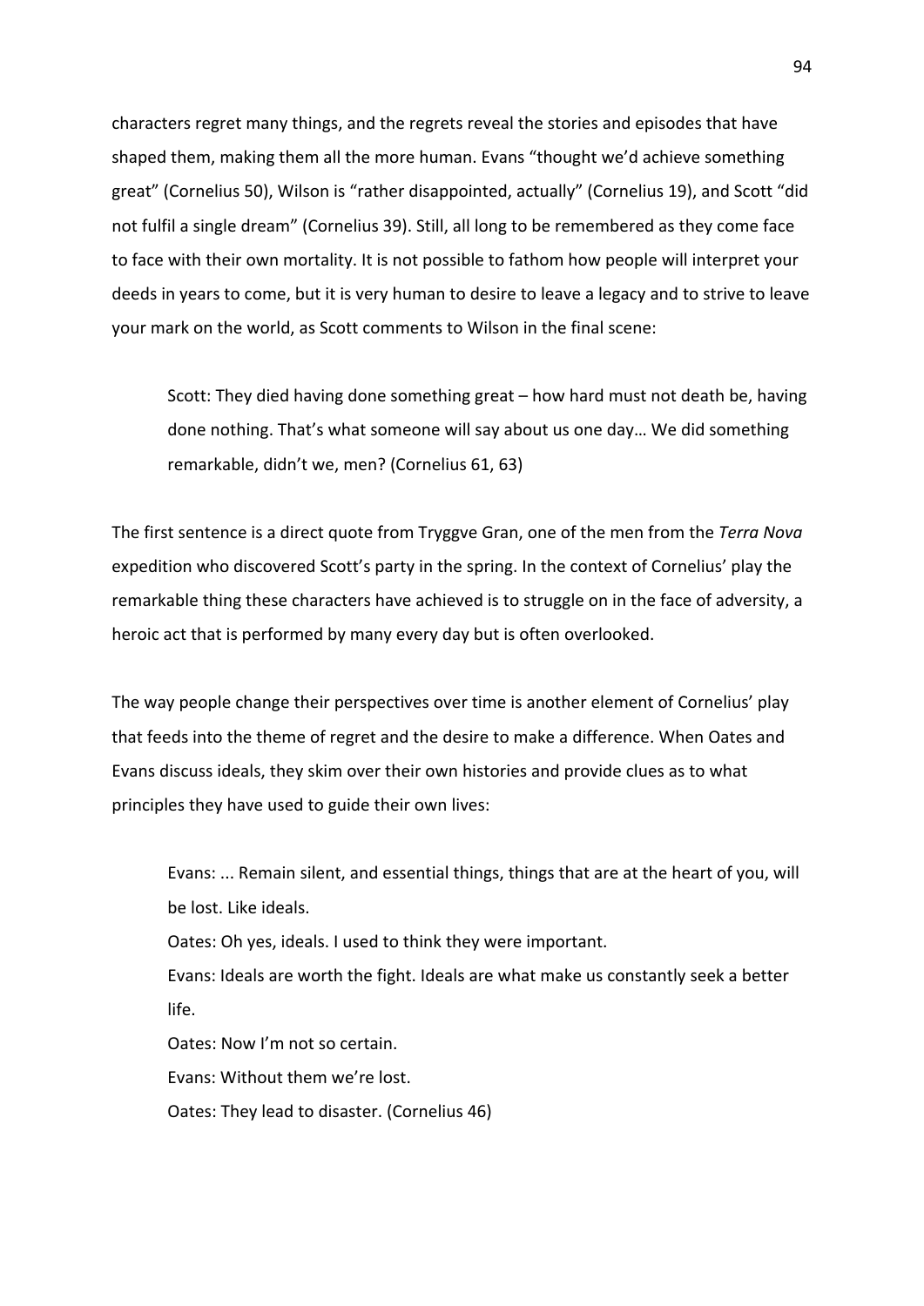characters regret many things, and the regrets reveal the stories and episodes that have shaped them, making them all the more human. Evans "thought we'd achieve something great" (Cornelius 50), Wilson is "rather disappointed, actually" (Cornelius 19), and Scott "did not fulfil a single dream" (Cornelius 39). Still, all long to be remembered as they come face to face with their own mortality. It is not possible to fathom how people will interpret your deeds in years to come, but it is very human to desire to leave a legacy and to strive to leave your mark on the world, as Scott comments to Wilson in the final scene:

> Scott: They died having done something great – how hard must not death be, having done nothing. That's what someone will say about us one day… We did something remarkable, didn't we, men? (Cornelius 61, 63)

The first sentence is a direct quote from Tryggve Gran, one of the men from the *Terra Nova* expedition who discovered Scott's party in the spring. In the context of Cornelius' play the remarkable thing these characters have achieved is to struggle on in the face of adversity, a heroic act that is performed by many every day but is often overlooked.

The way people change their perspectives over time is another element of Cornelius' play that feeds into the theme of regret and the desire to make a difference. When Oates and Evans discuss ideals, they skim over their own histories and provide clues as to what principles they have used to guide their own lives:

> Evans: ... Remain silent, and essential things, things that are at the heart of you, will be lost. Like ideals.
> Oates: Oh yes, ideals. I used to think they were important.
> Evans: Ideals are worth the fight. Ideals are what make us constantly seek a better life.
> Oates: Now I'm not so certain.
> Evans: Without them we're lost.
> Oates: They lead to disaster. (Cornelius 46)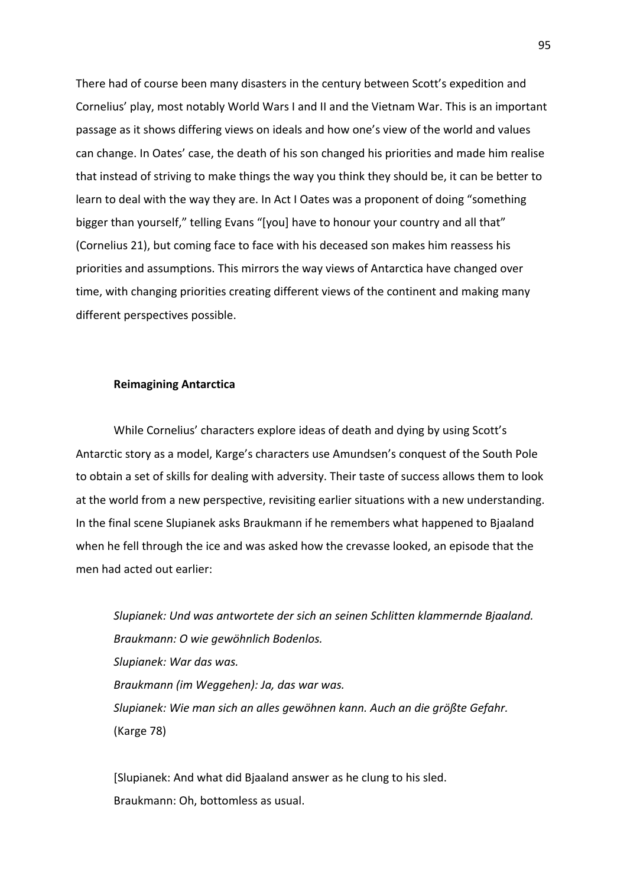There had of course been many disasters in the century between Scott's expedition and Cornelius' play, most notably World Wars I and II and the Vietnam War. This is an important passage as it shows differing views on ideals and how one's view of the world and values can change. In Oates' case, the death of his son changed his priorities and made him realise that instead of striving to make things the way you think they should be, it can be better to learn to deal with the way they are. In Act I Oates was a proponent of doing "something bigger than yourself," telling Evans "[you] have to honour your country and all that" (Cornelius 21), but coming face to face with his deceased son makes him reassess his priorities and assumptions. This mirrors the way views of Antarctica have changed over time, with changing priorities creating different views of the continent and making many different perspectives possible.

### Reimagining Antarctica

While Cornelius' characters explore ideas of death and dying by using Scott's Antarctic story as a model, Karge's characters use Amundsen's conquest of the South Pole to obtain a set of skills for dealing with adversity. Their taste of success allows them to look at the world from a new perspective, revisiting earlier situations with a new understanding. In the final scene Slupianek asks Braukmann if he remembers what happened to Bjaaland when he fell through the ice and was asked how the crevasse looked, an episode that the men had acted out earlier:

> *Slupianek: Und was antwortete der sich an seinen Schlitten klammernde Bjaaland.*
> *Braukmann: O wie gewöhnlich Bodenlos.*
> *Slupianek: War das was.*
> *Braukmann (im Weggehen): Ja, das war was.*
> *Slupianek: Wie man sich an alles gewöhnen kann. Auch an die größte Gefahr.*
> (Karge 78)
>
> [Slupianek: And what did Bjaaland answer as he clung to his sled.
> Braukmann: Oh, bottomless as usual.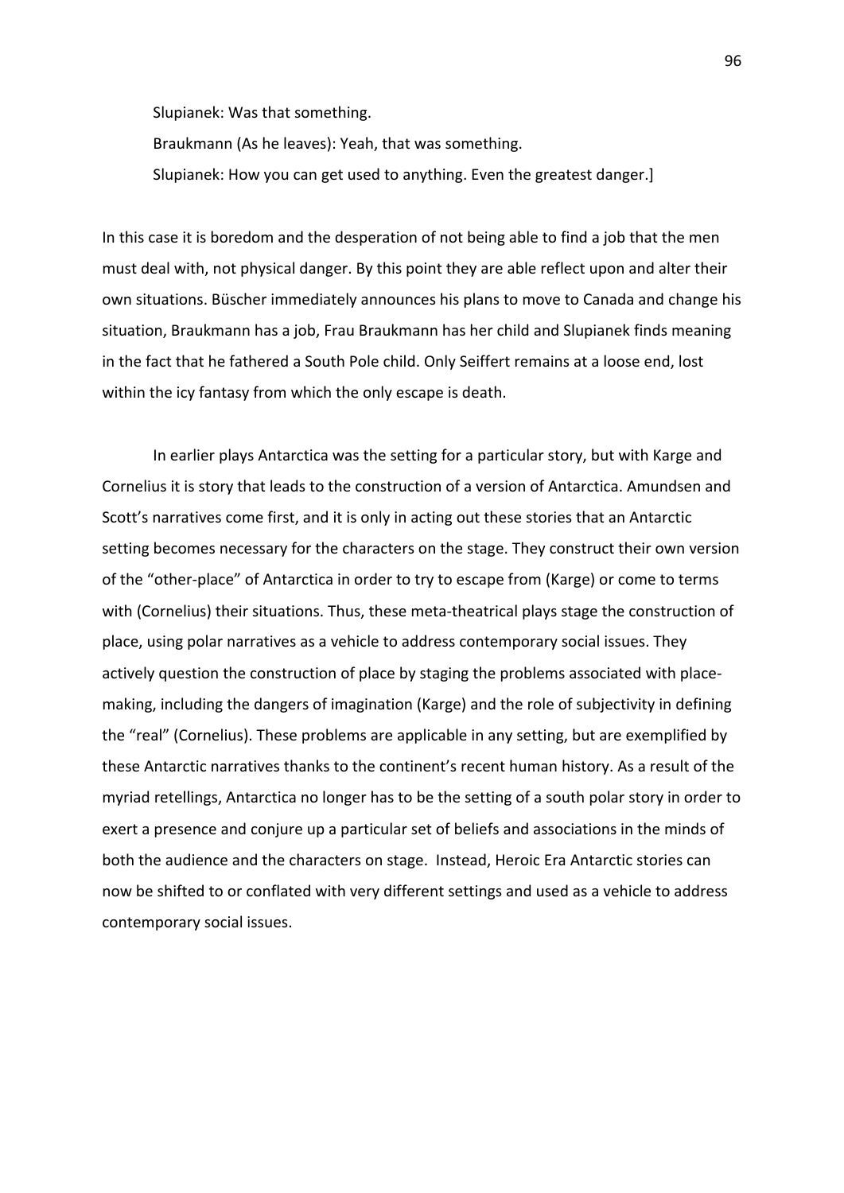Slupianek: Was that something.

Braukmann (As he leaves): Yeah, that was something.

Slupianek: How you can get used to anything. Even the greatest danger.]

In this case it is boredom and the desperation of not being able to find a job that the men must deal with, not physical danger. By this point they are able reflect upon and alter their own situations. Büscher immediately announces his plans to move to Canada and change his situation, Braukmann has a job, Frau Braukmann has her child and Slupianek finds meaning in the fact that he fathered a South Pole child. Only Seiffert remains at a loose end, lost within the icy fantasy from which the only escape is death.

In earlier plays Antarctica was the setting for a particular story, but with Karge and Cornelius it is story that leads to the construction of a version of Antarctica. Amundsen and Scott's narratives come first, and it is only in acting out these stories that an Antarctic setting becomes necessary for the characters on the stage. They construct their own version of the "other-place" of Antarctica in order to try to escape from (Karge) or come to terms with (Cornelius) their situations. Thus, these meta-theatrical plays stage the construction of place, using polar narratives as a vehicle to address contemporary social issues. They actively question the construction of place by staging the problems associated with place-making, including the dangers of imagination (Karge) and the role of subjectivity in defining the "real" (Cornelius). These problems are applicable in any setting, but are exemplified by these Antarctic narratives thanks to the continent's recent human history. As a result of the myriad retellings, Antarctica no longer has to be the setting of a south polar story in order to exert a presence and conjure up a particular set of beliefs and associations in the minds of both the audience and the characters on stage. Instead, Heroic Era Antarctic stories can now be shifted to or conflated with very different settings and used as a vehicle to address contemporary social issues.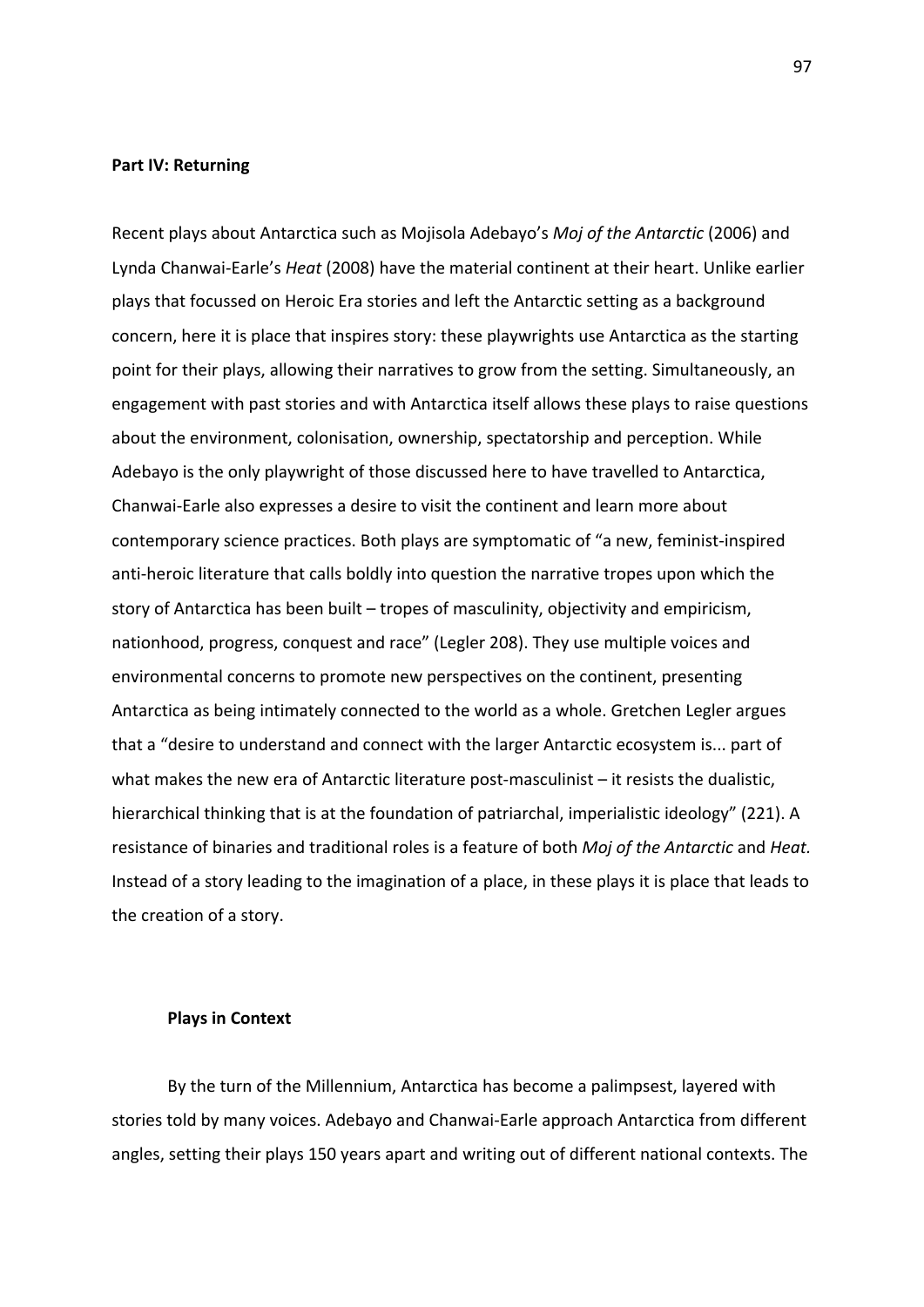**Part IV: Returning**

Recent plays about Antarctica such as Mojisola Adebayo's *Moj of the Antarctic* (2006) and Lynda Chanwai-Earle's *Heat* (2008) have the material continent at their heart. Unlike earlier plays that focussed on Heroic Era stories and left the Antarctic setting as a background concern, here it is place that inspires story: these playwrights use Antarctica as the starting point for their plays, allowing their narratives to grow from the setting. Simultaneously, an engagement with past stories and with Antarctica itself allows these plays to raise questions about the environment, colonisation, ownership, spectatorship and perception. While Adebayo is the only playwright of those discussed here to have travelled to Antarctica, Chanwai-Earle also expresses a desire to visit the continent and learn more about contemporary science practices. Both plays are symptomatic of "a new, feminist-inspired anti-heroic literature that calls boldly into question the narrative tropes upon which the story of Antarctica has been built – tropes of masculinity, objectivity and empiricism, nationhood, progress, conquest and race" (Legler 208). They use multiple voices and environmental concerns to promote new perspectives on the continent, presenting Antarctica as being intimately connected to the world as a whole. Gretchen Legler argues that a "desire to understand and connect with the larger Antarctic ecosystem is... part of what makes the new era of Antarctic literature post-masculinist – it resists the dualistic, hierarchical thinking that is at the foundation of patriarchal, imperialistic ideology" (221). A resistance of binaries and traditional roles is a feature of both *Moj of the Antarctic* and *Heat.* Instead of a story leading to the imagination of a place, in these plays it is place that leads to the creation of a story.

**Plays in Context**

By the turn of the Millennium, Antarctica has become a palimpsest, layered with stories told by many voices. Adebayo and Chanwai-Earle approach Antarctica from different angles, setting their plays 150 years apart and writing out of different national contexts. The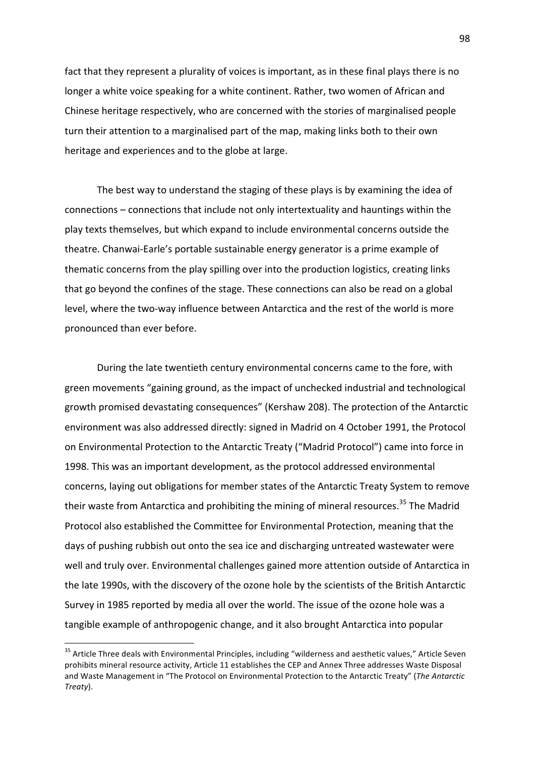fact that they represent a plurality of voices is important, as in these final plays there is no longer a white voice speaking for a white continent. Rather, two women of African and Chinese heritage respectively, who are concerned with the stories of marginalised people turn their attention to a marginalised part of the map, making links both to their own heritage and experiences and to the globe at large.

The best way to understand the staging of these plays is by examining the idea of connections – connections that include not only intertextuality and hauntings within the play texts themselves, but which expand to include environmental concerns outside the theatre. Chanwai-Earle's portable sustainable energy generator is a prime example of thematic concerns from the play spilling over into the production logistics, creating links that go beyond the confines of the stage. These connections can also be read on a global level, where the two-way influence between Antarctica and the rest of the world is more pronounced than ever before.

During the late twentieth century environmental concerns came to the fore, with green movements "gaining ground, as the impact of unchecked industrial and technological growth promised devastating consequences" (Kershaw 208). The protection of the Antarctic environment was also addressed directly: signed in Madrid on 4 October 1991, the Protocol on Environmental Protection to the Antarctic Treaty ("Madrid Protocol") came into force in 1998. This was an important development, as the protocol addressed environmental concerns, laying out obligations for member states of the Antarctic Treaty System to remove their waste from Antarctica and prohibiting the mining of mineral resources.[35] The Madrid Protocol also established the Committee for Environmental Protection, meaning that the days of pushing rubbish out onto the sea ice and discharging untreated wastewater were well and truly over. Environmental challenges gained more attention outside of Antarctica in the late 1990s, with the discovery of the ozone hole by the scientists of the British Antarctic Survey in 1985 reported by media all over the world. The issue of the ozone hole was a tangible example of anthropogenic change, and it also brought Antarctica into popular

[35] Article Three deals with Environmental Principles, including "wilderness and aesthetic values," Article Seven prohibits mineral resource activity, Article 11 establishes the CEP and Annex Three addresses Waste Disposal and Waste Management in "The Protocol on Environmental Protection to the Antarctic Treaty" (*The Antarctic Treaty*).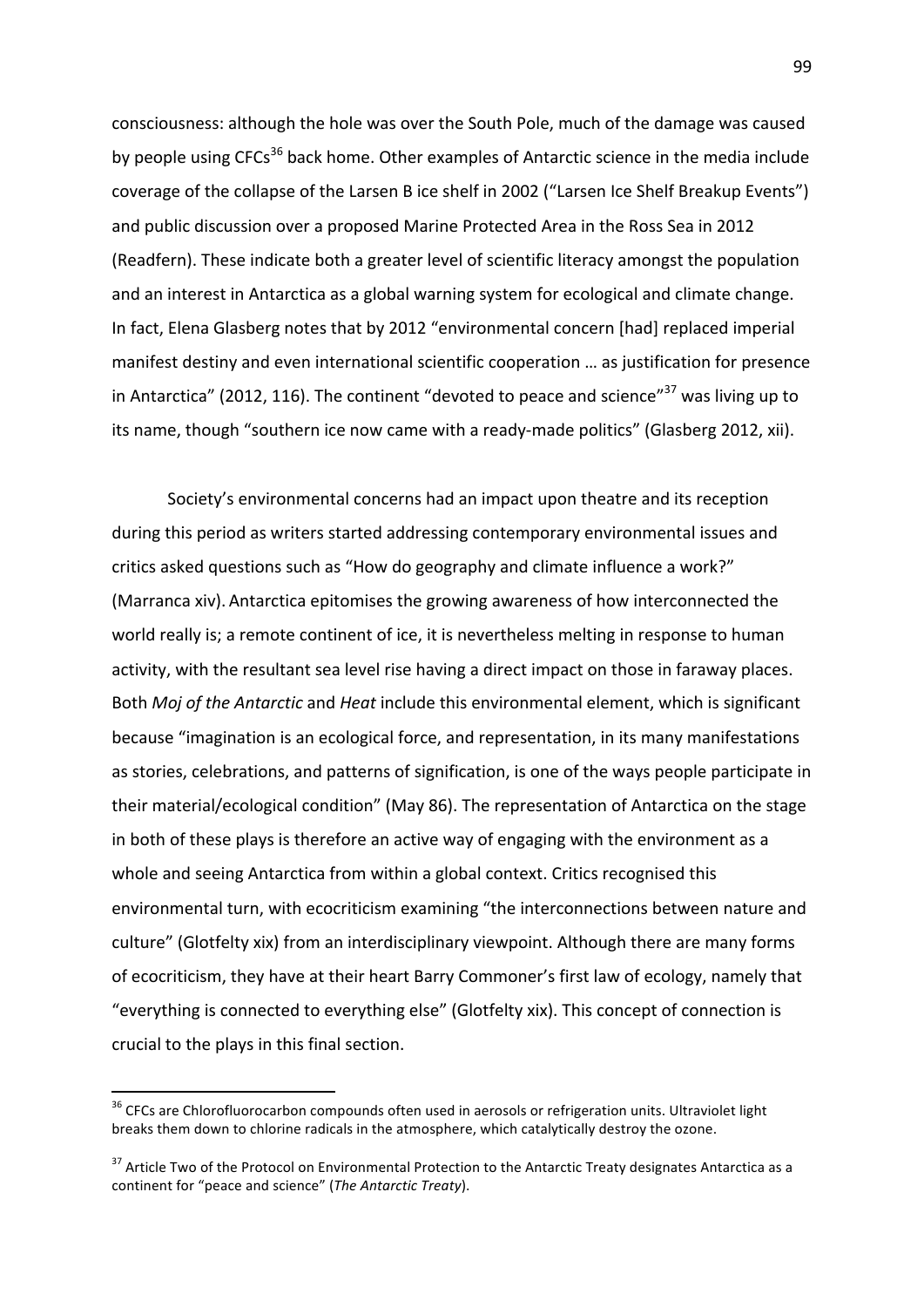consciousness: although the hole was over the South Pole, much of the damage was caused by people using CFCs[36] back home. Other examples of Antarctic science in the media include coverage of the collapse of the Larsen B ice shelf in 2002 ("Larsen Ice Shelf Breakup Events") and public discussion over a proposed Marine Protected Area in the Ross Sea in 2012 (Readfern). These indicate both a greater level of scientific literacy amongst the population and an interest in Antarctica as a global warning system for ecological and climate change. In fact, Elena Glasberg notes that by 2012 "environmental concern [had] replaced imperial manifest destiny and even international scientific cooperation … as justification for presence in Antarctica" (2012, 116). The continent "devoted to peace and science"[37] was living up to its name, though "southern ice now came with a ready-made politics" (Glasberg 2012, xii).

Society's environmental concerns had an impact upon theatre and its reception during this period as writers started addressing contemporary environmental issues and critics asked questions such as "How do geography and climate influence a work?" (Marranca xiv). Antarctica epitomises the growing awareness of how interconnected the world really is; a remote continent of ice, it is nevertheless melting in response to human activity, with the resultant sea level rise having a direct impact on those in faraway places. Both *Moj of the Antarctic* and *Heat* include this environmental element, which is significant because "imagination is an ecological force, and representation, in its many manifestations as stories, celebrations, and patterns of signification, is one of the ways people participate in their material/ecological condition" (May 86). The representation of Antarctica on the stage in both of these plays is therefore an active way of engaging with the environment as a whole and seeing Antarctica from within a global context. Critics recognised this environmental turn, with ecocriticism examining "the interconnections between nature and culture" (Glotfelty xix) from an interdisciplinary viewpoint. Although there are many forms of ecocriticism, they have at their heart Barry Commoner's first law of ecology, namely that "everything is connected to everything else" (Glotfelty xix). This concept of connection is crucial to the plays in this final section.

---

[36] CFCs are Chlorofluorocarbon compounds often used in aerosols or refrigeration units. Ultraviolet light breaks them down to chlorine radicals in the atmosphere, which catalytically destroy the ozone.

[37] Article Two of the Protocol on Environmental Protection to the Antarctic Treaty designates Antarctica as a continent for "peace and science" (*The Antarctic Treaty*).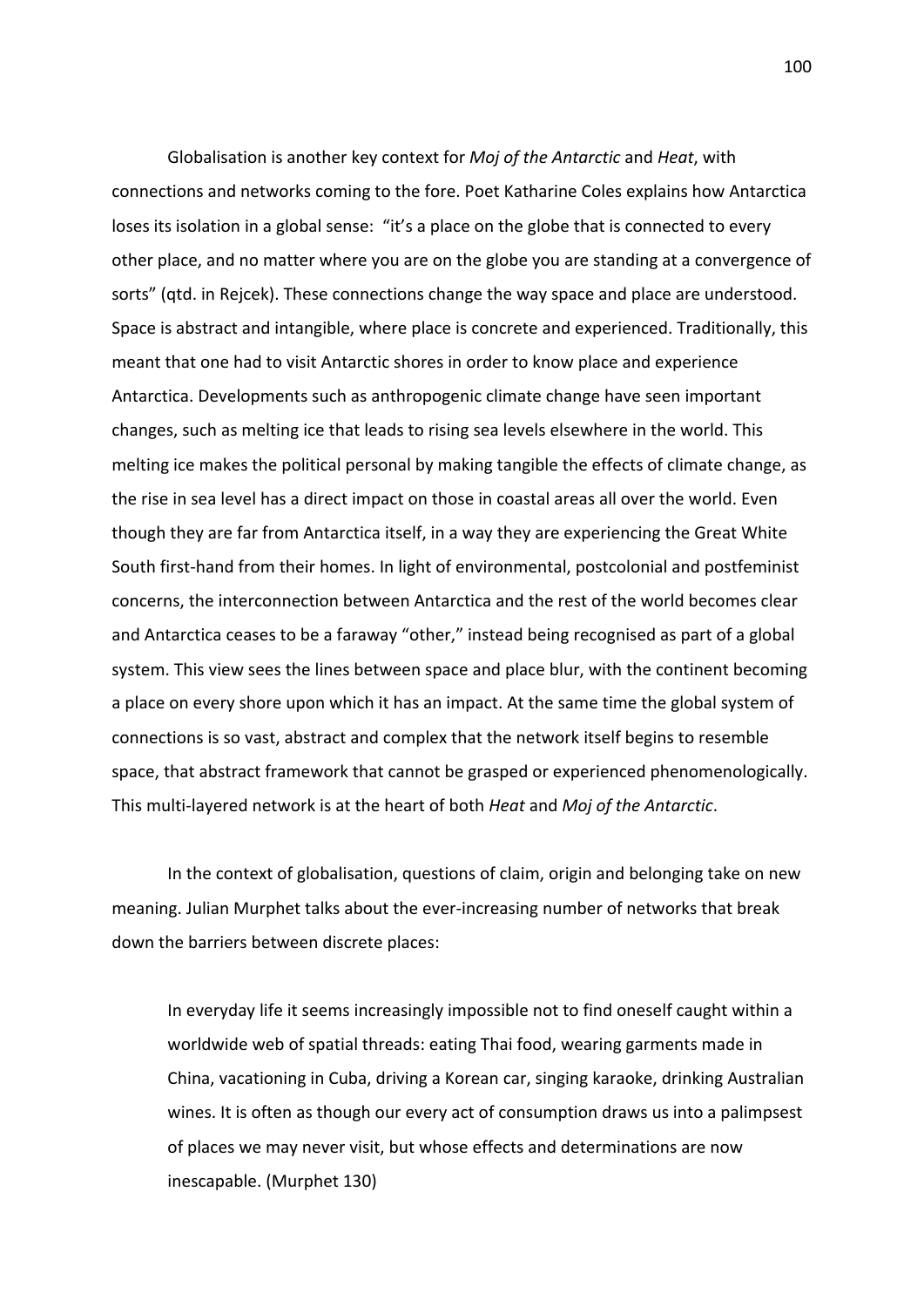Globalisation is another key context for *Moj of the Antarctic* and *Heat*, with connections and networks coming to the fore. Poet Katharine Coles explains how Antarctica loses its isolation in a global sense: "it's a place on the globe that is connected to every other place, and no matter where you are on the globe you are standing at a convergence of sorts" (qtd. in Rejcek). These connections change the way space and place are understood. Space is abstract and intangible, where place is concrete and experienced. Traditionally, this meant that one had to visit Antarctic shores in order to know place and experience Antarctica. Developments such as anthropogenic climate change have seen important changes, such as melting ice that leads to rising sea levels elsewhere in the world. This melting ice makes the political personal by making tangible the effects of climate change, as the rise in sea level has a direct impact on those in coastal areas all over the world. Even though they are far from Antarctica itself, in a way they are experiencing the Great White South first-hand from their homes. In light of environmental, postcolonial and postfeminist concerns, the interconnection between Antarctica and the rest of the world becomes clear and Antarctica ceases to be a faraway "other," instead being recognised as part of a global system. This view sees the lines between space and place blur, with the continent becoming a place on every shore upon which it has an impact. At the same time the global system of connections is so vast, abstract and complex that the network itself begins to resemble space, that abstract framework that cannot be grasped or experienced phenomenologically. This multi-layered network is at the heart of both *Heat* and *Moj of the Antarctic*.

In the context of globalisation, questions of claim, origin and belonging take on new meaning. Julian Murphet talks about the ever-increasing number of networks that break down the barriers between discrete places:

> In everyday life it seems increasingly impossible not to find oneself caught within a worldwide web of spatial threads: eating Thai food, wearing garments made in China, vacationing in Cuba, driving a Korean car, singing karaoke, drinking Australian wines. It is often as though our every act of consumption draws us into a palimpsest of places we may never visit, but whose effects and determinations are now inescapable. (Murphet 130)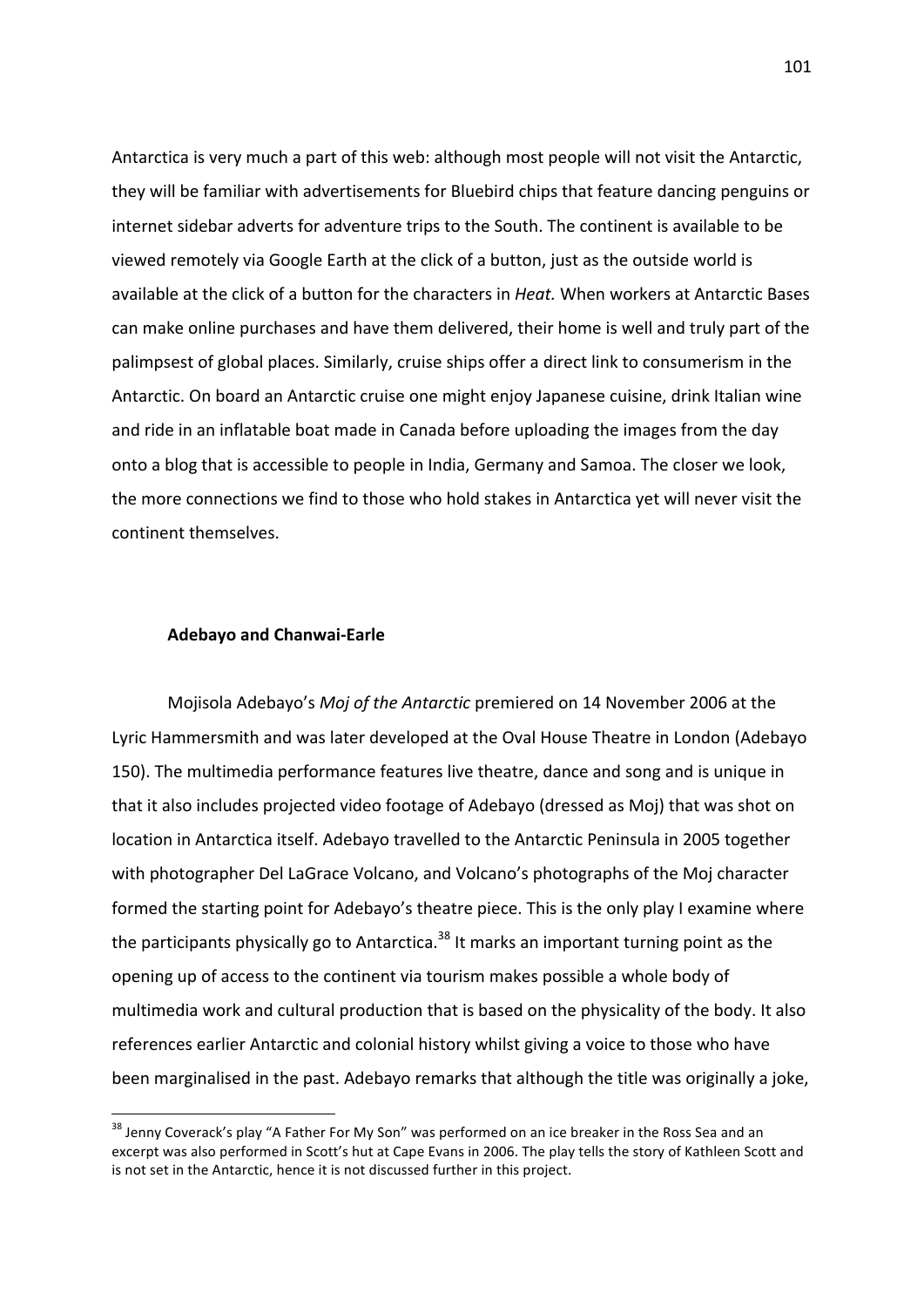Antarctica is very much a part of this web: although most people will not visit the Antarctic, they will be familiar with advertisements for Bluebird chips that feature dancing penguins or internet sidebar adverts for adventure trips to the South. The continent is available to be viewed remotely via Google Earth at the click of a button, just as the outside world is available at the click of a button for the characters in *Heat.* When workers at Antarctic Bases can make online purchases and have them delivered, their home is well and truly part of the palimpsest of global places. Similarly, cruise ships offer a direct link to consumerism in the Antarctic. On board an Antarctic cruise one might enjoy Japanese cuisine, drink Italian wine and ride in an inflatable boat made in Canada before uploading the images from the day onto a blog that is accessible to people in India, Germany and Samoa. The closer we look, the more connections we find to those who hold stakes in Antarctica yet will never visit the continent themselves.

### Adebayo and Chanwai-Earle

Mojisola Adebayo's *Moj of the Antarctic* premiered on 14 November 2006 at the Lyric Hammersmith and was later developed at the Oval House Theatre in London (Adebayo 150). The multimedia performance features live theatre, dance and song and is unique in that it also includes projected video footage of Adebayo (dressed as Moj) that was shot on location in Antarctica itself. Adebayo travelled to the Antarctic Peninsula in 2005 together with photographer Del LaGrace Volcano, and Volcano's photographs of the Moj character formed the starting point for Adebayo's theatre piece. This is the only play I examine where the participants physically go to Antarctica.[38] It marks an important turning point as the opening up of access to the continent via tourism makes possible a whole body of multimedia work and cultural production that is based on the physicality of the body. It also references earlier Antarctic and colonial history whilst giving a voice to those who have been marginalised in the past. Adebayo remarks that although the title was originally a joke,

[38] Jenny Coverack's play "A Father For My Son" was performed on an ice breaker in the Ross Sea and an excerpt was also performed in Scott's hut at Cape Evans in 2006. The play tells the story of Kathleen Scott and is not set in the Antarctic, hence it is not discussed further in this project.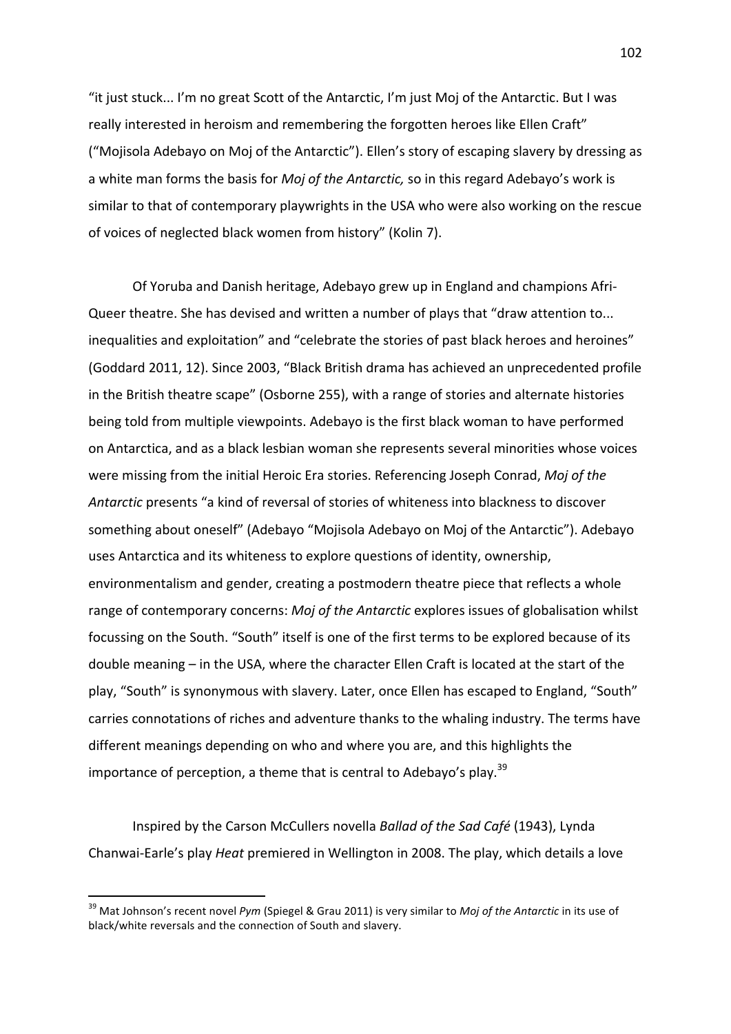"it just stuck... I'm no great Scott of the Antarctic, I'm just Moj of the Antarctic. But I was really interested in heroism and remembering the forgotten heroes like Ellen Craft" ("Mojisola Adebayo on Moj of the Antarctic"). Ellen's story of escaping slavery by dressing as a white man forms the basis for *Moj of the Antarctic,* so in this regard Adebayo's work is similar to that of contemporary playwrights in the USA who were also working on the rescue of voices of neglected black women from history" (Kolin 7).

Of Yoruba and Danish heritage, Adebayo grew up in England and champions Afri-Queer theatre. She has devised and written a number of plays that "draw attention to... inequalities and exploitation" and "celebrate the stories of past black heroes and heroines" (Goddard 2011, 12). Since 2003, "Black British drama has achieved an unprecedented profile in the British theatre scape" (Osborne 255), with a range of stories and alternate histories being told from multiple viewpoints. Adebayo is the first black woman to have performed on Antarctica, and as a black lesbian woman she represents several minorities whose voices were missing from the initial Heroic Era stories. Referencing Joseph Conrad, *Moj of the Antarctic* presents "a kind of reversal of stories of whiteness into blackness to discover something about oneself" (Adebayo "Mojisola Adebayo on Moj of the Antarctic"). Adebayo uses Antarctica and its whiteness to explore questions of identity, ownership, environmentalism and gender, creating a postmodern theatre piece that reflects a whole range of contemporary concerns: *Moj of the Antarctic* explores issues of globalisation whilst focussing on the South. "South" itself is one of the first terms to be explored because of its double meaning – in the USA, where the character Ellen Craft is located at the start of the play, "South" is synonymous with slavery. Later, once Ellen has escaped to England, "South" carries connotations of riches and adventure thanks to the whaling industry. The terms have different meanings depending on who and where you are, and this highlights the importance of perception, a theme that is central to Adebayo's play.[39]

Inspired by the Carson McCullers novella *Ballad of the Sad Café* (1943), Lynda Chanwai-Earle's play *Heat* premiered in Wellington in 2008. The play, which details a love

[39] Mat Johnson's recent novel *Pym* (Spiegel & Grau 2011) is very similar to *Moj of the Antarctic* in its use of black/white reversals and the connection of South and slavery.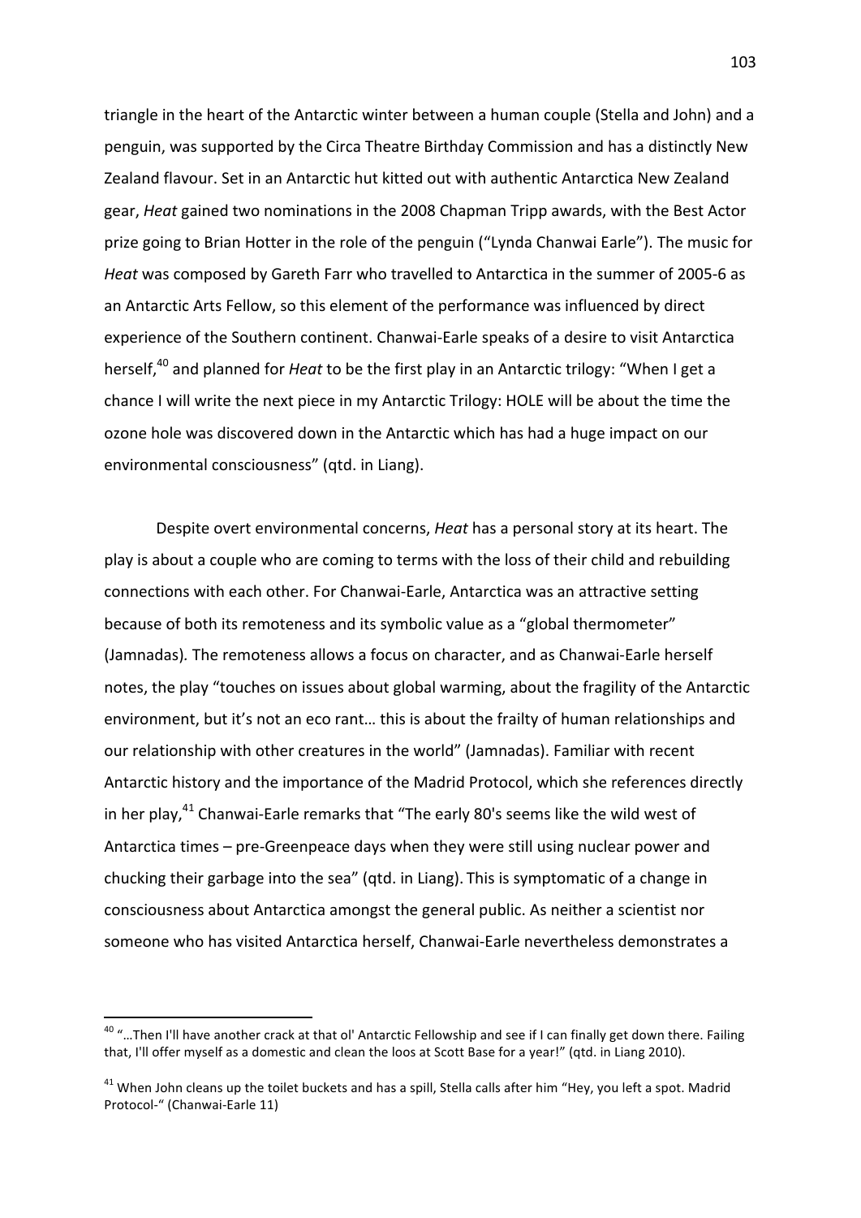triangle in the heart of the Antarctic winter between a human couple (Stella and John) and a penguin, was supported by the Circa Theatre Birthday Commission and has a distinctly New Zealand flavour. Set in an Antarctic hut kitted out with authentic Antarctica New Zealand gear, *Heat* gained two nominations in the 2008 Chapman Tripp awards, with the Best Actor prize going to Brian Hotter in the role of the penguin ("Lynda Chanwai Earle"). The music for *Heat* was composed by Gareth Farr who travelled to Antarctica in the summer of 2005-6 as an Antarctic Arts Fellow, so this element of the performance was influenced by direct experience of the Southern continent. Chanwai-Earle speaks of a desire to visit Antarctica herself,[40] and planned for *Heat* to be the first play in an Antarctic trilogy: "When I get a chance I will write the next piece in my Antarctic Trilogy: HOLE will be about the time the ozone hole was discovered down in the Antarctic which has had a huge impact on our environmental consciousness" (qtd. in Liang).

Despite overt environmental concerns, *Heat* has a personal story at its heart. The play is about a couple who are coming to terms with the loss of their child and rebuilding connections with each other. For Chanwai-Earle, Antarctica was an attractive setting because of both its remoteness and its symbolic value as a "global thermometer" (Jamnadas). The remoteness allows a focus on character, and as Chanwai-Earle herself notes, the play "touches on issues about global warming, about the fragility of the Antarctic environment, but it's not an eco rant… this is about the frailty of human relationships and our relationship with other creatures in the world" (Jamnadas). Familiar with recent Antarctic history and the importance of the Madrid Protocol, which she references directly in her play,[41] Chanwai-Earle remarks that "The early 80's seems like the wild west of Antarctica times – pre-Greenpeace days when they were still using nuclear power and chucking their garbage into the sea" (qtd. in Liang). This is symptomatic of a change in consciousness about Antarctica amongst the general public. As neither a scientist nor someone who has visited Antarctica herself, Chanwai-Earle nevertheless demonstrates a

---

[40] "…Then I'll have another crack at that ol' Antarctic Fellowship and see if I can finally get down there. Failing that, I'll offer myself as a domestic and clean the loos at Scott Base for a year!" (qtd. in Liang 2010).

[41] When John cleans up the toilet buckets and has a spill, Stella calls after him "Hey, you left a spot. Madrid Protocol-" (Chanwai-Earle 11)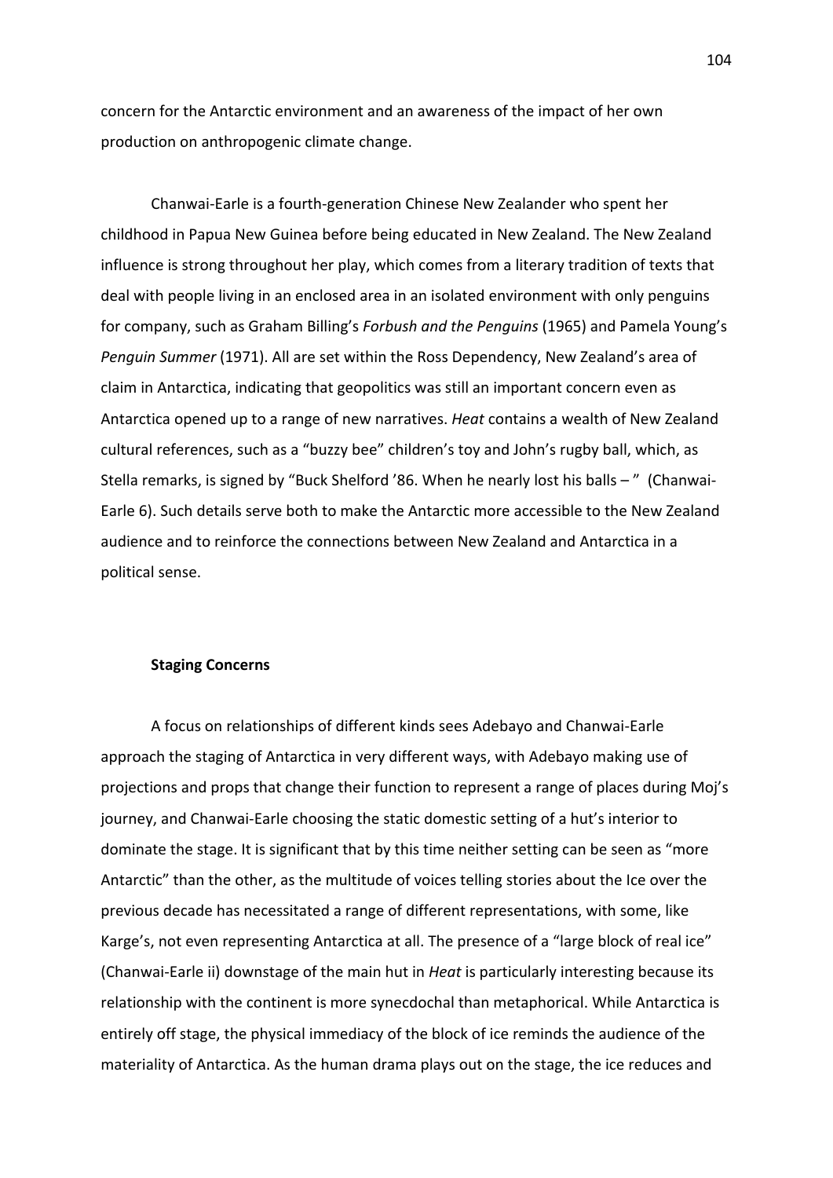concern for the Antarctic environment and an awareness of the impact of her own production on anthropogenic climate change.

Chanwai-Earle is a fourth-generation Chinese New Zealander who spent her childhood in Papua New Guinea before being educated in New Zealand. The New Zealand influence is strong throughout her play, which comes from a literary tradition of texts that deal with people living in an enclosed area in an isolated environment with only penguins for company, such as Graham Billing's *Forbush and the Penguins* (1965) and Pamela Young's *Penguin Summer* (1971). All are set within the Ross Dependency, New Zealand's area of claim in Antarctica, indicating that geopolitics was still an important concern even as Antarctica opened up to a range of new narratives. *Heat* contains a wealth of New Zealand cultural references, such as a "buzzy bee" children's toy and John's rugby ball, which, as Stella remarks, is signed by "Buck Shelford '86. When he nearly lost his balls – " (Chanwai-Earle 6). Such details serve both to make the Antarctic more accessible to the New Zealand audience and to reinforce the connections between New Zealand and Antarctica in a political sense.

### Staging Concerns

A focus on relationships of different kinds sees Adebayo and Chanwai-Earle approach the staging of Antarctica in very different ways, with Adebayo making use of projections and props that change their function to represent a range of places during Moj's journey, and Chanwai-Earle choosing the static domestic setting of a hut's interior to dominate the stage. It is significant that by this time neither setting can be seen as "more Antarctic" than the other, as the multitude of voices telling stories about the Ice over the previous decade has necessitated a range of different representations, with some, like Karge's, not even representing Antarctica at all. The presence of a "large block of real ice" (Chanwai-Earle ii) downstage of the main hut in *Heat* is particularly interesting because its relationship with the continent is more synecdochal than metaphorical. While Antarctica is entirely off stage, the physical immediacy of the block of ice reminds the audience of the materiality of Antarctica. As the human drama plays out on the stage, the ice reduces and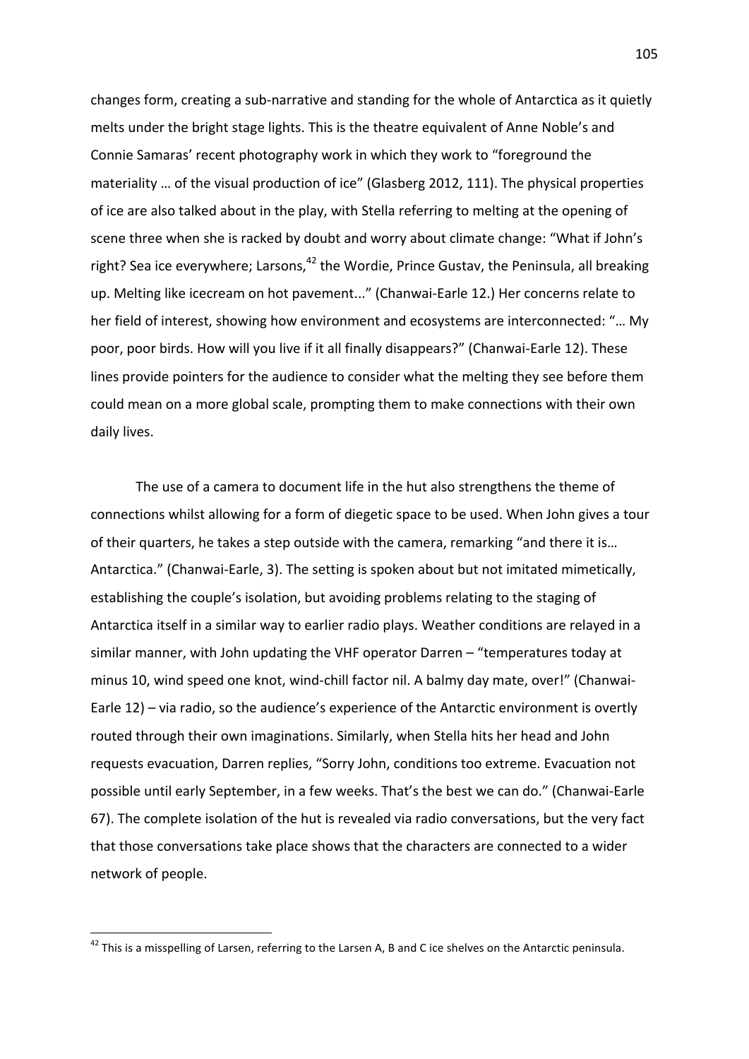changes form, creating a sub-narrative and standing for the whole of Antarctica as it quietly melts under the bright stage lights. This is the theatre equivalent of Anne Noble's and Connie Samaras' recent photography work in which they work to "foreground the materiality … of the visual production of ice" (Glasberg 2012, 111). The physical properties of ice are also talked about in the play, with Stella referring to melting at the opening of scene three when she is racked by doubt and worry about climate change: "What if John's right? Sea ice everywhere; Larsons,[42] the Wordie, Prince Gustav, the Peninsula, all breaking up. Melting like icecream on hot pavement..." (Chanwai-Earle 12.) Her concerns relate to her field of interest, showing how environment and ecosystems are interconnected: "… My poor, poor birds. How will you live if it all finally disappears?" (Chanwai-Earle 12). These lines provide pointers for the audience to consider what the melting they see before them could mean on a more global scale, prompting them to make connections with their own daily lives.

The use of a camera to document life in the hut also strengthens the theme of connections whilst allowing for a form of diegetic space to be used. When John gives a tour of their quarters, he takes a step outside with the camera, remarking "and there it is… Antarctica." (Chanwai-Earle, 3). The setting is spoken about but not imitated mimetically, establishing the couple's isolation, but avoiding problems relating to the staging of Antarctica itself in a similar way to earlier radio plays. Weather conditions are relayed in a similar manner, with John updating the VHF operator Darren – "temperatures today at minus 10, wind speed one knot, wind-chill factor nil. A balmy day mate, over!" (Chanwai-Earle 12) – via radio, so the audience's experience of the Antarctic environment is overtly routed through their own imaginations. Similarly, when Stella hits her head and John requests evacuation, Darren replies, "Sorry John, conditions too extreme. Evacuation not possible until early September, in a few weeks. That's the best we can do." (Chanwai-Earle 67). The complete isolation of the hut is revealed via radio conversations, but the very fact that those conversations take place shows that the characters are connected to a wider network of people.

---

[42] This is a misspelling of Larsen, referring to the Larsen A, B and C ice shelves on the Antarctic peninsula.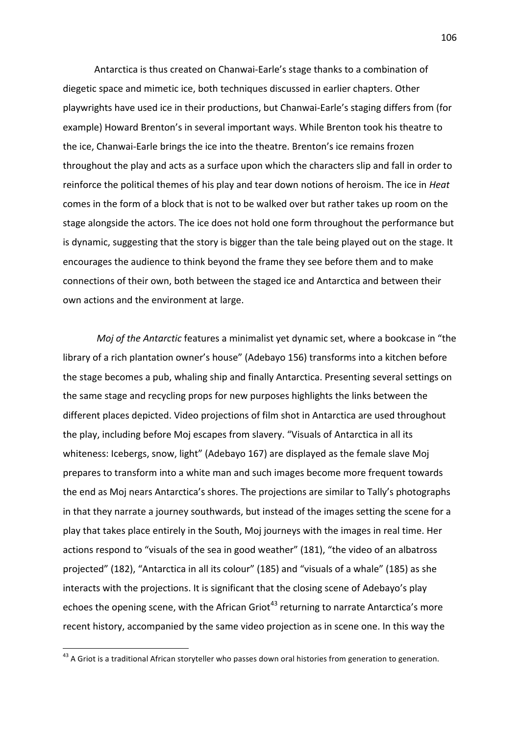Antarctica is thus created on Chanwai-Earle's stage thanks to a combination of diegetic space and mimetic ice, both techniques discussed in earlier chapters. Other playwrights have used ice in their productions, but Chanwai-Earle's staging differs from (for example) Howard Brenton's in several important ways. While Brenton took his theatre to the ice, Chanwai-Earle brings the ice into the theatre. Brenton's ice remains frozen throughout the play and acts as a surface upon which the characters slip and fall in order to reinforce the political themes of his play and tear down notions of heroism. The ice in *Heat* comes in the form of a block that is not to be walked over but rather takes up room on the stage alongside the actors. The ice does not hold one form throughout the performance but is dynamic, suggesting that the story is bigger than the tale being played out on the stage. It encourages the audience to think beyond the frame they see before them and to make connections of their own, both between the staged ice and Antarctica and between their own actions and the environment at large.

*Moj of the Antarctic* features a minimalist yet dynamic set, where a bookcase in "the library of a rich plantation owner's house" (Adebayo 156) transforms into a kitchen before the stage becomes a pub, whaling ship and finally Antarctica. Presenting several settings on the same stage and recycling props for new purposes highlights the links between the different places depicted. Video projections of film shot in Antarctica are used throughout the play, including before Moj escapes from slavery. "Visuals of Antarctica in all its whiteness: Icebergs, snow, light" (Adebayo 167) are displayed as the female slave Moj prepares to transform into a white man and such images become more frequent towards the end as Moj nears Antarctica's shores. The projections are similar to Tally's photographs in that they narrate a journey southwards, but instead of the images setting the scene for a play that takes place entirely in the South, Moj journeys with the images in real time. Her actions respond to "visuals of the sea in good weather" (181), "the video of an albatross projected" (182), "Antarctica in all its colour" (185) and "visuals of a whale" (185) as she interacts with the projections. It is significant that the closing scene of Adebayo's play echoes the opening scene, with the African Griot[43] returning to narrate Antarctica's more recent history, accompanied by the same video projection as in scene one. In this way the

[43] A Griot is a traditional African storyteller who passes down oral histories from generation to generation.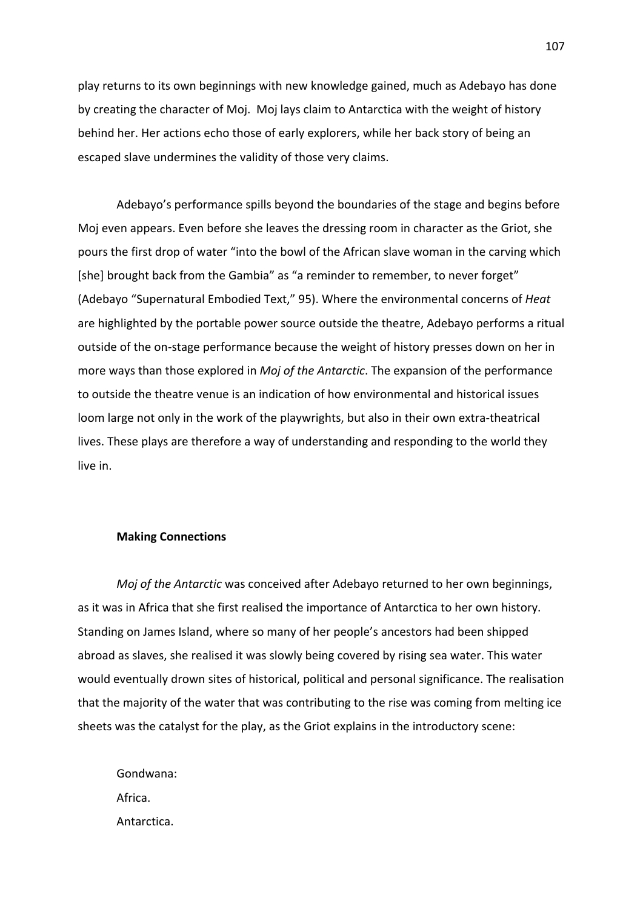play returns to its own beginnings with new knowledge gained, much as Adebayo has done by creating the character of Moj. Moj lays claim to Antarctica with the weight of history behind her. Her actions echo those of early explorers, while her back story of being an escaped slave undermines the validity of those very claims.

Adebayo's performance spills beyond the boundaries of the stage and begins before Moj even appears. Even before she leaves the dressing room in character as the Griot, she pours the first drop of water "into the bowl of the African slave woman in the carving which [she] brought back from the Gambia" as "a reminder to remember, to never forget" (Adebayo "Supernatural Embodied Text," 95). Where the environmental concerns of *Heat* are highlighted by the portable power source outside the theatre, Adebayo performs a ritual outside of the on-stage performance because the weight of history presses down on her in more ways than those explored in *Moj of the Antarctic*. The expansion of the performance to outside the theatre venue is an indication of how environmental and historical issues loom large not only in the work of the playwrights, but also in their own extra-theatrical lives. These plays are therefore a way of understanding and responding to the world they live in.

**Making Connections**

*Moj of the Antarctic* was conceived after Adebayo returned to her own beginnings, as it was in Africa that she first realised the importance of Antarctica to her own history. Standing on James Island, where so many of her people's ancestors had been shipped abroad as slaves, she realised it was slowly being covered by rising sea water. This water would eventually drown sites of historical, political and personal significance. The realisation that the majority of the water that was contributing to the rise was coming from melting ice sheets was the catalyst for the play, as the Griot explains in the introductory scene:

> Gondwana:
> Africa.
> Antarctica.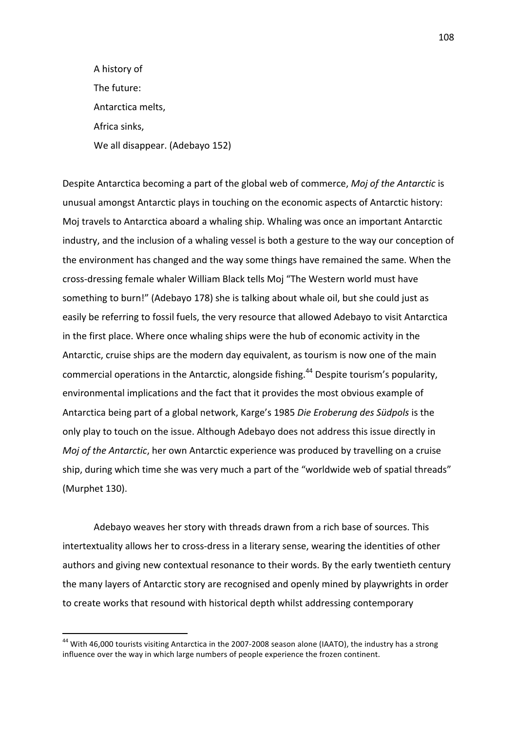A history of  
The future:  
Antarctica melts,  
Africa sinks,  
We all disappear. (Adebayo 152)

Despite Antarctica becoming a part of the global web of commerce, *Moj of the Antarctic* is unusual amongst Antarctic plays in touching on the economic aspects of Antarctic history: Moj travels to Antarctica aboard a whaling ship. Whaling was once an important Antarctic industry, and the inclusion of a whaling vessel is both a gesture to the way our conception of the environment has changed and the way some things have remained the same. When the cross-dressing female whaler William Black tells Moj "The Western world must have something to burn!" (Adebayo 178) she is talking about whale oil, but she could just as easily be referring to fossil fuels, the very resource that allowed Adebayo to visit Antarctica in the first place. Where once whaling ships were the hub of economic activity in the Antarctic, cruise ships are the modern day equivalent, as tourism is now one of the main commercial operations in the Antarctic, alongside fishing.[44] Despite tourism's popularity, environmental implications and the fact that it provides the most obvious example of Antarctica being part of a global network, Karge's 1985 *Die Eroberung des Südpols* is the only play to touch on the issue. Although Adebayo does not address this issue directly in *Moj of the Antarctic*, her own Antarctic experience was produced by travelling on a cruise ship, during which time she was very much a part of the "worldwide web of spatial threads" (Murphet 130).

Adebayo weaves her story with threads drawn from a rich base of sources. This intertextuality allows her to cross-dress in a literary sense, wearing the identities of other authors and giving new contextual resonance to their words. By the early twentieth century the many layers of Antarctic story are recognised and openly mined by playwrights in order to create works that resound with historical depth whilst addressing contemporary

---

[44] With 46,000 tourists visiting Antarctica in the 2007-2008 season alone (IAATO), the industry has a strong influence over the way in which large numbers of people experience the frozen continent.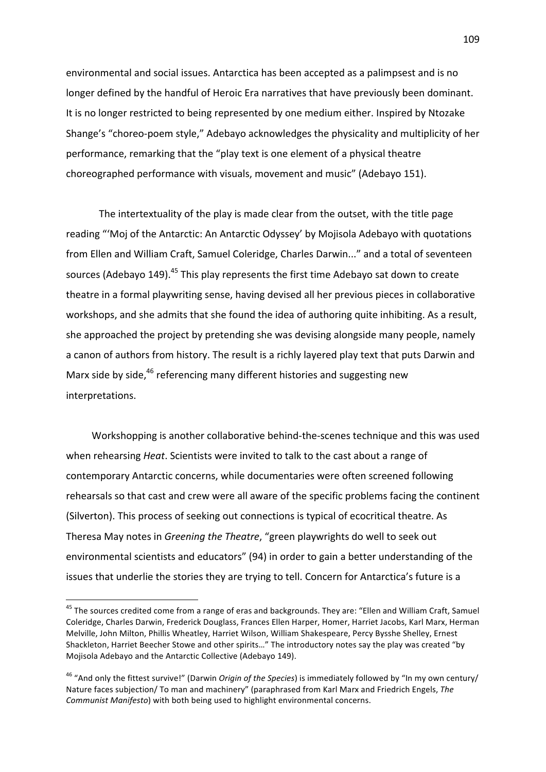environmental and social issues. Antarctica has been accepted as a palimpsest and is no longer defined by the handful of Heroic Era narratives that have previously been dominant. It is no longer restricted to being represented by one medium either. Inspired by Ntozake Shange's "choreo-poem style," Adebayo acknowledges the physicality and multiplicity of her performance, remarking that the "play text is one element of a physical theatre choreographed performance with visuals, movement and music" (Adebayo 151).

The intertextuality of the play is made clear from the outset, with the title page reading "'Moj of the Antarctic: An Antarctic Odyssey' by Mojisola Adebayo with quotations from Ellen and William Craft, Samuel Coleridge, Charles Darwin..." and a total of seventeen sources (Adebayo 149).[45] This play represents the first time Adebayo sat down to create theatre in a formal playwriting sense, having devised all her previous pieces in collaborative workshops, and she admits that she found the idea of authoring quite inhibiting. As a result, she approached the project by pretending she was devising alongside many people, namely a canon of authors from history. The result is a richly layered play text that puts Darwin and Marx side by side,[46] referencing many different histories and suggesting new interpretations.

Workshopping is another collaborative behind-the-scenes technique and this was used when rehearsing *Heat*. Scientists were invited to talk to the cast about a range of contemporary Antarctic concerns, while documentaries were often screened following rehearsals so that cast and crew were all aware of the specific problems facing the continent (Silverton). This process of seeking out connections is typical of ecocritical theatre. As Theresa May notes in *Greening the Theatre*, "green playwrights do well to seek out environmental scientists and educators" (94) in order to gain a better understanding of the issues that underlie the stories they are trying to tell. Concern for Antarctica's future is a

---

[45] The sources credited come from a range of eras and backgrounds. They are: "Ellen and William Craft, Samuel Coleridge, Charles Darwin, Frederick Douglass, Frances Ellen Harper, Homer, Harriet Jacobs, Karl Marx, Herman Melville, John Milton, Phillis Wheatley, Harriet Wilson, William Shakespeare, Percy Bysshe Shelley, Ernest Shackleton, Harriet Beecher Stowe and other spirits…" The introductory notes say the play was created "by Mojisola Adebayo and the Antarctic Collective (Adebayo 149).

[46] "And only the fittest survive!" (Darwin *Origin of the Species*) is immediately followed by "In my own century/ Nature faces subjection/ To man and machinery" (paraphrased from Karl Marx and Friedrich Engels, *The Communist Manifesto*) with both being used to highlight environmental concerns.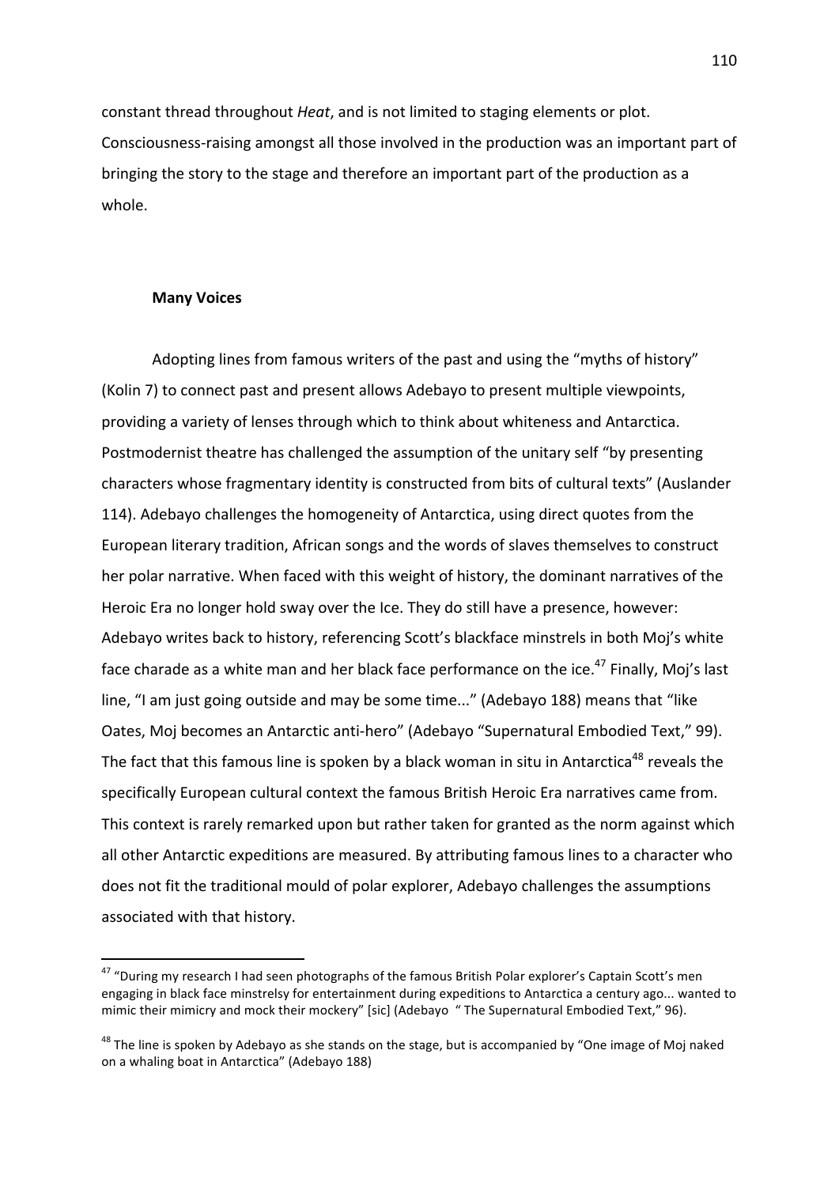constant thread throughout *Heat*, and is not limited to staging elements or plot. Consciousness-raising amongst all those involved in the production was an important part of bringing the story to the stage and therefore an important part of the production as a whole.

### Many Voices

Adopting lines from famous writers of the past and using the "myths of history" (Kolin 7) to connect past and present allows Adebayo to present multiple viewpoints, providing a variety of lenses through which to think about whiteness and Antarctica. Postmodernist theatre has challenged the assumption of the unitary self "by presenting characters whose fragmentary identity is constructed from bits of cultural texts" (Auslander 114). Adebayo challenges the homogeneity of Antarctica, using direct quotes from the European literary tradition, African songs and the words of slaves themselves to construct her polar narrative. When faced with this weight of history, the dominant narratives of the Heroic Era no longer hold sway over the Ice. They do still have a presence, however: Adebayo writes back to history, referencing Scott's blackface minstrels in both Moj's white face charade as a white man and her black face performance on the ice.[47] Finally, Moj's last line, "I am just going outside and may be some time..." (Adebayo 188) means that "like Oates, Moj becomes an Antarctic anti-hero" (Adebayo "Supernatural Embodied Text," 99). The fact that this famous line is spoken by a black woman in situ in Antarctica[48] reveals the specifically European cultural context the famous British Heroic Era narratives came from. This context is rarely remarked upon but rather taken for granted as the norm against which all other Antarctic expeditions are measured. By attributing famous lines to a character who does not fit the traditional mould of polar explorer, Adebayo challenges the assumptions associated with that history.

---

[47] "During my research I had seen photographs of the famous British Polar explorer's Captain Scott's men engaging in black face minstrelsy for entertainment during expeditions to Antarctica a century ago... wanted to mimic their mimicry and mock their mockery" [sic] (Adebayo " The Supernatural Embodied Text," 96).

[48] The line is spoken by Adebayo as she stands on the stage, but is accompanied by "One image of Moj naked on a whaling boat in Antarctica" (Adebayo 188)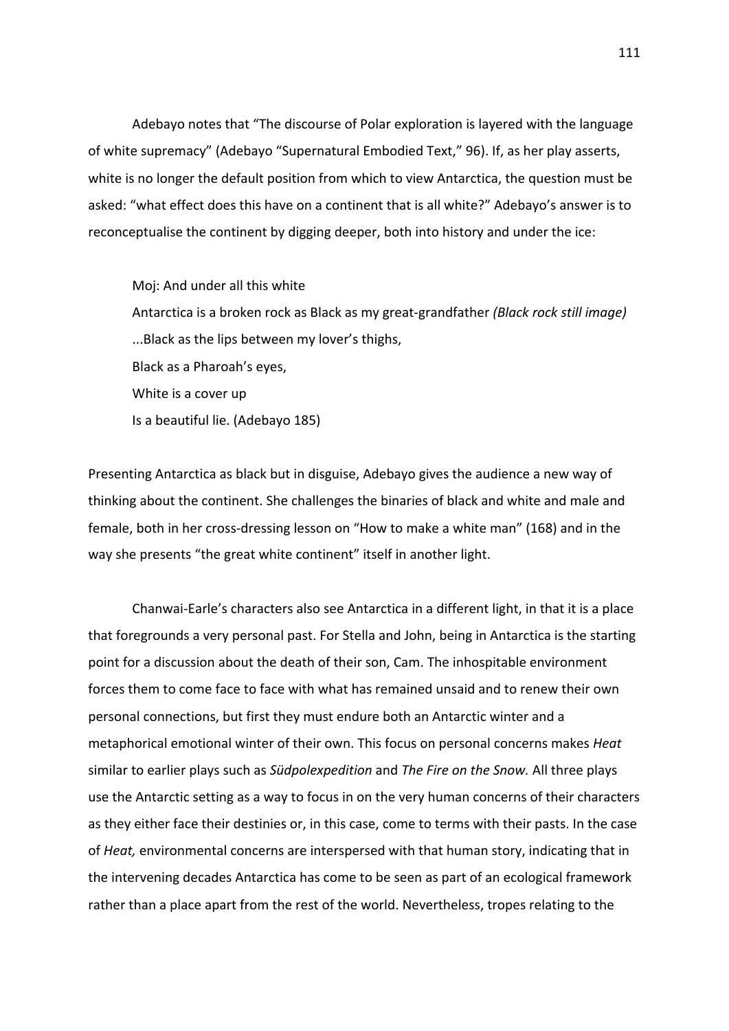Adebayo notes that "The discourse of Polar exploration is layered with the language of white supremacy" (Adebayo "Supernatural Embodied Text," 96). If, as her play asserts, white is no longer the default position from which to view Antarctica, the question must be asked: "what effect does this have on a continent that is all white?" Adebayo's answer is to reconceptualise the continent by digging deeper, both into history and under the ice:

> Moj: And under all this white
> Antarctica is a broken rock as Black as my great-grandfather *(Black rock still image)*
> ...Black as the lips between my lover's thighs,
> Black as a Pharoah's eyes,
> White is a cover up
> Is a beautiful lie. (Adebayo 185)

Presenting Antarctica as black but in disguise, Adebayo gives the audience a new way of thinking about the continent. She challenges the binaries of black and white and male and female, both in her cross-dressing lesson on "How to make a white man" (168) and in the way she presents "the great white continent" itself in another light.

Chanwai-Earle's characters also see Antarctica in a different light, in that it is a place that foregrounds a very personal past. For Stella and John, being in Antarctica is the starting point for a discussion about the death of their son, Cam. The inhospitable environment forces them to come face to face with what has remained unsaid and to renew their own personal connections, but first they must endure both an Antarctic winter and a metaphorical emotional winter of their own. This focus on personal concerns makes *Heat* similar to earlier plays such as *Südpolexpedition* and *The Fire on the Snow.* All three plays use the Antarctic setting as a way to focus in on the very human concerns of their characters as they either face their destinies or, in this case, come to terms with their pasts. In the case of *Heat,* environmental concerns are interspersed with that human story, indicating that in the intervening decades Antarctica has come to be seen as part of an ecological framework rather than a place apart from the rest of the world. Nevertheless, tropes relating to the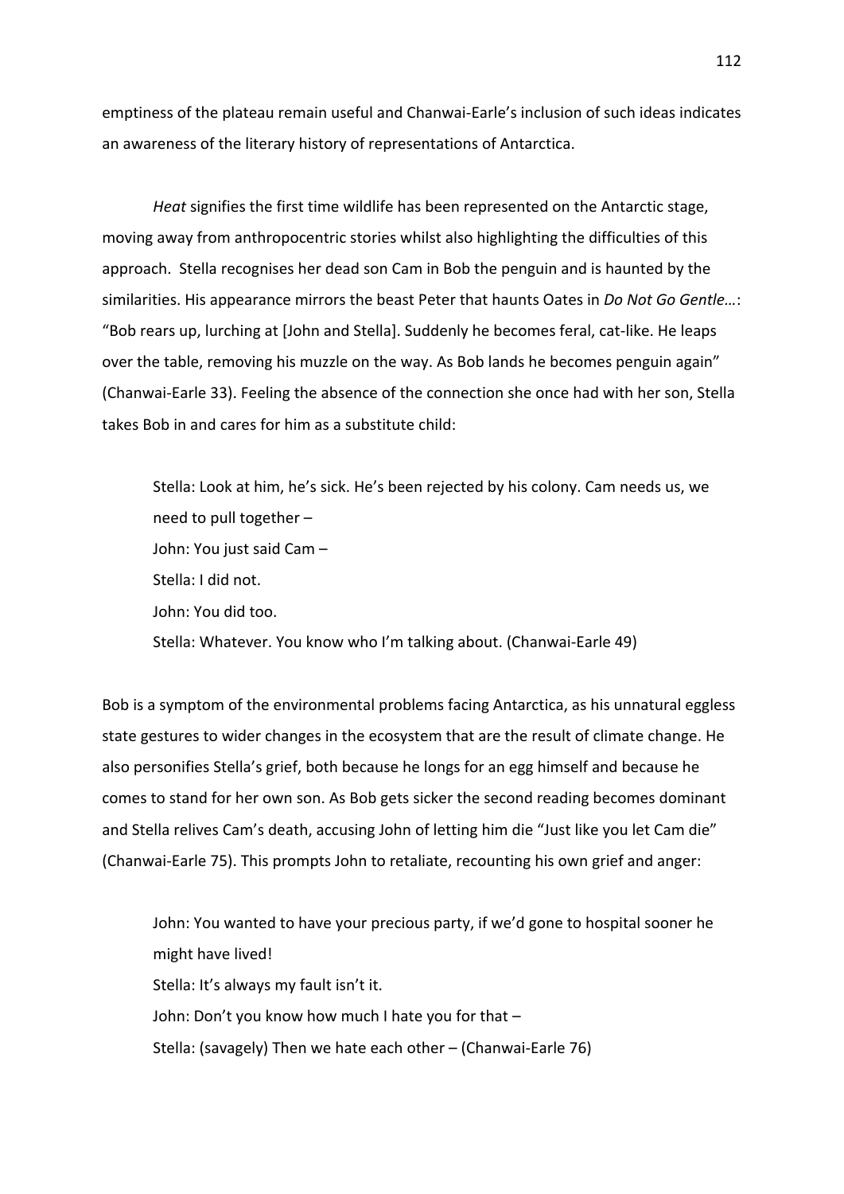emptiness of the plateau remain useful and Chanwai-Earle's inclusion of such ideas indicates an awareness of the literary history of representations of Antarctica.

*Heat* signifies the first time wildlife has been represented on the Antarctic stage, moving away from anthropocentric stories whilst also highlighting the difficulties of this approach. Stella recognises her dead son Cam in Bob the penguin and is haunted by the similarities. His appearance mirrors the beast Peter that haunts Oates in *Do Not Go Gentle…*: "Bob rears up, lurching at [John and Stella]. Suddenly he becomes feral, cat-like. He leaps over the table, removing his muzzle on the way. As Bob lands he becomes penguin again" (Chanwai-Earle 33). Feeling the absence of the connection she once had with her son, Stella takes Bob in and cares for him as a substitute child:

> Stella: Look at him, he's sick. He's been rejected by his colony. Cam needs us, we need to pull together –
> John: You just said Cam –
> Stella: I did not.
> John: You did too.
> Stella: Whatever. You know who I'm talking about. (Chanwai-Earle 49)

Bob is a symptom of the environmental problems facing Antarctica, as his unnatural eggless state gestures to wider changes in the ecosystem that are the result of climate change. He also personifies Stella's grief, both because he longs for an egg himself and because he comes to stand for her own son. As Bob gets sicker the second reading becomes dominant and Stella relives Cam's death, accusing John of letting him die "Just like you let Cam die" (Chanwai-Earle 75). This prompts John to retaliate, recounting his own grief and anger:

> John: You wanted to have your precious party, if we'd gone to hospital sooner he might have lived!
> Stella: It's always my fault isn't it.
> John: Don't you know how much I hate you for that –
> Stella: (savagely) Then we hate each other – (Chanwai-Earle 76)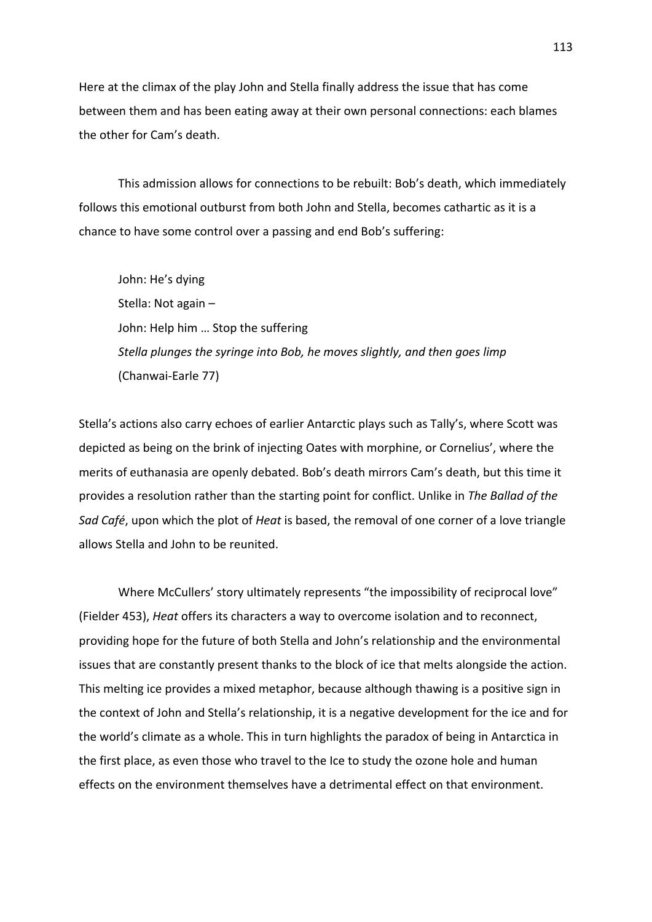Here at the climax of the play John and Stella finally address the issue that has come between them and has been eating away at their own personal connections: each blames the other for Cam's death.

This admission allows for connections to be rebuilt: Bob's death, which immediately follows this emotional outburst from both John and Stella, becomes cathartic as it is a chance to have some control over a passing and end Bob's suffering:

> John: He's dying
> Stella: Not again –
> John: Help him … Stop the suffering
> *Stella plunges the syringe into Bob, he moves slightly, and then goes limp*
> (Chanwai-Earle 77)

Stella's actions also carry echoes of earlier Antarctic plays such as Tally's, where Scott was depicted as being on the brink of injecting Oates with morphine, or Cornelius', where the merits of euthanasia are openly debated. Bob's death mirrors Cam's death, but this time it provides a resolution rather than the starting point for conflict. Unlike in *The Ballad of the Sad Café*, upon which the plot of *Heat* is based, the removal of one corner of a love triangle allows Stella and John to be reunited.

Where McCullers' story ultimately represents "the impossibility of reciprocal love" (Fielder 453), *Heat* offers its characters a way to overcome isolation and to reconnect, providing hope for the future of both Stella and John's relationship and the environmental issues that are constantly present thanks to the block of ice that melts alongside the action. This melting ice provides a mixed metaphor, because although thawing is a positive sign in the context of John and Stella's relationship, it is a negative development for the ice and for the world's climate as a whole. This in turn highlights the paradox of being in Antarctica in the first place, as even those who travel to the Ice to study the ozone hole and human effects on the environment themselves have a detrimental effect on that environment.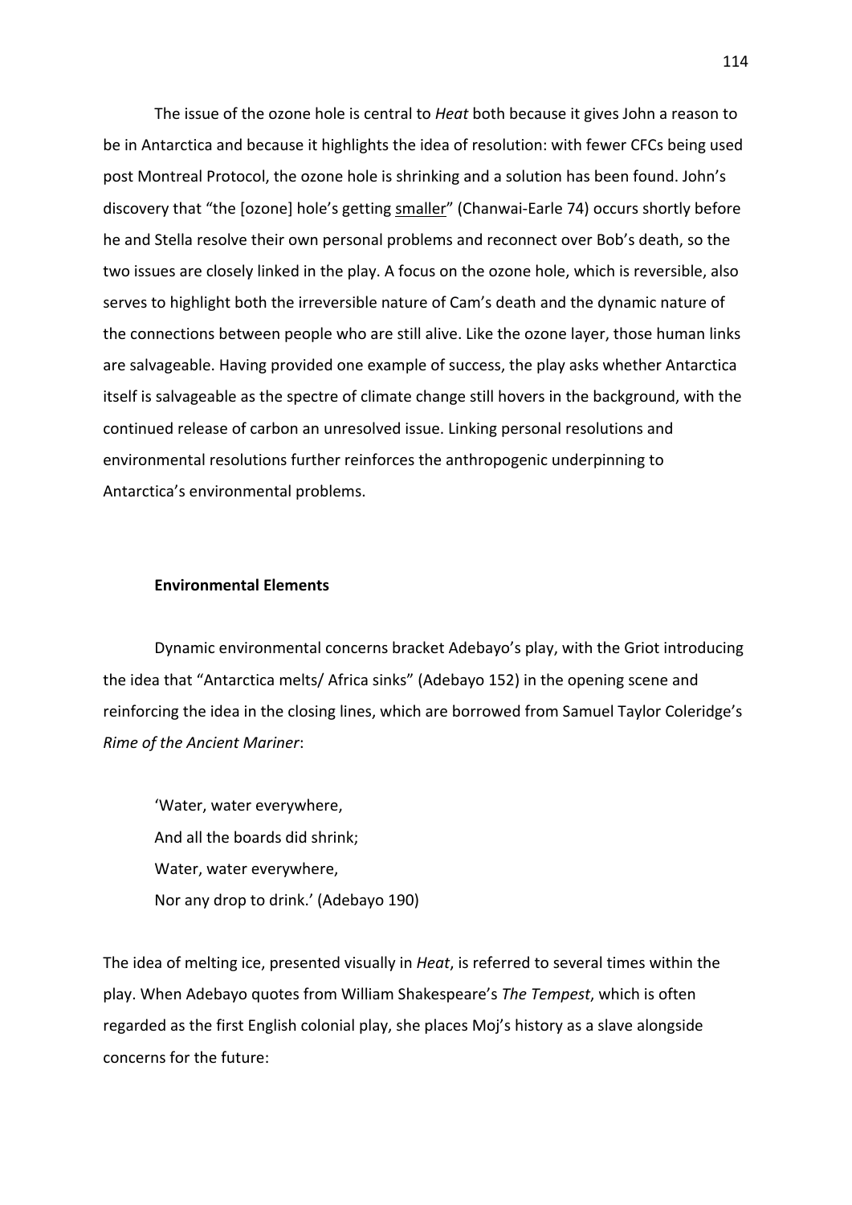The issue of the ozone hole is central to *Heat* both because it gives John a reason to be in Antarctica and because it highlights the idea of resolution: with fewer CFCs being used post Montreal Protocol, the ozone hole is shrinking and a solution has been found. John's discovery that "the [ozone] hole's getting <u>smaller</u>" (Chanwai-Earle 74) occurs shortly before he and Stella resolve their own personal problems and reconnect over Bob's death, so the two issues are closely linked in the play. A focus on the ozone hole, which is reversible, also serves to highlight both the irreversible nature of Cam's death and the dynamic nature of the connections between people who are still alive. Like the ozone layer, those human links are salvageable. Having provided one example of success, the play asks whether Antarctica itself is salvageable as the spectre of climate change still hovers in the background, with the continued release of carbon an unresolved issue. Linking personal resolutions and environmental resolutions further reinforces the anthropogenic underpinning to Antarctica's environmental problems.

### Environmental Elements

Dynamic environmental concerns bracket Adebayo's play, with the Griot introducing the idea that "Antarctica melts/ Africa sinks" (Adebayo 152) in the opening scene and reinforcing the idea in the closing lines, which are borrowed from Samuel Taylor Coleridge's *Rime of the Ancient Mariner*:

> 'Water, water everywhere,
> And all the boards did shrink;
> Water, water everywhere,
> Nor any drop to drink.' (Adebayo 190)

The idea of melting ice, presented visually in *Heat*, is referred to several times within the play. When Adebayo quotes from William Shakespeare's *The Tempest*, which is often regarded as the first English colonial play, she places Moj's history as a slave alongside concerns for the future: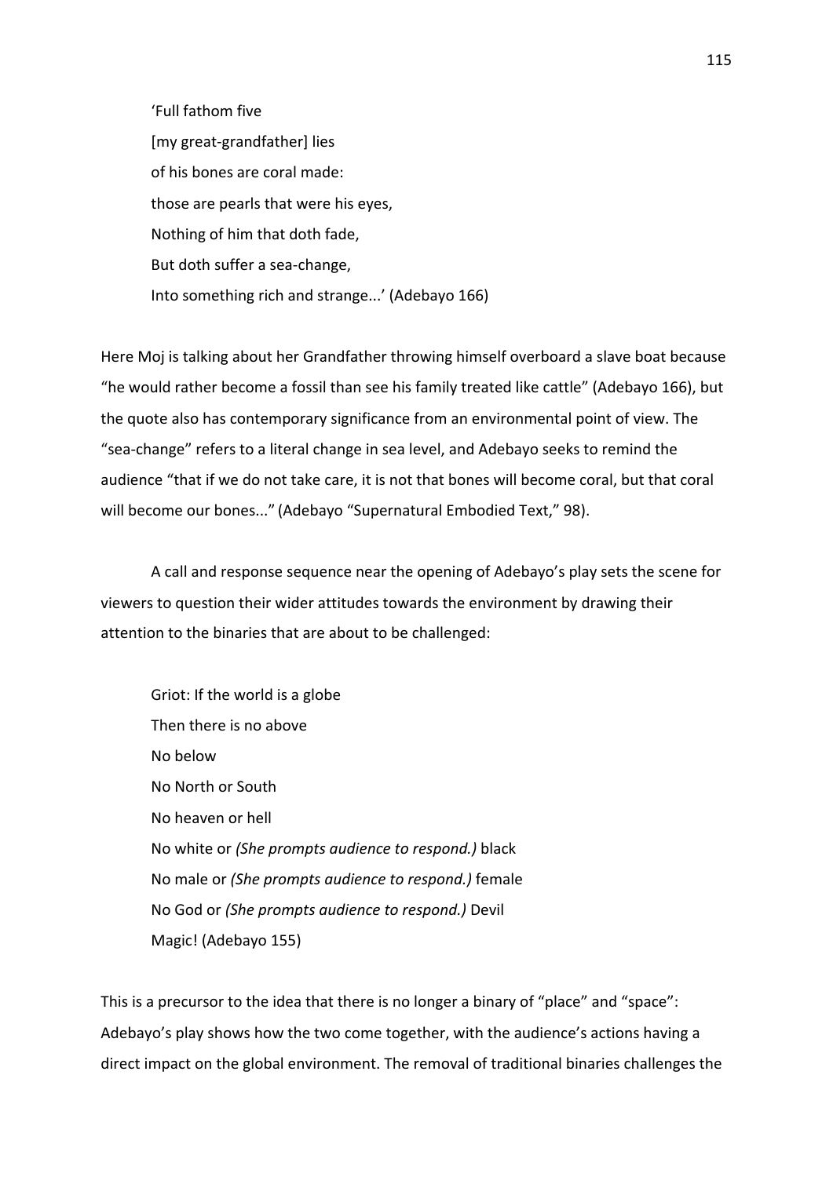'Full fathom five

[my great-grandfather] lies

of his bones are coral made:

those are pearls that were his eyes,

Nothing of him that doth fade,

But doth suffer a sea-change,

Into something rich and strange...' (Adebayo 166)

Here Moj is talking about her Grandfather throwing himself overboard a slave boat because "he would rather become a fossil than see his family treated like cattle" (Adebayo 166), but the quote also has contemporary significance from an environmental point of view. The "sea-change" refers to a literal change in sea level, and Adebayo seeks to remind the audience "that if we do not take care, it is not that bones will become coral, but that coral will become our bones..." (Adebayo "Supernatural Embodied Text," 98).

A call and response sequence near the opening of Adebayo's play sets the scene for viewers to question their wider attitudes towards the environment by drawing their attention to the binaries that are about to be challenged:

Griot: If the world is a globe

Then there is no above

No below

No North or South

No heaven or hell

No white or *(She prompts audience to respond.)* black

No male or *(She prompts audience to respond.)* female

No God or *(She prompts audience to respond.)* Devil

Magic! (Adebayo 155)

This is a precursor to the idea that there is no longer a binary of "place" and "space": Adebayo's play shows how the two come together, with the audience's actions having a direct impact on the global environment. The removal of traditional binaries challenges the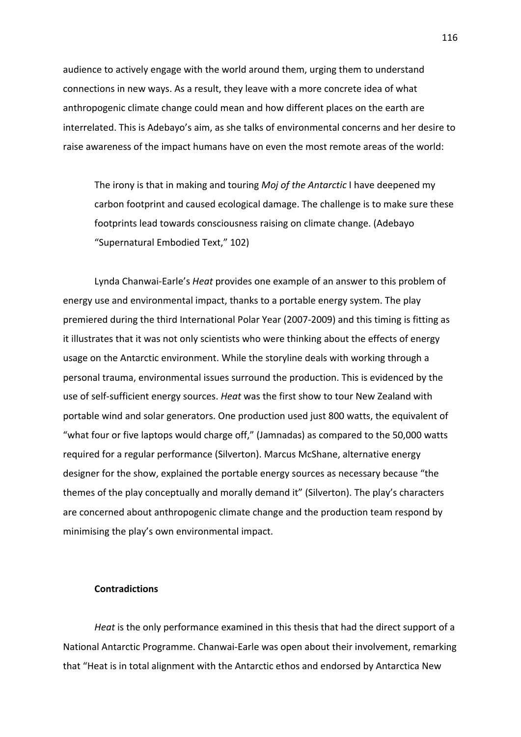audience to actively engage with the world around them, urging them to understand connections in new ways. As a result, they leave with a more concrete idea of what anthropogenic climate change could mean and how different places on the earth are interrelated. This is Adebayo's aim, as she talks of environmental concerns and her desire to raise awareness of the impact humans have on even the most remote areas of the world:

> The irony is that in making and touring *Moj of the Antarctic* I have deepened my carbon footprint and caused ecological damage. The challenge is to make sure these footprints lead towards consciousness raising on climate change. (Adebayo "Supernatural Embodied Text," 102)

Lynda Chanwai-Earle's *Heat* provides one example of an answer to this problem of energy use and environmental impact, thanks to a portable energy system. The play premiered during the third International Polar Year (2007-2009) and this timing is fitting as it illustrates that it was not only scientists who were thinking about the effects of energy usage on the Antarctic environment. While the storyline deals with working through a personal trauma, environmental issues surround the production. This is evidenced by the use of self-sufficient energy sources. *Heat* was the first show to tour New Zealand with portable wind and solar generators. One production used just 800 watts, the equivalent of "what four or five laptops would charge off," (Jamnadas) as compared to the 50,000 watts required for a regular performance (Silverton). Marcus McShane, alternative energy designer for the show, explained the portable energy sources as necessary because "the themes of the play conceptually and morally demand it" (Silverton). The play's characters are concerned about anthropogenic climate change and the production team respond by minimising the play's own environmental impact.

### Contradictions

*Heat* is the only performance examined in this thesis that had the direct support of a National Antarctic Programme. Chanwai-Earle was open about their involvement, remarking that "Heat is in total alignment with the Antarctic ethos and endorsed by Antarctica New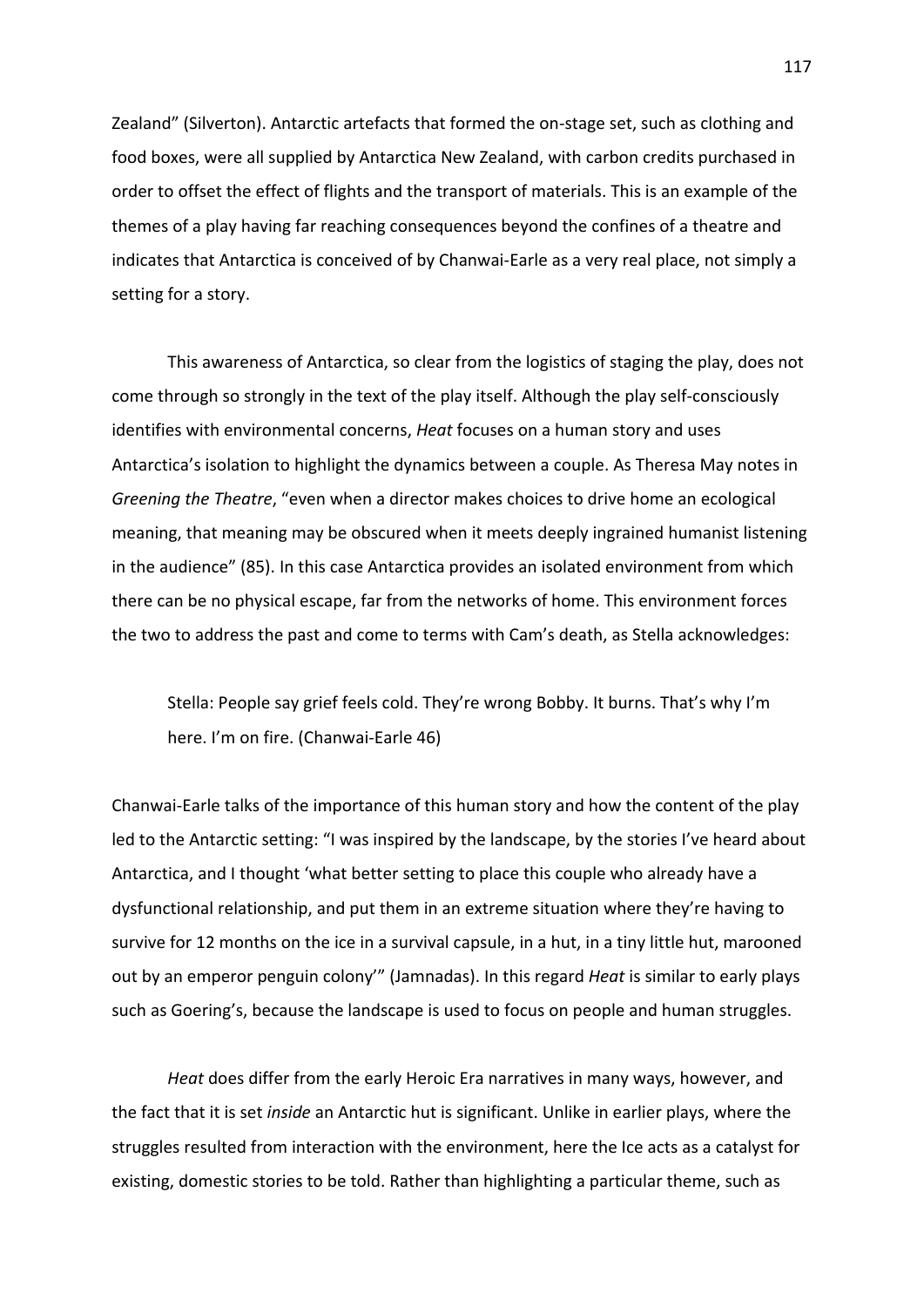Zealand" (Silverton). Antarctic artefacts that formed the on-stage set, such as clothing and food boxes, were all supplied by Antarctica New Zealand, with carbon credits purchased in order to offset the effect of flights and the transport of materials. This is an example of the themes of a play having far reaching consequences beyond the confines of a theatre and indicates that Antarctica is conceived of by Chanwai-Earle as a very real place, not simply a setting for a story.

This awareness of Antarctica, so clear from the logistics of staging the play, does not come through so strongly in the text of the play itself. Although the play self-consciously identifies with environmental concerns, *Heat* focuses on a human story and uses Antarctica's isolation to highlight the dynamics between a couple. As Theresa May notes in *Greening the Theatre*, "even when a director makes choices to drive home an ecological meaning, that meaning may be obscured when it meets deeply ingrained humanist listening in the audience" (85). In this case Antarctica provides an isolated environment from which there can be no physical escape, far from the networks of home. This environment forces the two to address the past and come to terms with Cam's death, as Stella acknowledges:

> Stella: People say grief feels cold. They're wrong Bobby. It burns. That's why I'm here. I'm on fire. (Chanwai-Earle 46)

Chanwai-Earle talks of the importance of this human story and how the content of the play led to the Antarctic setting: "I was inspired by the landscape, by the stories I've heard about Antarctica, and I thought 'what better setting to place this couple who already have a dysfunctional relationship, and put them in an extreme situation where they're having to survive for 12 months on the ice in a survival capsule, in a hut, in a tiny little hut, marooned out by an emperor penguin colony'" (Jamnadas). In this regard *Heat* is similar to early plays such as Goering's, because the landscape is used to focus on people and human struggles.

*Heat* does differ from the early Heroic Era narratives in many ways, however, and the fact that it is set *inside* an Antarctic hut is significant. Unlike in earlier plays, where the struggles resulted from interaction with the environment, here the Ice acts as a catalyst for existing, domestic stories to be told. Rather than highlighting a particular theme, such as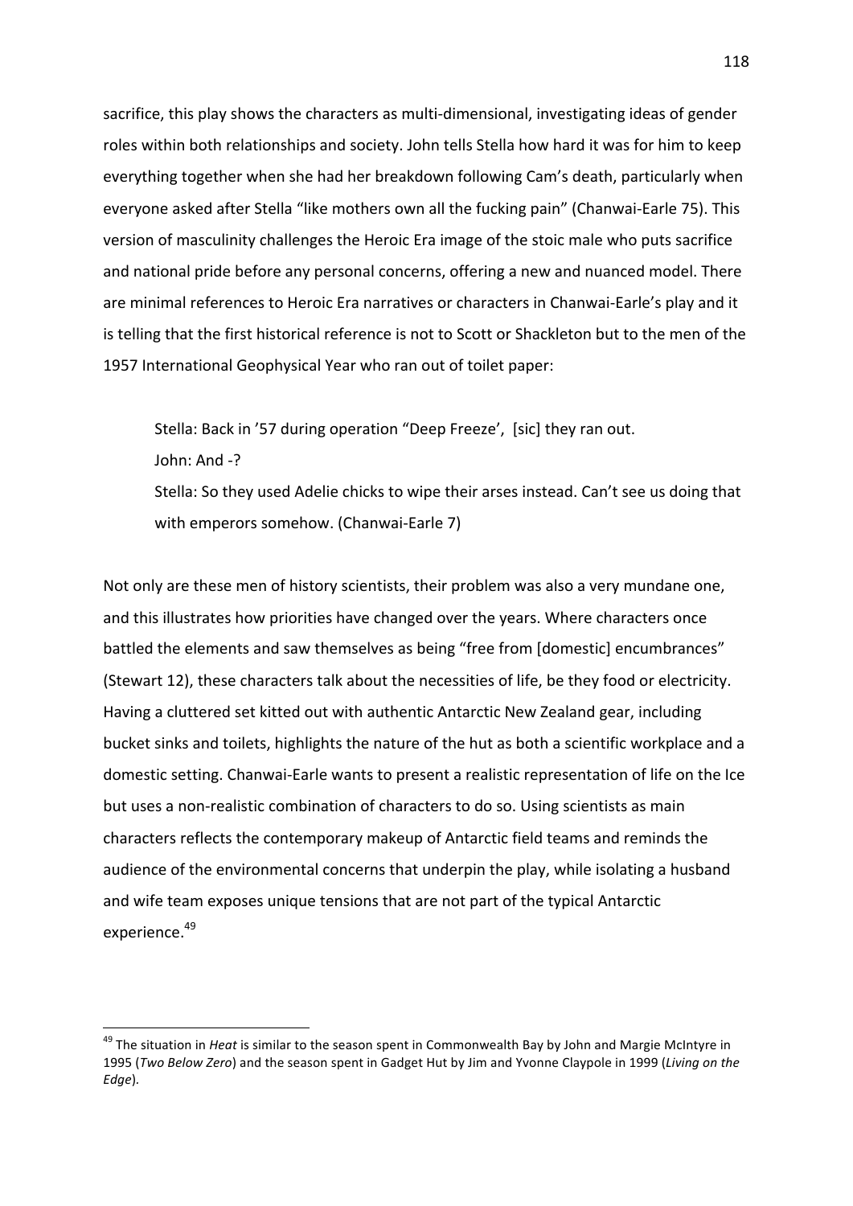sacrifice, this play shows the characters as multi-dimensional, investigating ideas of gender roles within both relationships and society. John tells Stella how hard it was for him to keep everything together when she had her breakdown following Cam's death, particularly when everyone asked after Stella "like mothers own all the fucking pain" (Chanwai-Earle 75). This version of masculinity challenges the Heroic Era image of the stoic male who puts sacrifice and national pride before any personal concerns, offering a new and nuanced model. There are minimal references to Heroic Era narratives or characters in Chanwai-Earle's play and it is telling that the first historical reference is not to Scott or Shackleton but to the men of the 1957 International Geophysical Year who ran out of toilet paper:

> Stella: Back in '57 during operation "Deep Freeze', [sic] they ran out.
>
> John: And -?
>
> Stella: So they used Adelie chicks to wipe their arses instead. Can't see us doing that with emperors somehow. (Chanwai-Earle 7)

Not only are these men of history scientists, their problem was also a very mundane one, and this illustrates how priorities have changed over the years. Where characters once battled the elements and saw themselves as being "free from [domestic] encumbrances" (Stewart 12), these characters talk about the necessities of life, be they food or electricity. Having a cluttered set kitted out with authentic Antarctic New Zealand gear, including bucket sinks and toilets, highlights the nature of the hut as both a scientific workplace and a domestic setting. Chanwai-Earle wants to present a realistic representation of life on the Ice but uses a non-realistic combination of characters to do so. Using scientists as main characters reflects the contemporary makeup of Antarctic field teams and reminds the audience of the environmental concerns that underpin the play, while isolating a husband and wife team exposes unique tensions that are not part of the typical Antarctic experience.[49]

---

[49] The situation in *Heat* is similar to the season spent in Commonwealth Bay by John and Margie McIntyre in 1995 (*Two Below Zero*) and the season spent in Gadget Hut by Jim and Yvonne Claypole in 1999 (*Living on the Edge*).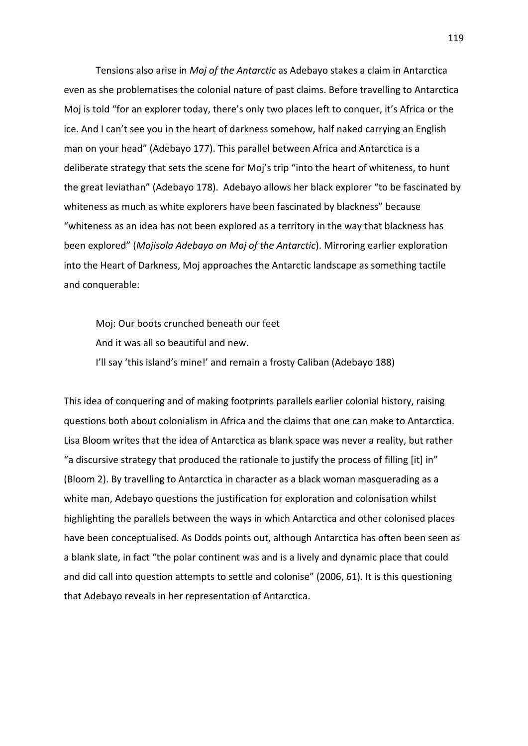Tensions also arise in *Moj of the Antarctic* as Adebayo stakes a claim in Antarctica even as she problematises the colonial nature of past claims. Before travelling to Antarctica Moj is told "for an explorer today, there's only two places left to conquer, it's Africa or the ice. And I can't see you in the heart of darkness somehow, half naked carrying an English man on your head" (Adebayo 177). This parallel between Africa and Antarctica is a deliberate strategy that sets the scene for Moj's trip "into the heart of whiteness, to hunt the great leviathan" (Adebayo 178). Adebayo allows her black explorer "to be fascinated by whiteness as much as white explorers have been fascinated by blackness" because "whiteness as an idea has not been explored as a territory in the way that blackness has been explored" (*Mojisola Adebayo on Moj of the Antarctic*). Mirroring earlier exploration into the Heart of Darkness, Moj approaches the Antarctic landscape as something tactile and conquerable:

> Moj: Our boots crunched beneath our feet
> And it was all so beautiful and new.
> I'll say 'this island's mine!' and remain a frosty Caliban (Adebayo 188)

This idea of conquering and of making footprints parallels earlier colonial history, raising questions both about colonialism in Africa and the claims that one can make to Antarctica. Lisa Bloom writes that the idea of Antarctica as blank space was never a reality, but rather "a discursive strategy that produced the rationale to justify the process of filling [it] in" (Bloom 2). By travelling to Antarctica in character as a black woman masquerading as a white man, Adebayo questions the justification for exploration and colonisation whilst highlighting the parallels between the ways in which Antarctica and other colonised places have been conceptualised. As Dodds points out, although Antarctica has often been seen as a blank slate, in fact "the polar continent was and is a lively and dynamic place that could and did call into question attempts to settle and colonise" (2006, 61). It is this questioning that Adebayo reveals in her representation of Antarctica.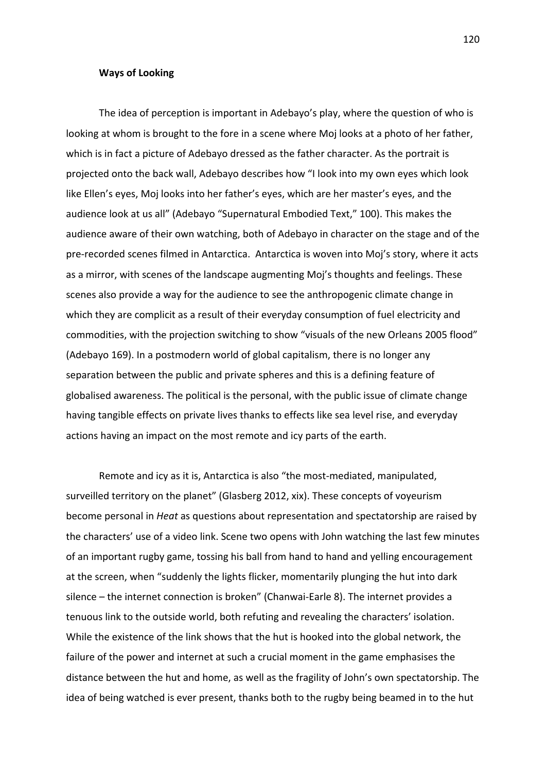**Ways of Looking**

The idea of perception is important in Adebayo's play, where the question of who is looking at whom is brought to the fore in a scene where Moj looks at a photo of her father, which is in fact a picture of Adebayo dressed as the father character. As the portrait is projected onto the back wall, Adebayo describes how "I look into my own eyes which look like Ellen's eyes, Moj looks into her father's eyes, which are her master's eyes, and the audience look at us all" (Adebayo "Supernatural Embodied Text," 100). This makes the audience aware of their own watching, both of Adebayo in character on the stage and of the pre-recorded scenes filmed in Antarctica. Antarctica is woven into Moj's story, where it acts as a mirror, with scenes of the landscape augmenting Moj's thoughts and feelings. These scenes also provide a way for the audience to see the anthropogenic climate change in which they are complicit as a result of their everyday consumption of fuel electricity and commodities, with the projection switching to show "visuals of the new Orleans 2005 flood" (Adebayo 169). In a postmodern world of global capitalism, there is no longer any separation between the public and private spheres and this is a defining feature of globalised awareness. The political is the personal, with the public issue of climate change having tangible effects on private lives thanks to effects like sea level rise, and everyday actions having an impact on the most remote and icy parts of the earth.

Remote and icy as it is, Antarctica is also "the most-mediated, manipulated, surveilled territory on the planet" (Glasberg 2012, xix). These concepts of voyeurism become personal in *Heat* as questions about representation and spectatorship are raised by the characters' use of a video link. Scene two opens with John watching the last few minutes of an important rugby game, tossing his ball from hand to hand and yelling encouragement at the screen, when "suddenly the lights flicker, momentarily plunging the hut into dark silence – the internet connection is broken" (Chanwai-Earle 8). The internet provides a tenuous link to the outside world, both refuting and revealing the characters' isolation. While the existence of the link shows that the hut is hooked into the global network, the failure of the power and internet at such a crucial moment in the game emphasises the distance between the hut and home, as well as the fragility of John's own spectatorship. The idea of being watched is ever present, thanks both to the rugby being beamed in to the hut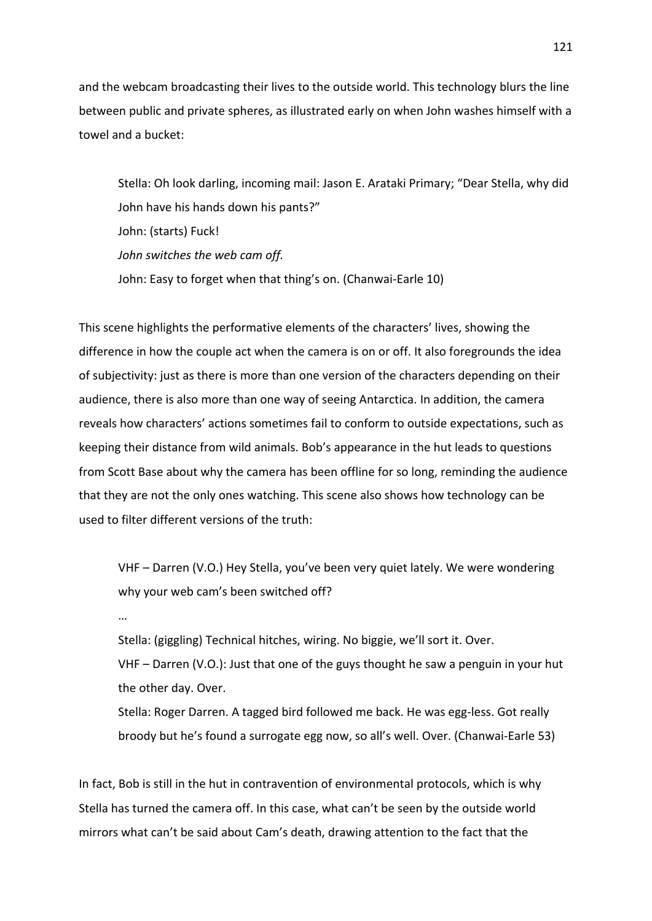and the webcam broadcasting their lives to the outside world. This technology blurs the line between public and private spheres, as illustrated early on when John washes himself with a towel and a bucket:

> Stella: Oh look darling, incoming mail: Jason E. Arataki Primary; "Dear Stella, why did John have his hands down his pants?"
>
> John: (starts) Fuck!
>
> *John switches the web cam off.*
>
> John: Easy to forget when that thing's on. (Chanwai-Earle 10)

This scene highlights the performative elements of the characters' lives, showing the difference in how the couple act when the camera is on or off. It also foregrounds the idea of subjectivity: just as there is more than one version of the characters depending on their audience, there is also more than one way of seeing Antarctica. In addition, the camera reveals how characters' actions sometimes fail to conform to outside expectations, such as keeping their distance from wild animals. Bob's appearance in the hut leads to questions from Scott Base about why the camera has been offline for so long, reminding the audience that they are not the only ones watching. This scene also shows how technology can be used to filter different versions of the truth:

> VHF – Darren (V.O.) Hey Stella, you've been very quiet lately. We were wondering why your web cam's been switched off?
>
> …
>
> Stella: (giggling) Technical hitches, wiring. No biggie, we'll sort it. Over.
>
> VHF – Darren (V.O.): Just that one of the guys thought he saw a penguin in your hut the other day. Over.
>
> Stella: Roger Darren. A tagged bird followed me back. He was egg-less. Got really broody but he's found a surrogate egg now, so all's well. Over. (Chanwai-Earle 53)

In fact, Bob is still in the hut in contravention of environmental protocols, which is why Stella has turned the camera off. In this case, what can't be seen by the outside world mirrors what can't be said about Cam's death, drawing attention to the fact that the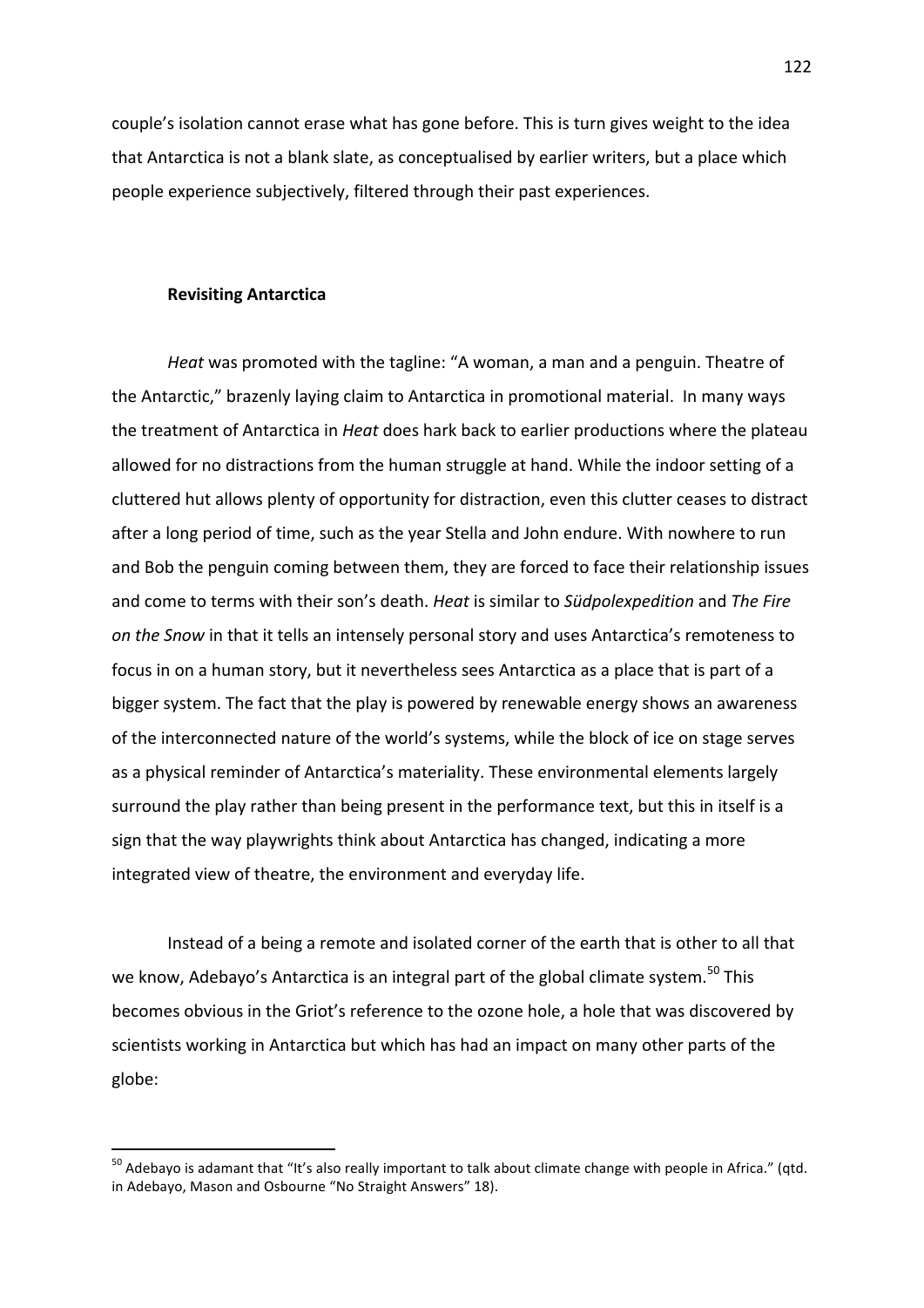couple's isolation cannot erase what has gone before. This is turn gives weight to the idea that Antarctica is not a blank slate, as conceptualised by earlier writers, but a place which people experience subjectively, filtered through their past experiences.

### Revisiting Antarctica

*Heat* was promoted with the tagline: "A woman, a man and a penguin. Theatre of the Antarctic," brazenly laying claim to Antarctica in promotional material. In many ways the treatment of Antarctica in *Heat* does hark back to earlier productions where the plateau allowed for no distractions from the human struggle at hand. While the indoor setting of a cluttered hut allows plenty of opportunity for distraction, even this clutter ceases to distract after a long period of time, such as the year Stella and John endure. With nowhere to run and Bob the penguin coming between them, they are forced to face their relationship issues and come to terms with their son's death. *Heat* is similar to *Südpolexpedition* and *The Fire on the Snow* in that it tells an intensely personal story and uses Antarctica's remoteness to focus in on a human story, but it nevertheless sees Antarctica as a place that is part of a bigger system. The fact that the play is powered by renewable energy shows an awareness of the interconnected nature of the world's systems, while the block of ice on stage serves as a physical reminder of Antarctica's materiality. These environmental elements largely surround the play rather than being present in the performance text, but this in itself is a sign that the way playwrights think about Antarctica has changed, indicating a more integrated view of theatre, the environment and everyday life.

Instead of a being a remote and isolated corner of the earth that is other to all that we know, Adebayo's Antarctica is an integral part of the global climate system.[50] This becomes obvious in the Griot's reference to the ozone hole, a hole that was discovered by scientists working in Antarctica but which has had an impact on many other parts of the globe:

[50] Adebayo is adamant that "It's also really important to talk about climate change with people in Africa." (qtd. in Adebayo, Mason and Osbourne "No Straight Answers" 18).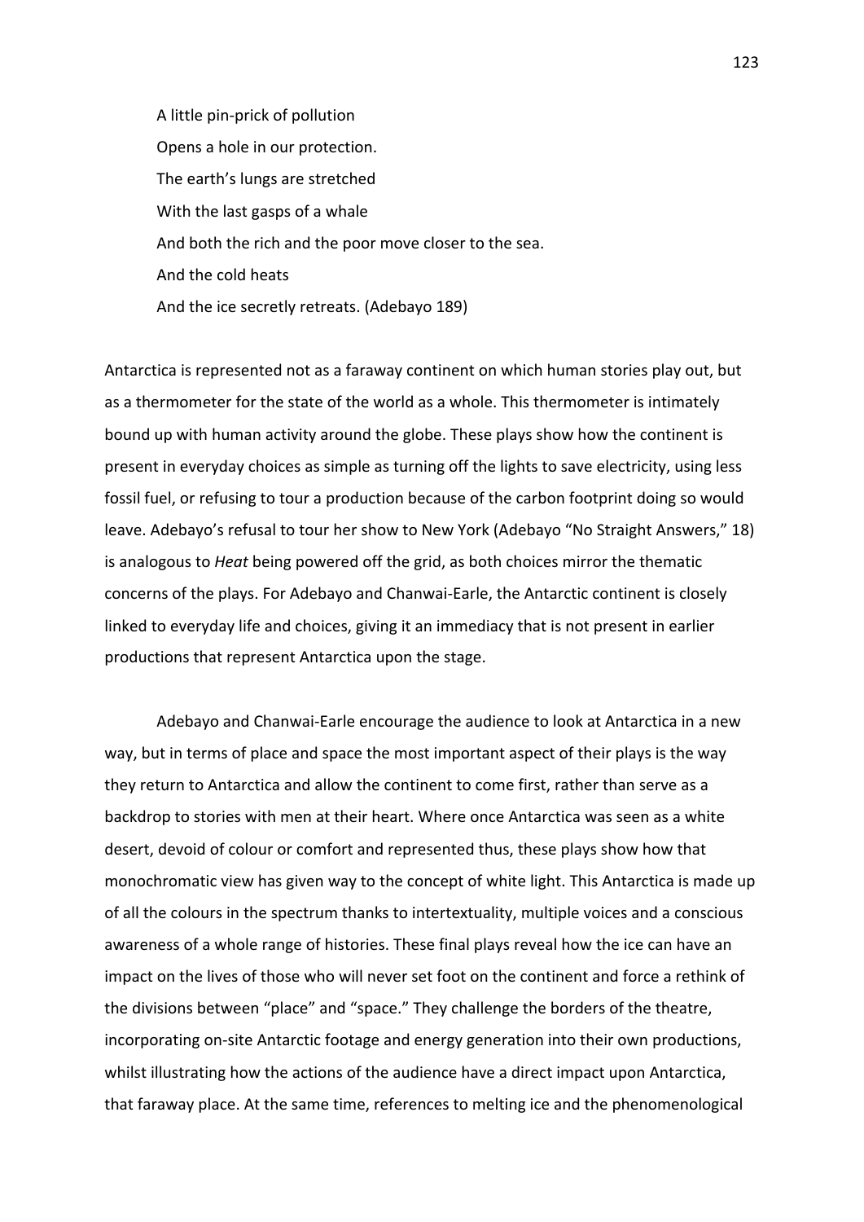> A little pin-prick of pollution
> Opens a hole in our protection.
> The earth's lungs are stretched
> With the last gasps of a whale
> And both the rich and the poor move closer to the sea.
> And the cold heats
> And the ice secretly retreats. (Adebayo 189)

Antarctica is represented not as a faraway continent on which human stories play out, but as a thermometer for the state of the world as a whole. This thermometer is intimately bound up with human activity around the globe. These plays show how the continent is present in everyday choices as simple as turning off the lights to save electricity, using less fossil fuel, or refusing to tour a production because of the carbon footprint doing so would leave. Adebayo's refusal to tour her show to New York (Adebayo "No Straight Answers," 18) is analogous to *Heat* being powered off the grid, as both choices mirror the thematic concerns of the plays. For Adebayo and Chanwai-Earle, the Antarctic continent is closely linked to everyday life and choices, giving it an immediacy that is not present in earlier productions that represent Antarctica upon the stage.

Adebayo and Chanwai-Earle encourage the audience to look at Antarctica in a new way, but in terms of place and space the most important aspect of their plays is the way they return to Antarctica and allow the continent to come first, rather than serve as a backdrop to stories with men at their heart. Where once Antarctica was seen as a white desert, devoid of colour or comfort and represented thus, these plays show how that monochromatic view has given way to the concept of white light. This Antarctica is made up of all the colours in the spectrum thanks to intertextuality, multiple voices and a conscious awareness of a whole range of histories. These final plays reveal how the ice can have an impact on the lives of those who will never set foot on the continent and force a rethink of the divisions between "place" and "space." They challenge the borders of the theatre, incorporating on-site Antarctic footage and energy generation into their own productions, whilst illustrating how the actions of the audience have a direct impact upon Antarctica, that faraway place. At the same time, references to melting ice and the phenomenological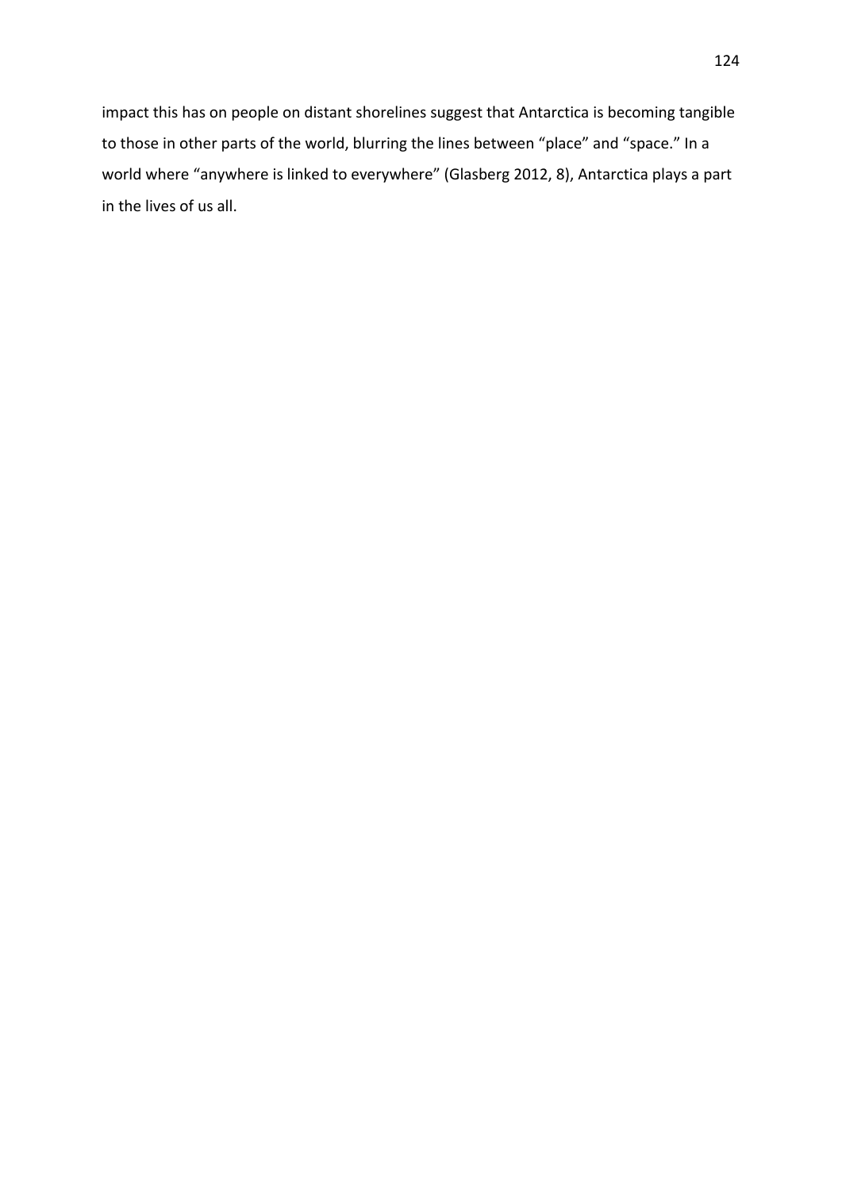impact this has on people on distant shorelines suggest that Antarctica is becoming tangible to those in other parts of the world, blurring the lines between "place" and "space." In a world where "anywhere is linked to everywhere" (Glasberg 2012, 8), Antarctica plays a part in the lives of us all.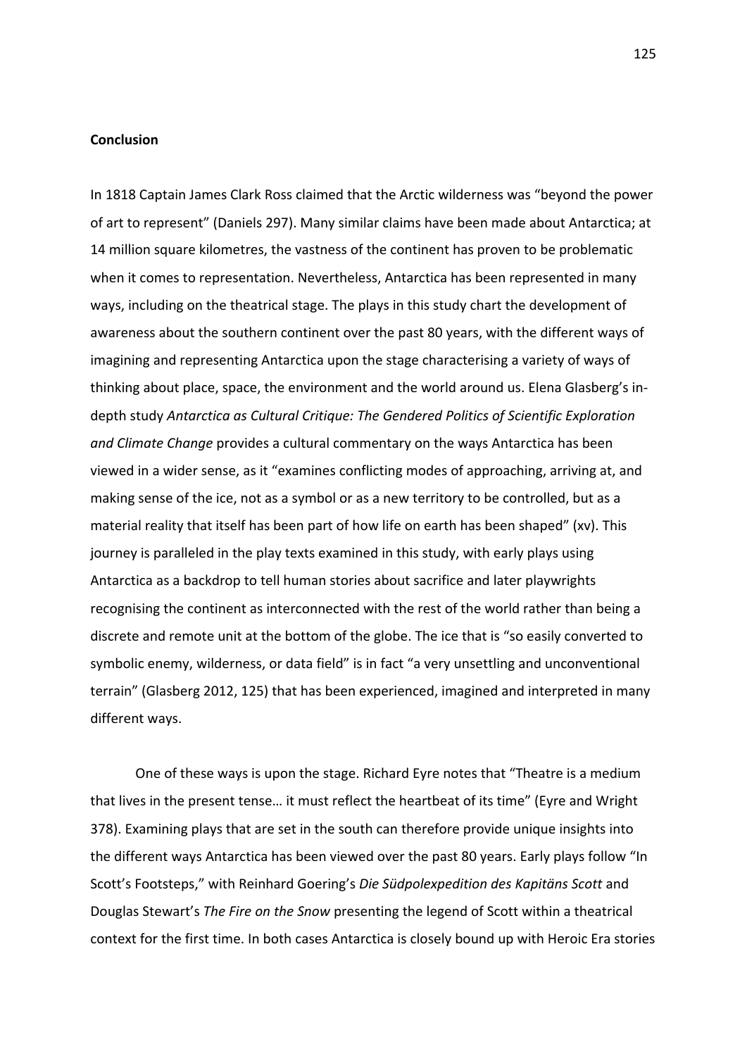## Conclusion

In 1818 Captain James Clark Ross claimed that the Arctic wilderness was "beyond the power of art to represent" (Daniels 297). Many similar claims have been made about Antarctica; at 14 million square kilometres, the vastness of the continent has proven to be problematic when it comes to representation. Nevertheless, Antarctica has been represented in many ways, including on the theatrical stage. The plays in this study chart the development of awareness about the southern continent over the past 80 years, with the different ways of imagining and representing Antarctica upon the stage characterising a variety of ways of thinking about place, space, the environment and the world around us. Elena Glasberg's in-depth study *Antarctica as Cultural Critique: The Gendered Politics of Scientific Exploration and Climate Change* provides a cultural commentary on the ways Antarctica has been viewed in a wider sense, as it "examines conflicting modes of approaching, arriving at, and making sense of the ice, not as a symbol or as a new territory to be controlled, but as a material reality that itself has been part of how life on earth has been shaped" (xv). This journey is paralleled in the play texts examined in this study, with early plays using Antarctica as a backdrop to tell human stories about sacrifice and later playwrights recognising the continent as interconnected with the rest of the world rather than being a discrete and remote unit at the bottom of the globe. The ice that is "so easily converted to symbolic enemy, wilderness, or data field" is in fact "a very unsettling and unconventional terrain" (Glasberg 2012, 125) that has been experienced, imagined and interpreted in many different ways.

One of these ways is upon the stage. Richard Eyre notes that "Theatre is a medium that lives in the present tense… it must reflect the heartbeat of its time" (Eyre and Wright 378). Examining plays that are set in the south can therefore provide unique insights into the different ways Antarctica has been viewed over the past 80 years. Early plays follow "In Scott's Footsteps," with Reinhard Goering's *Die Südpolexpedition des Kapitäns Scott* and Douglas Stewart's *The Fire on the Snow* presenting the legend of Scott within a theatrical context for the first time. In both cases Antarctica is closely bound up with Heroic Era stories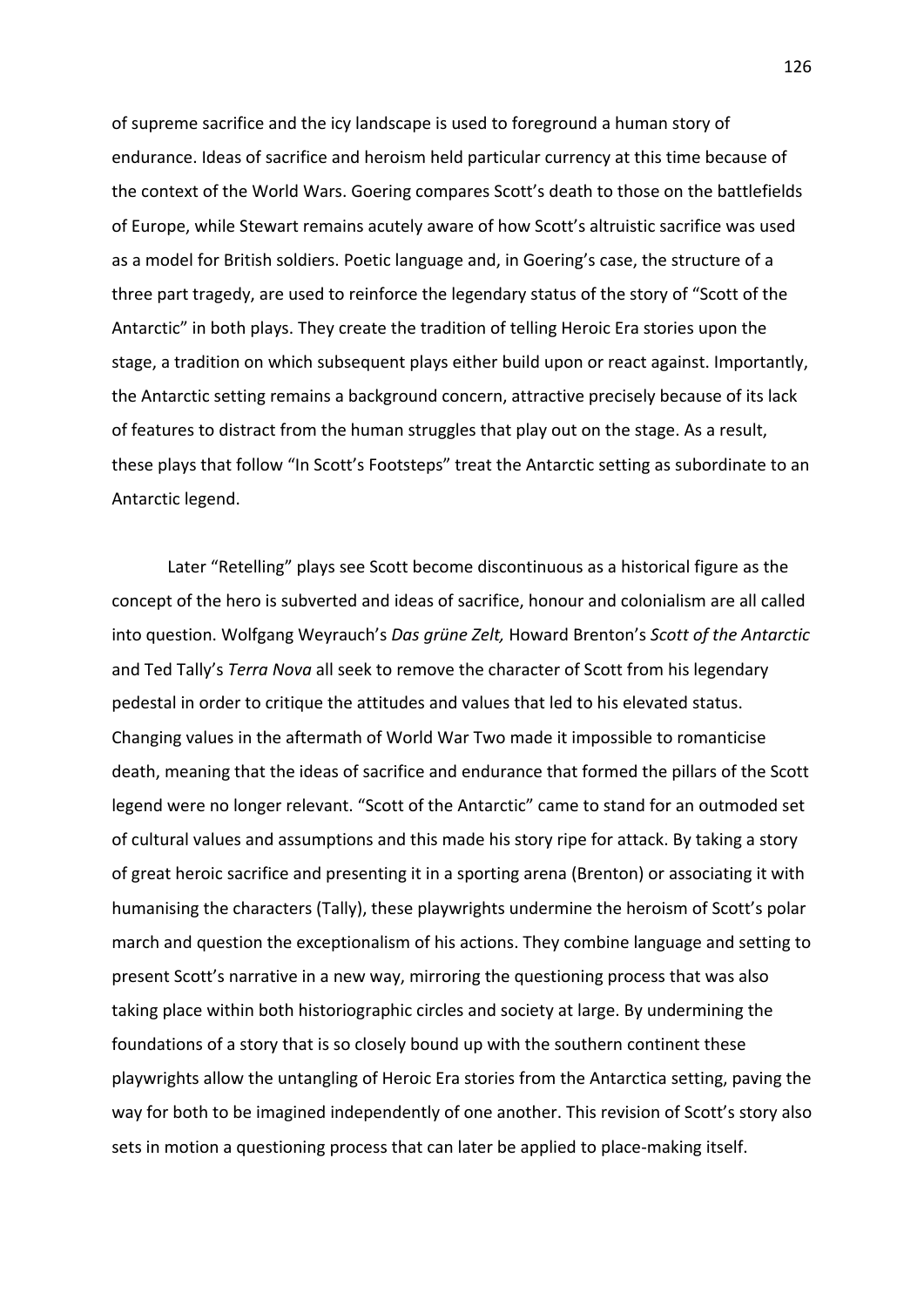of supreme sacrifice and the icy landscape is used to foreground a human story of endurance. Ideas of sacrifice and heroism held particular currency at this time because of the context of the World Wars. Goering compares Scott's death to those on the battlefields of Europe, while Stewart remains acutely aware of how Scott's altruistic sacrifice was used as a model for British soldiers. Poetic language and, in Goering's case, the structure of a three part tragedy, are used to reinforce the legendary status of the story of "Scott of the Antarctic" in both plays. They create the tradition of telling Heroic Era stories upon the stage, a tradition on which subsequent plays either build upon or react against. Importantly, the Antarctic setting remains a background concern, attractive precisely because of its lack of features to distract from the human struggles that play out on the stage. As a result, these plays that follow "In Scott's Footsteps" treat the Antarctic setting as subordinate to an Antarctic legend.

Later "Retelling" plays see Scott become discontinuous as a historical figure as the concept of the hero is subverted and ideas of sacrifice, honour and colonialism are all called into question. Wolfgang Weyrauch's *Das grüne Zelt,* Howard Brenton's *Scott of the Antarctic* and Ted Tally's *Terra Nova* all seek to remove the character of Scott from his legendary pedestal in order to critique the attitudes and values that led to his elevated status. Changing values in the aftermath of World War Two made it impossible to romanticise death, meaning that the ideas of sacrifice and endurance that formed the pillars of the Scott legend were no longer relevant. "Scott of the Antarctic" came to stand for an outmoded set of cultural values and assumptions and this made his story ripe for attack. By taking a story of great heroic sacrifice and presenting it in a sporting arena (Brenton) or associating it with humanising the characters (Tally), these playwrights undermine the heroism of Scott's polar march and question the exceptionalism of his actions. They combine language and setting to present Scott's narrative in a new way, mirroring the questioning process that was also taking place within both historiographic circles and society at large. By undermining the foundations of a story that is so closely bound up with the southern continent these playwrights allow the untangling of Heroic Era stories from the Antarctica setting, paving the way for both to be imagined independently of one another. This revision of Scott's story also sets in motion a questioning process that can later be applied to place-making itself.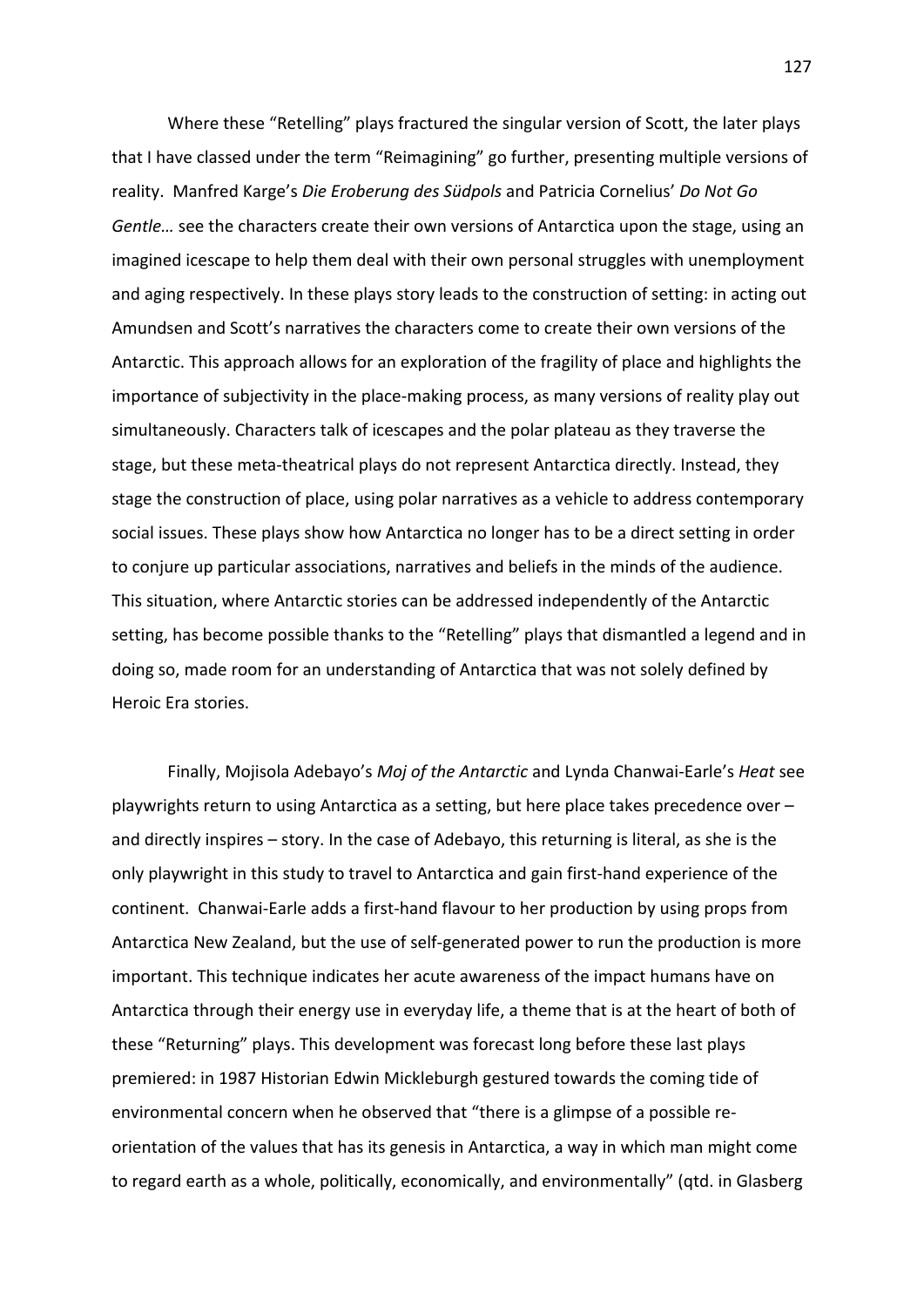Where these "Retelling" plays fractured the singular version of Scott, the later plays that I have classed under the term "Reimagining" go further, presenting multiple versions of reality. Manfred Karge's *Die Eroberung des Südpols* and Patricia Cornelius' *Do Not Go Gentle…* see the characters create their own versions of Antarctica upon the stage, using an imagined icescape to help them deal with their own personal struggles with unemployment and aging respectively. In these plays story leads to the construction of setting: in acting out Amundsen and Scott's narratives the characters come to create their own versions of the Antarctic. This approach allows for an exploration of the fragility of place and highlights the importance of subjectivity in the place-making process, as many versions of reality play out simultaneously. Characters talk of icescapes and the polar plateau as they traverse the stage, but these meta-theatrical plays do not represent Antarctica directly. Instead, they stage the construction of place, using polar narratives as a vehicle to address contemporary social issues. These plays show how Antarctica no longer has to be a direct setting in order to conjure up particular associations, narratives and beliefs in the minds of the audience. This situation, where Antarctic stories can be addressed independently of the Antarctic setting, has become possible thanks to the "Retelling" plays that dismantled a legend and in doing so, made room for an understanding of Antarctica that was not solely defined by Heroic Era stories.

Finally, Mojisola Adebayo's *Moj of the Antarctic* and Lynda Chanwai-Earle's *Heat* see playwrights return to using Antarctica as a setting, but here place takes precedence over – and directly inspires – story. In the case of Adebayo, this returning is literal, as she is the only playwright in this study to travel to Antarctica and gain first-hand experience of the continent. Chanwai-Earle adds a first-hand flavour to her production by using props from Antarctica New Zealand, but the use of self-generated power to run the production is more important. This technique indicates her acute awareness of the impact humans have on Antarctica through their energy use in everyday life, a theme that is at the heart of both of these "Returning" plays. This development was forecast long before these last plays premiered: in 1987 Historian Edwin Mickleburgh gestured towards the coming tide of environmental concern when he observed that "there is a glimpse of a possible re-orientation of the values that has its genesis in Antarctica, a way in which man might come to regard earth as a whole, politically, economically, and environmentally" (qtd. in Glasberg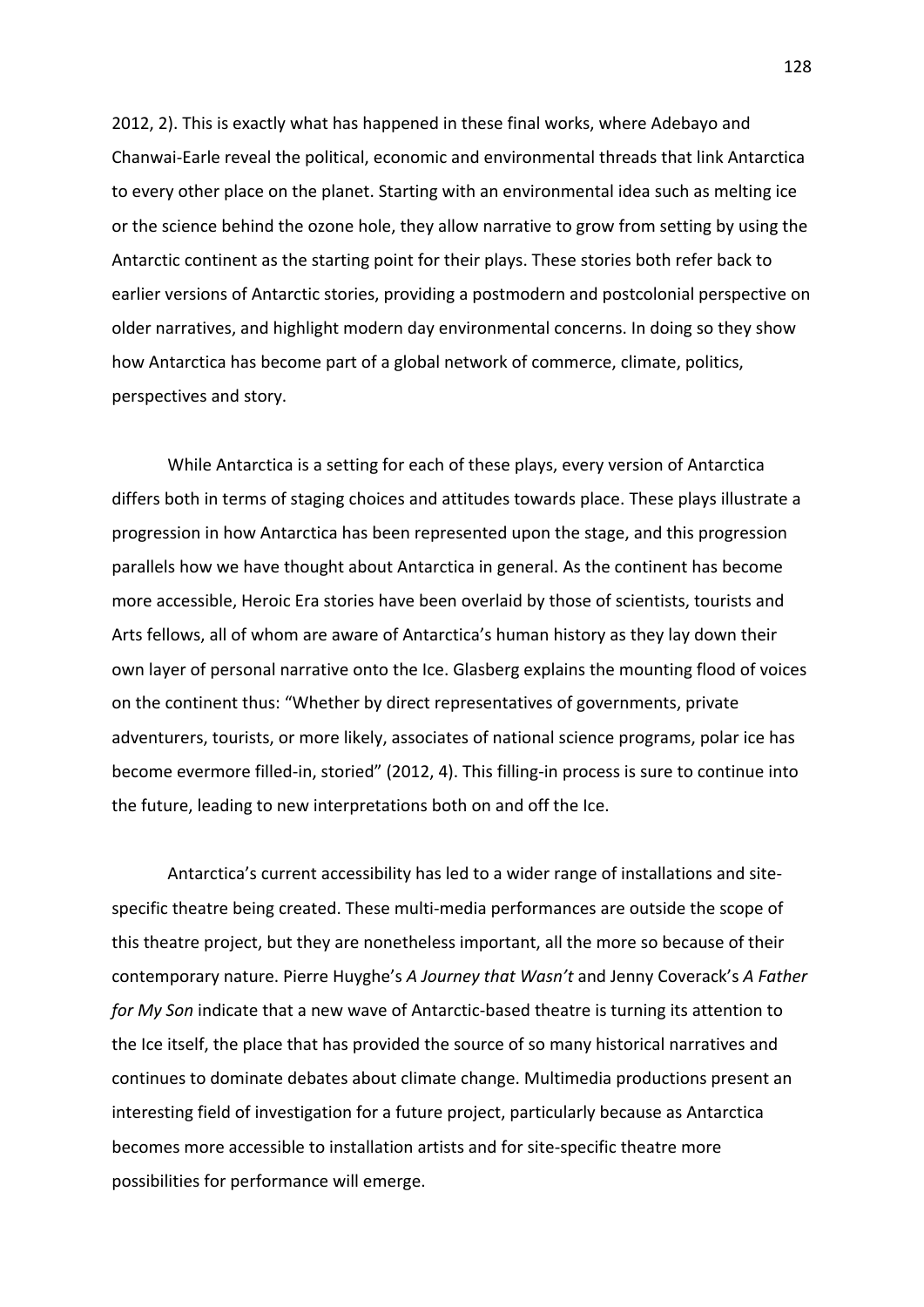2012, 2). This is exactly what has happened in these final works, where Adebayo and Chanwai-Earle reveal the political, economic and environmental threads that link Antarctica to every other place on the planet. Starting with an environmental idea such as melting ice or the science behind the ozone hole, they allow narrative to grow from setting by using the Antarctic continent as the starting point for their plays. These stories both refer back to earlier versions of Antarctic stories, providing a postmodern and postcolonial perspective on older narratives, and highlight modern day environmental concerns. In doing so they show how Antarctica has become part of a global network of commerce, climate, politics, perspectives and story.

While Antarctica is a setting for each of these plays, every version of Antarctica differs both in terms of staging choices and attitudes towards place. These plays illustrate a progression in how Antarctica has been represented upon the stage, and this progression parallels how we have thought about Antarctica in general. As the continent has become more accessible, Heroic Era stories have been overlaid by those of scientists, tourists and Arts fellows, all of whom are aware of Antarctica's human history as they lay down their own layer of personal narrative onto the Ice. Glasberg explains the mounting flood of voices on the continent thus: "Whether by direct representatives of governments, private adventurers, tourists, or more likely, associates of national science programs, polar ice has become evermore filled-in, storied" (2012, 4). This filling-in process is sure to continue into the future, leading to new interpretations both on and off the Ice.

Antarctica's current accessibility has led to a wider range of installations and site-specific theatre being created. These multi-media performances are outside the scope of this theatre project, but they are nonetheless important, all the more so because of their contemporary nature. Pierre Huyghe's *A Journey that Wasn't* and Jenny Coverack's *A Father for My Son* indicate that a new wave of Antarctic-based theatre is turning its attention to the Ice itself, the place that has provided the source of so many historical narratives and continues to dominate debates about climate change. Multimedia productions present an interesting field of investigation for a future project, particularly because as Antarctica becomes more accessible to installation artists and for site-specific theatre more possibilities for performance will emerge.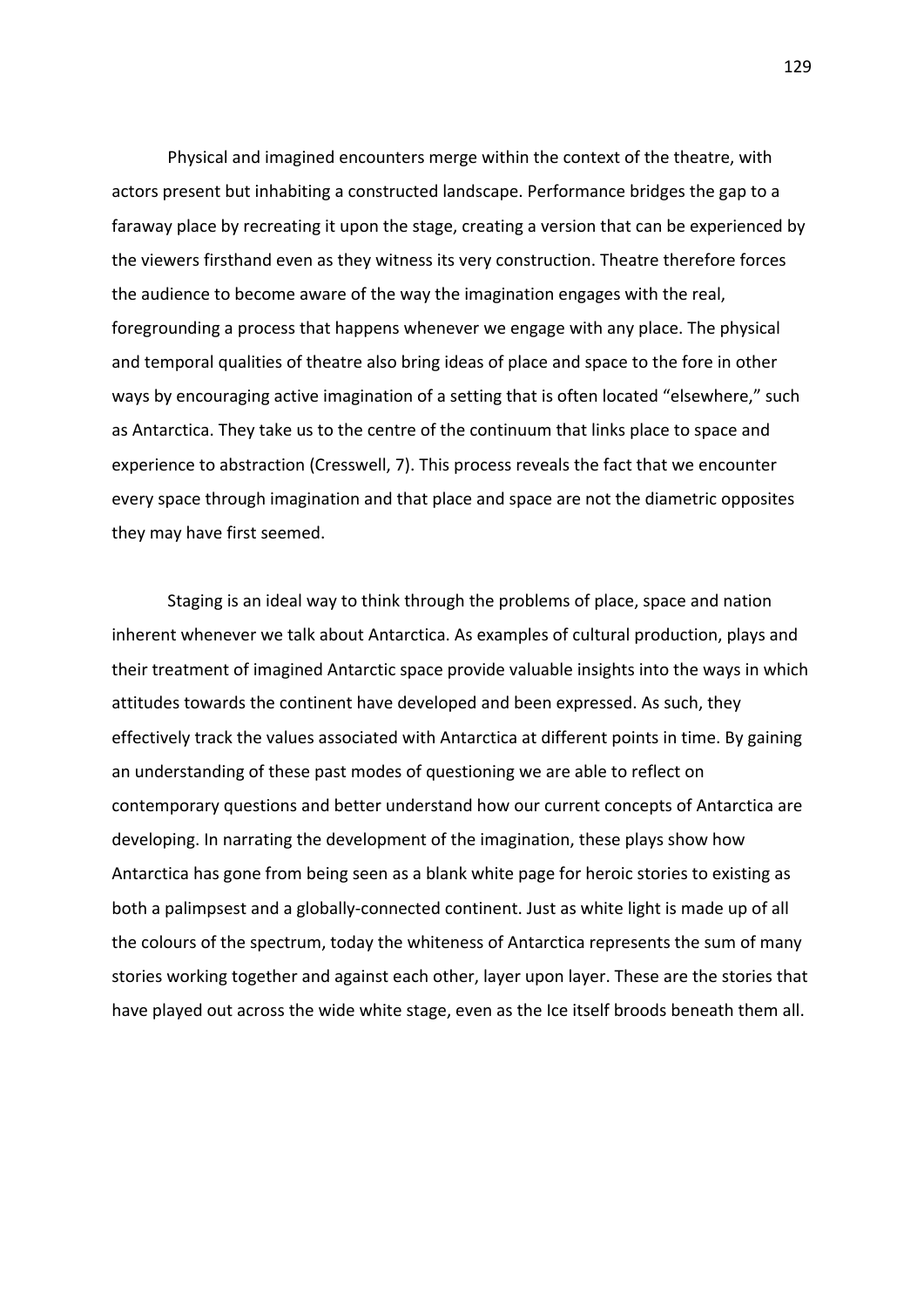Physical and imagined encounters merge within the context of the theatre, with actors present but inhabiting a constructed landscape. Performance bridges the gap to a faraway place by recreating it upon the stage, creating a version that can be experienced by the viewers firsthand even as they witness its very construction. Theatre therefore forces the audience to become aware of the way the imagination engages with the real, foregrounding a process that happens whenever we engage with any place. The physical and temporal qualities of theatre also bring ideas of place and space to the fore in other ways by encouraging active imagination of a setting that is often located "elsewhere," such as Antarctica. They take us to the centre of the continuum that links place to space and experience to abstraction (Cresswell, 7). This process reveals the fact that we encounter every space through imagination and that place and space are not the diametric opposites they may have first seemed.

Staging is an ideal way to think through the problems of place, space and nation inherent whenever we talk about Antarctica. As examples of cultural production, plays and their treatment of imagined Antarctic space provide valuable insights into the ways in which attitudes towards the continent have developed and been expressed. As such, they effectively track the values associated with Antarctica at different points in time. By gaining an understanding of these past modes of questioning we are able to reflect on contemporary questions and better understand how our current concepts of Antarctica are developing. In narrating the development of the imagination, these plays show how Antarctica has gone from being seen as a blank white page for heroic stories to existing as both a palimpsest and a globally-connected continent. Just as white light is made up of all the colours of the spectrum, today the whiteness of Antarctica represents the sum of many stories working together and against each other, layer upon layer. These are the stories that have played out across the wide white stage, even as the Ice itself broods beneath them all.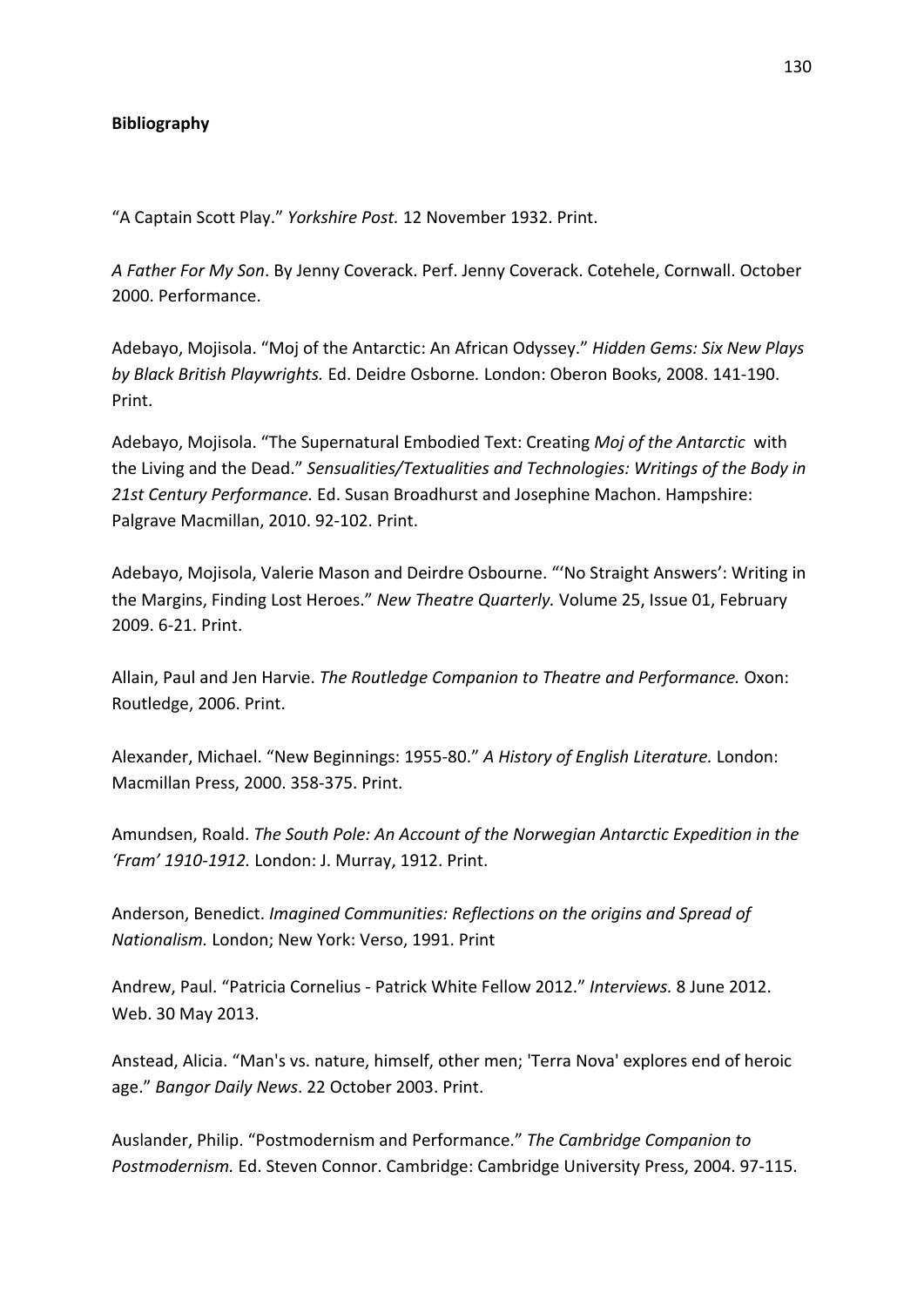**Bibliography**

"A Captain Scott Play." *Yorkshire Post.* 12 November 1932. Print.

*A Father For My Son*. By Jenny Coverack. Perf. Jenny Coverack. Cotehele, Cornwall. October 2000. Performance.

Adebayo, Mojisola. "Moj of the Antarctic: An African Odyssey." *Hidden Gems: Six New Plays by Black British Playwrights.* Ed. Deidre Osborne*.* London: Oberon Books, 2008. 141-190. Print.

Adebayo, Mojisola. "The Supernatural Embodied Text: Creating *Moj of the Antarctic* with the Living and the Dead." *Sensualities/Textualities and Technologies: Writings of the Body in 21st Century Performance.* Ed. Susan Broadhurst and Josephine Machon. Hampshire: Palgrave Macmillan, 2010. 92-102. Print.

Adebayo, Mojisola, Valerie Mason and Deirdre Osbourne. "'No Straight Answers': Writing in the Margins, Finding Lost Heroes." *New Theatre Quarterly.* Volume 25, Issue 01, February 2009. 6-21. Print.

Allain, Paul and Jen Harvie. *The Routledge Companion to Theatre and Performance.* Oxon: Routledge, 2006. Print.

Alexander, Michael. "New Beginnings: 1955-80." *A History of English Literature.* London: Macmillan Press, 2000. 358-375. Print.

Amundsen, Roald. *The South Pole: An Account of the Norwegian Antarctic Expedition in the 'Fram' 1910-1912.* London: J. Murray, 1912. Print.

Anderson, Benedict. *Imagined Communities: Reflections on the origins and Spread of Nationalism.* London; New York: Verso, 1991. Print

Andrew, Paul. "Patricia Cornelius - Patrick White Fellow 2012." *Interviews.* 8 June 2012. Web. 30 May 2013.

Anstead, Alicia. "Man's vs. nature, himself, other men; 'Terra Nova' explores end of heroic age." *Bangor Daily News*. 22 October 2003. Print.

Auslander, Philip. "Postmodernism and Performance." *The Cambridge Companion to Postmodernism.* Ed. Steven Connor. Cambridge: Cambridge University Press, 2004. 97-115.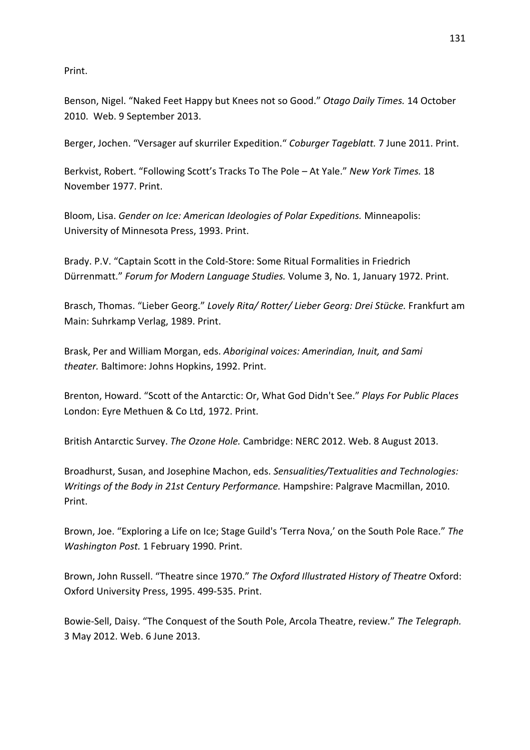Print.

Benson, Nigel. "Naked Feet Happy but Knees not so Good." *Otago Daily Times.* 14 October 2010. Web. 9 September 2013.

Berger, Jochen. "Versager auf skurriler Expedition." *Coburger Tageblatt.* 7 June 2011. Print.

Berkvist, Robert. "Following Scott's Tracks To The Pole – At Yale." *New York Times.* 18 November 1977. Print.

Bloom, Lisa. *Gender on Ice: American Ideologies of Polar Expeditions.* Minneapolis: University of Minnesota Press, 1993. Print.

Brady. P.V. "Captain Scott in the Cold-Store: Some Ritual Formalities in Friedrich Dürrenmatt." *Forum for Modern Language Studies.* Volume 3, No. 1, January 1972. Print.

Brasch, Thomas. "Lieber Georg." *Lovely Rita/ Rotter/ Lieber Georg: Drei Stücke.* Frankfurt am Main: Suhrkamp Verlag, 1989. Print.

Brask, Per and William Morgan, eds. *Aboriginal voices: Amerindian, Inuit, and Sami theater.* Baltimore: Johns Hopkins, 1992. Print.

Brenton, Howard. "Scott of the Antarctic: Or, What God Didn't See." *Plays For Public Places* London: Eyre Methuen & Co Ltd, 1972. Print.

British Antarctic Survey. *The Ozone Hole.* Cambridge: NERC 2012. Web. 8 August 2013.

Broadhurst, Susan, and Josephine Machon, eds. *Sensualities/Textualities and Technologies: Writings of the Body in 21st Century Performance.* Hampshire: Palgrave Macmillan, 2010. Print.

Brown, Joe. "Exploring a Life on Ice; Stage Guild's 'Terra Nova,' on the South Pole Race." *The Washington Post.* 1 February 1990. Print.

Brown, John Russell. "Theatre since 1970." *The Oxford Illustrated History of Theatre* Oxford: Oxford University Press, 1995. 499-535. Print.

Bowie-Sell, Daisy. "The Conquest of the South Pole, Arcola Theatre, review." *The Telegraph.* 3 May 2012. Web. 6 June 2013.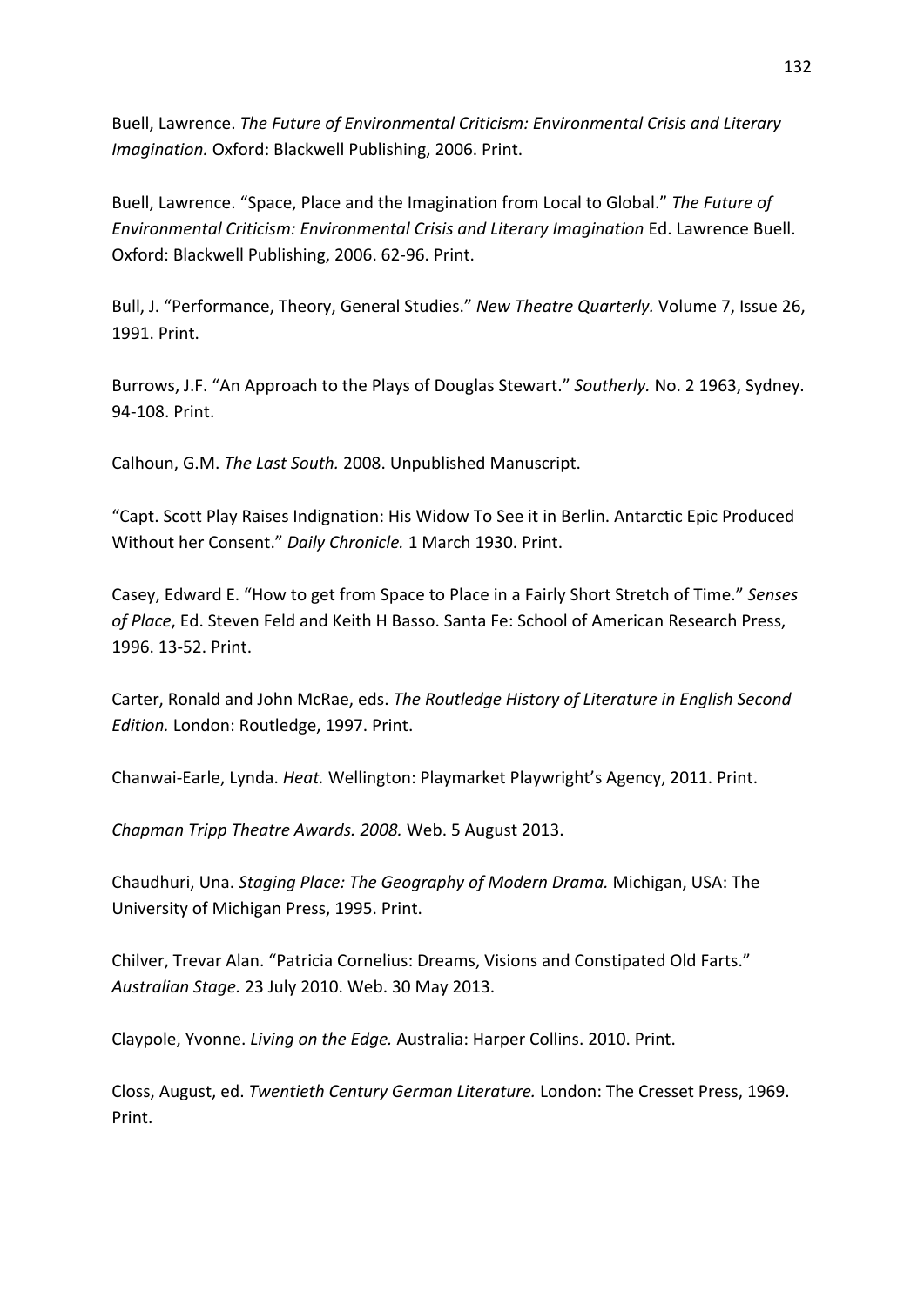Buell, Lawrence. *The Future of Environmental Criticism: Environmental Crisis and Literary Imagination.* Oxford: Blackwell Publishing, 2006. Print.

Buell, Lawrence. "Space, Place and the Imagination from Local to Global." *The Future of Environmental Criticism: Environmental Crisis and Literary Imagination* Ed. Lawrence Buell. Oxford: Blackwell Publishing, 2006. 62-96. Print.

Bull, J. "Performance, Theory, General Studies." *New Theatre Quarterly.* Volume 7, Issue 26, 1991. Print.

Burrows, J.F. "An Approach to the Plays of Douglas Stewart." *Southerly.* No. 2 1963, Sydney. 94-108. Print.

Calhoun, G.M. *The Last South.* 2008. Unpublished Manuscript.

"Capt. Scott Play Raises Indignation: His Widow To See it in Berlin. Antarctic Epic Produced Without her Consent." *Daily Chronicle.* 1 March 1930. Print.

Casey, Edward E. "How to get from Space to Place in a Fairly Short Stretch of Time." *Senses of Place*, Ed. Steven Feld and Keith H Basso. Santa Fe: School of American Research Press, 1996. 13-52. Print.

Carter, Ronald and John McRae, eds. *The Routledge History of Literature in English Second Edition.* London: Routledge, 1997. Print.

Chanwai-Earle, Lynda. *Heat.* Wellington: Playmarket Playwright's Agency, 2011. Print.

*Chapman Tripp Theatre Awards. 2008.* Web. 5 August 2013.

Chaudhuri, Una. *Staging Place: The Geography of Modern Drama.* Michigan, USA: The University of Michigan Press, 1995. Print.

Chilver, Trevar Alan. "Patricia Cornelius: Dreams, Visions and Constipated Old Farts." *Australian Stage.* 23 July 2010. Web. 30 May 2013.

Claypole, Yvonne. *Living on the Edge.* Australia: Harper Collins. 2010. Print.

Closs, August, ed. *Twentieth Century German Literature.* London: The Cresset Press, 1969. Print.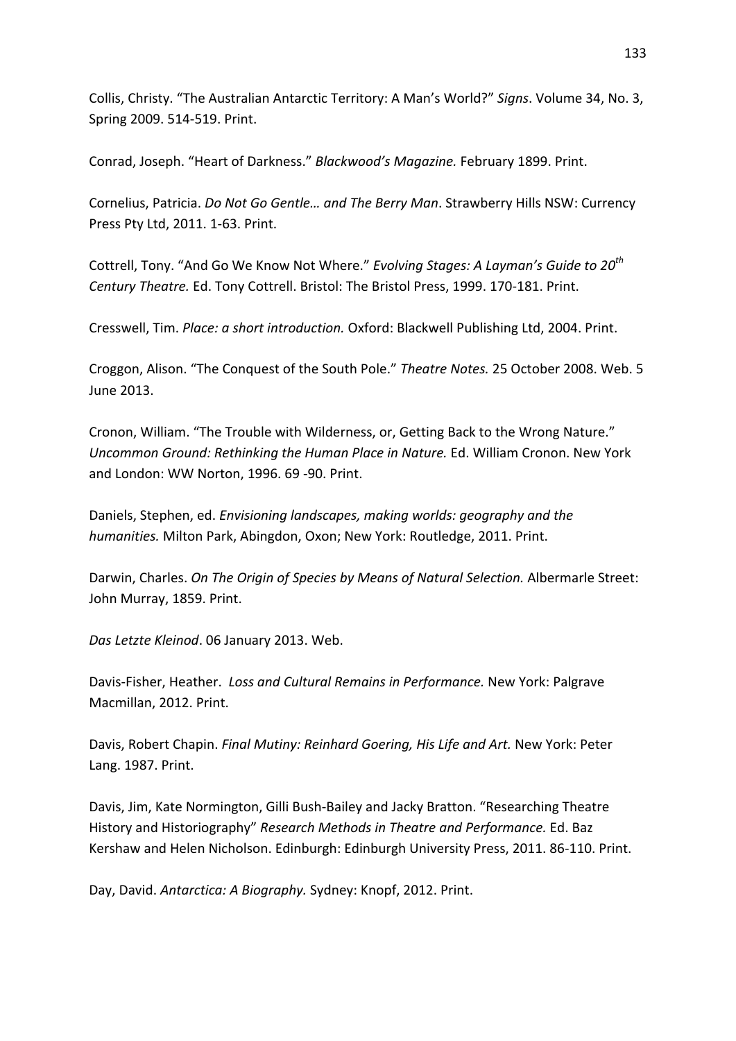Collis, Christy. “The Australian Antarctic Territory: A Man’s World?” *Signs*. Volume 34, No. 3, Spring 2009. 514-519. Print.

Conrad, Joseph. “Heart of Darkness.” *Blackwood’s Magazine.* February 1899. Print.

Cornelius, Patricia. *Do Not Go Gentle… and The Berry Man*. Strawberry Hills NSW: Currency Press Pty Ltd, 2011. 1-63. Print.

Cottrell, Tony. “And Go We Know Not Where.” *Evolving Stages: A Layman’s Guide to 20th Century Theatre.* Ed. Tony Cottrell. Bristol: The Bristol Press, 1999. 170-181. Print.

Cresswell, Tim. *Place: a short introduction.* Oxford: Blackwell Publishing Ltd, 2004. Print.

Croggon, Alison. “The Conquest of the South Pole.” *Theatre Notes.* 25 October 2008. Web. 5 June 2013.

Cronon, William. “The Trouble with Wilderness, or, Getting Back to the Wrong Nature.” *Uncommon Ground: Rethinking the Human Place in Nature.* Ed. William Cronon. New York and London: WW Norton, 1996. 69 -90. Print.

Daniels, Stephen, ed. *Envisioning landscapes, making worlds: geography and the humanities.* Milton Park, Abingdon, Oxon; New York: Routledge, 2011. Print.

Darwin, Charles. *On The Origin of Species by Means of Natural Selection.* Albermarle Street: John Murray, 1859. Print.

*Das Letzte Kleinod*. 06 January 2013. Web.

Davis-Fisher, Heather. *Loss and Cultural Remains in Performance.* New York: Palgrave Macmillan, 2012. Print.

Davis, Robert Chapin. *Final Mutiny: Reinhard Goering, His Life and Art.* New York: Peter Lang. 1987. Print.

Davis, Jim, Kate Normington, Gilli Bush-Bailey and Jacky Bratton. “Researching Theatre History and Historiography” *Research Methods in Theatre and Performance.* Ed. Baz Kershaw and Helen Nicholson. Edinburgh: Edinburgh University Press, 2011. 86-110. Print.

Day, David. *Antarctica: A Biography.* Sydney: Knopf, 2012. Print.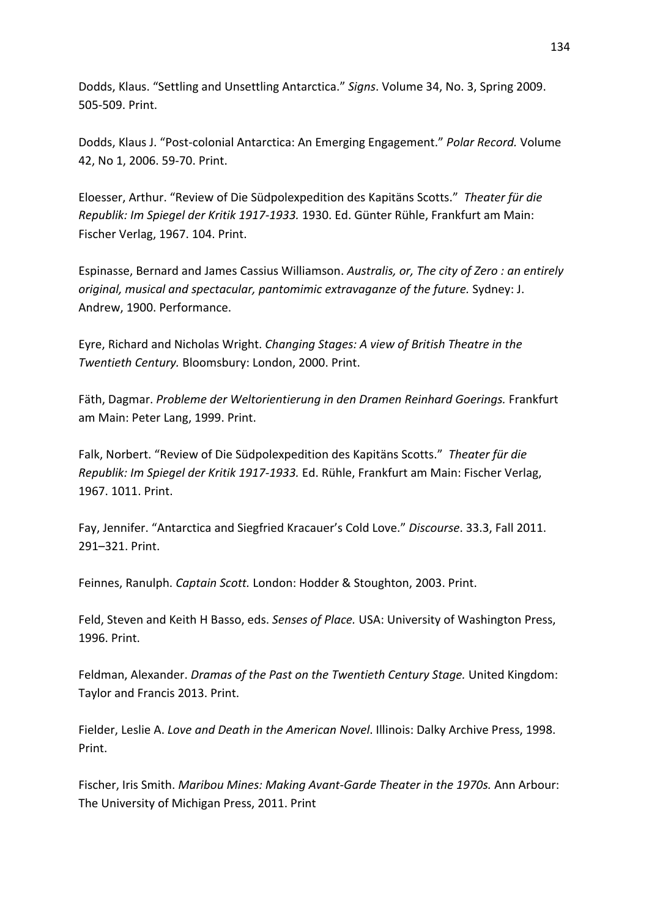Dodds, Klaus. “Settling and Unsettling Antarctica.” *Signs*. Volume 34, No. 3, Spring 2009. 505-509. Print.

Dodds, Klaus J. “Post-colonial Antarctica: An Emerging Engagement.” *Polar Record.* Volume 42, No 1, 2006. 59-70. Print.

Eloesser, Arthur. “Review of Die Südpolexpedition des Kapitäns Scotts.” *Theater für die Republik: Im Spiegel der Kritik 1917-1933.* 1930. Ed. Günter Rühle, Frankfurt am Main: Fischer Verlag, 1967. 104. Print.

Espinasse, Bernard and James Cassius Williamson. *Australis, or, The city of Zero : an entirely original, musical and spectacular, pantomimic extravaganze of the future.* Sydney: J. Andrew, 1900. Performance.

Eyre, Richard and Nicholas Wright. *Changing Stages: A view of British Theatre in the Twentieth Century.* Bloomsbury: London, 2000. Print.

Fäth, Dagmar. *Probleme der Weltorientierung in den Dramen Reinhard Goerings.* Frankfurt am Main: Peter Lang, 1999. Print.

Falk, Norbert. “Review of Die Südpolexpedition des Kapitäns Scotts.” *Theater für die Republik: Im Spiegel der Kritik 1917-1933.* Ed. Rühle, Frankfurt am Main: Fischer Verlag, 1967. 1011. Print.

Fay, Jennifer. “Antarctica and Siegfried Kracauer’s Cold Love.” *Discourse*. 33.3, Fall 2011. 291–321. Print.

Feinnes, Ranulph. *Captain Scott.* London: Hodder & Stoughton, 2003. Print.

Feld, Steven and Keith H Basso, eds. *Senses of Place.* USA: University of Washington Press, 1996. Print.

Feldman, Alexander. *Dramas of the Past on the Twentieth Century Stage.* United Kingdom: Taylor and Francis 2013. Print.

Fielder, Leslie A. *Love and Death in the American Novel*. Illinois: Dalky Archive Press, 1998. Print.

Fischer, Iris Smith. *Maribou Mines: Making Avant-Garde Theater in the 1970s.* Ann Arbour: The University of Michigan Press, 2011. Print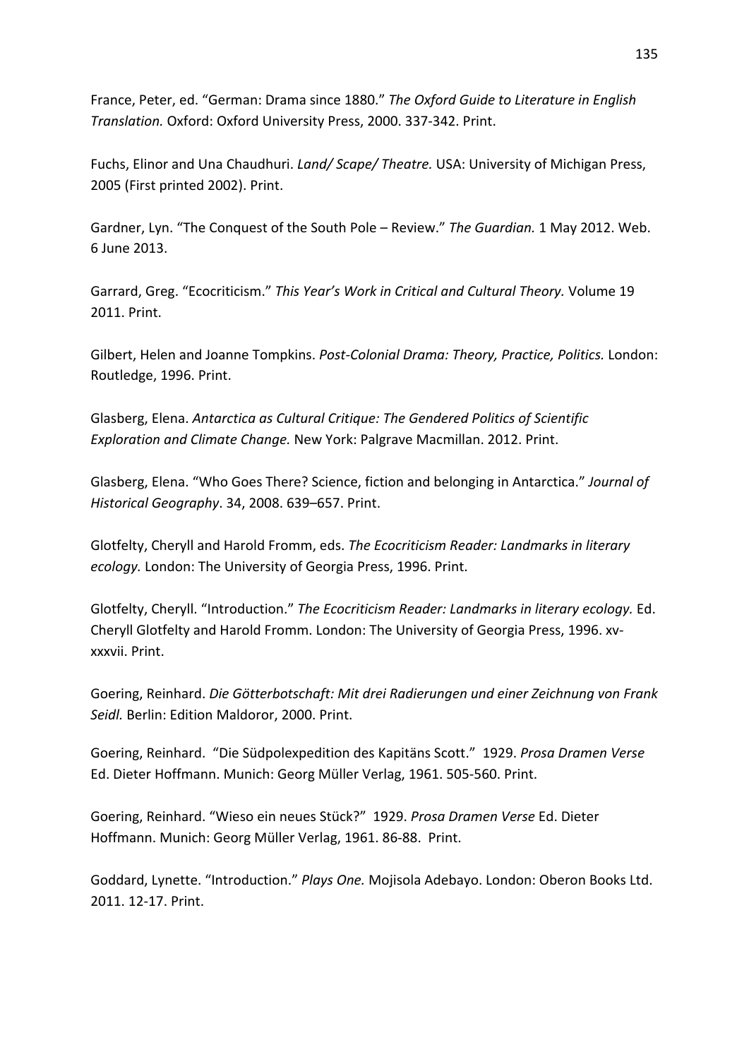France, Peter, ed. “German: Drama since 1880.” *The Oxford Guide to Literature in English Translation.* Oxford: Oxford University Press, 2000. 337-342. Print.

Fuchs, Elinor and Una Chaudhuri. *Land/ Scape/ Theatre.* USA: University of Michigan Press, 2005 (First printed 2002). Print.

Gardner, Lyn. “The Conquest of the South Pole – Review.” *The Guardian.* 1 May 2012. Web. 6 June 2013.

Garrard, Greg. “Ecocriticism.” *This Year’s Work in Critical and Cultural Theory.* Volume 19 2011. Print.

Gilbert, Helen and Joanne Tompkins. *Post-Colonial Drama: Theory, Practice, Politics.* London: Routledge, 1996. Print.

Glasberg, Elena. *Antarctica as Cultural Critique: The Gendered Politics of Scientific Exploration and Climate Change.* New York: Palgrave Macmillan. 2012. Print.

Glasberg, Elena. “Who Goes There? Science, fiction and belonging in Antarctica.” *Journal of Historical Geography*. 34, 2008. 639–657. Print.

Glotfelty, Cheryll and Harold Fromm, eds. *The Ecocriticism Reader: Landmarks in literary ecology.* London: The University of Georgia Press, 1996. Print.

Glotfelty, Cheryll. “Introduction.” *The Ecocriticism Reader: Landmarks in literary ecology.* Ed. Cheryll Glotfelty and Harold Fromm. London: The University of Georgia Press, 1996. xv-xxxvii. Print.

Goering, Reinhard. *Die Götterbotschaft: Mit drei Radierungen und einer Zeichnung von Frank Seidl.* Berlin: Edition Maldoror, 2000. Print.

Goering, Reinhard. “Die Südpolexpedition des Kapitäns Scott.” 1929. *Prosa Dramen Verse* Ed. Dieter Hoffmann. Munich: Georg Müller Verlag, 1961. 505-560. Print.

Goering, Reinhard. “Wieso ein neues Stück?” 1929. *Prosa Dramen Verse* Ed. Dieter Hoffmann. Munich: Georg Müller Verlag, 1961. 86-88. Print.

Goddard, Lynette. “Introduction.” *Plays One.* Mojisola Adebayo. London: Oberon Books Ltd. 2011. 12-17. Print.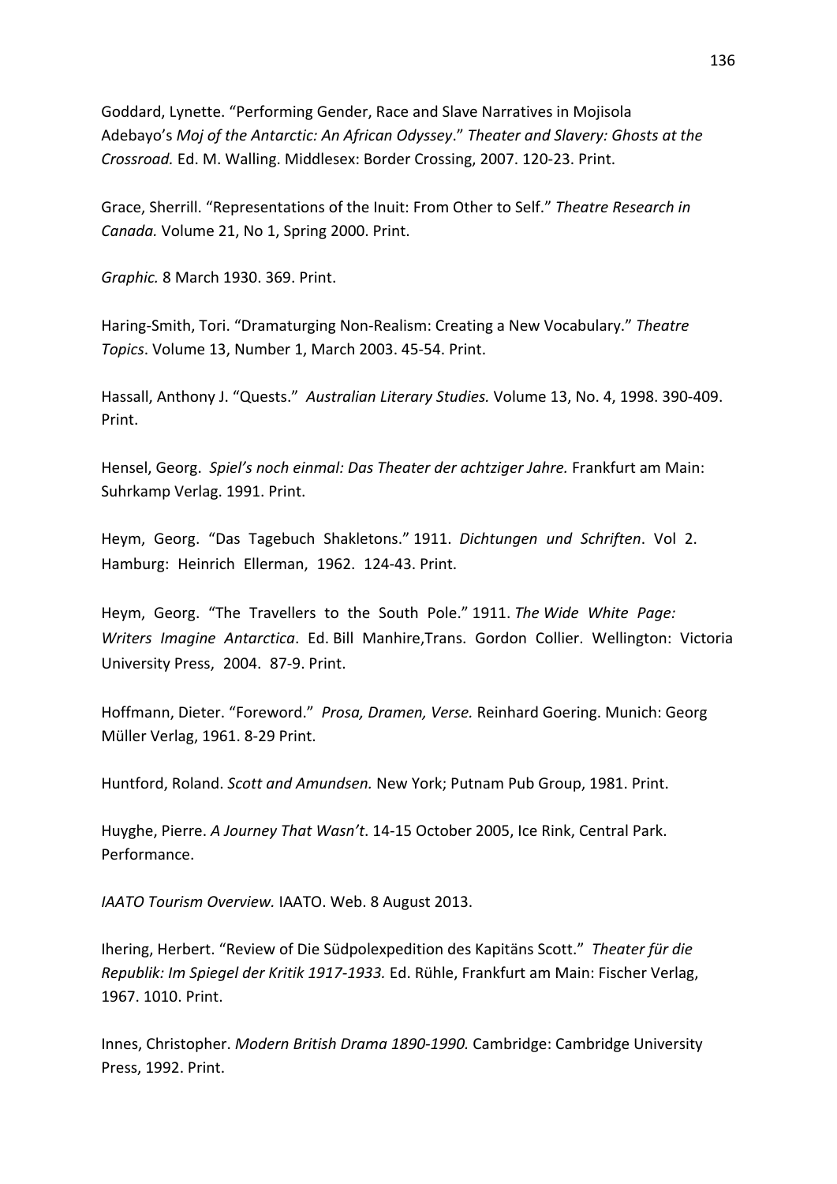Goddard, Lynette. “Performing Gender, Race and Slave Narratives in Mojisola Adebayo’s *Moj of the Antarctic: An African Odyssey*.” *Theater and Slavery: Ghosts at the Crossroad.* Ed. M. Walling. Middlesex: Border Crossing, 2007. 120-23. Print.

Grace, Sherrill. “Representations of the Inuit: From Other to Self.” *Theatre Research in Canada.* Volume 21, No 1, Spring 2000. Print.

*Graphic.* 8 March 1930. 369. Print.

Haring-Smith, Tori. “Dramaturging Non-Realism: Creating a New Vocabulary.” *Theatre Topics*. Volume 13, Number 1, March 2003. 45-54. Print.

Hassall, Anthony J. “Quests.” *Australian Literary Studies.* Volume 13, No. 4, 1998. 390-409. Print.

Hensel, Georg. *Spiel’s noch einmal: Das Theater der achtziger Jahre.* Frankfurt am Main: Suhrkamp Verlag. 1991. Print.

Heym, Georg. “Das Tagebuch Shakletons.” 1911. *Dichtungen und Schriften*. Vol 2. Hamburg: Heinrich Ellerman, 1962. 124-43. Print.

Heym, Georg. “The Travellers to the South Pole.” 1911. *The Wide White Page: Writers Imagine Antarctica*. Ed. Bill Manhire,Trans. Gordon Collier. Wellington: Victoria University Press, 2004. 87-9. Print.

Hoffmann, Dieter. “Foreword.” *Prosa, Dramen, Verse.* Reinhard Goering. Munich: Georg Müller Verlag, 1961. 8-29 Print.

Huntford, Roland. *Scott and Amundsen.* New York; Putnam Pub Group, 1981. Print.

Huyghe, Pierre. *A Journey That Wasn’t*. 14-15 October 2005, Ice Rink, Central Park. Performance.

*IAATO Tourism Overview.* IAATO. Web. 8 August 2013.

Ihering, Herbert. “Review of Die Südpolexpedition des Kapitäns Scott.” *Theater für die Republik: Im Spiegel der Kritik 1917-1933.* Ed. Rühle, Frankfurt am Main: Fischer Verlag, 1967. 1010. Print.

Innes, Christopher. *Modern British Drama 1890-1990.* Cambridge: Cambridge University Press, 1992. Print.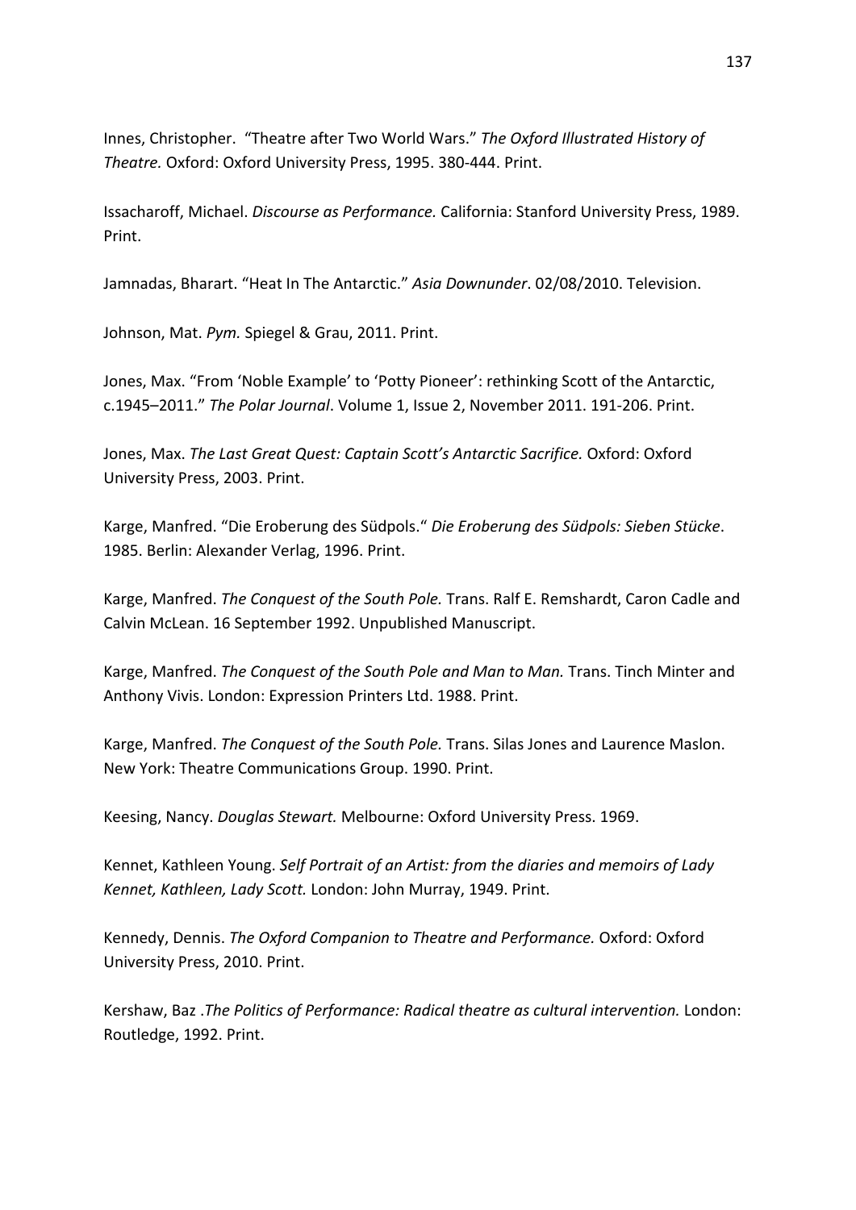Innes, Christopher. "Theatre after Two World Wars." *The Oxford Illustrated History of Theatre.* Oxford: Oxford University Press, 1995. 380-444. Print.

Issacharoff, Michael. *Discourse as Performance.* California: Stanford University Press, 1989. Print.

Jamnadas, Bharart. "Heat In The Antarctic." *Asia Downunder*. 02/08/2010. Television.

Johnson, Mat. *Pym.* Spiegel & Grau, 2011. Print.

Jones, Max. "From 'Noble Example' to 'Potty Pioneer': rethinking Scott of the Antarctic, c.1945–2011." *The Polar Journal*. Volume 1, Issue 2, November 2011. 191-206. Print.

Jones, Max. *The Last Great Quest: Captain Scott's Antarctic Sacrifice.* Oxford: Oxford University Press, 2003. Print.

Karge, Manfred. "Die Eroberung des Südpols." *Die Eroberung des Südpols: Sieben Stücke*. 1985. Berlin: Alexander Verlag, 1996. Print.

Karge, Manfred. *The Conquest of the South Pole.* Trans. Ralf E. Remshardt, Caron Cadle and Calvin McLean. 16 September 1992. Unpublished Manuscript.

Karge, Manfred. *The Conquest of the South Pole and Man to Man.* Trans. Tinch Minter and Anthony Vivis. London: Expression Printers Ltd. 1988. Print.

Karge, Manfred. *The Conquest of the South Pole.* Trans. Silas Jones and Laurence Maslon. New York: Theatre Communications Group. 1990. Print.

Keesing, Nancy. *Douglas Stewart.* Melbourne: Oxford University Press. 1969.

Kennet, Kathleen Young. *Self Portrait of an Artist: from the diaries and memoirs of Lady Kennet, Kathleen, Lady Scott.* London: John Murray, 1949. Print.

Kennedy, Dennis. *The Oxford Companion to Theatre and Performance.* Oxford: Oxford University Press, 2010. Print.

Kershaw, Baz .*The Politics of Performance: Radical theatre as cultural intervention.* London: Routledge, 1992. Print.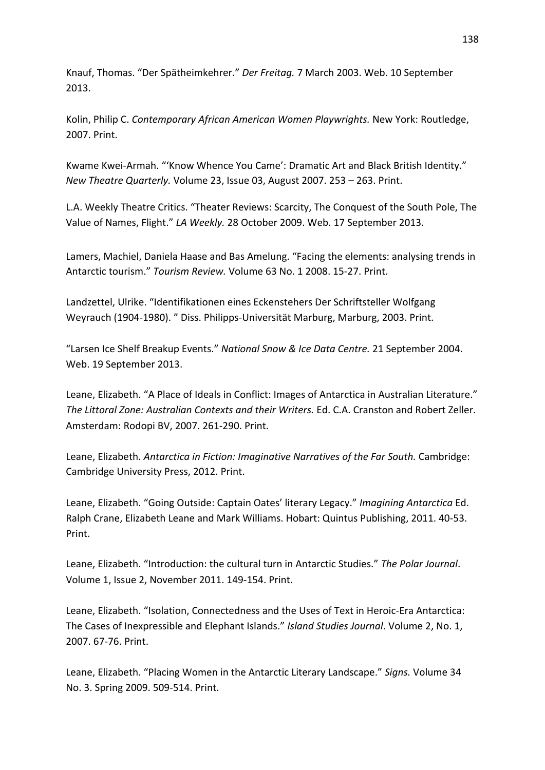Knauf, Thomas. "Der Spätheimkehrer." *Der Freitag.* 7 March 2003. Web. 10 September 2013.

Kolin, Philip C. *Contemporary African American Women Playwrights.* New York: Routledge, 2007. Print.

Kwame Kwei-Armah. "'Know Whence You Came': Dramatic Art and Black British Identity." *New Theatre Quarterly.* Volume 23, Issue 03, August 2007. 253 – 263. Print.

L.A. Weekly Theatre Critics. "Theater Reviews: Scarcity, The Conquest of the South Pole, The Value of Names, Flight." *LA Weekly.* 28 October 2009. Web. 17 September 2013.

Lamers, Machiel, Daniela Haase and Bas Amelung. "Facing the elements: analysing trends in Antarctic tourism." *Tourism Review.* Volume 63 No. 1 2008. 15-27. Print.

Landzettel, Ulrike. "Identifikationen eines Eckenstehers Der Schriftsteller Wolfgang Weyrauch (1904-1980). " Diss. Philipps-Universität Marburg, Marburg, 2003. Print.

"Larsen Ice Shelf Breakup Events." *National Snow & Ice Data Centre.* 21 September 2004. Web. 19 September 2013.

Leane, Elizabeth. "A Place of Ideals in Conflict: Images of Antarctica in Australian Literature." *The Littoral Zone: Australian Contexts and their Writers.* Ed. C.A. Cranston and Robert Zeller. Amsterdam: Rodopi BV, 2007. 261-290. Print.

Leane, Elizabeth. *Antarctica in Fiction: Imaginative Narratives of the Far South.* Cambridge: Cambridge University Press, 2012. Print.

Leane, Elizabeth. "Going Outside: Captain Oates' literary Legacy." *Imagining Antarctica* Ed. Ralph Crane, Elizabeth Leane and Mark Williams. Hobart: Quintus Publishing, 2011. 40-53. Print.

Leane, Elizabeth. "Introduction: the cultural turn in Antarctic Studies." *The Polar Journal*. Volume 1, Issue 2, November 2011. 149-154. Print.

Leane, Elizabeth. "Isolation, Connectedness and the Uses of Text in Heroic-Era Antarctica: The Cases of Inexpressible and Elephant Islands." *Island Studies Journal*. Volume 2, No. 1, 2007. 67-76. Print.

Leane, Elizabeth. "Placing Women in the Antarctic Literary Landscape." *Signs.* Volume 34 No. 3. Spring 2009. 509-514. Print.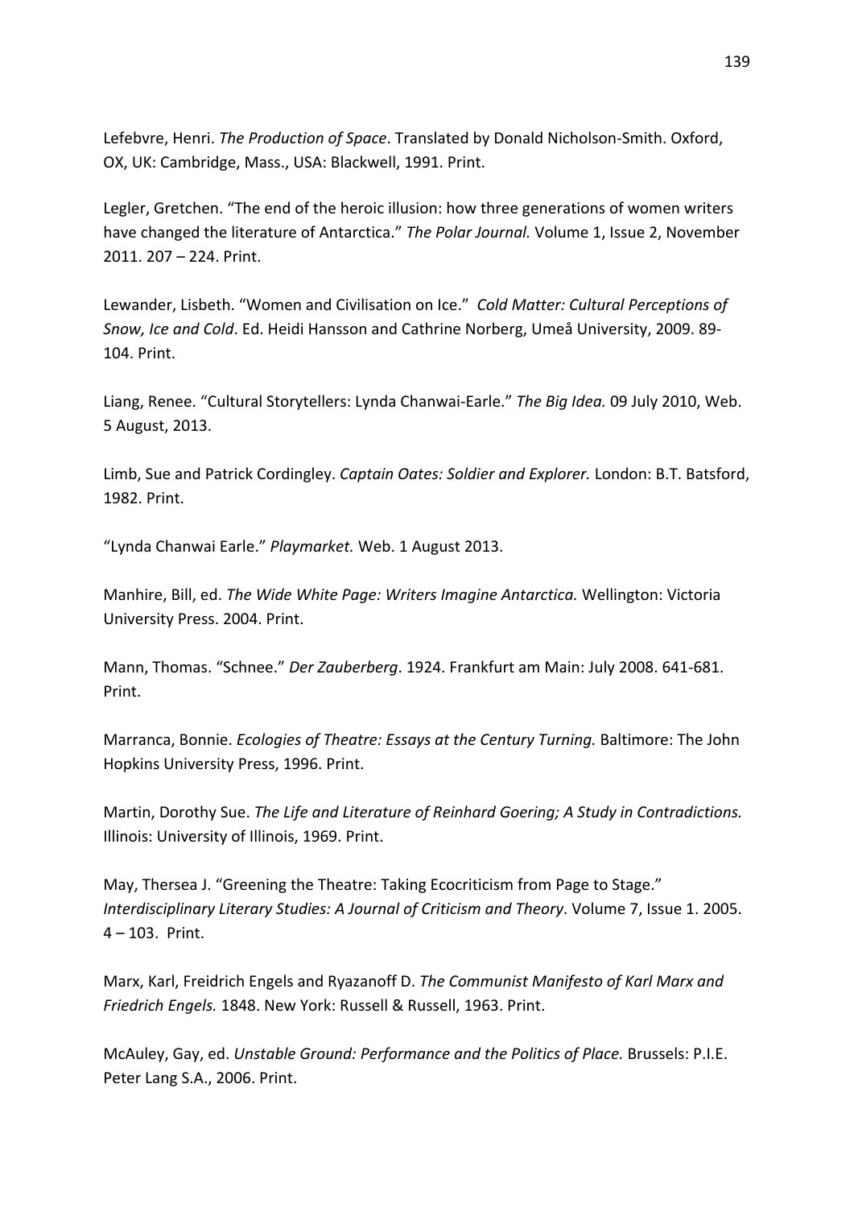Lefebvre, Henri. *The Production of Space*. Translated by Donald Nicholson-Smith. Oxford, OX, UK: Cambridge, Mass., USA: Blackwell, 1991. Print.

Legler, Gretchen. "The end of the heroic illusion: how three generations of women writers have changed the literature of Antarctica." *The Polar Journal.* Volume 1, Issue 2, November 2011. 207 – 224. Print.

Lewander, Lisbeth. "Women and Civilisation on Ice." *Cold Matter: Cultural Perceptions of Snow, Ice and Cold*. Ed. Heidi Hansson and Cathrine Norberg, Umeå University, 2009. 89-104. Print.

Liang, Renee. "Cultural Storytellers: Lynda Chanwai-Earle." *The Big Idea.* 09 July 2010, Web. 5 August, 2013.

Limb, Sue and Patrick Cordingley. *Captain Oates: Soldier and Explorer.* London: B.T. Batsford, 1982. Print.

"Lynda Chanwai Earle." *Playmarket.* Web. 1 August 2013.

Manhire, Bill, ed. *The Wide White Page: Writers Imagine Antarctica.* Wellington: Victoria University Press. 2004. Print.

Mann, Thomas. "Schnee." *Der Zauberberg*. 1924. Frankfurt am Main: July 2008. 641-681. Print.

Marranca, Bonnie. *Ecologies of Theatre: Essays at the Century Turning.* Baltimore: The John Hopkins University Press, 1996. Print.

Martin, Dorothy Sue. *The Life and Literature of Reinhard Goering; A Study in Contradictions.* Illinois: University of Illinois, 1969. Print.

May, Thersea J. "Greening the Theatre: Taking Ecocriticism from Page to Stage." *Interdisciplinary Literary Studies: A Journal of Criticism and Theory*. Volume 7, Issue 1. 2005. 4 – 103. Print.

Marx, Karl, Freidrich Engels and Ryazanoff D. *The Communist Manifesto of Karl Marx and Friedrich Engels.* 1848. New York: Russell & Russell, 1963. Print.

McAuley, Gay, ed. *Unstable Ground: Performance and the Politics of Place.* Brussels: P.I.E. Peter Lang S.A., 2006. Print.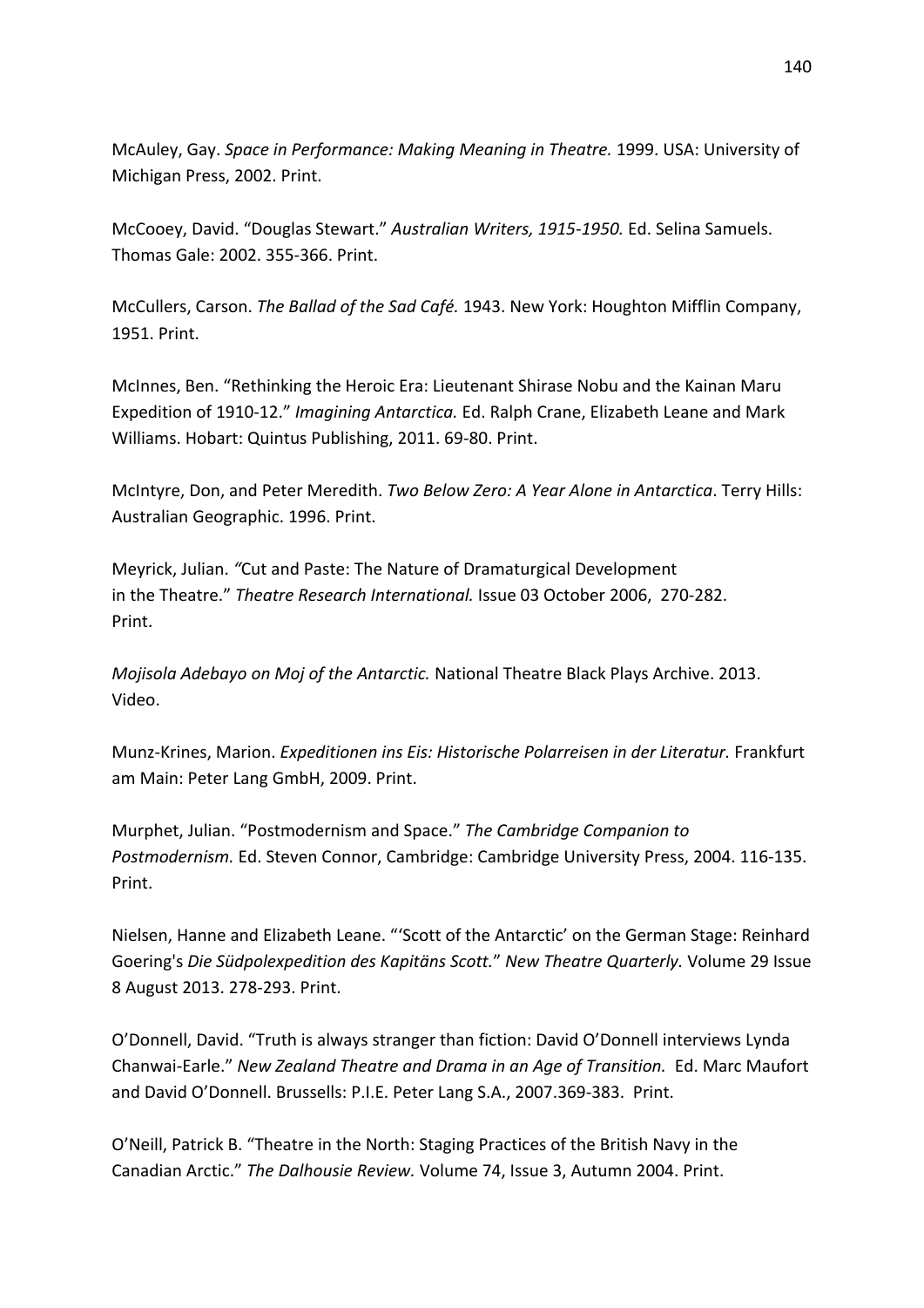McAuley, Gay. *Space in Performance: Making Meaning in Theatre.* 1999. USA: University of Michigan Press, 2002. Print.

McCooey, David. "Douglas Stewart." *Australian Writers, 1915-1950.* Ed. Selina Samuels. Thomas Gale: 2002. 355-366. Print.

McCullers, Carson. *The Ballad of the Sad Café.* 1943. New York: Houghton Mifflin Company, 1951. Print.

McInnes, Ben. "Rethinking the Heroic Era: Lieutenant Shirase Nobu and the Kainan Maru Expedition of 1910-12." *Imagining Antarctica.* Ed. Ralph Crane, Elizabeth Leane and Mark Williams. Hobart: Quintus Publishing, 2011. 69-80. Print.

McIntyre, Don, and Peter Meredith. *Two Below Zero: A Year Alone in Antarctica*. Terry Hills: Australian Geographic. 1996. Print.

Meyrick, Julian. *"*Cut and Paste: The Nature of Dramaturgical Development in the Theatre." *Theatre Research International.* Issue 03 October 2006, 270-282. Print.

*Mojisola Adebayo on Moj of the Antarctic.* National Theatre Black Plays Archive. 2013. Video.

Munz-Krines, Marion. *Expeditionen ins Eis: Historische Polarreisen in der Literatur.* Frankfurt am Main: Peter Lang GmbH, 2009. Print.

Murphet, Julian. "Postmodernism and Space." *The Cambridge Companion to Postmodernism.* Ed. Steven Connor, Cambridge: Cambridge University Press, 2004. 116-135. Print.

Nielsen, Hanne and Elizabeth Leane. "'Scott of the Antarctic' on the German Stage: Reinhard Goering's *Die Südpolexpedition des Kapitäns Scott.*" *New Theatre Quarterly.* Volume 29 Issue 8 August 2013. 278-293. Print.

O'Donnell, David. "Truth is always stranger than fiction: David O'Donnell interviews Lynda Chanwai-Earle." *New Zealand Theatre and Drama in an Age of Transition.* Ed. Marc Maufort and David O'Donnell. Brussells: P.I.E. Peter Lang S.A., 2007.369-383. Print.

O'Neill, Patrick B. "Theatre in the North: Staging Practices of the British Navy in the Canadian Arctic." *The Dalhousie Review.* Volume 74, Issue 3, Autumn 2004. Print.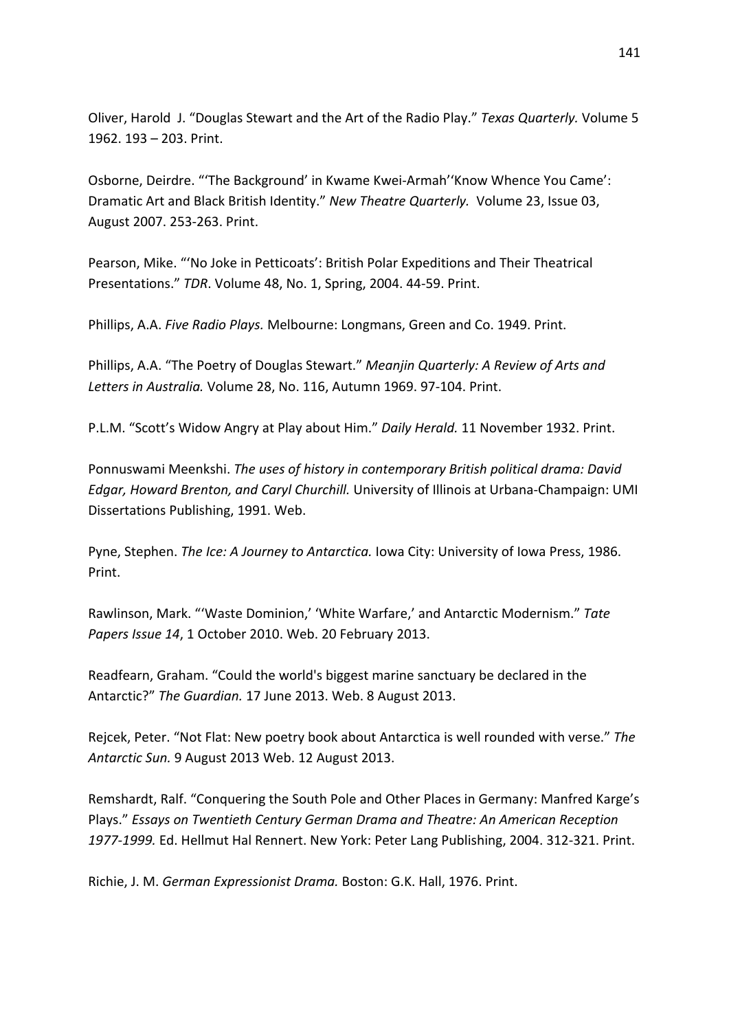Oliver, Harold  J. "Douglas Stewart and the Art of the Radio Play." *Texas Quarterly.* Volume 5 1962. 193 – 203. Print.

Osborne, Deirdre. "'The Background' in Kwame Kwei-Armah''Know Whence You Came': Dramatic Art and Black British Identity." *New Theatre Quarterly.*  Volume 23, Issue 03, August 2007. 253-263. Print.

Pearson, Mike. "'No Joke in Petticoats': British Polar Expeditions and Their Theatrical Presentations." *TDR*. Volume 48, No. 1, Spring, 2004. 44-59. Print.

Phillips, A.A. *Five Radio Plays.* Melbourne: Longmans, Green and Co. 1949. Print.

Phillips, A.A. "The Poetry of Douglas Stewart." *Meanjin Quarterly: A Review of Arts and Letters in Australia.* Volume 28, No. 116, Autumn 1969. 97-104. Print.

P.L.M. "Scott's Widow Angry at Play about Him." *Daily Herald.* 11 November 1932. Print.

Ponnuswami Meenkshi. *The uses of history in contemporary British political drama: David Edgar, Howard Brenton, and Caryl Churchill.* University of Illinois at Urbana-Champaign: UMI Dissertations Publishing, 1991. Web.

Pyne, Stephen. *The Ice: A Journey to Antarctica.* Iowa City: University of Iowa Press, 1986. Print.

Rawlinson, Mark. "'Waste Dominion,' 'White Warfare,' and Antarctic Modernism." *Tate Papers Issue 14*, 1 October 2010. Web. 20 February 2013.

Readfearn, Graham. "Could the world's biggest marine sanctuary be declared in the Antarctic?" *The Guardian.* 17 June 2013. Web. 8 August 2013.

Rejcek, Peter. "Not Flat: New poetry book about Antarctica is well rounded with verse." *The Antarctic Sun.* 9 August 2013 Web. 12 August 2013.

Remshardt, Ralf. "Conquering the South Pole and Other Places in Germany: Manfred Karge's Plays." *Essays on Twentieth Century German Drama and Theatre: An American Reception 1977-1999.* Ed. Hellmut Hal Rennert. New York: Peter Lang Publishing, 2004. 312-321. Print.

Richie, J. M. *German Expressionist Drama.* Boston: G.K. Hall, 1976. Print.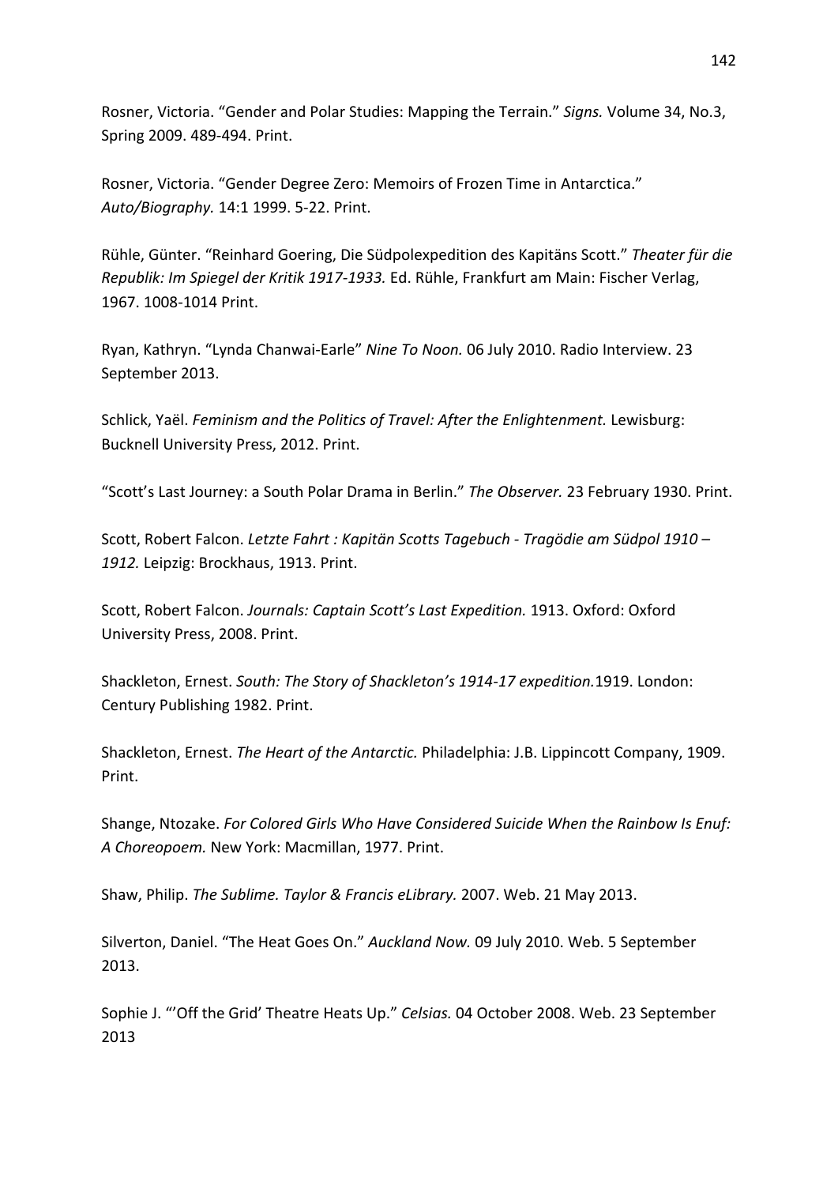Rosner, Victoria. “Gender and Polar Studies: Mapping the Terrain.” *Signs.* Volume 34, No.3, Spring 2009. 489-494. Print.

Rosner, Victoria. “Gender Degree Zero: Memoirs of Frozen Time in Antarctica.” *Auto/Biography.* 14:1 1999. 5-22. Print.

Rühle, Günter. “Reinhard Goering, Die Südpolexpedition des Kapitäns Scott.” *Theater für die Republik: Im Spiegel der Kritik 1917-1933.* Ed. Rühle, Frankfurt am Main: Fischer Verlag, 1967. 1008-1014 Print.

Ryan, Kathryn. “Lynda Chanwai-Earle” *Nine To Noon.* 06 July 2010. Radio Interview. 23 September 2013.

Schlick, Yaël. *Feminism and the Politics of Travel: After the Enlightenment.* Lewisburg: Bucknell University Press, 2012. Print.

“Scott’s Last Journey: a South Polar Drama in Berlin.” *The Observer.* 23 February 1930. Print.

Scott, Robert Falcon. *Letzte Fahrt : Kapitän Scotts Tagebuch - Tragödie am Südpol 1910 – 1912.* Leipzig: Brockhaus, 1913. Print.

Scott, Robert Falcon. *Journals: Captain Scott’s Last Expedition.* 1913. Oxford: Oxford University Press, 2008. Print.

Shackleton, Ernest. *South: The Story of Shackleton’s 1914-17 expedition.*1919. London: Century Publishing 1982. Print.

Shackleton, Ernest. *The Heart of the Antarctic.* Philadelphia: J.B. Lippincott Company, 1909. Print.

Shange, Ntozake. *For Colored Girls Who Have Considered Suicide When the Rainbow Is Enuf: A Choreopoem.* New York: Macmillan, 1977. Print.

Shaw, Philip. *The Sublime. Taylor & Francis eLibrary.* 2007. Web. 21 May 2013.

Silverton, Daniel. “The Heat Goes On.” *Auckland Now.* 09 July 2010. Web. 5 September 2013.

Sophie J. “’Off the Grid’ Theatre Heats Up.” *Celsias.* 04 October 2008. Web. 23 September 2013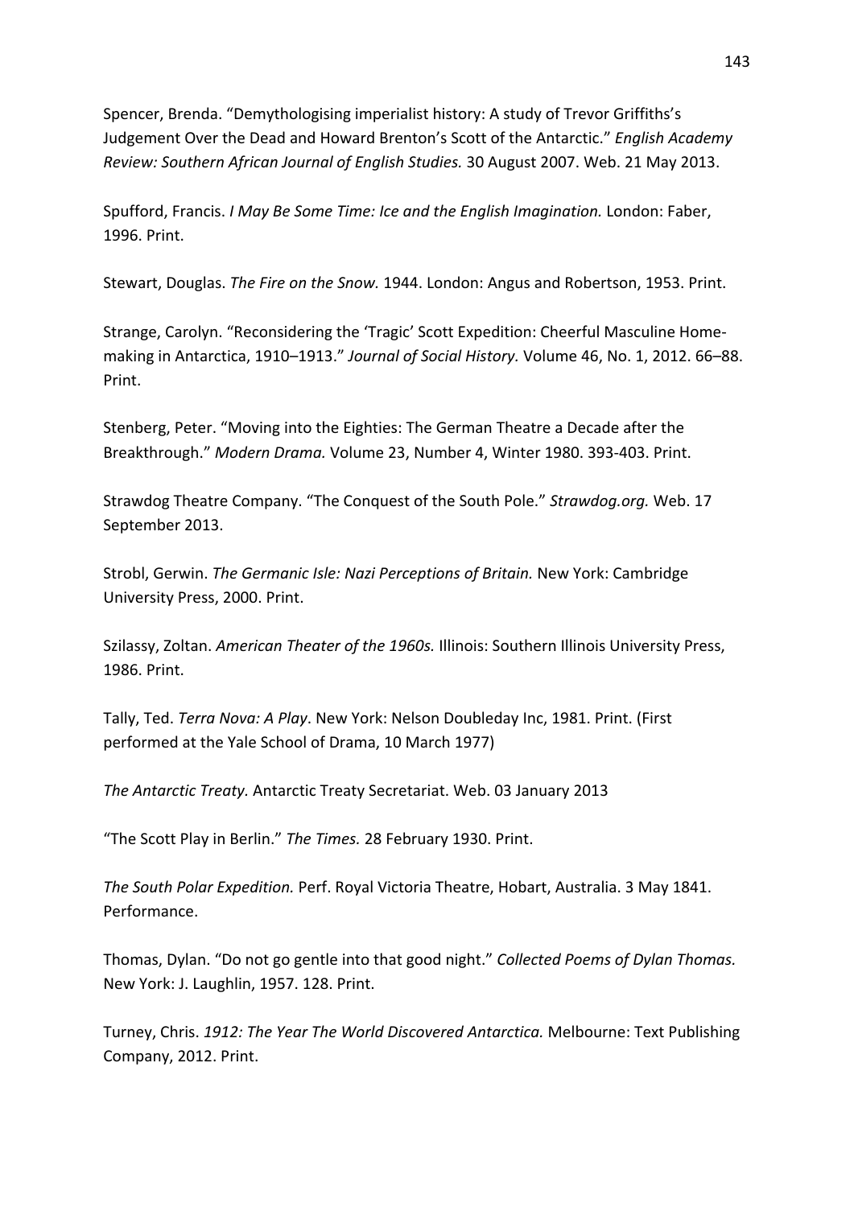Spencer, Brenda. "Demythologising imperialist history: A study of Trevor Griffiths's Judgement Over the Dead and Howard Brenton's Scott of the Antarctic." *English Academy Review: Southern African Journal of English Studies.* 30 August 2007. Web. 21 May 2013.

Spufford, Francis. *I May Be Some Time: Ice and the English Imagination.* London: Faber, 1996. Print.

Stewart, Douglas. *The Fire on the Snow.* 1944. London: Angus and Robertson, 1953. Print.

Strange, Carolyn. "Reconsidering the 'Tragic' Scott Expedition: Cheerful Masculine Home-making in Antarctica, 1910–1913." *Journal of Social History.* Volume 46, No. 1, 2012. 66–88. Print.

Stenberg, Peter. "Moving into the Eighties: The German Theatre a Decade after the Breakthrough." *Modern Drama.* Volume 23, Number 4, Winter 1980. 393-403. Print.

Strawdog Theatre Company. "The Conquest of the South Pole." *Strawdog.org.* Web. 17 September 2013.

Strobl, Gerwin. *The Germanic Isle: Nazi Perceptions of Britain.* New York: Cambridge University Press, 2000. Print.

Szilassy, Zoltan. *American Theater of the 1960s.* Illinois: Southern Illinois University Press, 1986. Print.

Tally, Ted. *Terra Nova: A Play*. New York: Nelson Doubleday Inc, 1981. Print. (First performed at the Yale School of Drama, 10 March 1977)

*The Antarctic Treaty.* Antarctic Treaty Secretariat. Web. 03 January 2013

"The Scott Play in Berlin." *The Times.* 28 February 1930. Print.

*The South Polar Expedition.* Perf. Royal Victoria Theatre, Hobart, Australia. 3 May 1841. Performance.

Thomas, Dylan. "Do not go gentle into that good night." *Collected Poems of Dylan Thomas.* New York: J. Laughlin, 1957. 128. Print.

Turney, Chris. *1912: The Year The World Discovered Antarctica.* Melbourne: Text Publishing Company, 2012. Print.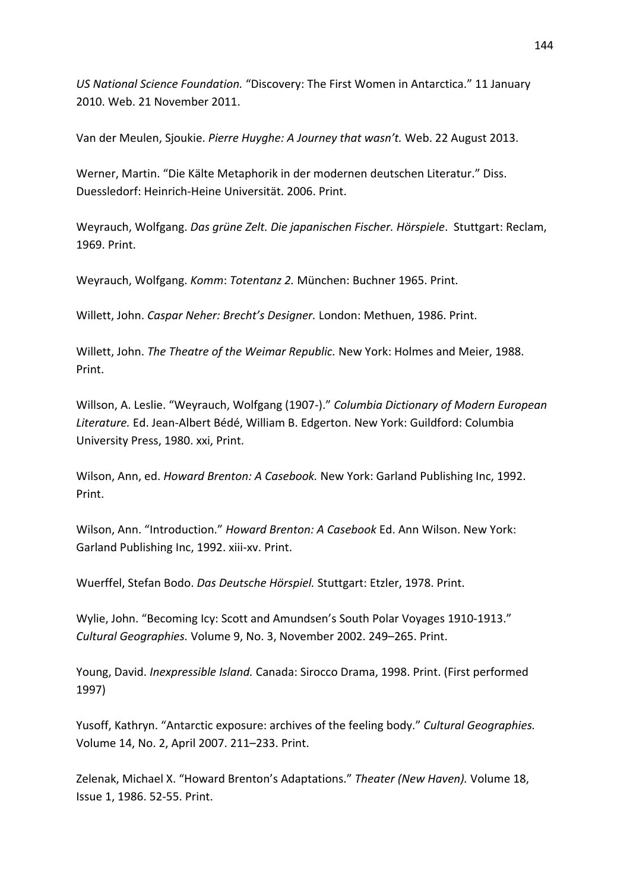*US National Science Foundation.* "Discovery: The First Women in Antarctica." 11 January 2010. Web. 21 November 2011.

Van der Meulen, Sjoukie. *Pierre Huyghe: A Journey that wasn't.* Web. 22 August 2013.

Werner, Martin. "Die Kälte Metaphorik in der modernen deutschen Literatur." Diss. Duessledorf: Heinrich-Heine Universität. 2006. Print.

Weyrauch, Wolfgang. *Das grüne Zelt. Die japanischen Fischer. Hörspiele*. Stuttgart: Reclam, 1969. Print.

Weyrauch, Wolfgang. *Komm*: *Totentanz 2.* München: Buchner 1965. Print.

Willett, John. *Caspar Neher: Brecht's Designer.* London: Methuen, 1986. Print.

Willett, John. *The Theatre of the Weimar Republic.* New York: Holmes and Meier, 1988. Print.

Willson, A. Leslie. "Weyrauch, Wolfgang (1907-)." *Columbia Dictionary of Modern European Literature.* Ed. Jean-Albert Bédé, William B. Edgerton. New York: Guildford: Columbia University Press, 1980. xxi, Print.

Wilson, Ann, ed. *Howard Brenton: A Casebook.* New York: Garland Publishing Inc, 1992. Print.

Wilson, Ann. "Introduction." *Howard Brenton: A Casebook* Ed. Ann Wilson. New York: Garland Publishing Inc, 1992. xiii-xv. Print.

Wuerffel, Stefan Bodo. *Das Deutsche Hörspiel.* Stuttgart: Etzler, 1978. Print.

Wylie, John. "Becoming Icy: Scott and Amundsen's South Polar Voyages 1910-1913." *Cultural Geographies.* Volume 9, No. 3, November 2002. 249–265. Print.

Young, David. *Inexpressible Island.* Canada: Sirocco Drama, 1998. Print. (First performed 1997)

Yusoff, Kathryn. "Antarctic exposure: archives of the feeling body." *Cultural Geographies.* Volume 14, No. 2, April 2007. 211–233. Print.

Zelenak, Michael X. "Howard Brenton's Adaptations." *Theater (New Haven).* Volume 18, Issue 1, 1986. 52-55. Print.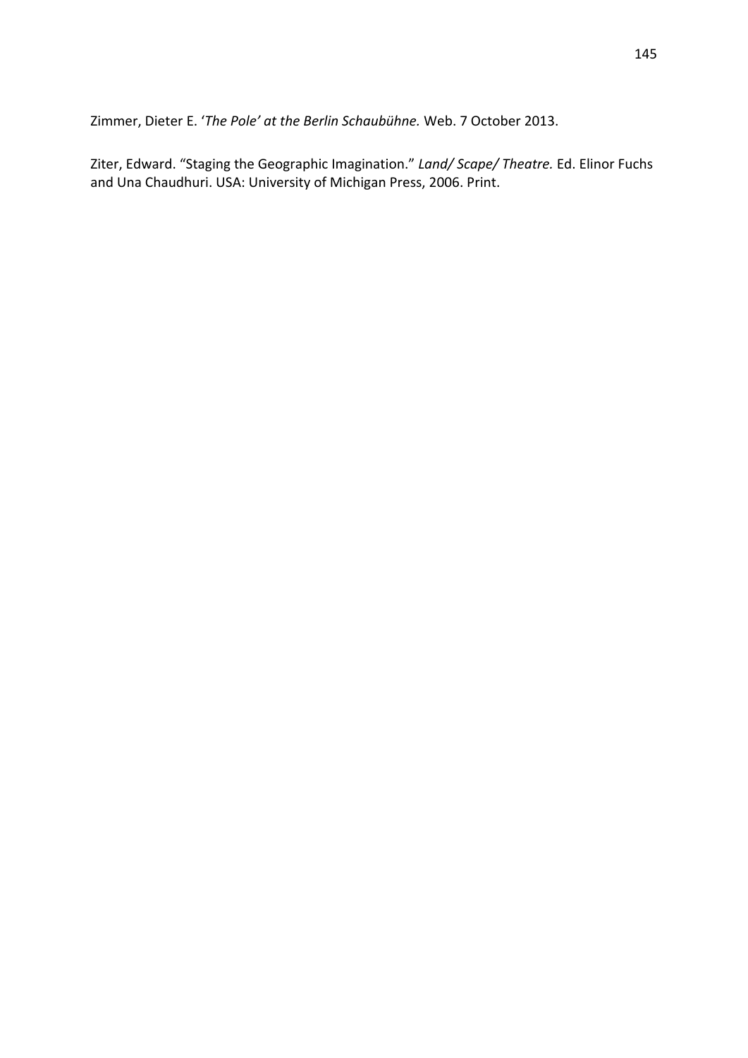Zimmer, Dieter E. '*The Pole' at the Berlin Schaubühne.* Web. 7 October 2013.

Ziter, Edward. "Staging the Geographic Imagination." *Land/ Scape/ Theatre.* Ed. Elinor Fuchs and Una Chaudhuri. USA: University of Michigan Press, 2006. Print.